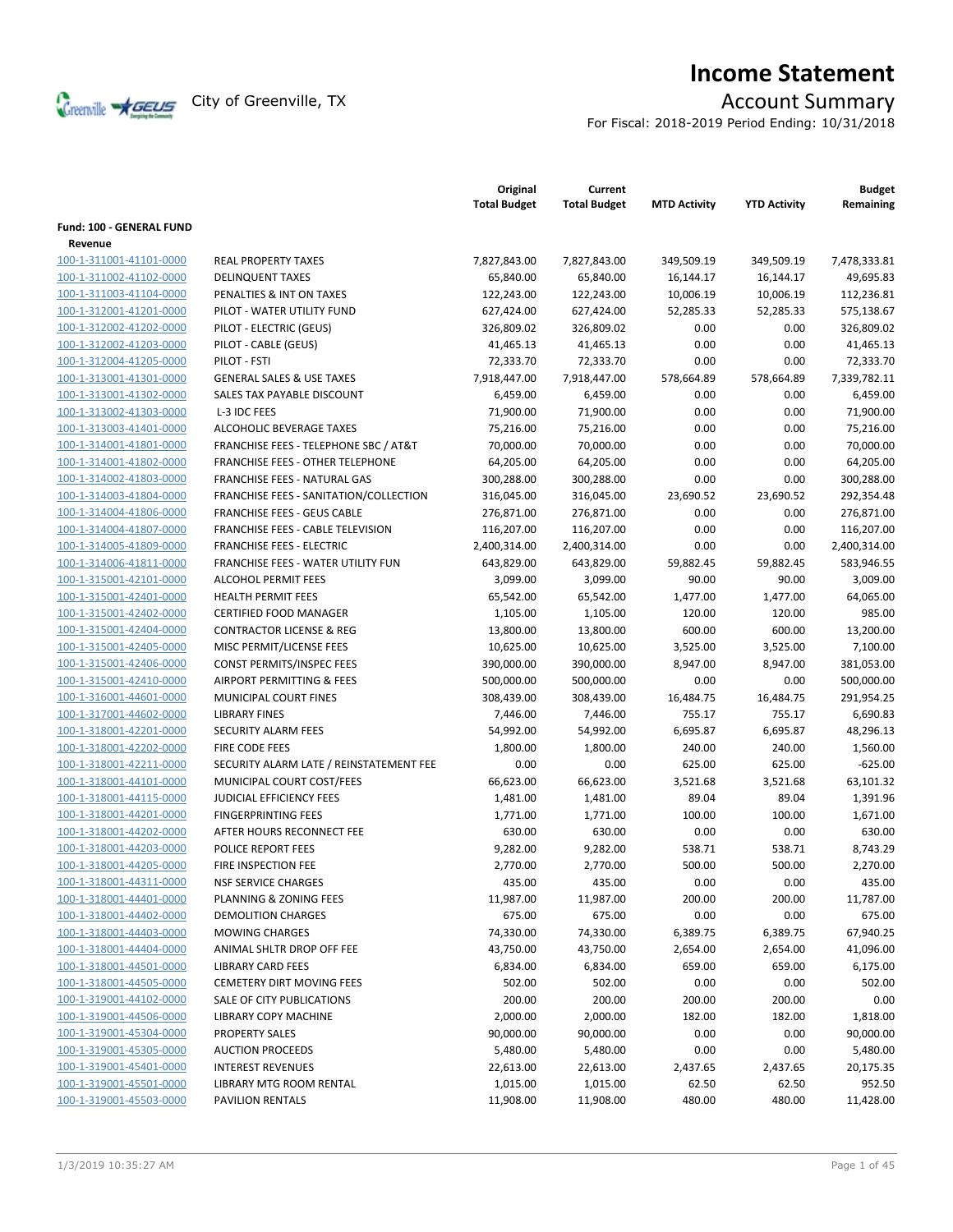# Income Statement

City of Greenville, TX

## Account Summary

For Fiscal: 2018-2019 Period Ending: 10/31/2018

| | | Original Total Budget | Current Total Budget | MTD Activity | YTD Activity | Budget Remaining |
|---|---|---|---|---|---|---|
| **Fund: 100 - GENERAL FUND** | | | | | | |
| **Revenue** | | | | | | |
| 100-1-311001-41101-0000 | REAL PROPERTY TAXES | 7,827,843.00 | 7,827,843.00 | 349,509.19 | 349,509.19 | 7,478,333.81 |
| 100-1-311002-41102-0000 | DELINQUENT TAXES | 65,840.00 | 65,840.00 | 16,144.17 | 16,144.17 | 49,695.83 |
| 100-1-311003-41104-0000 | PENALTIES & INT ON TAXES | 122,243.00 | 122,243.00 | 10,006.19 | 10,006.19 | 112,236.81 |
| 100-1-312001-41201-0000 | PILOT - WATER UTILITY FUND | 627,424.00 | 627,424.00 | 52,285.33 | 52,285.33 | 575,138.67 |
| 100-1-312002-41202-0000 | PILOT - ELECTRIC (GEUS) | 326,809.02 | 326,809.02 | 0.00 | 0.00 | 326,809.02 |
| 100-1-312002-41203-0000 | PILOT - CABLE (GEUS) | 41,465.13 | 41,465.13 | 0.00 | 0.00 | 41,465.13 |
| 100-1-312004-41205-0000 | PILOT - FSTI | 72,333.70 | 72,333.70 | 0.00 | 0.00 | 72,333.70 |
| 100-1-313001-41301-0000 | GENERAL SALES & USE TAXES | 7,918,447.00 | 7,918,447.00 | 578,664.89 | 578,664.89 | 7,339,782.11 |
| 100-1-313001-41302-0000 | SALES TAX PAYABLE DISCOUNT | 6,459.00 | 6,459.00 | 0.00 | 0.00 | 6,459.00 |
| 100-1-313002-41303-0000 | L-3 IDC FEES | 71,900.00 | 71,900.00 | 0.00 | 0.00 | 71,900.00 |
| 100-1-313003-41401-0000 | ALCOHOLIC BEVERAGE TAXES | 75,216.00 | 75,216.00 | 0.00 | 0.00 | 75,216.00 |
| 100-1-314001-41801-0000 | FRANCHISE FEES - TELEPHONE SBC / AT&T | 70,000.00 | 70,000.00 | 0.00 | 0.00 | 70,000.00 |
| 100-1-314001-41802-0000 | FRANCHISE FEES - OTHER TELEPHONE | 64,205.00 | 64,205.00 | 0.00 | 0.00 | 64,205.00 |
| 100-1-314002-41803-0000 | FRANCHISE FEES - NATURAL GAS | 300,288.00 | 300,288.00 | 0.00 | 0.00 | 300,288.00 |
| 100-1-314003-41804-0000 | FRANCHISE FEES - SANITATION/COLLECTION | 316,045.00 | 316,045.00 | 23,690.52 | 23,690.52 | 292,354.48 |
| 100-1-314004-41806-0000 | FRANCHISE FEES - GEUS CABLE | 276,871.00 | 276,871.00 | 0.00 | 0.00 | 276,871.00 |
| 100-1-314004-41807-0000 | FRANCHISE FEES - CABLE TELEVISION | 116,207.00 | 116,207.00 | 0.00 | 0.00 | 116,207.00 |
| 100-1-314005-41809-0000 | FRANCHISE FEES - ELECTRIC | 2,400,314.00 | 2,400,314.00 | 0.00 | 0.00 | 2,400,314.00 |
| 100-1-314006-41811-0000 | FRANCHISE FEES - WATER UTILITY FUN | 643,829.00 | 643,829.00 | 59,882.45 | 59,882.45 | 583,946.55 |
| 100-1-315001-42101-0000 | ALCOHOL PERMIT FEES | 3,099.00 | 3,099.00 | 90.00 | 90.00 | 3,009.00 |
| 100-1-315001-42401-0000 | HEALTH PERMIT FEES | 65,542.00 | 65,542.00 | 1,477.00 | 1,477.00 | 64,065.00 |
| 100-1-315001-42402-0000 | CERTIFIED FOOD MANAGER | 1,105.00 | 1,105.00 | 120.00 | 120.00 | 985.00 |
| 100-1-315001-42404-0000 | CONTRACTOR LICENSE & REG | 13,800.00 | 13,800.00 | 600.00 | 600.00 | 13,200.00 |
| 100-1-315001-42405-0000 | MISC PERMIT/LICENSE FEES | 10,625.00 | 10,625.00 | 3,525.00 | 3,525.00 | 7,100.00 |
| 100-1-315001-42406-0000 | CONST PERMITS/INSPEC FEES | 390,000.00 | 390,000.00 | 8,947.00 | 8,947.00 | 381,053.00 |
| 100-1-315001-42410-0000 | AIRPORT PERMITTING & FEES | 500,000.00 | 500,000.00 | 0.00 | 0.00 | 500,000.00 |
| 100-1-316001-44601-0000 | MUNICIPAL COURT FINES | 308,439.00 | 308,439.00 | 16,484.75 | 16,484.75 | 291,954.25 |
| 100-1-317001-44602-0000 | LIBRARY FINES | 7,446.00 | 7,446.00 | 755.17 | 755.17 | 6,690.83 |
| 100-1-318001-42201-0000 | SECURITY ALARM FEES | 54,992.00 | 54,992.00 | 6,695.87 | 6,695.87 | 48,296.13 |
| 100-1-318001-42202-0000 | FIRE CODE FEES | 1,800.00 | 1,800.00 | 240.00 | 240.00 | 1,560.00 |
| 100-1-318001-42211-0000 | SECURITY ALARM LATE / REINSTATEMENT FEE | 0.00 | 0.00 | 625.00 | 625.00 | -625.00 |
| 100-1-318001-44101-0000 | MUNICIPAL COURT COST/FEES | 66,623.00 | 66,623.00 | 3,521.68 | 3,521.68 | 63,101.32 |
| 100-1-318001-44115-0000 | JUDICIAL EFFICIENCY FEES | 1,481.00 | 1,481.00 | 89.04 | 89.04 | 1,391.96 |
| 100-1-318001-44201-0000 | FINGERPRINTING FEES | 1,771.00 | 1,771.00 | 100.00 | 100.00 | 1,671.00 |
| 100-1-318001-44202-0000 | AFTER HOURS RECONNECT FEE | 630.00 | 630.00 | 0.00 | 0.00 | 630.00 |
| 100-1-318001-44203-0000 | POLICE REPORT FEES | 9,282.00 | 9,282.00 | 538.71 | 538.71 | 8,743.29 |
| 100-1-318001-44205-0000 | FIRE INSPECTION FEE | 2,770.00 | 2,770.00 | 500.00 | 500.00 | 2,270.00 |
| 100-1-318001-44311-0000 | NSF SERVICE CHARGES | 435.00 | 435.00 | 0.00 | 0.00 | 435.00 |
| 100-1-318001-44401-0000 | PLANNING & ZONING FEES | 11,987.00 | 11,987.00 | 200.00 | 200.00 | 11,787.00 |
| 100-1-318001-44402-0000 | DEMOLITION CHARGES | 675.00 | 675.00 | 0.00 | 0.00 | 675.00 |
| 100-1-318001-44403-0000 | MOWING CHARGES | 74,330.00 | 74,330.00 | 6,389.75 | 6,389.75 | 67,940.25 |
| 100-1-318001-44404-0000 | ANIMAL SHLTR DROP OFF FEE | 43,750.00 | 43,750.00 | 2,654.00 | 2,654.00 | 41,096.00 |
| 100-1-318001-44501-0000 | LIBRARY CARD FEES | 6,834.00 | 6,834.00 | 659.00 | 659.00 | 6,175.00 |
| 100-1-318001-44505-0000 | CEMETERY DIRT MOVING FEES | 502.00 | 502.00 | 0.00 | 0.00 | 502.00 |
| 100-1-319001-44102-0000 | SALE OF CITY PUBLICATIONS | 200.00 | 200.00 | 200.00 | 200.00 | 0.00 |
| 100-1-319001-44506-0000 | LIBRARY COPY MACHINE | 2,000.00 | 2,000.00 | 182.00 | 182.00 | 1,818.00 |
| 100-1-319001-45304-0000 | PROPERTY SALES | 90,000.00 | 90,000.00 | 0.00 | 0.00 | 90,000.00 |
| 100-1-319001-45305-0000 | AUCTION PROCEEDS | 5,480.00 | 5,480.00 | 0.00 | 0.00 | 5,480.00 |
| 100-1-319001-45401-0000 | INTEREST REVENUES | 22,613.00 | 22,613.00 | 2,437.65 | 2,437.65 | 20,175.35 |
| 100-1-319001-45501-0000 | LIBRARY MTG ROOM RENTAL | 1,015.00 | 1,015.00 | 62.50 | 62.50 | 952.50 |
| 100-1-319001-45503-0000 | PAVILION RENTALS | 11,908.00 | 11,908.00 | 480.00 | 480.00 | 11,428.00 |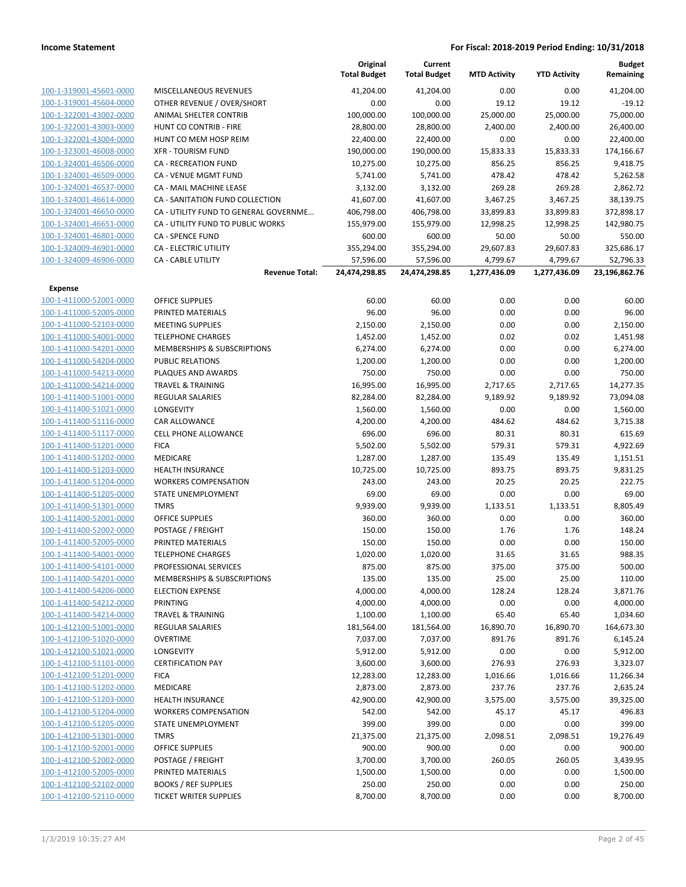| | | Original Total Budget | Current Total Budget | MTD Activity | YTD Activity | Budget Remaining |
|---|---|---|---|---|---|---|
| 100-1-319001-45601-0000 | MISCELLANEOUS REVENUES | 41,204.00 | 41,204.00 | 0.00 | 0.00 | 41,204.00 |
| 100-1-319001-45604-0000 | OTHER REVENUE / OVER/SHORT | 0.00 | 0.00 | 19.12 | 19.12 | -19.12 |
| 100-1-322001-43002-0000 | ANIMAL SHELTER CONTRIB | 100,000.00 | 100,000.00 | 25,000.00 | 25,000.00 | 75,000.00 |
| 100-1-322001-43003-0000 | HUNT CO CONTRIB - FIRE | 28,800.00 | 28,800.00 | 2,400.00 | 2,400.00 | 26,400.00 |
| 100-1-322001-43004-0000 | HUNT CO MEM HOSP REIM | 22,400.00 | 22,400.00 | 0.00 | 0.00 | 22,400.00 |
| 100-1-323001-46008-0000 | XFR - TOURISM FUND | 190,000.00 | 190,000.00 | 15,833.33 | 15,833.33 | 174,166.67 |
| 100-1-324001-46506-0000 | CA - RECREATION FUND | 10,275.00 | 10,275.00 | 856.25 | 856.25 | 9,418.75 |
| 100-1-324001-46509-0000 | CA - VENUE MGMT FUND | 5,741.00 | 5,741.00 | 478.42 | 478.42 | 5,262.58 |
| 100-1-324001-46537-0000 | CA - MAIL MACHINE LEASE | 3,132.00 | 3,132.00 | 269.28 | 269.28 | 2,862.72 |
| 100-1-324001-46614-0000 | CA - SANITATION FUND COLLECTION | 41,607.00 | 41,607.00 | 3,467.25 | 3,467.25 | 38,139.75 |
| 100-1-324001-46650-0000 | CA - UTILITY FUND TO GENERAL GOVERNME… | 406,798.00 | 406,798.00 | 33,899.83 | 33,899.83 | 372,898.17 |
| 100-1-324001-46651-0000 | CA - UTILITY FUND TO PUBLIC WORKS | 155,979.00 | 155,979.00 | 12,998.25 | 12,998.25 | 142,980.75 |
| 100-1-324001-46801-0000 | CA - SPENCE FUND | 600.00 | 600.00 | 50.00 | 50.00 | 550.00 |
| 100-1-324009-46901-0000 | CA - ELECTRIC UTILITY | 355,294.00 | 355,294.00 | 29,607.83 | 29,607.83 | 325,686.17 |
| 100-1-324009-46906-0000 | CA - CABLE UTILITY | 57,596.00 | 57,596.00 | 4,799.67 | 4,799.67 | 52,796.33 |
| | **Revenue Total:** | **24,474,298.85** | **24,474,298.85** | **1,277,436.09** | **1,277,436.09** | **23,196,862.76** |
| **Expense** | | | | | | |
| 100-1-411000-52001-0000 | OFFICE SUPPLIES | 60.00 | 60.00 | 0.00 | 0.00 | 60.00 |
| 100-1-411000-52005-0000 | PRINTED MATERIALS | 96.00 | 96.00 | 0.00 | 0.00 | 96.00 |
| 100-1-411000-52103-0000 | MEETING SUPPLIES | 2,150.00 | 2,150.00 | 0.00 | 0.00 | 2,150.00 |
| 100-1-411000-54001-0000 | TELEPHONE CHARGES | 1,452.00 | 1,452.00 | 0.02 | 0.02 | 1,451.98 |
| 100-1-411000-54201-0000 | MEMBERSHIPS & SUBSCRIPTIONS | 6,274.00 | 6,274.00 | 0.00 | 0.00 | 6,274.00 |
| 100-1-411000-54204-0000 | PUBLIC RELATIONS | 1,200.00 | 1,200.00 | 0.00 | 0.00 | 1,200.00 |
| 100-1-411000-54213-0000 | PLAQUES AND AWARDS | 750.00 | 750.00 | 0.00 | 0.00 | 750.00 |
| 100-1-411000-54214-0000 | TRAVEL & TRAINING | 16,995.00 | 16,995.00 | 2,717.65 | 2,717.65 | 14,277.35 |
| 100-1-411400-51001-0000 | REGULAR SALARIES | 82,284.00 | 82,284.00 | 9,189.92 | 9,189.92 | 73,094.08 |
| 100-1-411400-51021-0000 | LONGEVITY | 1,560.00 | 1,560.00 | 0.00 | 0.00 | 1,560.00 |
| 100-1-411400-51116-0000 | CAR ALLOWANCE | 4,200.00 | 4,200.00 | 484.62 | 484.62 | 3,715.38 |
| 100-1-411400-51117-0000 | CELL PHONE ALLOWANCE | 696.00 | 696.00 | 80.31 | 80.31 | 615.69 |
| 100-1-411400-51201-0000 | FICA | 5,502.00 | 5,502.00 | 579.31 | 579.31 | 4,922.69 |
| 100-1-411400-51202-0000 | MEDICARE | 1,287.00 | 1,287.00 | 135.49 | 135.49 | 1,151.51 |
| 100-1-411400-51203-0000 | HEALTH INSURANCE | 10,725.00 | 10,725.00 | 893.75 | 893.75 | 9,831.25 |
| 100-1-411400-51204-0000 | WORKERS COMPENSATION | 243.00 | 243.00 | 20.25 | 20.25 | 222.75 |
| 100-1-411400-51205-0000 | STATE UNEMPLOYMENT | 69.00 | 69.00 | 0.00 | 0.00 | 69.00 |
| 100-1-411400-51301-0000 | TMRS | 9,939.00 | 9,939.00 | 1,133.51 | 1,133.51 | 8,805.49 |
| 100-1-411400-52001-0000 | OFFICE SUPPLIES | 360.00 | 360.00 | 0.00 | 0.00 | 360.00 |
| 100-1-411400-52002-0000 | POSTAGE / FREIGHT | 150.00 | 150.00 | 1.76 | 1.76 | 148.24 |
| 100-1-411400-52005-0000 | PRINTED MATERIALS | 150.00 | 150.00 | 0.00 | 0.00 | 150.00 |
| 100-1-411400-54001-0000 | TELEPHONE CHARGES | 1,020.00 | 1,020.00 | 31.65 | 31.65 | 988.35 |
| 100-1-411400-54101-0000 | PROFESSIONAL SERVICES | 875.00 | 875.00 | 375.00 | 375.00 | 500.00 |
| 100-1-411400-54201-0000 | MEMBERSHIPS & SUBSCRIPTIONS | 135.00 | 135.00 | 25.00 | 25.00 | 110.00 |
| 100-1-411400-54206-0000 | ELECTION EXPENSE | 4,000.00 | 4,000.00 | 128.24 | 128.24 | 3,871.76 |
| 100-1-411400-54212-0000 | PRINTING | 4,000.00 | 4,000.00 | 0.00 | 0.00 | 4,000.00 |
| 100-1-411400-54214-0000 | TRAVEL & TRAINING | 1,100.00 | 1,100.00 | 65.40 | 65.40 | 1,034.60 |
| 100-1-412100-51001-0000 | REGULAR SALARIES | 181,564.00 | 181,564.00 | 16,890.70 | 16,890.70 | 164,673.30 |
| 100-1-412100-51020-0000 | OVERTIME | 7,037.00 | 7,037.00 | 891.76 | 891.76 | 6,145.24 |
| 100-1-412100-51021-0000 | LONGEVITY | 5,912.00 | 5,912.00 | 0.00 | 0.00 | 5,912.00 |
| 100-1-412100-51101-0000 | CERTIFICATION PAY | 3,600.00 | 3,600.00 | 276.93 | 276.93 | 3,323.07 |
| 100-1-412100-51201-0000 | FICA | 12,283.00 | 12,283.00 | 1,016.66 | 1,016.66 | 11,266.34 |
| 100-1-412100-51202-0000 | MEDICARE | 2,873.00 | 2,873.00 | 237.76 | 237.76 | 2,635.24 |
| 100-1-412100-51203-0000 | HEALTH INSURANCE | 42,900.00 | 42,900.00 | 3,575.00 | 3,575.00 | 39,325.00 |
| 100-1-412100-51204-0000 | WORKERS COMPENSATION | 542.00 | 542.00 | 45.17 | 45.17 | 496.83 |
| 100-1-412100-51205-0000 | STATE UNEMPLOYMENT | 399.00 | 399.00 | 0.00 | 0.00 | 399.00 |
| 100-1-412100-51301-0000 | TMRS | 21,375.00 | 21,375.00 | 2,098.51 | 2,098.51 | 19,276.49 |
| 100-1-412100-52001-0000 | OFFICE SUPPLIES | 900.00 | 900.00 | 0.00 | 0.00 | 900.00 |
| 100-1-412100-52002-0000 | POSTAGE / FREIGHT | 3,700.00 | 3,700.00 | 260.05 | 260.05 | 3,439.95 |
| 100-1-412100-52005-0000 | PRINTED MATERIALS | 1,500.00 | 1,500.00 | 0.00 | 0.00 | 1,500.00 |
| 100-1-412100-52102-0000 | BOOKS / REF SUPPLIES | 250.00 | 250.00 | 0.00 | 0.00 | 250.00 |
| 100-1-412100-52110-0000 | TICKET WRITER SUPPLIES | 8,700.00 | 8,700.00 | 0.00 | 0.00 | 8,700.00 |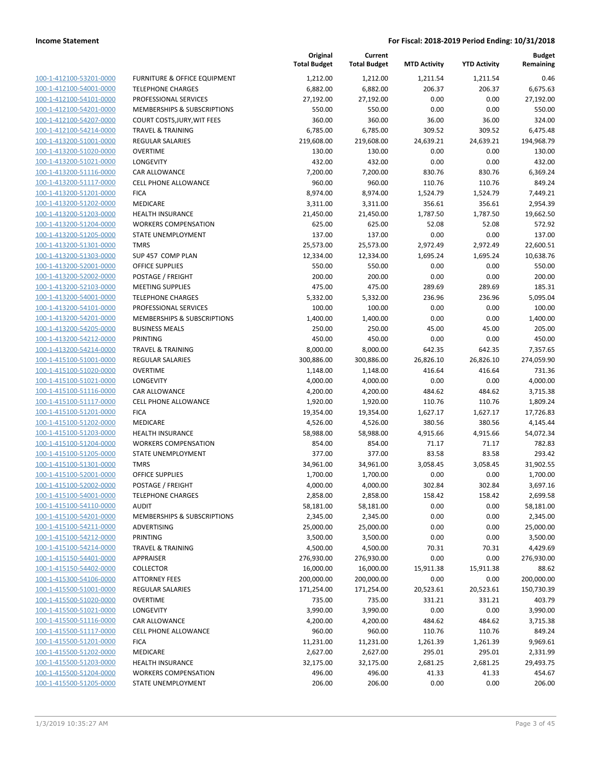| | | Original Total Budget | Current Total Budget | MTD Activity | YTD Activity | Budget Remaining |
|---|---|---|---|---|---|---|
| 100-1-412100-53201-0000 | FURNITURE & OFFICE EQUIPMENT | 1,212.00 | 1,212.00 | 1,211.54 | 1,211.54 | 0.46 |
| 100-1-412100-54001-0000 | TELEPHONE CHARGES | 6,882.00 | 6,882.00 | 206.37 | 206.37 | 6,675.63 |
| 100-1-412100-54101-0000 | PROFESSIONAL SERVICES | 27,192.00 | 27,192.00 | 0.00 | 0.00 | 27,192.00 |
| 100-1-412100-54201-0000 | MEMBERSHIPS & SUBSCRIPTIONS | 550.00 | 550.00 | 0.00 | 0.00 | 550.00 |
| 100-1-412100-54207-0000 | COURT COSTS,JURY,WIT FEES | 360.00 | 360.00 | 36.00 | 36.00 | 324.00 |
| 100-1-412100-54214-0000 | TRAVEL & TRAINING | 6,785.00 | 6,785.00 | 309.52 | 309.52 | 6,475.48 |
| 100-1-413200-51001-0000 | REGULAR SALARIES | 219,608.00 | 219,608.00 | 24,639.21 | 24,639.21 | 194,968.79 |
| 100-1-413200-51020-0000 | OVERTIME | 130.00 | 130.00 | 0.00 | 0.00 | 130.00 |
| 100-1-413200-51021-0000 | LONGEVITY | 432.00 | 432.00 | 0.00 | 0.00 | 432.00 |
| 100-1-413200-51116-0000 | CAR ALLOWANCE | 7,200.00 | 7,200.00 | 830.76 | 830.76 | 6,369.24 |
| 100-1-413200-51117-0000 | CELL PHONE ALLOWANCE | 960.00 | 960.00 | 110.76 | 110.76 | 849.24 |
| 100-1-413200-51201-0000 | FICA | 8,974.00 | 8,974.00 | 1,524.79 | 1,524.79 | 7,449.21 |
| 100-1-413200-51202-0000 | MEDICARE | 3,311.00 | 3,311.00 | 356.61 | 356.61 | 2,954.39 |
| 100-1-413200-51203-0000 | HEALTH INSURANCE | 21,450.00 | 21,450.00 | 1,787.50 | 1,787.50 | 19,662.50 |
| 100-1-413200-51204-0000 | WORKERS COMPENSATION | 625.00 | 625.00 | 52.08 | 52.08 | 572.92 |
| 100-1-413200-51205-0000 | STATE UNEMPLOYMENT | 137.00 | 137.00 | 0.00 | 0.00 | 137.00 |
| 100-1-413200-51301-0000 | TMRS | 25,573.00 | 25,573.00 | 2,972.49 | 2,972.49 | 22,600.51 |
| 100-1-413200-51303-0000 | SUP 457 COMP PLAN | 12,334.00 | 12,334.00 | 1,695.24 | 1,695.24 | 10,638.76 |
| 100-1-413200-52001-0000 | OFFICE SUPPLIES | 550.00 | 550.00 | 0.00 | 0.00 | 550.00 |
| 100-1-413200-52002-0000 | POSTAGE / FREIGHT | 200.00 | 200.00 | 0.00 | 0.00 | 200.00 |
| 100-1-413200-52103-0000 | MEETING SUPPLIES | 475.00 | 475.00 | 289.69 | 289.69 | 185.31 |
| 100-1-413200-54001-0000 | TELEPHONE CHARGES | 5,332.00 | 5,332.00 | 236.96 | 236.96 | 5,095.04 |
| 100-1-413200-54101-0000 | PROFESSIONAL SERVICES | 100.00 | 100.00 | 0.00 | 0.00 | 100.00 |
| 100-1-413200-54201-0000 | MEMBERSHIPS & SUBSCRIPTIONS | 1,400.00 | 1,400.00 | 0.00 | 0.00 | 1,400.00 |
| 100-1-413200-54205-0000 | BUSINESS MEALS | 250.00 | 250.00 | 45.00 | 45.00 | 205.00 |
| 100-1-413200-54212-0000 | PRINTING | 450.00 | 450.00 | 0.00 | 0.00 | 450.00 |
| 100-1-413200-54214-0000 | TRAVEL & TRAINING | 8,000.00 | 8,000.00 | 642.35 | 642.35 | 7,357.65 |
| 100-1-415100-51001-0000 | REGULAR SALARIES | 300,886.00 | 300,886.00 | 26,826.10 | 26,826.10 | 274,059.90 |
| 100-1-415100-51020-0000 | OVERTIME | 1,148.00 | 1,148.00 | 416.64 | 416.64 | 731.36 |
| 100-1-415100-51021-0000 | LONGEVITY | 4,000.00 | 4,000.00 | 0.00 | 0.00 | 4,000.00 |
| 100-1-415100-51116-0000 | CAR ALLOWANCE | 4,200.00 | 4,200.00 | 484.62 | 484.62 | 3,715.38 |
| 100-1-415100-51117-0000 | CELL PHONE ALLOWANCE | 1,920.00 | 1,920.00 | 110.76 | 110.76 | 1,809.24 |
| 100-1-415100-51201-0000 | FICA | 19,354.00 | 19,354.00 | 1,627.17 | 1,627.17 | 17,726.83 |
| 100-1-415100-51202-0000 | MEDICARE | 4,526.00 | 4,526.00 | 380.56 | 380.56 | 4,145.44 |
| 100-1-415100-51203-0000 | HEALTH INSURANCE | 58,988.00 | 58,988.00 | 4,915.66 | 4,915.66 | 54,072.34 |
| 100-1-415100-51204-0000 | WORKERS COMPENSATION | 854.00 | 854.00 | 71.17 | 71.17 | 782.83 |
| 100-1-415100-51205-0000 | STATE UNEMPLOYMENT | 377.00 | 377.00 | 83.58 | 83.58 | 293.42 |
| 100-1-415100-51301-0000 | TMRS | 34,961.00 | 34,961.00 | 3,058.45 | 3,058.45 | 31,902.55 |
| 100-1-415100-52001-0000 | OFFICE SUPPLIES | 1,700.00 | 1,700.00 | 0.00 | 0.00 | 1,700.00 |
| 100-1-415100-52002-0000 | POSTAGE / FREIGHT | 4,000.00 | 4,000.00 | 302.84 | 302.84 | 3,697.16 |
| 100-1-415100-54001-0000 | TELEPHONE CHARGES | 2,858.00 | 2,858.00 | 158.42 | 158.42 | 2,699.58 |
| 100-1-415100-54110-0000 | AUDIT | 58,181.00 | 58,181.00 | 0.00 | 0.00 | 58,181.00 |
| 100-1-415100-54201-0000 | MEMBERSHIPS & SUBSCRIPTIONS | 2,345.00 | 2,345.00 | 0.00 | 0.00 | 2,345.00 |
| 100-1-415100-54211-0000 | ADVERTISING | 25,000.00 | 25,000.00 | 0.00 | 0.00 | 25,000.00 |
| 100-1-415100-54212-0000 | PRINTING | 3,500.00 | 3,500.00 | 0.00 | 0.00 | 3,500.00 |
| 100-1-415100-54214-0000 | TRAVEL & TRAINING | 4,500.00 | 4,500.00 | 70.31 | 70.31 | 4,429.69 |
| 100-1-415150-54401-0000 | APPRAISER | 276,930.00 | 276,930.00 | 0.00 | 0.00 | 276,930.00 |
| 100-1-415150-54402-0000 | COLLECTOR | 16,000.00 | 16,000.00 | 15,911.38 | 15,911.38 | 88.62 |
| 100-1-415300-54106-0000 | ATTORNEY FEES | 200,000.00 | 200,000.00 | 0.00 | 0.00 | 200,000.00 |
| 100-1-415500-51001-0000 | REGULAR SALARIES | 171,254.00 | 171,254.00 | 20,523.61 | 20,523.61 | 150,730.39 |
| 100-1-415500-51020-0000 | OVERTIME | 735.00 | 735.00 | 331.21 | 331.21 | 403.79 |
| 100-1-415500-51021-0000 | LONGEVITY | 3,990.00 | 3,990.00 | 0.00 | 0.00 | 3,990.00 |
| 100-1-415500-51116-0000 | CAR ALLOWANCE | 4,200.00 | 4,200.00 | 484.62 | 484.62 | 3,715.38 |
| 100-1-415500-51117-0000 | CELL PHONE ALLOWANCE | 960.00 | 960.00 | 110.76 | 110.76 | 849.24 |
| 100-1-415500-51201-0000 | FICA | 11,231.00 | 11,231.00 | 1,261.39 | 1,261.39 | 9,969.61 |
| 100-1-415500-51202-0000 | MEDICARE | 2,627.00 | 2,627.00 | 295.01 | 295.01 | 2,331.99 |
| 100-1-415500-51203-0000 | HEALTH INSURANCE | 32,175.00 | 32,175.00 | 2,681.25 | 2,681.25 | 29,493.75 |
| 100-1-415500-51204-0000 | WORKERS COMPENSATION | 496.00 | 496.00 | 41.33 | 41.33 | 454.67 |
| 100-1-415500-51205-0000 | STATE UNEMPLOYMENT | 206.00 | 206.00 | 0.00 | 0.00 | 206.00 |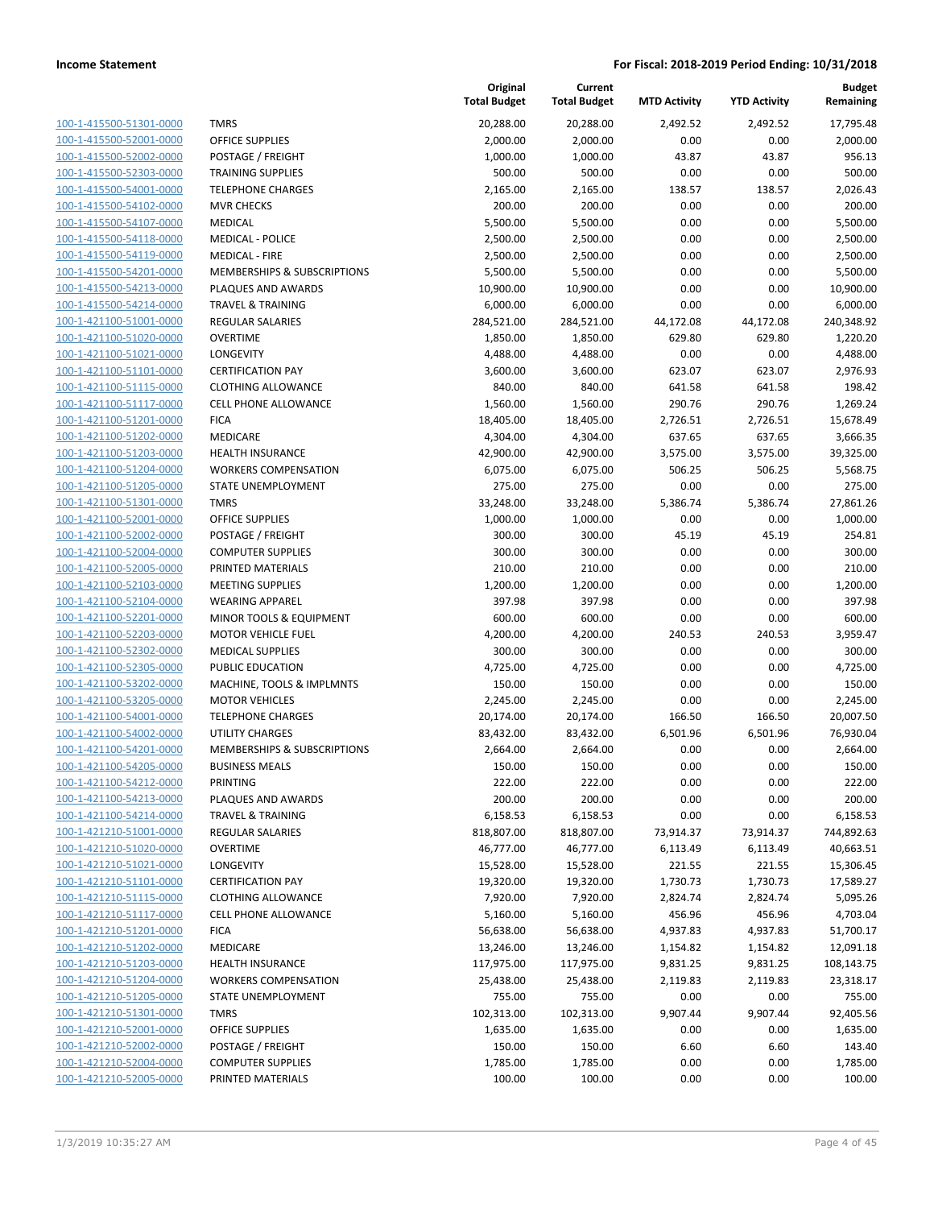| | | Original Total Budget | Current Total Budget | MTD Activity | YTD Activity | Budget Remaining |
|---|---|---|---|---|---|---|
| 100-1-415500-51301-0000 | TMRS | 20,288.00 | 20,288.00 | 2,492.52 | 2,492.52 | 17,795.48 |
| 100-1-415500-52001-0000 | OFFICE SUPPLIES | 2,000.00 | 2,000.00 | 0.00 | 0.00 | 2,000.00 |
| 100-1-415500-52002-0000 | POSTAGE / FREIGHT | 1,000.00 | 1,000.00 | 43.87 | 43.87 | 956.13 |
| 100-1-415500-52303-0000 | TRAINING SUPPLIES | 500.00 | 500.00 | 0.00 | 0.00 | 500.00 |
| 100-1-415500-54001-0000 | TELEPHONE CHARGES | 2,165.00 | 2,165.00 | 138.57 | 138.57 | 2,026.43 |
| 100-1-415500-54102-0000 | MVR CHECKS | 200.00 | 200.00 | 0.00 | 0.00 | 200.00 |
| 100-1-415500-54107-0000 | MEDICAL | 5,500.00 | 5,500.00 | 0.00 | 0.00 | 5,500.00 |
| 100-1-415500-54118-0000 | MEDICAL - POLICE | 2,500.00 | 2,500.00 | 0.00 | 0.00 | 2,500.00 |
| 100-1-415500-54119-0000 | MEDICAL - FIRE | 2,500.00 | 2,500.00 | 0.00 | 0.00 | 2,500.00 |
| 100-1-415500-54201-0000 | MEMBERSHIPS & SUBSCRIPTIONS | 5,500.00 | 5,500.00 | 0.00 | 0.00 | 5,500.00 |
| 100-1-415500-54213-0000 | PLAQUES AND AWARDS | 10,900.00 | 10,900.00 | 0.00 | 0.00 | 10,900.00 |
| 100-1-415500-54214-0000 | TRAVEL & TRAINING | 6,000.00 | 6,000.00 | 0.00 | 0.00 | 6,000.00 |
| 100-1-421100-51001-0000 | REGULAR SALARIES | 284,521.00 | 284,521.00 | 44,172.08 | 44,172.08 | 240,348.92 |
| 100-1-421100-51020-0000 | OVERTIME | 1,850.00 | 1,850.00 | 629.80 | 629.80 | 1,220.20 |
| 100-1-421100-51021-0000 | LONGEVITY | 4,488.00 | 4,488.00 | 0.00 | 0.00 | 4,488.00 |
| 100-1-421100-51101-0000 | CERTIFICATION PAY | 3,600.00 | 3,600.00 | 623.07 | 623.07 | 2,976.93 |
| 100-1-421100-51115-0000 | CLOTHING ALLOWANCE | 840.00 | 840.00 | 641.58 | 641.58 | 198.42 |
| 100-1-421100-51117-0000 | CELL PHONE ALLOWANCE | 1,560.00 | 1,560.00 | 290.76 | 290.76 | 1,269.24 |
| 100-1-421100-51201-0000 | FICA | 18,405.00 | 18,405.00 | 2,726.51 | 2,726.51 | 15,678.49 |
| 100-1-421100-51202-0000 | MEDICARE | 4,304.00 | 4,304.00 | 637.65 | 637.65 | 3,666.35 |
| 100-1-421100-51203-0000 | HEALTH INSURANCE | 42,900.00 | 42,900.00 | 3,575.00 | 3,575.00 | 39,325.00 |
| 100-1-421100-51204-0000 | WORKERS COMPENSATION | 6,075.00 | 6,075.00 | 506.25 | 506.25 | 5,568.75 |
| 100-1-421100-51205-0000 | STATE UNEMPLOYMENT | 275.00 | 275.00 | 0.00 | 0.00 | 275.00 |
| 100-1-421100-51301-0000 | TMRS | 33,248.00 | 33,248.00 | 5,386.74 | 5,386.74 | 27,861.26 |
| 100-1-421100-52001-0000 | OFFICE SUPPLIES | 1,000.00 | 1,000.00 | 0.00 | 0.00 | 1,000.00 |
| 100-1-421100-52002-0000 | POSTAGE / FREIGHT | 300.00 | 300.00 | 45.19 | 45.19 | 254.81 |
| 100-1-421100-52004-0000 | COMPUTER SUPPLIES | 300.00 | 300.00 | 0.00 | 0.00 | 300.00 |
| 100-1-421100-52005-0000 | PRINTED MATERIALS | 210.00 | 210.00 | 0.00 | 0.00 | 210.00 |
| 100-1-421100-52103-0000 | MEETING SUPPLIES | 1,200.00 | 1,200.00 | 0.00 | 0.00 | 1,200.00 |
| 100-1-421100-52104-0000 | WEARING APPAREL | 397.98 | 397.98 | 0.00 | 0.00 | 397.98 |
| 100-1-421100-52201-0000 | MINOR TOOLS & EQUIPMENT | 600.00 | 600.00 | 0.00 | 0.00 | 600.00 |
| 100-1-421100-52203-0000 | MOTOR VEHICLE FUEL | 4,200.00 | 4,200.00 | 240.53 | 240.53 | 3,959.47 |
| 100-1-421100-52302-0000 | MEDICAL SUPPLIES | 300.00 | 300.00 | 0.00 | 0.00 | 300.00 |
| 100-1-421100-52305-0000 | PUBLIC EDUCATION | 4,725.00 | 4,725.00 | 0.00 | 0.00 | 4,725.00 |
| 100-1-421100-53202-0000 | MACHINE, TOOLS & IMPLMNTS | 150.00 | 150.00 | 0.00 | 0.00 | 150.00 |
| 100-1-421100-53205-0000 | MOTOR VEHICLES | 2,245.00 | 2,245.00 | 0.00 | 0.00 | 2,245.00 |
| 100-1-421100-54001-0000 | TELEPHONE CHARGES | 20,174.00 | 20,174.00 | 166.50 | 166.50 | 20,007.50 |
| 100-1-421100-54002-0000 | UTILITY CHARGES | 83,432.00 | 83,432.00 | 6,501.96 | 6,501.96 | 76,930.04 |
| 100-1-421100-54201-0000 | MEMBERSHIPS & SUBSCRIPTIONS | 2,664.00 | 2,664.00 | 0.00 | 0.00 | 2,664.00 |
| 100-1-421100-54205-0000 | BUSINESS MEALS | 150.00 | 150.00 | 0.00 | 0.00 | 150.00 |
| 100-1-421100-54212-0000 | PRINTING | 222.00 | 222.00 | 0.00 | 0.00 | 222.00 |
| 100-1-421100-54213-0000 | PLAQUES AND AWARDS | 200.00 | 200.00 | 0.00 | 0.00 | 200.00 |
| 100-1-421100-54214-0000 | TRAVEL & TRAINING | 6,158.53 | 6,158.53 | 0.00 | 0.00 | 6,158.53 |
| 100-1-421210-51001-0000 | REGULAR SALARIES | 818,807.00 | 818,807.00 | 73,914.37 | 73,914.37 | 744,892.63 |
| 100-1-421210-51020-0000 | OVERTIME | 46,777.00 | 46,777.00 | 6,113.49 | 6,113.49 | 40,663.51 |
| 100-1-421210-51021-0000 | LONGEVITY | 15,528.00 | 15,528.00 | 221.55 | 221.55 | 15,306.45 |
| 100-1-421210-51101-0000 | CERTIFICATION PAY | 19,320.00 | 19,320.00 | 1,730.73 | 1,730.73 | 17,589.27 |
| 100-1-421210-51115-0000 | CLOTHING ALLOWANCE | 7,920.00 | 7,920.00 | 2,824.74 | 2,824.74 | 5,095.26 |
| 100-1-421210-51117-0000 | CELL PHONE ALLOWANCE | 5,160.00 | 5,160.00 | 456.96 | 456.96 | 4,703.04 |
| 100-1-421210-51201-0000 | FICA | 56,638.00 | 56,638.00 | 4,937.83 | 4,937.83 | 51,700.17 |
| 100-1-421210-51202-0000 | MEDICARE | 13,246.00 | 13,246.00 | 1,154.82 | 1,154.82 | 12,091.18 |
| 100-1-421210-51203-0000 | HEALTH INSURANCE | 117,975.00 | 117,975.00 | 9,831.25 | 9,831.25 | 108,143.75 |
| 100-1-421210-51204-0000 | WORKERS COMPENSATION | 25,438.00 | 25,438.00 | 2,119.83 | 2,119.83 | 23,318.17 |
| 100-1-421210-51205-0000 | STATE UNEMPLOYMENT | 755.00 | 755.00 | 0.00 | 0.00 | 755.00 |
| 100-1-421210-51301-0000 | TMRS | 102,313.00 | 102,313.00 | 9,907.44 | 9,907.44 | 92,405.56 |
| 100-1-421210-52001-0000 | OFFICE SUPPLIES | 1,635.00 | 1,635.00 | 0.00 | 0.00 | 1,635.00 |
| 100-1-421210-52002-0000 | POSTAGE / FREIGHT | 150.00 | 150.00 | 6.60 | 6.60 | 143.40 |
| 100-1-421210-52004-0000 | COMPUTER SUPPLIES | 1,785.00 | 1,785.00 | 0.00 | 0.00 | 1,785.00 |
| 100-1-421210-52005-0000 | PRINTED MATERIALS | 100.00 | 100.00 | 0.00 | 0.00 | 100.00 |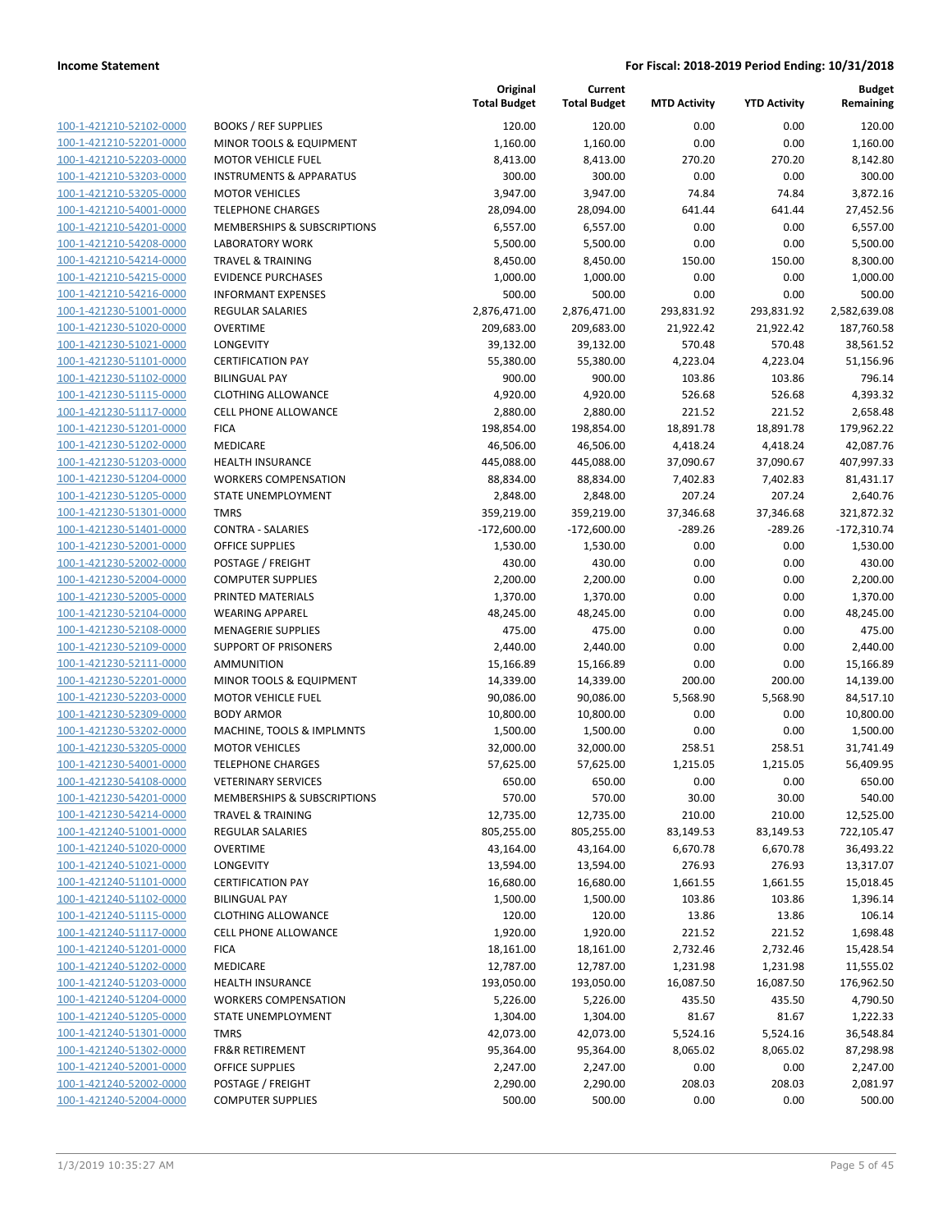**Income Statement** **For Fiscal: 2018-2019 Period Ending: 10/31/2018**

| | | Original Total Budget | Current Total Budget | MTD Activity | YTD Activity | Budget Remaining |
|---|---|---|---|---|---|---|
| 100-1-421210-52102-0000 | BOOKS / REF SUPPLIES | 120.00 | 120.00 | 0.00 | 0.00 | 120.00 |
| 100-1-421210-52201-0000 | MINOR TOOLS & EQUIPMENT | 1,160.00 | 1,160.00 | 0.00 | 0.00 | 1,160.00 |
| 100-1-421210-52203-0000 | MOTOR VEHICLE FUEL | 8,413.00 | 8,413.00 | 270.20 | 270.20 | 8,142.80 |
| 100-1-421210-53203-0000 | INSTRUMENTS & APPARATUS | 300.00 | 300.00 | 0.00 | 0.00 | 300.00 |
| 100-1-421210-53205-0000 | MOTOR VEHICLES | 3,947.00 | 3,947.00 | 74.84 | 74.84 | 3,872.16 |
| 100-1-421210-54001-0000 | TELEPHONE CHARGES | 28,094.00 | 28,094.00 | 641.44 | 641.44 | 27,452.56 |
| 100-1-421210-54201-0000 | MEMBERSHIPS & SUBSCRIPTIONS | 6,557.00 | 6,557.00 | 0.00 | 0.00 | 6,557.00 |
| 100-1-421210-54208-0000 | LABORATORY WORK | 5,500.00 | 5,500.00 | 0.00 | 0.00 | 5,500.00 |
| 100-1-421210-54214-0000 | TRAVEL & TRAINING | 8,450.00 | 8,450.00 | 150.00 | 150.00 | 8,300.00 |
| 100-1-421210-54215-0000 | EVIDENCE PURCHASES | 1,000.00 | 1,000.00 | 0.00 | 0.00 | 1,000.00 |
| 100-1-421210-54216-0000 | INFORMANT EXPENSES | 500.00 | 500.00 | 0.00 | 0.00 | 500.00 |
| 100-1-421230-51001-0000 | REGULAR SALARIES | 2,876,471.00 | 2,876,471.00 | 293,831.92 | 293,831.92 | 2,582,639.08 |
| 100-1-421230-51020-0000 | OVERTIME | 209,683.00 | 209,683.00 | 21,922.42 | 21,922.42 | 187,760.58 |
| 100-1-421230-51021-0000 | LONGEVITY | 39,132.00 | 39,132.00 | 570.48 | 570.48 | 38,561.52 |
| 100-1-421230-51101-0000 | CERTIFICATION PAY | 55,380.00 | 55,380.00 | 4,223.04 | 4,223.04 | 51,156.96 |
| 100-1-421230-51102-0000 | BILINGUAL PAY | 900.00 | 900.00 | 103.86 | 103.86 | 796.14 |
| 100-1-421230-51115-0000 | CLOTHING ALLOWANCE | 4,920.00 | 4,920.00 | 526.68 | 526.68 | 4,393.32 |
| 100-1-421230-51117-0000 | CELL PHONE ALLOWANCE | 2,880.00 | 2,880.00 | 221.52 | 221.52 | 2,658.48 |
| 100-1-421230-51201-0000 | FICA | 198,854.00 | 198,854.00 | 18,891.78 | 18,891.78 | 179,962.22 |
| 100-1-421230-51202-0000 | MEDICARE | 46,506.00 | 46,506.00 | 4,418.24 | 4,418.24 | 42,087.76 |
| 100-1-421230-51203-0000 | HEALTH INSURANCE | 445,088.00 | 445,088.00 | 37,090.67 | 37,090.67 | 407,997.33 |
| 100-1-421230-51204-0000 | WORKERS COMPENSATION | 88,834.00 | 88,834.00 | 7,402.83 | 7,402.83 | 81,431.17 |
| 100-1-421230-51205-0000 | STATE UNEMPLOYMENT | 2,848.00 | 2,848.00 | 207.24 | 207.24 | 2,640.76 |
| 100-1-421230-51301-0000 | TMRS | 359,219.00 | 359,219.00 | 37,346.68 | 37,346.68 | 321,872.32 |
| 100-1-421230-51401-0000 | CONTRA - SALARIES | -172,600.00 | -172,600.00 | -289.26 | -289.26 | -172,310.74 |
| 100-1-421230-52001-0000 | OFFICE SUPPLIES | 1,530.00 | 1,530.00 | 0.00 | 0.00 | 1,530.00 |
| 100-1-421230-52002-0000 | POSTAGE / FREIGHT | 430.00 | 430.00 | 0.00 | 0.00 | 430.00 |
| 100-1-421230-52004-0000 | COMPUTER SUPPLIES | 2,200.00 | 2,200.00 | 0.00 | 0.00 | 2,200.00 |
| 100-1-421230-52005-0000 | PRINTED MATERIALS | 1,370.00 | 1,370.00 | 0.00 | 0.00 | 1,370.00 |
| 100-1-421230-52104-0000 | WEARING APPAREL | 48,245.00 | 48,245.00 | 0.00 | 0.00 | 48,245.00 |
| 100-1-421230-52108-0000 | MENAGERIE SUPPLIES | 475.00 | 475.00 | 0.00 | 0.00 | 475.00 |
| 100-1-421230-52109-0000 | SUPPORT OF PRISONERS | 2,440.00 | 2,440.00 | 0.00 | 0.00 | 2,440.00 |
| 100-1-421230-52111-0000 | AMMUNITION | 15,166.89 | 15,166.89 | 0.00 | 0.00 | 15,166.89 |
| 100-1-421230-52201-0000 | MINOR TOOLS & EQUIPMENT | 14,339.00 | 14,339.00 | 200.00 | 200.00 | 14,139.00 |
| 100-1-421230-52203-0000 | MOTOR VEHICLE FUEL | 90,086.00 | 90,086.00 | 5,568.90 | 5,568.90 | 84,517.10 |
| 100-1-421230-52309-0000 | BODY ARMOR | 10,800.00 | 10,800.00 | 0.00 | 0.00 | 10,800.00 |
| 100-1-421230-53202-0000 | MACHINE, TOOLS & IMPLMNTS | 1,500.00 | 1,500.00 | 0.00 | 0.00 | 1,500.00 |
| 100-1-421230-53205-0000 | MOTOR VEHICLES | 32,000.00 | 32,000.00 | 258.51 | 258.51 | 31,741.49 |
| 100-1-421230-54001-0000 | TELEPHONE CHARGES | 57,625.00 | 57,625.00 | 1,215.05 | 1,215.05 | 56,409.95 |
| 100-1-421230-54108-0000 | VETERINARY SERVICES | 650.00 | 650.00 | 0.00 | 0.00 | 650.00 |
| 100-1-421230-54201-0000 | MEMBERSHIPS & SUBSCRIPTIONS | 570.00 | 570.00 | 30.00 | 30.00 | 540.00 |
| 100-1-421230-54214-0000 | TRAVEL & TRAINING | 12,735.00 | 12,735.00 | 210.00 | 210.00 | 12,525.00 |
| 100-1-421240-51001-0000 | REGULAR SALARIES | 805,255.00 | 805,255.00 | 83,149.53 | 83,149.53 | 722,105.47 |
| 100-1-421240-51020-0000 | OVERTIME | 43,164.00 | 43,164.00 | 6,670.78 | 6,670.78 | 36,493.22 |
| 100-1-421240-51021-0000 | LONGEVITY | 13,594.00 | 13,594.00 | 276.93 | 276.93 | 13,317.07 |
| 100-1-421240-51101-0000 | CERTIFICATION PAY | 16,680.00 | 16,680.00 | 1,661.55 | 1,661.55 | 15,018.45 |
| 100-1-421240-51102-0000 | BILINGUAL PAY | 1,500.00 | 1,500.00 | 103.86 | 103.86 | 1,396.14 |
| 100-1-421240-51115-0000 | CLOTHING ALLOWANCE | 120.00 | 120.00 | 13.86 | 13.86 | 106.14 |
| 100-1-421240-51117-0000 | CELL PHONE ALLOWANCE | 1,920.00 | 1,920.00 | 221.52 | 221.52 | 1,698.48 |
| 100-1-421240-51201-0000 | FICA | 18,161.00 | 18,161.00 | 2,732.46 | 2,732.46 | 15,428.54 |
| 100-1-421240-51202-0000 | MEDICARE | 12,787.00 | 12,787.00 | 1,231.98 | 1,231.98 | 11,555.02 |
| 100-1-421240-51203-0000 | HEALTH INSURANCE | 193,050.00 | 193,050.00 | 16,087.50 | 16,087.50 | 176,962.50 |
| 100-1-421240-51204-0000 | WORKERS COMPENSATION | 5,226.00 | 5,226.00 | 435.50 | 435.50 | 4,790.50 |
| 100-1-421240-51205-0000 | STATE UNEMPLOYMENT | 1,304.00 | 1,304.00 | 81.67 | 81.67 | 1,222.33 |
| 100-1-421240-51301-0000 | TMRS | 42,073.00 | 42,073.00 | 5,524.16 | 5,524.16 | 36,548.84 |
| 100-1-421240-51302-0000 | FR&R RETIREMENT | 95,364.00 | 95,364.00 | 8,065.02 | 8,065.02 | 87,298.98 |
| 100-1-421240-52001-0000 | OFFICE SUPPLIES | 2,247.00 | 2,247.00 | 0.00 | 0.00 | 2,247.00 |
| 100-1-421240-52002-0000 | POSTAGE / FREIGHT | 2,290.00 | 2,290.00 | 208.03 | 208.03 | 2,081.97 |
| 100-1-421240-52004-0000 | COMPUTER SUPPLIES | 500.00 | 500.00 | 0.00 | 0.00 | 500.00 |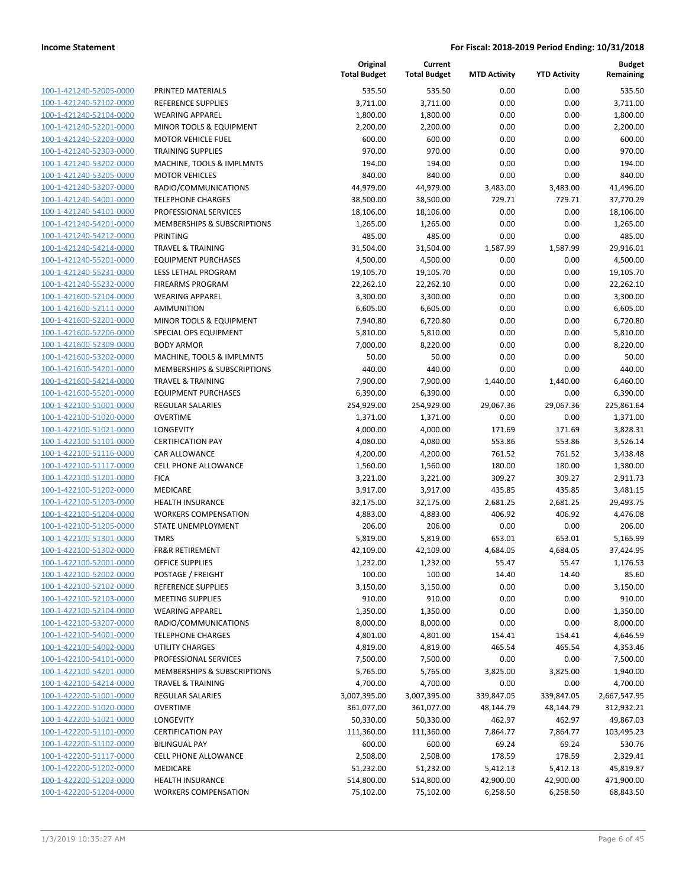**Income Statement** &nbsp;&nbsp;&nbsp;&nbsp; **For Fiscal: 2018-2019 Period Ending: 10/31/2018**

| | | Original Total Budget | Current Total Budget | MTD Activity | YTD Activity | Budget Remaining |
|---|---|---|---|---|---|---|
| 100-1-421240-52005-0000 | PRINTED MATERIALS | 535.50 | 535.50 | 0.00 | 0.00 | 535.50 |
| 100-1-421240-52102-0000 | REFERENCE SUPPLIES | 3,711.00 | 3,711.00 | 0.00 | 0.00 | 3,711.00 |
| 100-1-421240-52104-0000 | WEARING APPAREL | 1,800.00 | 1,800.00 | 0.00 | 0.00 | 1,800.00 |
| 100-1-421240-52201-0000 | MINOR TOOLS & EQUIPMENT | 2,200.00 | 2,200.00 | 0.00 | 0.00 | 2,200.00 |
| 100-1-421240-52203-0000 | MOTOR VEHICLE FUEL | 600.00 | 600.00 | 0.00 | 0.00 | 600.00 |
| 100-1-421240-52303-0000 | TRAINING SUPPLIES | 970.00 | 970.00 | 0.00 | 0.00 | 970.00 |
| 100-1-421240-53202-0000 | MACHINE, TOOLS & IMPLMNTS | 194.00 | 194.00 | 0.00 | 0.00 | 194.00 |
| 100-1-421240-53205-0000 | MOTOR VEHICLES | 840.00 | 840.00 | 0.00 | 0.00 | 840.00 |
| 100-1-421240-53207-0000 | RADIO/COMMUNICATIONS | 44,979.00 | 44,979.00 | 3,483.00 | 3,483.00 | 41,496.00 |
| 100-1-421240-54001-0000 | TELEPHONE CHARGES | 38,500.00 | 38,500.00 | 729.71 | 729.71 | 37,770.29 |
| 100-1-421240-54101-0000 | PROFESSIONAL SERVICES | 18,106.00 | 18,106.00 | 0.00 | 0.00 | 18,106.00 |
| 100-1-421240-54201-0000 | MEMBERSHIPS & SUBSCRIPTIONS | 1,265.00 | 1,265.00 | 0.00 | 0.00 | 1,265.00 |
| 100-1-421240-54212-0000 | PRINTING | 485.00 | 485.00 | 0.00 | 0.00 | 485.00 |
| 100-1-421240-54214-0000 | TRAVEL & TRAINING | 31,504.00 | 31,504.00 | 1,587.99 | 1,587.99 | 29,916.01 |
| 100-1-421240-55201-0000 | EQUIPMENT PURCHASES | 4,500.00 | 4,500.00 | 0.00 | 0.00 | 4,500.00 |
| 100-1-421240-55231-0000 | LESS LETHAL PROGRAM | 19,105.70 | 19,105.70 | 0.00 | 0.00 | 19,105.70 |
| 100-1-421240-55232-0000 | FIREARMS PROGRAM | 22,262.10 | 22,262.10 | 0.00 | 0.00 | 22,262.10 |
| 100-1-421600-52104-0000 | WEARING APPAREL | 3,300.00 | 3,300.00 | 0.00 | 0.00 | 3,300.00 |
| 100-1-421600-52111-0000 | AMMUNITION | 6,605.00 | 6,605.00 | 0.00 | 0.00 | 6,605.00 |
| 100-1-421600-52201-0000 | MINOR TOOLS & EQUIPMENT | 7,940.80 | 6,720.80 | 0.00 | 0.00 | 6,720.80 |
| 100-1-421600-52206-0000 | SPECIAL OPS EQUIPMENT | 5,810.00 | 5,810.00 | 0.00 | 0.00 | 5,810.00 |
| 100-1-421600-52309-0000 | BODY ARMOR | 7,000.00 | 8,220.00 | 0.00 | 0.00 | 8,220.00 |
| 100-1-421600-53202-0000 | MACHINE, TOOLS & IMPLMNTS | 50.00 | 50.00 | 0.00 | 0.00 | 50.00 |
| 100-1-421600-54201-0000 | MEMBERSHIPS & SUBSCRIPTIONS | 440.00 | 440.00 | 0.00 | 0.00 | 440.00 |
| 100-1-421600-54214-0000 | TRAVEL & TRAINING | 7,900.00 | 7,900.00 | 1,440.00 | 1,440.00 | 6,460.00 |
| 100-1-421600-55201-0000 | EQUIPMENT PURCHASES | 6,390.00 | 6,390.00 | 0.00 | 0.00 | 6,390.00 |
| 100-1-422100-51001-0000 | REGULAR SALARIES | 254,929.00 | 254,929.00 | 29,067.36 | 29,067.36 | 225,861.64 |
| 100-1-422100-51020-0000 | OVERTIME | 1,371.00 | 1,371.00 | 0.00 | 0.00 | 1,371.00 |
| 100-1-422100-51021-0000 | LONGEVITY | 4,000.00 | 4,000.00 | 171.69 | 171.69 | 3,828.31 |
| 100-1-422100-51101-0000 | CERTIFICATION PAY | 4,080.00 | 4,080.00 | 553.86 | 553.86 | 3,526.14 |
| 100-1-422100-51116-0000 | CAR ALLOWANCE | 4,200.00 | 4,200.00 | 761.52 | 761.52 | 3,438.48 |
| 100-1-422100-51117-0000 | CELL PHONE ALLOWANCE | 1,560.00 | 1,560.00 | 180.00 | 180.00 | 1,380.00 |
| 100-1-422100-51201-0000 | FICA | 3,221.00 | 3,221.00 | 309.27 | 309.27 | 2,911.73 |
| 100-1-422100-51202-0000 | MEDICARE | 3,917.00 | 3,917.00 | 435.85 | 435.85 | 3,481.15 |
| 100-1-422100-51203-0000 | HEALTH INSURANCE | 32,175.00 | 32,175.00 | 2,681.25 | 2,681.25 | 29,493.75 |
| 100-1-422100-51204-0000 | WORKERS COMPENSATION | 4,883.00 | 4,883.00 | 406.92 | 406.92 | 4,476.08 |
| 100-1-422100-51205-0000 | STATE UNEMPLOYMENT | 206.00 | 206.00 | 0.00 | 0.00 | 206.00 |
| 100-1-422100-51301-0000 | TMRS | 5,819.00 | 5,819.00 | 653.01 | 653.01 | 5,165.99 |
| 100-1-422100-51302-0000 | FR&R RETIREMENT | 42,109.00 | 42,109.00 | 4,684.05 | 4,684.05 | 37,424.95 |
| 100-1-422100-52001-0000 | OFFICE SUPPLIES | 1,232.00 | 1,232.00 | 55.47 | 55.47 | 1,176.53 |
| 100-1-422100-52002-0000 | POSTAGE / FREIGHT | 100.00 | 100.00 | 14.40 | 14.40 | 85.60 |
| 100-1-422100-52102-0000 | REFERENCE SUPPLIES | 3,150.00 | 3,150.00 | 0.00 | 0.00 | 3,150.00 |
| 100-1-422100-52103-0000 | MEETING SUPPLIES | 910.00 | 910.00 | 0.00 | 0.00 | 910.00 |
| 100-1-422100-52104-0000 | WEARING APPAREL | 1,350.00 | 1,350.00 | 0.00 | 0.00 | 1,350.00 |
| 100-1-422100-53207-0000 | RADIO/COMMUNICATIONS | 8,000.00 | 8,000.00 | 0.00 | 0.00 | 8,000.00 |
| 100-1-422100-54001-0000 | TELEPHONE CHARGES | 4,801.00 | 4,801.00 | 154.41 | 154.41 | 4,646.59 |
| 100-1-422100-54002-0000 | UTILITY CHARGES | 4,819.00 | 4,819.00 | 465.54 | 465.54 | 4,353.46 |
| 100-1-422100-54101-0000 | PROFESSIONAL SERVICES | 7,500.00 | 7,500.00 | 0.00 | 0.00 | 7,500.00 |
| 100-1-422100-54201-0000 | MEMBERSHIPS & SUBSCRIPTIONS | 5,765.00 | 5,765.00 | 3,825.00 | 3,825.00 | 1,940.00 |
| 100-1-422100-54214-0000 | TRAVEL & TRAINING | 4,700.00 | 4,700.00 | 0.00 | 0.00 | 4,700.00 |
| 100-1-422200-51001-0000 | REGULAR SALARIES | 3,007,395.00 | 3,007,395.00 | 339,847.05 | 339,847.05 | 2,667,547.95 |
| 100-1-422200-51020-0000 | OVERTIME | 361,077.00 | 361,077.00 | 48,144.79 | 48,144.79 | 312,932.21 |
| 100-1-422200-51021-0000 | LONGEVITY | 50,330.00 | 50,330.00 | 462.97 | 462.97 | 49,867.03 |
| 100-1-422200-51101-0000 | CERTIFICATION PAY | 111,360.00 | 111,360.00 | 7,864.77 | 7,864.77 | 103,495.23 |
| 100-1-422200-51102-0000 | BILINGUAL PAY | 600.00 | 600.00 | 69.24 | 69.24 | 530.76 |
| 100-1-422200-51117-0000 | CELL PHONE ALLOWANCE | 2,508.00 | 2,508.00 | 178.59 | 178.59 | 2,329.41 |
| 100-1-422200-51202-0000 | MEDICARE | 51,232.00 | 51,232.00 | 5,412.13 | 5,412.13 | 45,819.87 |
| 100-1-422200-51203-0000 | HEALTH INSURANCE | 514,800.00 | 514,800.00 | 42,900.00 | 42,900.00 | 471,900.00 |
| 100-1-422200-51204-0000 | WORKERS COMPENSATION | 75,102.00 | 75,102.00 | 6,258.50 | 6,258.50 | 68,843.50 |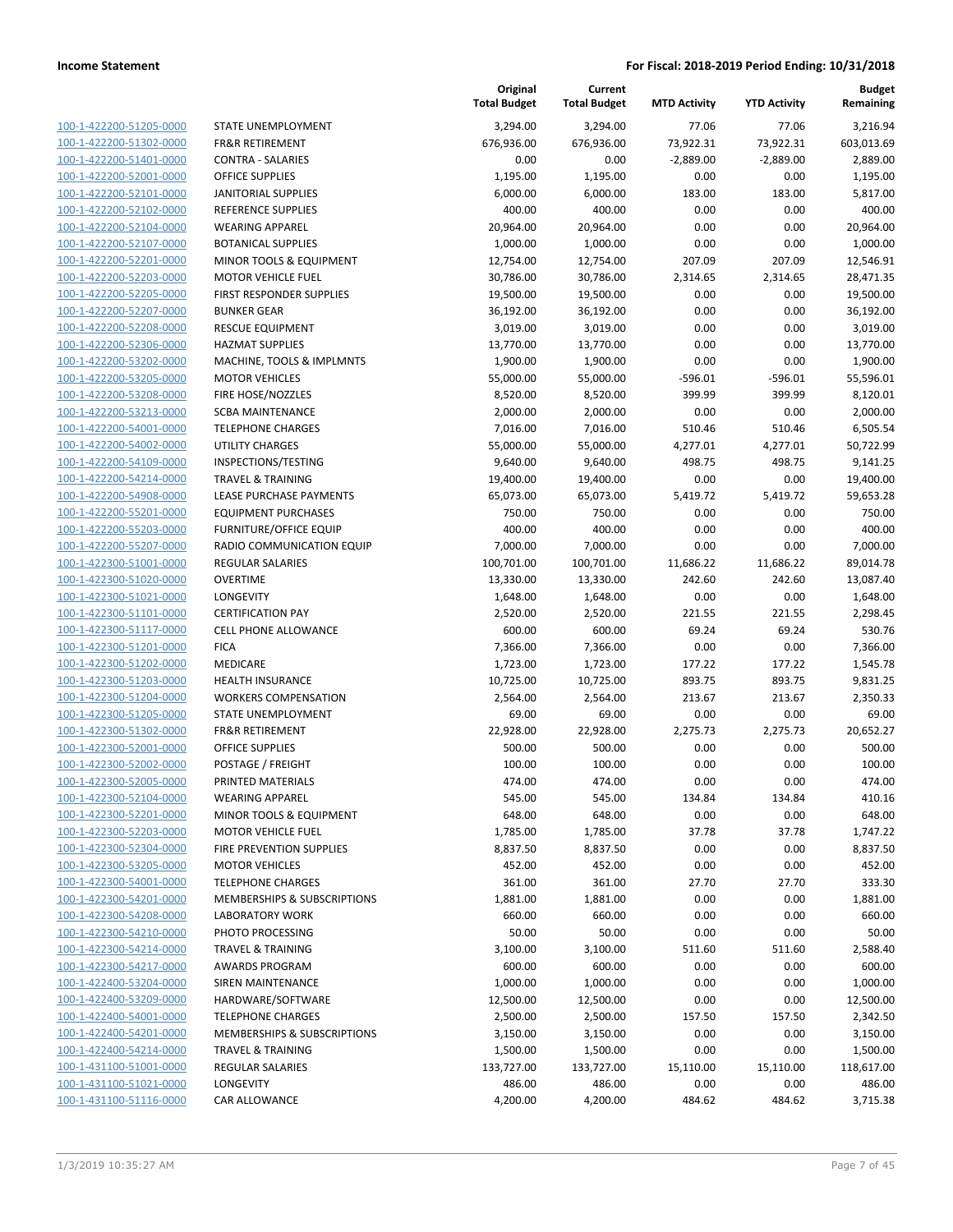| | | Original Total Budget | Current Total Budget | MTD Activity | YTD Activity | Budget Remaining |
|---|---|---|---|---|---|---|
| 100-1-422200-51205-0000 | STATE UNEMPLOYMENT | 3,294.00 | 3,294.00 | 77.06 | 77.06 | 3,216.94 |
| 100-1-422200-51302-0000 | FR&R RETIREMENT | 676,936.00 | 676,936.00 | 73,922.31 | 73,922.31 | 603,013.69 |
| 100-1-422200-51401-0000 | CONTRA - SALARIES | 0.00 | 0.00 | -2,889.00 | -2,889.00 | 2,889.00 |
| 100-1-422200-52001-0000 | OFFICE SUPPLIES | 1,195.00 | 1,195.00 | 0.00 | 0.00 | 1,195.00 |
| 100-1-422200-52101-0000 | JANITORIAL SUPPLIES | 6,000.00 | 6,000.00 | 183.00 | 183.00 | 5,817.00 |
| 100-1-422200-52102-0000 | REFERENCE SUPPLIES | 400.00 | 400.00 | 0.00 | 0.00 | 400.00 |
| 100-1-422200-52104-0000 | WEARING APPAREL | 20,964.00 | 20,964.00 | 0.00 | 0.00 | 20,964.00 |
| 100-1-422200-52107-0000 | BOTANICAL SUPPLIES | 1,000.00 | 1,000.00 | 0.00 | 0.00 | 1,000.00 |
| 100-1-422200-52201-0000 | MINOR TOOLS & EQUIPMENT | 12,754.00 | 12,754.00 | 207.09 | 207.09 | 12,546.91 |
| 100-1-422200-52203-0000 | MOTOR VEHICLE FUEL | 30,786.00 | 30,786.00 | 2,314.65 | 2,314.65 | 28,471.35 |
| 100-1-422200-52205-0000 | FIRST RESPONDER SUPPLIES | 19,500.00 | 19,500.00 | 0.00 | 0.00 | 19,500.00 |
| 100-1-422200-52207-0000 | BUNKER GEAR | 36,192.00 | 36,192.00 | 0.00 | 0.00 | 36,192.00 |
| 100-1-422200-52208-0000 | RESCUE EQUIPMENT | 3,019.00 | 3,019.00 | 0.00 | 0.00 | 3,019.00 |
| 100-1-422200-52306-0000 | HAZMAT SUPPLIES | 13,770.00 | 13,770.00 | 0.00 | 0.00 | 13,770.00 |
| 100-1-422200-53202-0000 | MACHINE, TOOLS & IMPLMNTS | 1,900.00 | 1,900.00 | 0.00 | 0.00 | 1,900.00 |
| 100-1-422200-53205-0000 | MOTOR VEHICLES | 55,000.00 | 55,000.00 | -596.01 | -596.01 | 55,596.01 |
| 100-1-422200-53208-0000 | FIRE HOSE/NOZZLES | 8,520.00 | 8,520.00 | 399.99 | 399.99 | 8,120.01 |
| 100-1-422200-53213-0000 | SCBA MAINTENANCE | 2,000.00 | 2,000.00 | 0.00 | 0.00 | 2,000.00 |
| 100-1-422200-54001-0000 | TELEPHONE CHARGES | 7,016.00 | 7,016.00 | 510.46 | 510.46 | 6,505.54 |
| 100-1-422200-54002-0000 | UTILITY CHARGES | 55,000.00 | 55,000.00 | 4,277.01 | 4,277.01 | 50,722.99 |
| 100-1-422200-54109-0000 | INSPECTIONS/TESTING | 9,640.00 | 9,640.00 | 498.75 | 498.75 | 9,141.25 |
| 100-1-422200-54214-0000 | TRAVEL & TRAINING | 19,400.00 | 19,400.00 | 0.00 | 0.00 | 19,400.00 |
| 100-1-422200-54908-0000 | LEASE PURCHASE PAYMENTS | 65,073.00 | 65,073.00 | 5,419.72 | 5,419.72 | 59,653.28 |
| 100-1-422200-55201-0000 | EQUIPMENT PURCHASES | 750.00 | 750.00 | 0.00 | 0.00 | 750.00 |
| 100-1-422200-55203-0000 | FURNITURE/OFFICE EQUIP | 400.00 | 400.00 | 0.00 | 0.00 | 400.00 |
| 100-1-422200-55207-0000 | RADIO COMMUNICATION EQUIP | 7,000.00 | 7,000.00 | 0.00 | 0.00 | 7,000.00 |
| 100-1-422300-51001-0000 | REGULAR SALARIES | 100,701.00 | 100,701.00 | 11,686.22 | 11,686.22 | 89,014.78 |
| 100-1-422300-51020-0000 | OVERTIME | 13,330.00 | 13,330.00 | 242.60 | 242.60 | 13,087.40 |
| 100-1-422300-51021-0000 | LONGEVITY | 1,648.00 | 1,648.00 | 0.00 | 0.00 | 1,648.00 |
| 100-1-422300-51101-0000 | CERTIFICATION PAY | 2,520.00 | 2,520.00 | 221.55 | 221.55 | 2,298.45 |
| 100-1-422300-51117-0000 | CELL PHONE ALLOWANCE | 600.00 | 600.00 | 69.24 | 69.24 | 530.76 |
| 100-1-422300-51201-0000 | FICA | 7,366.00 | 7,366.00 | 0.00 | 0.00 | 7,366.00 |
| 100-1-422300-51202-0000 | MEDICARE | 1,723.00 | 1,723.00 | 177.22 | 177.22 | 1,545.78 |
| 100-1-422300-51203-0000 | HEALTH INSURANCE | 10,725.00 | 10,725.00 | 893.75 | 893.75 | 9,831.25 |
| 100-1-422300-51204-0000 | WORKERS COMPENSATION | 2,564.00 | 2,564.00 | 213.67 | 213.67 | 2,350.33 |
| 100-1-422300-51205-0000 | STATE UNEMPLOYMENT | 69.00 | 69.00 | 0.00 | 0.00 | 69.00 |
| 100-1-422300-51302-0000 | FR&R RETIREMENT | 22,928.00 | 22,928.00 | 2,275.73 | 2,275.73 | 20,652.27 |
| 100-1-422300-52001-0000 | OFFICE SUPPLIES | 500.00 | 500.00 | 0.00 | 0.00 | 500.00 |
| 100-1-422300-52002-0000 | POSTAGE / FREIGHT | 100.00 | 100.00 | 0.00 | 0.00 | 100.00 |
| 100-1-422300-52005-0000 | PRINTED MATERIALS | 474.00 | 474.00 | 0.00 | 0.00 | 474.00 |
| 100-1-422300-52104-0000 | WEARING APPAREL | 545.00 | 545.00 | 134.84 | 134.84 | 410.16 |
| 100-1-422300-52201-0000 | MINOR TOOLS & EQUIPMENT | 648.00 | 648.00 | 0.00 | 0.00 | 648.00 |
| 100-1-422300-52203-0000 | MOTOR VEHICLE FUEL | 1,785.00 | 1,785.00 | 37.78 | 37.78 | 1,747.22 |
| 100-1-422300-52304-0000 | FIRE PREVENTION SUPPLIES | 8,837.50 | 8,837.50 | 0.00 | 0.00 | 8,837.50 |
| 100-1-422300-53205-0000 | MOTOR VEHICLES | 452.00 | 452.00 | 0.00 | 0.00 | 452.00 |
| 100-1-422300-54001-0000 | TELEPHONE CHARGES | 361.00 | 361.00 | 27.70 | 27.70 | 333.30 |
| 100-1-422300-54201-0000 | MEMBERSHIPS & SUBSCRIPTIONS | 1,881.00 | 1,881.00 | 0.00 | 0.00 | 1,881.00 |
| 100-1-422300-54208-0000 | LABORATORY WORK | 660.00 | 660.00 | 0.00 | 0.00 | 660.00 |
| 100-1-422300-54210-0000 | PHOTO PROCESSING | 50.00 | 50.00 | 0.00 | 0.00 | 50.00 |
| 100-1-422300-54214-0000 | TRAVEL & TRAINING | 3,100.00 | 3,100.00 | 511.60 | 511.60 | 2,588.40 |
| 100-1-422300-54217-0000 | AWARDS PROGRAM | 600.00 | 600.00 | 0.00 | 0.00 | 600.00 |
| 100-1-422400-53204-0000 | SIREN MAINTENANCE | 1,000.00 | 1,000.00 | 0.00 | 0.00 | 1,000.00 |
| 100-1-422400-53209-0000 | HARDWARE/SOFTWARE | 12,500.00 | 12,500.00 | 0.00 | 0.00 | 12,500.00 |
| 100-1-422400-54001-0000 | TELEPHONE CHARGES | 2,500.00 | 2,500.00 | 157.50 | 157.50 | 2,342.50 |
| 100-1-422400-54201-0000 | MEMBERSHIPS & SUBSCRIPTIONS | 3,150.00 | 3,150.00 | 0.00 | 0.00 | 3,150.00 |
| 100-1-422400-54214-0000 | TRAVEL & TRAINING | 1,500.00 | 1,500.00 | 0.00 | 0.00 | 1,500.00 |
| 100-1-431100-51001-0000 | REGULAR SALARIES | 133,727.00 | 133,727.00 | 15,110.00 | 15,110.00 | 118,617.00 |
| 100-1-431100-51021-0000 | LONGEVITY | 486.00 | 486.00 | 0.00 | 0.00 | 486.00 |
| 100-1-431100-51116-0000 | CAR ALLOWANCE | 4,200.00 | 4,200.00 | 484.62 | 484.62 | 3,715.38 |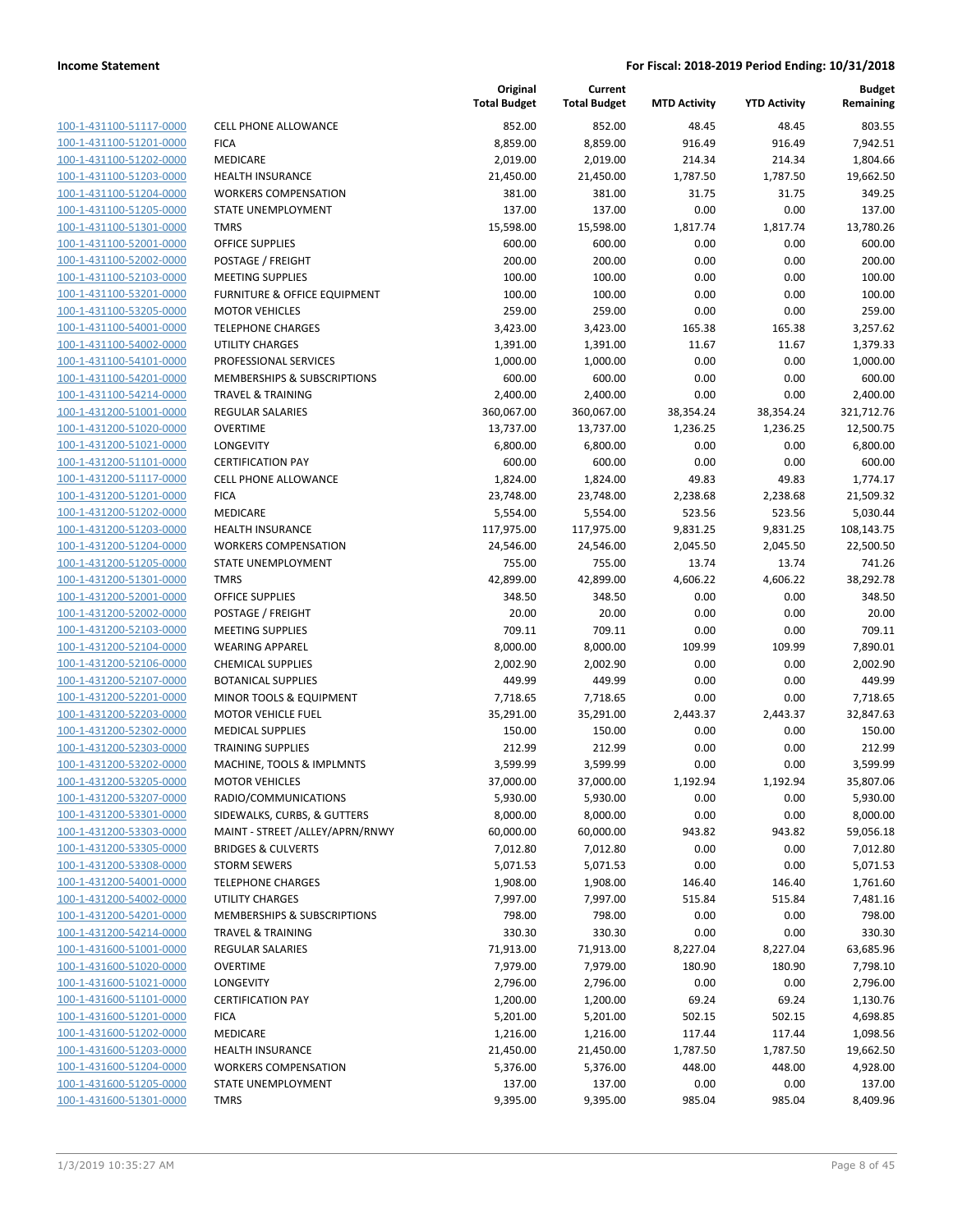**Income Statement** **For Fiscal: 2018-2019 Period Ending: 10/31/2018**

| | | Original Total Budget | Current Total Budget | MTD Activity | YTD Activity | Budget Remaining |
|---|---|---|---|---|---|---|
| 100-1-431100-51117-0000 | CELL PHONE ALLOWANCE | 852.00 | 852.00 | 48.45 | 48.45 | 803.55 |
| 100-1-431100-51201-0000 | FICA | 8,859.00 | 8,859.00 | 916.49 | 916.49 | 7,942.51 |
| 100-1-431100-51202-0000 | MEDICARE | 2,019.00 | 2,019.00 | 214.34 | 214.34 | 1,804.66 |
| 100-1-431100-51203-0000 | HEALTH INSURANCE | 21,450.00 | 21,450.00 | 1,787.50 | 1,787.50 | 19,662.50 |
| 100-1-431100-51204-0000 | WORKERS COMPENSATION | 381.00 | 381.00 | 31.75 | 31.75 | 349.25 |
| 100-1-431100-51205-0000 | STATE UNEMPLOYMENT | 137.00 | 137.00 | 0.00 | 0.00 | 137.00 |
| 100-1-431100-51301-0000 | TMRS | 15,598.00 | 15,598.00 | 1,817.74 | 1,817.74 | 13,780.26 |
| 100-1-431100-52001-0000 | OFFICE SUPPLIES | 600.00 | 600.00 | 0.00 | 0.00 | 600.00 |
| 100-1-431100-52002-0000 | POSTAGE / FREIGHT | 200.00 | 200.00 | 0.00 | 0.00 | 200.00 |
| 100-1-431100-52103-0000 | MEETING SUPPLIES | 100.00 | 100.00 | 0.00 | 0.00 | 100.00 |
| 100-1-431100-53201-0000 | FURNITURE & OFFICE EQUIPMENT | 100.00 | 100.00 | 0.00 | 0.00 | 100.00 |
| 100-1-431100-53205-0000 | MOTOR VEHICLES | 259.00 | 259.00 | 0.00 | 0.00 | 259.00 |
| 100-1-431100-54001-0000 | TELEPHONE CHARGES | 3,423.00 | 3,423.00 | 165.38 | 165.38 | 3,257.62 |
| 100-1-431100-54002-0000 | UTILITY CHARGES | 1,391.00 | 1,391.00 | 11.67 | 11.67 | 1,379.33 |
| 100-1-431100-54101-0000 | PROFESSIONAL SERVICES | 1,000.00 | 1,000.00 | 0.00 | 0.00 | 1,000.00 |
| 100-1-431100-54201-0000 | MEMBERSHIPS & SUBSCRIPTIONS | 600.00 | 600.00 | 0.00 | 0.00 | 600.00 |
| 100-1-431100-54214-0000 | TRAVEL & TRAINING | 2,400.00 | 2,400.00 | 0.00 | 0.00 | 2,400.00 |
| 100-1-431200-51001-0000 | REGULAR SALARIES | 360,067.00 | 360,067.00 | 38,354.24 | 38,354.24 | 321,712.76 |
| 100-1-431200-51020-0000 | OVERTIME | 13,737.00 | 13,737.00 | 1,236.25 | 1,236.25 | 12,500.75 |
| 100-1-431200-51021-0000 | LONGEVITY | 6,800.00 | 6,800.00 | 0.00 | 0.00 | 6,800.00 |
| 100-1-431200-51101-0000 | CERTIFICATION PAY | 600.00 | 600.00 | 0.00 | 0.00 | 600.00 |
| 100-1-431200-51117-0000 | CELL PHONE ALLOWANCE | 1,824.00 | 1,824.00 | 49.83 | 49.83 | 1,774.17 |
| 100-1-431200-51201-0000 | FICA | 23,748.00 | 23,748.00 | 2,238.68 | 2,238.68 | 21,509.32 |
| 100-1-431200-51202-0000 | MEDICARE | 5,554.00 | 5,554.00 | 523.56 | 523.56 | 5,030.44 |
| 100-1-431200-51203-0000 | HEALTH INSURANCE | 117,975.00 | 117,975.00 | 9,831.25 | 9,831.25 | 108,143.75 |
| 100-1-431200-51204-0000 | WORKERS COMPENSATION | 24,546.00 | 24,546.00 | 2,045.50 | 2,045.50 | 22,500.50 |
| 100-1-431200-51205-0000 | STATE UNEMPLOYMENT | 755.00 | 755.00 | 13.74 | 13.74 | 741.26 |
| 100-1-431200-51301-0000 | TMRS | 42,899.00 | 42,899.00 | 4,606.22 | 4,606.22 | 38,292.78 |
| 100-1-431200-52001-0000 | OFFICE SUPPLIES | 348.50 | 348.50 | 0.00 | 0.00 | 348.50 |
| 100-1-431200-52002-0000 | POSTAGE / FREIGHT | 20.00 | 20.00 | 0.00 | 0.00 | 20.00 |
| 100-1-431200-52103-0000 | MEETING SUPPLIES | 709.11 | 709.11 | 0.00 | 0.00 | 709.11 |
| 100-1-431200-52104-0000 | WEARING APPAREL | 8,000.00 | 8,000.00 | 109.99 | 109.99 | 7,890.01 |
| 100-1-431200-52106-0000 | CHEMICAL SUPPLIES | 2,002.90 | 2,002.90 | 0.00 | 0.00 | 2,002.90 |
| 100-1-431200-52107-0000 | BOTANICAL SUPPLIES | 449.99 | 449.99 | 0.00 | 0.00 | 449.99 |
| 100-1-431200-52201-0000 | MINOR TOOLS & EQUIPMENT | 7,718.65 | 7,718.65 | 0.00 | 0.00 | 7,718.65 |
| 100-1-431200-52203-0000 | MOTOR VEHICLE FUEL | 35,291.00 | 35,291.00 | 2,443.37 | 2,443.37 | 32,847.63 |
| 100-1-431200-52302-0000 | MEDICAL SUPPLIES | 150.00 | 150.00 | 0.00 | 0.00 | 150.00 |
| 100-1-431200-52303-0000 | TRAINING SUPPLIES | 212.99 | 212.99 | 0.00 | 0.00 | 212.99 |
| 100-1-431200-53202-0000 | MACHINE, TOOLS & IMPLMNTS | 3,599.99 | 3,599.99 | 0.00 | 0.00 | 3,599.99 |
| 100-1-431200-53205-0000 | MOTOR VEHICLES | 37,000.00 | 37,000.00 | 1,192.94 | 1,192.94 | 35,807.06 |
| 100-1-431200-53207-0000 | RADIO/COMMUNICATIONS | 5,930.00 | 5,930.00 | 0.00 | 0.00 | 5,930.00 |
| 100-1-431200-53301-0000 | SIDEWALKS, CURBS, & GUTTERS | 8,000.00 | 8,000.00 | 0.00 | 0.00 | 8,000.00 |
| 100-1-431200-53303-0000 | MAINT - STREET /ALLEY/APRN/RNWY | 60,000.00 | 60,000.00 | 943.82 | 943.82 | 59,056.18 |
| 100-1-431200-53305-0000 | BRIDGES & CULVERTS | 7,012.80 | 7,012.80 | 0.00 | 0.00 | 7,012.80 |
| 100-1-431200-53308-0000 | STORM SEWERS | 5,071.53 | 5,071.53 | 0.00 | 0.00 | 5,071.53 |
| 100-1-431200-54001-0000 | TELEPHONE CHARGES | 1,908.00 | 1,908.00 | 146.40 | 146.40 | 1,761.60 |
| 100-1-431200-54002-0000 | UTILITY CHARGES | 7,997.00 | 7,997.00 | 515.84 | 515.84 | 7,481.16 |
| 100-1-431200-54201-0000 | MEMBERSHIPS & SUBSCRIPTIONS | 798.00 | 798.00 | 0.00 | 0.00 | 798.00 |
| 100-1-431200-54214-0000 | TRAVEL & TRAINING | 330.30 | 330.30 | 0.00 | 0.00 | 330.30 |
| 100-1-431600-51001-0000 | REGULAR SALARIES | 71,913.00 | 71,913.00 | 8,227.04 | 8,227.04 | 63,685.96 |
| 100-1-431600-51020-0000 | OVERTIME | 7,979.00 | 7,979.00 | 180.90 | 180.90 | 7,798.10 |
| 100-1-431600-51021-0000 | LONGEVITY | 2,796.00 | 2,796.00 | 0.00 | 0.00 | 2,796.00 |
| 100-1-431600-51101-0000 | CERTIFICATION PAY | 1,200.00 | 1,200.00 | 69.24 | 69.24 | 1,130.76 |
| 100-1-431600-51201-0000 | FICA | 5,201.00 | 5,201.00 | 502.15 | 502.15 | 4,698.85 |
| 100-1-431600-51202-0000 | MEDICARE | 1,216.00 | 1,216.00 | 117.44 | 117.44 | 1,098.56 |
| 100-1-431600-51203-0000 | HEALTH INSURANCE | 21,450.00 | 21,450.00 | 1,787.50 | 1,787.50 | 19,662.50 |
| 100-1-431600-51204-0000 | WORKERS COMPENSATION | 5,376.00 | 5,376.00 | 448.00 | 448.00 | 4,928.00 |
| 100-1-431600-51205-0000 | STATE UNEMPLOYMENT | 137.00 | 137.00 | 0.00 | 0.00 | 137.00 |
| 100-1-431600-51301-0000 | TMRS | 9,395.00 | 9,395.00 | 985.04 | 985.04 | 8,409.96 |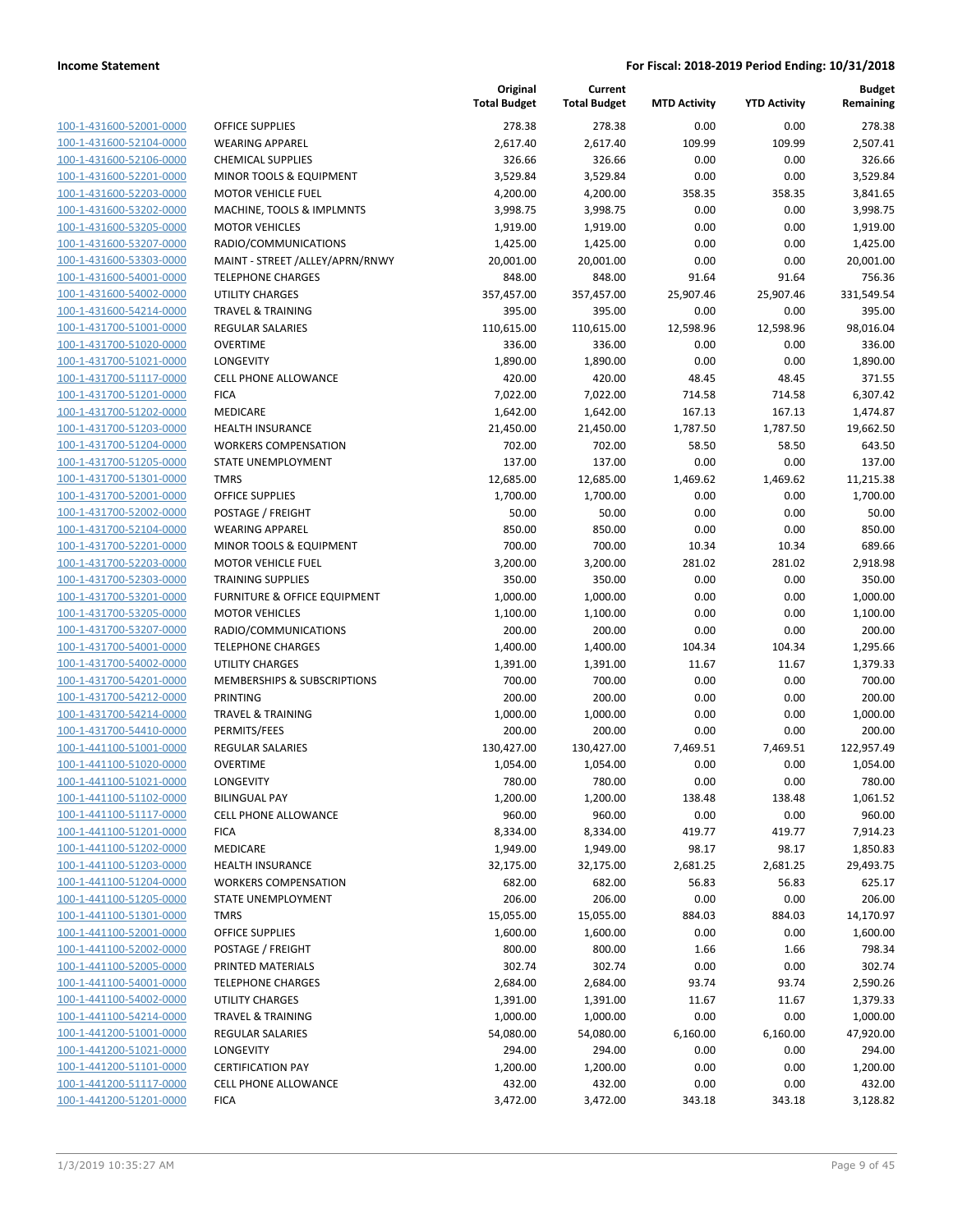| | | Original Total Budget | Current Total Budget | MTD Activity | YTD Activity | Budget Remaining |
|---|---|---|---|---|---|---|
| 100-1-431600-52001-0000 | OFFICE SUPPLIES | 278.38 | 278.38 | 0.00 | 0.00 | 278.38 |
| 100-1-431600-52104-0000 | WEARING APPAREL | 2,617.40 | 2,617.40 | 109.99 | 109.99 | 2,507.41 |
| 100-1-431600-52106-0000 | CHEMICAL SUPPLIES | 326.66 | 326.66 | 0.00 | 0.00 | 326.66 |
| 100-1-431600-52201-0000 | MINOR TOOLS & EQUIPMENT | 3,529.84 | 3,529.84 | 0.00 | 0.00 | 3,529.84 |
| 100-1-431600-52203-0000 | MOTOR VEHICLE FUEL | 4,200.00 | 4,200.00 | 358.35 | 358.35 | 3,841.65 |
| 100-1-431600-53202-0000 | MACHINE, TOOLS & IMPLMNTS | 3,998.75 | 3,998.75 | 0.00 | 0.00 | 3,998.75 |
| 100-1-431600-53205-0000 | MOTOR VEHICLES | 1,919.00 | 1,919.00 | 0.00 | 0.00 | 1,919.00 |
| 100-1-431600-53207-0000 | RADIO/COMMUNICATIONS | 1,425.00 | 1,425.00 | 0.00 | 0.00 | 1,425.00 |
| 100-1-431600-53303-0000 | MAINT - STREET /ALLEY/APRN/RNWY | 20,001.00 | 20,001.00 | 0.00 | 0.00 | 20,001.00 |
| 100-1-431600-54001-0000 | TELEPHONE CHARGES | 848.00 | 848.00 | 91.64 | 91.64 | 756.36 |
| 100-1-431600-54002-0000 | UTILITY CHARGES | 357,457.00 | 357,457.00 | 25,907.46 | 25,907.46 | 331,549.54 |
| 100-1-431600-54214-0000 | TRAVEL & TRAINING | 395.00 | 395.00 | 0.00 | 0.00 | 395.00 |
| 100-1-431700-51001-0000 | REGULAR SALARIES | 110,615.00 | 110,615.00 | 12,598.96 | 12,598.96 | 98,016.04 |
| 100-1-431700-51020-0000 | OVERTIME | 336.00 | 336.00 | 0.00 | 0.00 | 336.00 |
| 100-1-431700-51021-0000 | LONGEVITY | 1,890.00 | 1,890.00 | 0.00 | 0.00 | 1,890.00 |
| 100-1-431700-51117-0000 | CELL PHONE ALLOWANCE | 420.00 | 420.00 | 48.45 | 48.45 | 371.55 |
| 100-1-431700-51201-0000 | FICA | 7,022.00 | 7,022.00 | 714.58 | 714.58 | 6,307.42 |
| 100-1-431700-51202-0000 | MEDICARE | 1,642.00 | 1,642.00 | 167.13 | 167.13 | 1,474.87 |
| 100-1-431700-51203-0000 | HEALTH INSURANCE | 21,450.00 | 21,450.00 | 1,787.50 | 1,787.50 | 19,662.50 |
| 100-1-431700-51204-0000 | WORKERS COMPENSATION | 702.00 | 702.00 | 58.50 | 58.50 | 643.50 |
| 100-1-431700-51205-0000 | STATE UNEMPLOYMENT | 137.00 | 137.00 | 0.00 | 0.00 | 137.00 |
| 100-1-431700-51301-0000 | TMRS | 12,685.00 | 12,685.00 | 1,469.62 | 1,469.62 | 11,215.38 |
| 100-1-431700-52001-0000 | OFFICE SUPPLIES | 1,700.00 | 1,700.00 | 0.00 | 0.00 | 1,700.00 |
| 100-1-431700-52002-0000 | POSTAGE / FREIGHT | 50.00 | 50.00 | 0.00 | 0.00 | 50.00 |
| 100-1-431700-52104-0000 | WEARING APPAREL | 850.00 | 850.00 | 0.00 | 0.00 | 850.00 |
| 100-1-431700-52201-0000 | MINOR TOOLS & EQUIPMENT | 700.00 | 700.00 | 10.34 | 10.34 | 689.66 |
| 100-1-431700-52203-0000 | MOTOR VEHICLE FUEL | 3,200.00 | 3,200.00 | 281.02 | 281.02 | 2,918.98 |
| 100-1-431700-52303-0000 | TRAINING SUPPLIES | 350.00 | 350.00 | 0.00 | 0.00 | 350.00 |
| 100-1-431700-53201-0000 | FURNITURE & OFFICE EQUIPMENT | 1,000.00 | 1,000.00 | 0.00 | 0.00 | 1,000.00 |
| 100-1-431700-53205-0000 | MOTOR VEHICLES | 1,100.00 | 1,100.00 | 0.00 | 0.00 | 1,100.00 |
| 100-1-431700-53207-0000 | RADIO/COMMUNICATIONS | 200.00 | 200.00 | 0.00 | 0.00 | 200.00 |
| 100-1-431700-54001-0000 | TELEPHONE CHARGES | 1,400.00 | 1,400.00 | 104.34 | 104.34 | 1,295.66 |
| 100-1-431700-54002-0000 | UTILITY CHARGES | 1,391.00 | 1,391.00 | 11.67 | 11.67 | 1,379.33 |
| 100-1-431700-54201-0000 | MEMBERSHIPS & SUBSCRIPTIONS | 700.00 | 700.00 | 0.00 | 0.00 | 700.00 |
| 100-1-431700-54212-0000 | PRINTING | 200.00 | 200.00 | 0.00 | 0.00 | 200.00 |
| 100-1-431700-54214-0000 | TRAVEL & TRAINING | 1,000.00 | 1,000.00 | 0.00 | 0.00 | 1,000.00 |
| 100-1-431700-54410-0000 | PERMITS/FEES | 200.00 | 200.00 | 0.00 | 0.00 | 200.00 |
| 100-1-441100-51001-0000 | REGULAR SALARIES | 130,427.00 | 130,427.00 | 7,469.51 | 7,469.51 | 122,957.49 |
| 100-1-441100-51020-0000 | OVERTIME | 1,054.00 | 1,054.00 | 0.00 | 0.00 | 1,054.00 |
| 100-1-441100-51021-0000 | LONGEVITY | 780.00 | 780.00 | 0.00 | 0.00 | 780.00 |
| 100-1-441100-51102-0000 | BILINGUAL PAY | 1,200.00 | 1,200.00 | 138.48 | 138.48 | 1,061.52 |
| 100-1-441100-51117-0000 | CELL PHONE ALLOWANCE | 960.00 | 960.00 | 0.00 | 0.00 | 960.00 |
| 100-1-441100-51201-0000 | FICA | 8,334.00 | 8,334.00 | 419.77 | 419.77 | 7,914.23 |
| 100-1-441100-51202-0000 | MEDICARE | 1,949.00 | 1,949.00 | 98.17 | 98.17 | 1,850.83 |
| 100-1-441100-51203-0000 | HEALTH INSURANCE | 32,175.00 | 32,175.00 | 2,681.25 | 2,681.25 | 29,493.75 |
| 100-1-441100-51204-0000 | WORKERS COMPENSATION | 682.00 | 682.00 | 56.83 | 56.83 | 625.17 |
| 100-1-441100-51205-0000 | STATE UNEMPLOYMENT | 206.00 | 206.00 | 0.00 | 0.00 | 206.00 |
| 100-1-441100-51301-0000 | TMRS | 15,055.00 | 15,055.00 | 884.03 | 884.03 | 14,170.97 |
| 100-1-441100-52001-0000 | OFFICE SUPPLIES | 1,600.00 | 1,600.00 | 0.00 | 0.00 | 1,600.00 |
| 100-1-441100-52002-0000 | POSTAGE / FREIGHT | 800.00 | 800.00 | 1.66 | 1.66 | 798.34 |
| 100-1-441100-52005-0000 | PRINTED MATERIALS | 302.74 | 302.74 | 0.00 | 0.00 | 302.74 |
| 100-1-441100-54001-0000 | TELEPHONE CHARGES | 2,684.00 | 2,684.00 | 93.74 | 93.74 | 2,590.26 |
| 100-1-441100-54002-0000 | UTILITY CHARGES | 1,391.00 | 1,391.00 | 11.67 | 11.67 | 1,379.33 |
| 100-1-441100-54214-0000 | TRAVEL & TRAINING | 1,000.00 | 1,000.00 | 0.00 | 0.00 | 1,000.00 |
| 100-1-441200-51001-0000 | REGULAR SALARIES | 54,080.00 | 54,080.00 | 6,160.00 | 6,160.00 | 47,920.00 |
| 100-1-441200-51021-0000 | LONGEVITY | 294.00 | 294.00 | 0.00 | 0.00 | 294.00 |
| 100-1-441200-51101-0000 | CERTIFICATION PAY | 1,200.00 | 1,200.00 | 0.00 | 0.00 | 1,200.00 |
| 100-1-441200-51117-0000 | CELL PHONE ALLOWANCE | 432.00 | 432.00 | 0.00 | 0.00 | 432.00 |
| 100-1-441200-51201-0000 | FICA | 3,472.00 | 3,472.00 | 343.18 | 343.18 | 3,128.82 |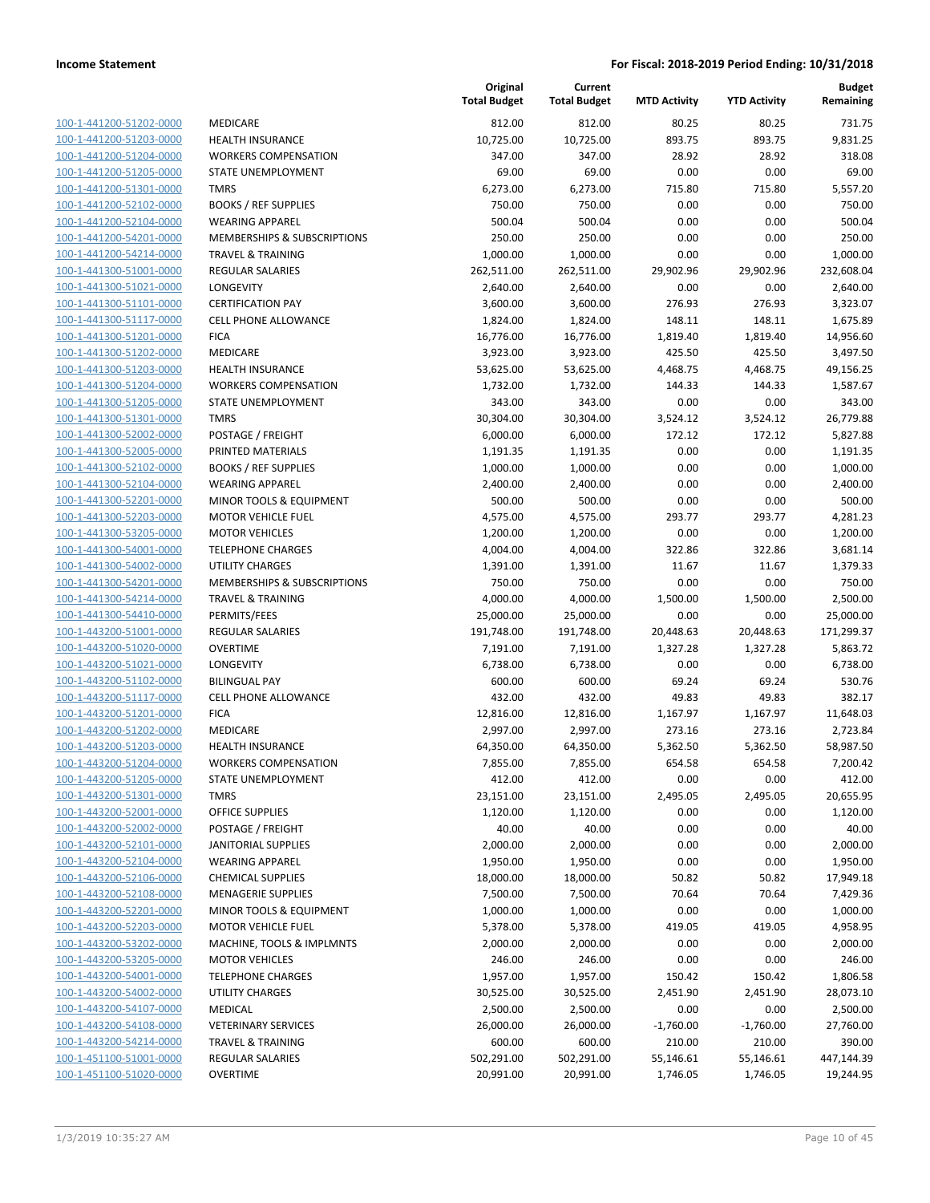| | | Original Total Budget | Current Total Budget | MTD Activity | YTD Activity | Budget Remaining |
|---|---|---|---|---|---|---|
| 100-1-441200-51202-0000 | MEDICARE | 812.00 | 812.00 | 80.25 | 80.25 | 731.75 |
| 100-1-441200-51203-0000 | HEALTH INSURANCE | 10,725.00 | 10,725.00 | 893.75 | 893.75 | 9,831.25 |
| 100-1-441200-51204-0000 | WORKERS COMPENSATION | 347.00 | 347.00 | 28.92 | 28.92 | 318.08 |
| 100-1-441200-51205-0000 | STATE UNEMPLOYMENT | 69.00 | 69.00 | 0.00 | 0.00 | 69.00 |
| 100-1-441200-51301-0000 | TMRS | 6,273.00 | 6,273.00 | 715.80 | 715.80 | 5,557.20 |
| 100-1-441200-52102-0000 | BOOKS / REF SUPPLIES | 750.00 | 750.00 | 0.00 | 0.00 | 750.00 |
| 100-1-441200-52104-0000 | WEARING APPAREL | 500.04 | 500.04 | 0.00 | 0.00 | 500.04 |
| 100-1-441200-54201-0000 | MEMBERSHIPS & SUBSCRIPTIONS | 250.00 | 250.00 | 0.00 | 0.00 | 250.00 |
| 100-1-441200-54214-0000 | TRAVEL & TRAINING | 1,000.00 | 1,000.00 | 0.00 | 0.00 | 1,000.00 |
| 100-1-441300-51001-0000 | REGULAR SALARIES | 262,511.00 | 262,511.00 | 29,902.96 | 29,902.96 | 232,608.04 |
| 100-1-441300-51021-0000 | LONGEVITY | 2,640.00 | 2,640.00 | 0.00 | 0.00 | 2,640.00 |
| 100-1-441300-51101-0000 | CERTIFICATION PAY | 3,600.00 | 3,600.00 | 276.93 | 276.93 | 3,323.07 |
| 100-1-441300-51117-0000 | CELL PHONE ALLOWANCE | 1,824.00 | 1,824.00 | 148.11 | 148.11 | 1,675.89 |
| 100-1-441300-51201-0000 | FICA | 16,776.00 | 16,776.00 | 1,819.40 | 1,819.40 | 14,956.60 |
| 100-1-441300-51202-0000 | MEDICARE | 3,923.00 | 3,923.00 | 425.50 | 425.50 | 3,497.50 |
| 100-1-441300-51203-0000 | HEALTH INSURANCE | 53,625.00 | 53,625.00 | 4,468.75 | 4,468.75 | 49,156.25 |
| 100-1-441300-51204-0000 | WORKERS COMPENSATION | 1,732.00 | 1,732.00 | 144.33 | 144.33 | 1,587.67 |
| 100-1-441300-51205-0000 | STATE UNEMPLOYMENT | 343.00 | 343.00 | 0.00 | 0.00 | 343.00 |
| 100-1-441300-51301-0000 | TMRS | 30,304.00 | 30,304.00 | 3,524.12 | 3,524.12 | 26,779.88 |
| 100-1-441300-52002-0000 | POSTAGE / FREIGHT | 6,000.00 | 6,000.00 | 172.12 | 172.12 | 5,827.88 |
| 100-1-441300-52005-0000 | PRINTED MATERIALS | 1,191.35 | 1,191.35 | 0.00 | 0.00 | 1,191.35 |
| 100-1-441300-52102-0000 | BOOKS / REF SUPPLIES | 1,000.00 | 1,000.00 | 0.00 | 0.00 | 1,000.00 |
| 100-1-441300-52104-0000 | WEARING APPAREL | 2,400.00 | 2,400.00 | 0.00 | 0.00 | 2,400.00 |
| 100-1-441300-52201-0000 | MINOR TOOLS & EQUIPMENT | 500.00 | 500.00 | 0.00 | 0.00 | 500.00 |
| 100-1-441300-52203-0000 | MOTOR VEHICLE FUEL | 4,575.00 | 4,575.00 | 293.77 | 293.77 | 4,281.23 |
| 100-1-441300-53205-0000 | MOTOR VEHICLES | 1,200.00 | 1,200.00 | 0.00 | 0.00 | 1,200.00 |
| 100-1-441300-54001-0000 | TELEPHONE CHARGES | 4,004.00 | 4,004.00 | 322.86 | 322.86 | 3,681.14 |
| 100-1-441300-54002-0000 | UTILITY CHARGES | 1,391.00 | 1,391.00 | 11.67 | 11.67 | 1,379.33 |
| 100-1-441300-54201-0000 | MEMBERSHIPS & SUBSCRIPTIONS | 750.00 | 750.00 | 0.00 | 0.00 | 750.00 |
| 100-1-441300-54214-0000 | TRAVEL & TRAINING | 4,000.00 | 4,000.00 | 1,500.00 | 1,500.00 | 2,500.00 |
| 100-1-441300-54410-0000 | PERMITS/FEES | 25,000.00 | 25,000.00 | 0.00 | 0.00 | 25,000.00 |
| 100-1-443200-51001-0000 | REGULAR SALARIES | 191,748.00 | 191,748.00 | 20,448.63 | 20,448.63 | 171,299.37 |
| 100-1-443200-51020-0000 | OVERTIME | 7,191.00 | 7,191.00 | 1,327.28 | 1,327.28 | 5,863.72 |
| 100-1-443200-51021-0000 | LONGEVITY | 6,738.00 | 6,738.00 | 0.00 | 0.00 | 6,738.00 |
| 100-1-443200-51102-0000 | BILINGUAL PAY | 600.00 | 600.00 | 69.24 | 69.24 | 530.76 |
| 100-1-443200-51117-0000 | CELL PHONE ALLOWANCE | 432.00 | 432.00 | 49.83 | 49.83 | 382.17 |
| 100-1-443200-51201-0000 | FICA | 12,816.00 | 12,816.00 | 1,167.97 | 1,167.97 | 11,648.03 |
| 100-1-443200-51202-0000 | MEDICARE | 2,997.00 | 2,997.00 | 273.16 | 273.16 | 2,723.84 |
| 100-1-443200-51203-0000 | HEALTH INSURANCE | 64,350.00 | 64,350.00 | 5,362.50 | 5,362.50 | 58,987.50 |
| 100-1-443200-51204-0000 | WORKERS COMPENSATION | 7,855.00 | 7,855.00 | 654.58 | 654.58 | 7,200.42 |
| 100-1-443200-51205-0000 | STATE UNEMPLOYMENT | 412.00 | 412.00 | 0.00 | 0.00 | 412.00 |
| 100-1-443200-51301-0000 | TMRS | 23,151.00 | 23,151.00 | 2,495.05 | 2,495.05 | 20,655.95 |
| 100-1-443200-52001-0000 | OFFICE SUPPLIES | 1,120.00 | 1,120.00 | 0.00 | 0.00 | 1,120.00 |
| 100-1-443200-52002-0000 | POSTAGE / FREIGHT | 40.00 | 40.00 | 0.00 | 0.00 | 40.00 |
| 100-1-443200-52101-0000 | JANITORIAL SUPPLIES | 2,000.00 | 2,000.00 | 0.00 | 0.00 | 2,000.00 |
| 100-1-443200-52104-0000 | WEARING APPAREL | 1,950.00 | 1,950.00 | 0.00 | 0.00 | 1,950.00 |
| 100-1-443200-52106-0000 | CHEMICAL SUPPLIES | 18,000.00 | 18,000.00 | 50.82 | 50.82 | 17,949.18 |
| 100-1-443200-52108-0000 | MENAGERIE SUPPLIES | 7,500.00 | 7,500.00 | 70.64 | 70.64 | 7,429.36 |
| 100-1-443200-52201-0000 | MINOR TOOLS & EQUIPMENT | 1,000.00 | 1,000.00 | 0.00 | 0.00 | 1,000.00 |
| 100-1-443200-52203-0000 | MOTOR VEHICLE FUEL | 5,378.00 | 5,378.00 | 419.05 | 419.05 | 4,958.95 |
| 100-1-443200-53202-0000 | MACHINE, TOOLS & IMPLMNTS | 2,000.00 | 2,000.00 | 0.00 | 0.00 | 2,000.00 |
| 100-1-443200-53205-0000 | MOTOR VEHICLES | 246.00 | 246.00 | 0.00 | 0.00 | 246.00 |
| 100-1-443200-54001-0000 | TELEPHONE CHARGES | 1,957.00 | 1,957.00 | 150.42 | 150.42 | 1,806.58 |
| 100-1-443200-54002-0000 | UTILITY CHARGES | 30,525.00 | 30,525.00 | 2,451.90 | 2,451.90 | 28,073.10 |
| 100-1-443200-54107-0000 | MEDICAL | 2,500.00 | 2,500.00 | 0.00 | 0.00 | 2,500.00 |
| 100-1-443200-54108-0000 | VETERINARY SERVICES | 26,000.00 | 26,000.00 | -1,760.00 | -1,760.00 | 27,760.00 |
| 100-1-443200-54214-0000 | TRAVEL & TRAINING | 600.00 | 600.00 | 210.00 | 210.00 | 390.00 |
| 100-1-451100-51001-0000 | REGULAR SALARIES | 502,291.00 | 502,291.00 | 55,146.61 | 55,146.61 | 447,144.39 |
| 100-1-451100-51020-0000 | OVERTIME | 20,991.00 | 20,991.00 | 1,746.05 | 1,746.05 | 19,244.95 |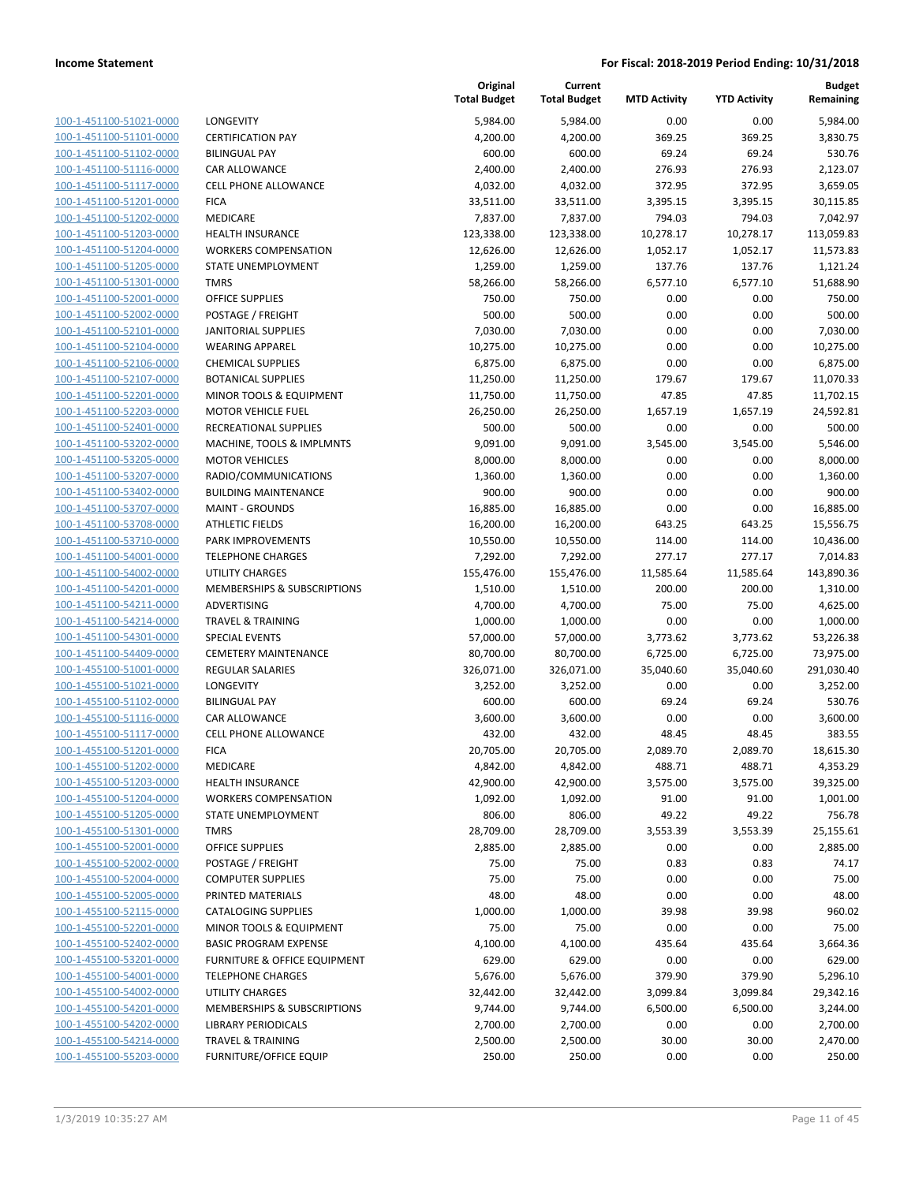| | | Original Total Budget | Current Total Budget | MTD Activity | YTD Activity | Budget Remaining |
|---|---|---|---|---|---|---|
| 100-1-451100-51021-0000 | LONGEVITY | 5,984.00 | 5,984.00 | 0.00 | 0.00 | 5,984.00 |
| 100-1-451100-51101-0000 | CERTIFICATION PAY | 4,200.00 | 4,200.00 | 369.25 | 369.25 | 3,830.75 |
| 100-1-451100-51102-0000 | BILINGUAL PAY | 600.00 | 600.00 | 69.24 | 69.24 | 530.76 |
| 100-1-451100-51116-0000 | CAR ALLOWANCE | 2,400.00 | 2,400.00 | 276.93 | 276.93 | 2,123.07 |
| 100-1-451100-51117-0000 | CELL PHONE ALLOWANCE | 4,032.00 | 4,032.00 | 372.95 | 372.95 | 3,659.05 |
| 100-1-451100-51201-0000 | FICA | 33,511.00 | 33,511.00 | 3,395.15 | 3,395.15 | 30,115.85 |
| 100-1-451100-51202-0000 | MEDICARE | 7,837.00 | 7,837.00 | 794.03 | 794.03 | 7,042.97 |
| 100-1-451100-51203-0000 | HEALTH INSURANCE | 123,338.00 | 123,338.00 | 10,278.17 | 10,278.17 | 113,059.83 |
| 100-1-451100-51204-0000 | WORKERS COMPENSATION | 12,626.00 | 12,626.00 | 1,052.17 | 1,052.17 | 11,573.83 |
| 100-1-451100-51205-0000 | STATE UNEMPLOYMENT | 1,259.00 | 1,259.00 | 137.76 | 137.76 | 1,121.24 |
| 100-1-451100-51301-0000 | TMRS | 58,266.00 | 58,266.00 | 6,577.10 | 6,577.10 | 51,688.90 |
| 100-1-451100-52001-0000 | OFFICE SUPPLIES | 750.00 | 750.00 | 0.00 | 0.00 | 750.00 |
| 100-1-451100-52002-0000 | POSTAGE / FREIGHT | 500.00 | 500.00 | 0.00 | 0.00 | 500.00 |
| 100-1-451100-52101-0000 | JANITORIAL SUPPLIES | 7,030.00 | 7,030.00 | 0.00 | 0.00 | 7,030.00 |
| 100-1-451100-52104-0000 | WEARING APPAREL | 10,275.00 | 10,275.00 | 0.00 | 0.00 | 10,275.00 |
| 100-1-451100-52106-0000 | CHEMICAL SUPPLIES | 6,875.00 | 6,875.00 | 0.00 | 0.00 | 6,875.00 |
| 100-1-451100-52107-0000 | BOTANICAL SUPPLIES | 11,250.00 | 11,250.00 | 179.67 | 179.67 | 11,070.33 |
| 100-1-451100-52201-0000 | MINOR TOOLS & EQUIPMENT | 11,750.00 | 11,750.00 | 47.85 | 47.85 | 11,702.15 |
| 100-1-451100-52203-0000 | MOTOR VEHICLE FUEL | 26,250.00 | 26,250.00 | 1,657.19 | 1,657.19 | 24,592.81 |
| 100-1-451100-52401-0000 | RECREATIONAL SUPPLIES | 500.00 | 500.00 | 0.00 | 0.00 | 500.00 |
| 100-1-451100-53202-0000 | MACHINE, TOOLS & IMPLMNTS | 9,091.00 | 9,091.00 | 3,545.00 | 3,545.00 | 5,546.00 |
| 100-1-451100-53205-0000 | MOTOR VEHICLES | 8,000.00 | 8,000.00 | 0.00 | 0.00 | 8,000.00 |
| 100-1-451100-53207-0000 | RADIO/COMMUNICATIONS | 1,360.00 | 1,360.00 | 0.00 | 0.00 | 1,360.00 |
| 100-1-451100-53402-0000 | BUILDING MAINTENANCE | 900.00 | 900.00 | 0.00 | 0.00 | 900.00 |
| 100-1-451100-53707-0000 | MAINT - GROUNDS | 16,885.00 | 16,885.00 | 0.00 | 0.00 | 16,885.00 |
| 100-1-451100-53708-0000 | ATHLETIC FIELDS | 16,200.00 | 16,200.00 | 643.25 | 643.25 | 15,556.75 |
| 100-1-451100-53710-0000 | PARK IMPROVEMENTS | 10,550.00 | 10,550.00 | 114.00 | 114.00 | 10,436.00 |
| 100-1-451100-54001-0000 | TELEPHONE CHARGES | 7,292.00 | 7,292.00 | 277.17 | 277.17 | 7,014.83 |
| 100-1-451100-54002-0000 | UTILITY CHARGES | 155,476.00 | 155,476.00 | 11,585.64 | 11,585.64 | 143,890.36 |
| 100-1-451100-54201-0000 | MEMBERSHIPS & SUBSCRIPTIONS | 1,510.00 | 1,510.00 | 200.00 | 200.00 | 1,310.00 |
| 100-1-451100-54211-0000 | ADVERTISING | 4,700.00 | 4,700.00 | 75.00 | 75.00 | 4,625.00 |
| 100-1-451100-54214-0000 | TRAVEL & TRAINING | 1,000.00 | 1,000.00 | 0.00 | 0.00 | 1,000.00 |
| 100-1-451100-54301-0000 | SPECIAL EVENTS | 57,000.00 | 57,000.00 | 3,773.62 | 3,773.62 | 53,226.38 |
| 100-1-451100-54409-0000 | CEMETERY MAINTENANCE | 80,700.00 | 80,700.00 | 6,725.00 | 6,725.00 | 73,975.00 |
| 100-1-455100-51001-0000 | REGULAR SALARIES | 326,071.00 | 326,071.00 | 35,040.60 | 35,040.60 | 291,030.40 |
| 100-1-455100-51021-0000 | LONGEVITY | 3,252.00 | 3,252.00 | 0.00 | 0.00 | 3,252.00 |
| 100-1-455100-51102-0000 | BILINGUAL PAY | 600.00 | 600.00 | 69.24 | 69.24 | 530.76 |
| 100-1-455100-51116-0000 | CAR ALLOWANCE | 3,600.00 | 3,600.00 | 0.00 | 0.00 | 3,600.00 |
| 100-1-455100-51117-0000 | CELL PHONE ALLOWANCE | 432.00 | 432.00 | 48.45 | 48.45 | 383.55 |
| 100-1-455100-51201-0000 | FICA | 20,705.00 | 20,705.00 | 2,089.70 | 2,089.70 | 18,615.30 |
| 100-1-455100-51202-0000 | MEDICARE | 4,842.00 | 4,842.00 | 488.71 | 488.71 | 4,353.29 |
| 100-1-455100-51203-0000 | HEALTH INSURANCE | 42,900.00 | 42,900.00 | 3,575.00 | 3,575.00 | 39,325.00 |
| 100-1-455100-51204-0000 | WORKERS COMPENSATION | 1,092.00 | 1,092.00 | 91.00 | 91.00 | 1,001.00 |
| 100-1-455100-51205-0000 | STATE UNEMPLOYMENT | 806.00 | 806.00 | 49.22 | 49.22 | 756.78 |
| 100-1-455100-51301-0000 | TMRS | 28,709.00 | 28,709.00 | 3,553.39 | 3,553.39 | 25,155.61 |
| 100-1-455100-52001-0000 | OFFICE SUPPLIES | 2,885.00 | 2,885.00 | 0.00 | 0.00 | 2,885.00 |
| 100-1-455100-52002-0000 | POSTAGE / FREIGHT | 75.00 | 75.00 | 0.83 | 0.83 | 74.17 |
| 100-1-455100-52004-0000 | COMPUTER SUPPLIES | 75.00 | 75.00 | 0.00 | 0.00 | 75.00 |
| 100-1-455100-52005-0000 | PRINTED MATERIALS | 48.00 | 48.00 | 0.00 | 0.00 | 48.00 |
| 100-1-455100-52115-0000 | CATALOGING SUPPLIES | 1,000.00 | 1,000.00 | 39.98 | 39.98 | 960.02 |
| 100-1-455100-52201-0000 | MINOR TOOLS & EQUIPMENT | 75.00 | 75.00 | 0.00 | 0.00 | 75.00 |
| 100-1-455100-52402-0000 | BASIC PROGRAM EXPENSE | 4,100.00 | 4,100.00 | 435.64 | 435.64 | 3,664.36 |
| 100-1-455100-53201-0000 | FURNITURE & OFFICE EQUIPMENT | 629.00 | 629.00 | 0.00 | 0.00 | 629.00 |
| 100-1-455100-54001-0000 | TELEPHONE CHARGES | 5,676.00 | 5,676.00 | 379.90 | 379.90 | 5,296.10 |
| 100-1-455100-54002-0000 | UTILITY CHARGES | 32,442.00 | 32,442.00 | 3,099.84 | 3,099.84 | 29,342.16 |
| 100-1-455100-54201-0000 | MEMBERSHIPS & SUBSCRIPTIONS | 9,744.00 | 9,744.00 | 6,500.00 | 6,500.00 | 3,244.00 |
| 100-1-455100-54202-0000 | LIBRARY PERIODICALS | 2,700.00 | 2,700.00 | 0.00 | 0.00 | 2,700.00 |
| 100-1-455100-54214-0000 | TRAVEL & TRAINING | 2,500.00 | 2,500.00 | 30.00 | 30.00 | 2,470.00 |
| 100-1-455100-55203-0000 | FURNITURE/OFFICE EQUIP | 250.00 | 250.00 | 0.00 | 0.00 | 250.00 |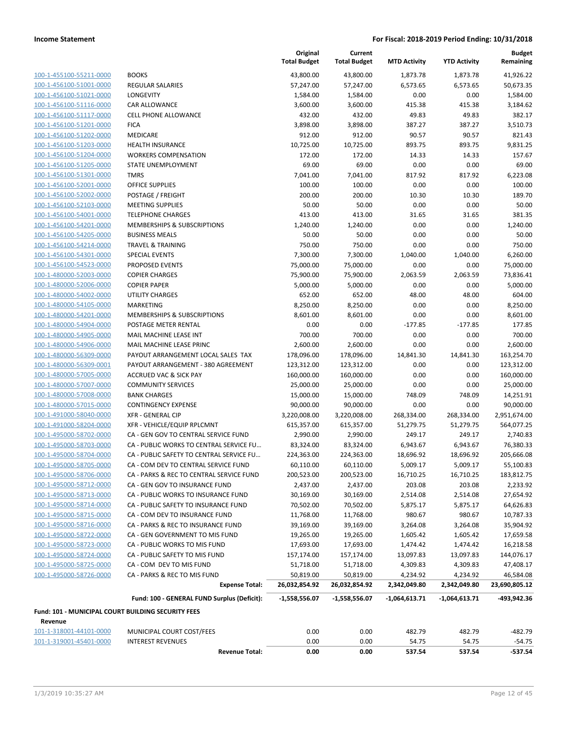**Income Statement** — **For Fiscal: 2018-2019 Period Ending: 10/31/2018**

| | | Original Total Budget | Current Total Budget | MTD Activity | YTD Activity | Budget Remaining |
|---|---|---|---|---|---|---|
| 100-1-455100-55211-0000 | BOOKS | 43,800.00 | 43,800.00 | 1,873.78 | 1,873.78 | 41,926.22 |
| 100-1-456100-51001-0000 | REGULAR SALARIES | 57,247.00 | 57,247.00 | 6,573.65 | 6,573.65 | 50,673.35 |
| 100-1-456100-51021-0000 | LONGEVITY | 1,584.00 | 1,584.00 | 0.00 | 0.00 | 1,584.00 |
| 100-1-456100-51116-0000 | CAR ALLOWANCE | 3,600.00 | 3,600.00 | 415.38 | 415.38 | 3,184.62 |
| 100-1-456100-51117-0000 | CELL PHONE ALLOWANCE | 432.00 | 432.00 | 49.83 | 49.83 | 382.17 |
| 100-1-456100-51201-0000 | FICA | 3,898.00 | 3,898.00 | 387.27 | 387.27 | 3,510.73 |
| 100-1-456100-51202-0000 | MEDICARE | 912.00 | 912.00 | 90.57 | 90.57 | 821.43 |
| 100-1-456100-51203-0000 | HEALTH INSURANCE | 10,725.00 | 10,725.00 | 893.75 | 893.75 | 9,831.25 |
| 100-1-456100-51204-0000 | WORKERS COMPENSATION | 172.00 | 172.00 | 14.33 | 14.33 | 157.67 |
| 100-1-456100-51205-0000 | STATE UNEMPLOYMENT | 69.00 | 69.00 | 0.00 | 0.00 | 69.00 |
| 100-1-456100-51301-0000 | TMRS | 7,041.00 | 7,041.00 | 817.92 | 817.92 | 6,223.08 |
| 100-1-456100-52001-0000 | OFFICE SUPPLIES | 100.00 | 100.00 | 0.00 | 0.00 | 100.00 |
| 100-1-456100-52002-0000 | POSTAGE / FREIGHT | 200.00 | 200.00 | 10.30 | 10.30 | 189.70 |
| 100-1-456100-52103-0000 | MEETING SUPPLIES | 50.00 | 50.00 | 0.00 | 0.00 | 50.00 |
| 100-1-456100-54001-0000 | TELEPHONE CHARGES | 413.00 | 413.00 | 31.65 | 31.65 | 381.35 |
| 100-1-456100-54201-0000 | MEMBERSHIPS & SUBSCRIPTIONS | 1,240.00 | 1,240.00 | 0.00 | 0.00 | 1,240.00 |
| 100-1-456100-54205-0000 | BUSINESS MEALS | 50.00 | 50.00 | 0.00 | 0.00 | 50.00 |
| 100-1-456100-54214-0000 | TRAVEL & TRAINING | 750.00 | 750.00 | 0.00 | 0.00 | 750.00 |
| 100-1-456100-54301-0000 | SPECIAL EVENTS | 7,300.00 | 7,300.00 | 1,040.00 | 1,040.00 | 6,260.00 |
| 100-1-456100-54523-0000 | PROPOSED EVENTS | 75,000.00 | 75,000.00 | 0.00 | 0.00 | 75,000.00 |
| 100-1-480000-52003-0000 | COPIER CHARGES | 75,900.00 | 75,900.00 | 2,063.59 | 2,063.59 | 73,836.41 |
| 100-1-480000-52006-0000 | COPIER PAPER | 5,000.00 | 5,000.00 | 0.00 | 0.00 | 5,000.00 |
| 100-1-480000-54002-0000 | UTILITY CHARGES | 652.00 | 652.00 | 48.00 | 48.00 | 604.00 |
| 100-1-480000-54105-0000 | MARKETING | 8,250.00 | 8,250.00 | 0.00 | 0.00 | 8,250.00 |
| 100-1-480000-54201-0000 | MEMBERSHIPS & SUBSCRIPTIONS | 8,601.00 | 8,601.00 | 0.00 | 0.00 | 8,601.00 |
| 100-1-480000-54904-0000 | POSTAGE METER RENTAL | 0.00 | 0.00 | -177.85 | -177.85 | 177.85 |
| 100-1-480000-54905-0000 | MAIL MACHINE LEASE INT | 700.00 | 700.00 | 0.00 | 0.00 | 700.00 |
| 100-1-480000-54906-0000 | MAIL MACHINE LEASE PRINC | 2,600.00 | 2,600.00 | 0.00 | 0.00 | 2,600.00 |
| 100-1-480000-56309-0000 | PAYOUT ARRANGEMENT LOCAL SALES TAX | 178,096.00 | 178,096.00 | 14,841.30 | 14,841.30 | 163,254.70 |
| 100-1-480000-56309-0001 | PAYOUT ARRANGEMENT - 380 AGREEMENT | 123,312.00 | 123,312.00 | 0.00 | 0.00 | 123,312.00 |
| 100-1-480000-57005-0000 | ACCRUED VAC & SICK PAY | 160,000.00 | 160,000.00 | 0.00 | 0.00 | 160,000.00 |
| 100-1-480000-57007-0000 | COMMUNITY SERVICES | 25,000.00 | 25,000.00 | 0.00 | 0.00 | 25,000.00 |
| 100-1-480000-57008-0000 | BANK CHARGES | 15,000.00 | 15,000.00 | 748.09 | 748.09 | 14,251.91 |
| 100-1-480000-57015-0000 | CONTINGENCY EXPENSE | 90,000.00 | 90,000.00 | 0.00 | 0.00 | 90,000.00 |
| 100-1-491000-58040-0000 | XFR - GENERAL CIP | 3,220,008.00 | 3,220,008.00 | 268,334.00 | 268,334.00 | 2,951,674.00 |
| 100-1-491000-58204-0000 | XFR - VEHICLE/EQUIP RPLCMNT | 615,357.00 | 615,357.00 | 51,279.75 | 51,279.75 | 564,077.25 |
| 100-1-495000-58702-0000 | CA - GEN GOV TO CENTRAL SERVICE FUND | 2,990.00 | 2,990.00 | 249.17 | 249.17 | 2,740.83 |
| 100-1-495000-58703-0000 | CA - PUBLIC WORKS TO CENTRAL SERVICE FU… | 83,324.00 | 83,324.00 | 6,943.67 | 6,943.67 | 76,380.33 |
| 100-1-495000-58704-0000 | CA - PUBLIC SAFETY TO CENTRAL SERVICE FU… | 224,363.00 | 224,363.00 | 18,696.92 | 18,696.92 | 205,666.08 |
| 100-1-495000-58705-0000 | CA - COM DEV TO CENTRAL SERVICE FUND | 60,110.00 | 60,110.00 | 5,009.17 | 5,009.17 | 55,100.83 |
| 100-1-495000-58706-0000 | CA - PARKS & REC TO CENTRAL SERVICE FUND | 200,523.00 | 200,523.00 | 16,710.25 | 16,710.25 | 183,812.75 |
| 100-1-495000-58712-0000 | CA - GEN GOV TO INSURANCE FUND | 2,437.00 | 2,437.00 | 203.08 | 203.08 | 2,233.92 |
| 100-1-495000-58713-0000 | CA - PUBLIC WORKS TO INSURANCE FUND | 30,169.00 | 30,169.00 | 2,514.08 | 2,514.08 | 27,654.92 |
| 100-1-495000-58714-0000 | CA - PUBLIC SAFETY TO INSURANCE FUND | 70,502.00 | 70,502.00 | 5,875.17 | 5,875.17 | 64,626.83 |
| 100-1-495000-58715-0000 | CA - COM DEV TO INSURANCE FUND | 11,768.00 | 11,768.00 | 980.67 | 980.67 | 10,787.33 |
| 100-1-495000-58716-0000 | CA - PARKS & REC TO INSURANCE FUND | 39,169.00 | 39,169.00 | 3,264.08 | 3,264.08 | 35,904.92 |
| 100-1-495000-58722-0000 | CA - GEN GOVERNMENT TO MIS FUND | 19,265.00 | 19,265.00 | 1,605.42 | 1,605.42 | 17,659.58 |
| 100-1-495000-58723-0000 | CA - PUBLIC WORKS TO MIS FUND | 17,693.00 | 17,693.00 | 1,474.42 | 1,474.42 | 16,218.58 |
| 100-1-495000-58724-0000 | CA - PUBLIC SAFETY TO MIS FUND | 157,174.00 | 157,174.00 | 13,097.83 | 13,097.83 | 144,076.17 |
| 100-1-495000-58725-0000 | CA - COM DEV TO MIS FUND | 51,718.00 | 51,718.00 | 4,309.83 | 4,309.83 | 47,408.17 |
| 100-1-495000-58726-0000 | CA - PARKS & REC TO MIS FUND | 50,819.00 | 50,819.00 | 4,234.92 | 4,234.92 | 46,584.08 |
| | **Expense Total:** | **26,032,854.92** | **26,032,854.92** | **2,342,049.80** | **2,342,049.80** | **23,690,805.12** |
| | **Fund: 100 - GENERAL FUND Surplus (Deficit):** | **-1,558,556.07** | **-1,558,556.07** | **-1,064,613.71** | **-1,064,613.71** | **-493,942.36** |

**Fund: 101 - MUNICIPAL COURT BUILDING SECURITY FEES**

**Revenue**

| | | Original Total Budget | Current Total Budget | MTD Activity | YTD Activity | Budget Remaining |
|---|---|---|---|---|---|---|
| 101-1-318001-44101-0000 | MUNICIPAL COURT COST/FEES | 0.00 | 0.00 | 482.79 | 482.79 | -482.79 |
| 101-1-319001-45401-0000 | INTEREST REVENUES | 0.00 | 0.00 | 54.75 | 54.75 | -54.75 |
| | **Revenue Total:** | **0.00** | **0.00** | **537.54** | **537.54** | **-537.54** |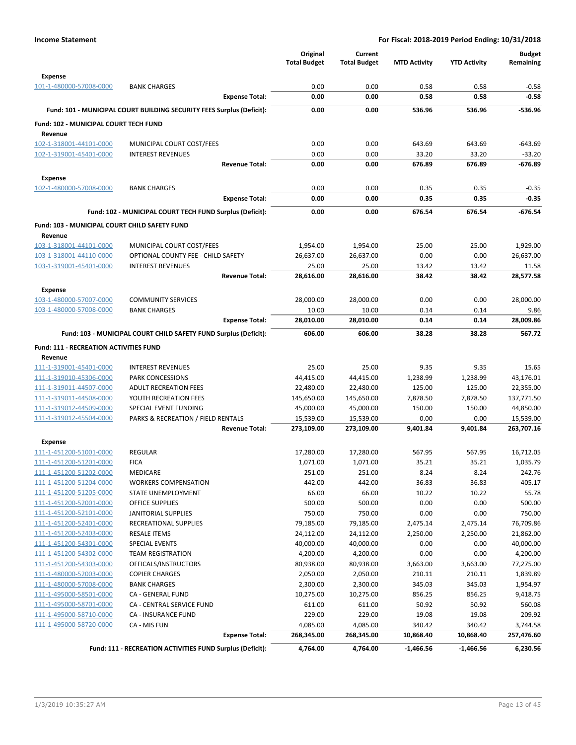| | | Original Total Budget | Current Total Budget | MTD Activity | YTD Activity | Budget Remaining |
|---|---|---|---|---|---|---|
| **Expense** | | | | | | |
| 101-1-480000-57008-0000 | BANK CHARGES | 0.00 | 0.00 | 0.58 | 0.58 | -0.58 |
| | **Expense Total:** | **0.00** | **0.00** | **0.58** | **0.58** | **-0.58** |
| | **Fund: 101 - MUNICIPAL COURT BUILDING SECURITY FEES Surplus (Deficit):** | **0.00** | **0.00** | **536.96** | **536.96** | **-536.96** |
| **Fund: 102 - MUNICIPAL COURT TECH FUND** | | | | | | |
| **Revenue** | | | | | | |
| 102-1-318001-44101-0000 | MUNICIPAL COURT COST/FEES | 0.00 | 0.00 | 643.69 | 643.69 | -643.69 |
| 102-1-319001-45401-0000 | INTEREST REVENUES | 0.00 | 0.00 | 33.20 | 33.20 | -33.20 |
| | **Revenue Total:** | **0.00** | **0.00** | **676.89** | **676.89** | **-676.89** |
| **Expense** | | | | | | |
| 102-1-480000-57008-0000 | BANK CHARGES | 0.00 | 0.00 | 0.35 | 0.35 | -0.35 |
| | **Expense Total:** | **0.00** | **0.00** | **0.35** | **0.35** | **-0.35** |
| | **Fund: 102 - MUNICIPAL COURT TECH FUND Surplus (Deficit):** | **0.00** | **0.00** | **676.54** | **676.54** | **-676.54** |
| **Fund: 103 - MUNICIPAL COURT CHILD SAFETY FUND** | | | | | | |
| **Revenue** | | | | | | |
| 103-1-318001-44101-0000 | MUNICIPAL COURT COST/FEES | 1,954.00 | 1,954.00 | 25.00 | 25.00 | 1,929.00 |
| 103-1-318001-44110-0000 | OPTIONAL COUNTY FEE - CHILD SAFETY | 26,637.00 | 26,637.00 | 0.00 | 0.00 | 26,637.00 |
| 103-1-319001-45401-0000 | INTEREST REVENUES | 25.00 | 25.00 | 13.42 | 13.42 | 11.58 |
| | **Revenue Total:** | **28,616.00** | **28,616.00** | **38.42** | **38.42** | **28,577.58** |
| **Expense** | | | | | | |
| 103-1-480000-57007-0000 | COMMUNITY SERVICES | 28,000.00 | 28,000.00 | 0.00 | 0.00 | 28,000.00 |
| 103-1-480000-57008-0000 | BANK CHARGES | 10.00 | 10.00 | 0.14 | 0.14 | 9.86 |
| | **Expense Total:** | **28,010.00** | **28,010.00** | **0.14** | **0.14** | **28,009.86** |
| | **Fund: 103 - MUNICIPAL COURT CHILD SAFETY FUND Surplus (Deficit):** | **606.00** | **606.00** | **38.28** | **38.28** | **567.72** |
| **Fund: 111 - RECREATION ACTIVITIES FUND** | | | | | | |
| **Revenue** | | | | | | |
| 111-1-319001-45401-0000 | INTEREST REVENUES | 25.00 | 25.00 | 9.35 | 9.35 | 15.65 |
| 111-1-319010-45306-0000 | PARK CONCESSIONS | 44,415.00 | 44,415.00 | 1,238.99 | 1,238.99 | 43,176.01 |
| 111-1-319011-44507-0000 | ADULT RECREATION FEES | 22,480.00 | 22,480.00 | 125.00 | 125.00 | 22,355.00 |
| 111-1-319011-44508-0000 | YOUTH RECREATION FEES | 145,650.00 | 145,650.00 | 7,878.50 | 7,878.50 | 137,771.50 |
| 111-1-319012-44509-0000 | SPECIAL EVENT FUNDING | 45,000.00 | 45,000.00 | 150.00 | 150.00 | 44,850.00 |
| 111-1-319012-45504-0000 | PARKS & RECREATION / FIELD RENTALS | 15,539.00 | 15,539.00 | 0.00 | 0.00 | 15,539.00 |
| | **Revenue Total:** | **273,109.00** | **273,109.00** | **9,401.84** | **9,401.84** | **263,707.16** |
| **Expense** | | | | | | |
| 111-1-451200-51001-0000 | REGULAR | 17,280.00 | 17,280.00 | 567.95 | 567.95 | 16,712.05 |
| 111-1-451200-51201-0000 | FICA | 1,071.00 | 1,071.00 | 35.21 | 35.21 | 1,035.79 |
| 111-1-451200-51202-0000 | MEDICARE | 251.00 | 251.00 | 8.24 | 8.24 | 242.76 |
| 111-1-451200-51204-0000 | WORKERS COMPENSATION | 442.00 | 442.00 | 36.83 | 36.83 | 405.17 |
| 111-1-451200-51205-0000 | STATE UNEMPLOYMENT | 66.00 | 66.00 | 10.22 | 10.22 | 55.78 |
| 111-1-451200-52001-0000 | OFFICE SUPPLIES | 500.00 | 500.00 | 0.00 | 0.00 | 500.00 |
| 111-1-451200-52101-0000 | JANITORIAL SUPPLIES | 750.00 | 750.00 | 0.00 | 0.00 | 750.00 |
| 111-1-451200-52401-0000 | RECREATIONAL SUPPLIES | 79,185.00 | 79,185.00 | 2,475.14 | 2,475.14 | 76,709.86 |
| 111-1-451200-52403-0000 | RESALE ITEMS | 24,112.00 | 24,112.00 | 2,250.00 | 2,250.00 | 21,862.00 |
| 111-1-451200-54301-0000 | SPECIAL EVENTS | 40,000.00 | 40,000.00 | 0.00 | 0.00 | 40,000.00 |
| 111-1-451200-54302-0000 | TEAM REGISTRATION | 4,200.00 | 4,200.00 | 0.00 | 0.00 | 4,200.00 |
| 111-1-451200-54303-0000 | OFFICALS/INSTRUCTORS | 80,938.00 | 80,938.00 | 3,663.00 | 3,663.00 | 77,275.00 |
| 111-1-480000-52003-0000 | COPIER CHARGES | 2,050.00 | 2,050.00 | 210.11 | 210.11 | 1,839.89 |
| 111-1-480000-57008-0000 | BANK CHARGES | 2,300.00 | 2,300.00 | 345.03 | 345.03 | 1,954.97 |
| 111-1-495000-58501-0000 | CA - GENERAL FUND | 10,275.00 | 10,275.00 | 856.25 | 856.25 | 9,418.75 |
| 111-1-495000-58701-0000 | CA - CENTRAL SERVICE FUND | 611.00 | 611.00 | 50.92 | 50.92 | 560.08 |
| 111-1-495000-58710-0000 | CA - INSURANCE FUND | 229.00 | 229.00 | 19.08 | 19.08 | 209.92 |
| 111-1-495000-58720-0000 | CA - MIS FUN | 4,085.00 | 4,085.00 | 340.42 | 340.42 | 3,744.58 |
| | **Expense Total:** | **268,345.00** | **268,345.00** | **10,868.40** | **10,868.40** | **257,476.60** |
| | **Fund: 111 - RECREATION ACTIVITIES FUND Surplus (Deficit):** | **4,764.00** | **4,764.00** | **-1,466.56** | **-1,466.56** | **6,230.56** |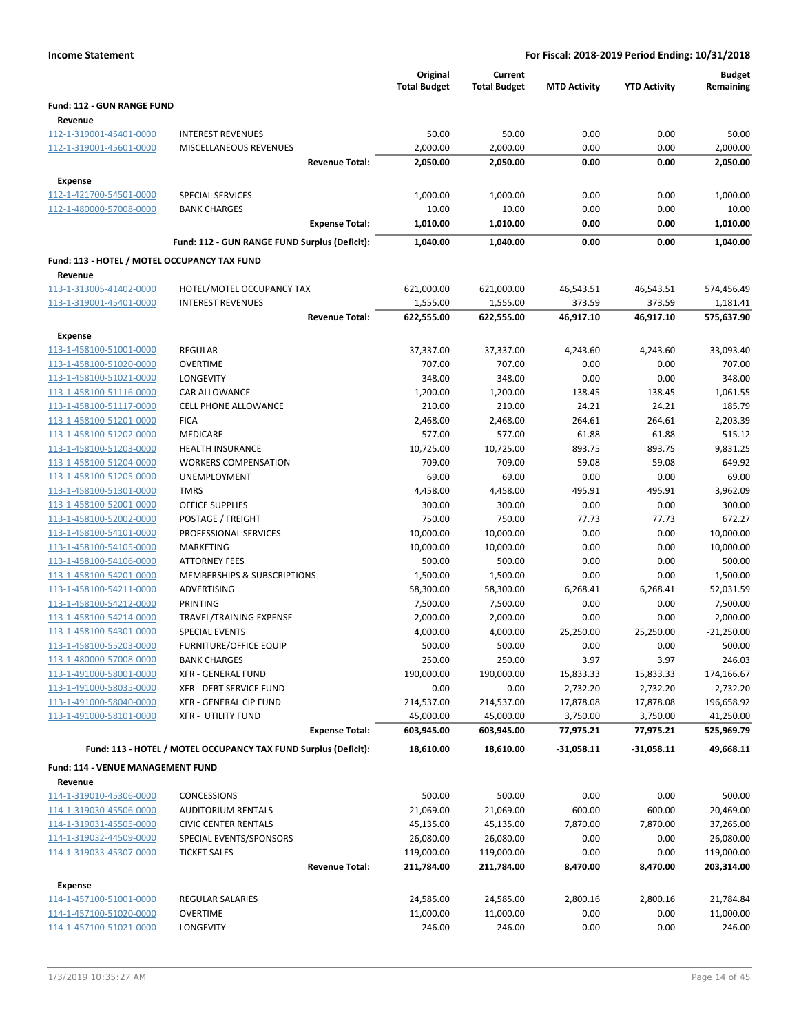**Income Statement** | **For Fiscal: 2018-2019 Period Ending: 10/31/2018**

| | | Original Total Budget | Current Total Budget | MTD Activity | YTD Activity | Budget Remaining |
|---|---|---|---|---|---|---|
| **Fund: 112 - GUN RANGE FUND** | | | | | | |
| **Revenue** | | | | | | |
| 112-1-319001-45401-0000 | INTEREST REVENUES | 50.00 | 50.00 | 0.00 | 0.00 | 50.00 |
| 112-1-319001-45601-0000 | MISCELLANEOUS REVENUES | 2,000.00 | 2,000.00 | 0.00 | 0.00 | 2,000.00 |
| | **Revenue Total:** | **2,050.00** | **2,050.00** | **0.00** | **0.00** | **2,050.00** |
| **Expense** | | | | | | |
| 112-1-421700-54501-0000 | SPECIAL SERVICES | 1,000.00 | 1,000.00 | 0.00 | 0.00 | 1,000.00 |
| 112-1-480000-57008-0000 | BANK CHARGES | 10.00 | 10.00 | 0.00 | 0.00 | 10.00 |
| | **Expense Total:** | **1,010.00** | **1,010.00** | **0.00** | **0.00** | **1,010.00** |
| | **Fund: 112 - GUN RANGE FUND Surplus (Deficit):** | **1,040.00** | **1,040.00** | **0.00** | **0.00** | **1,040.00** |
| **Fund: 113 - HOTEL / MOTEL OCCUPANCY TAX FUND** | | | | | | |
| **Revenue** | | | | | | |
| 113-1-313005-41402-0000 | HOTEL/MOTEL OCCUPANCY TAX | 621,000.00 | 621,000.00 | 46,543.51 | 46,543.51 | 574,456.49 |
| 113-1-319001-45401-0000 | INTEREST REVENUES | 1,555.00 | 1,555.00 | 373.59 | 373.59 | 1,181.41 |
| | **Revenue Total:** | **622,555.00** | **622,555.00** | **46,917.10** | **46,917.10** | **575,637.90** |
| **Expense** | | | | | | |
| 113-1-458100-51001-0000 | REGULAR | 37,337.00 | 37,337.00 | 4,243.60 | 4,243.60 | 33,093.40 |
| 113-1-458100-51020-0000 | OVERTIME | 707.00 | 707.00 | 0.00 | 0.00 | 707.00 |
| 113-1-458100-51021-0000 | LONGEVITY | 348.00 | 348.00 | 0.00 | 0.00 | 348.00 |
| 113-1-458100-51116-0000 | CAR ALLOWANCE | 1,200.00 | 1,200.00 | 138.45 | 138.45 | 1,061.55 |
| 113-1-458100-51117-0000 | CELL PHONE ALLOWANCE | 210.00 | 210.00 | 24.21 | 24.21 | 185.79 |
| 113-1-458100-51201-0000 | FICA | 2,468.00 | 2,468.00 | 264.61 | 264.61 | 2,203.39 |
| 113-1-458100-51202-0000 | MEDICARE | 577.00 | 577.00 | 61.88 | 61.88 | 515.12 |
| 113-1-458100-51203-0000 | HEALTH INSURANCE | 10,725.00 | 10,725.00 | 893.75 | 893.75 | 9,831.25 |
| 113-1-458100-51204-0000 | WORKERS COMPENSATION | 709.00 | 709.00 | 59.08 | 59.08 | 649.92 |
| 113-1-458100-51205-0000 | UNEMPLOYMENT | 69.00 | 69.00 | 0.00 | 0.00 | 69.00 |
| 113-1-458100-51301-0000 | TMRS | 4,458.00 | 4,458.00 | 495.91 | 495.91 | 3,962.09 |
| 113-1-458100-52001-0000 | OFFICE SUPPLIES | 300.00 | 300.00 | 0.00 | 0.00 | 300.00 |
| 113-1-458100-52002-0000 | POSTAGE / FREIGHT | 750.00 | 750.00 | 77.73 | 77.73 | 672.27 |
| 113-1-458100-54101-0000 | PROFESSIONAL SERVICES | 10,000.00 | 10,000.00 | 0.00 | 0.00 | 10,000.00 |
| 113-1-458100-54105-0000 | MARKETING | 10,000.00 | 10,000.00 | 0.00 | 0.00 | 10,000.00 |
| 113-1-458100-54106-0000 | ATTORNEY FEES | 500.00 | 500.00 | 0.00 | 0.00 | 500.00 |
| 113-1-458100-54201-0000 | MEMBERSHIPS & SUBSCRIPTIONS | 1,500.00 | 1,500.00 | 0.00 | 0.00 | 1,500.00 |
| 113-1-458100-54211-0000 | ADVERTISING | 58,300.00 | 58,300.00 | 6,268.41 | 6,268.41 | 52,031.59 |
| 113-1-458100-54212-0000 | PRINTING | 7,500.00 | 7,500.00 | 0.00 | 0.00 | 7,500.00 |
| 113-1-458100-54214-0000 | TRAVEL/TRAINING EXPENSE | 2,000.00 | 2,000.00 | 0.00 | 0.00 | 2,000.00 |
| 113-1-458100-54301-0000 | SPECIAL EVENTS | 4,000.00 | 4,000.00 | 25,250.00 | 25,250.00 | -21,250.00 |
| 113-1-458100-55203-0000 | FURNITURE/OFFICE EQUIP | 500.00 | 500.00 | 0.00 | 0.00 | 500.00 |
| 113-1-480000-57008-0000 | BANK CHARGES | 250.00 | 250.00 | 3.97 | 3.97 | 246.03 |
| 113-1-491000-58001-0000 | XFR - GENERAL FUND | 190,000.00 | 190,000.00 | 15,833.33 | 15,833.33 | 174,166.67 |
| 113-1-491000-58035-0000 | XFR - DEBT SERVICE FUND | 0.00 | 0.00 | 2,732.20 | 2,732.20 | -2,732.20 |
| 113-1-491000-58040-0000 | XFR - GENERAL CIP FUND | 214,537.00 | 214,537.00 | 17,878.08 | 17,878.08 | 196,658.92 |
| 113-1-491000-58101-0000 | XFR - UTILITY FUND | 45,000.00 | 45,000.00 | 3,750.00 | 3,750.00 | 41,250.00 |
| | **Expense Total:** | **603,945.00** | **603,945.00** | **77,975.21** | **77,975.21** | **525,969.79** |
| | **Fund: 113 - HOTEL / MOTEL OCCUPANCY TAX FUND Surplus (Deficit):** | **18,610.00** | **18,610.00** | **-31,058.11** | **-31,058.11** | **49,668.11** |
| **Fund: 114 - VENUE MANAGEMENT FUND** | | | | | | |
| **Revenue** | | | | | | |
| 114-1-319010-45306-0000 | CONCESSIONS | 500.00 | 500.00 | 0.00 | 0.00 | 500.00 |
| 114-1-319030-45506-0000 | AUDITORIUM RENTALS | 21,069.00 | 21,069.00 | 600.00 | 600.00 | 20,469.00 |
| 114-1-319031-45505-0000 | CIVIC CENTER RENTALS | 45,135.00 | 45,135.00 | 7,870.00 | 7,870.00 | 37,265.00 |
| 114-1-319032-44509-0000 | SPECIAL EVENTS/SPONSORS | 26,080.00 | 26,080.00 | 0.00 | 0.00 | 26,080.00 |
| 114-1-319033-45307-0000 | TICKET SALES | 119,000.00 | 119,000.00 | 0.00 | 0.00 | 119,000.00 |
| | **Revenue Total:** | **211,784.00** | **211,784.00** | **8,470.00** | **8,470.00** | **203,314.00** |
| **Expense** | | | | | | |
| 114-1-457100-51001-0000 | REGULAR SALARIES | 24,585.00 | 24,585.00 | 2,800.16 | 2,800.16 | 21,784.84 |
| 114-1-457100-51020-0000 | OVERTIME | 11,000.00 | 11,000.00 | 0.00 | 0.00 | 11,000.00 |
| 114-1-457100-51021-0000 | LONGEVITY | 246.00 | 246.00 | 0.00 | 0.00 | 246.00 |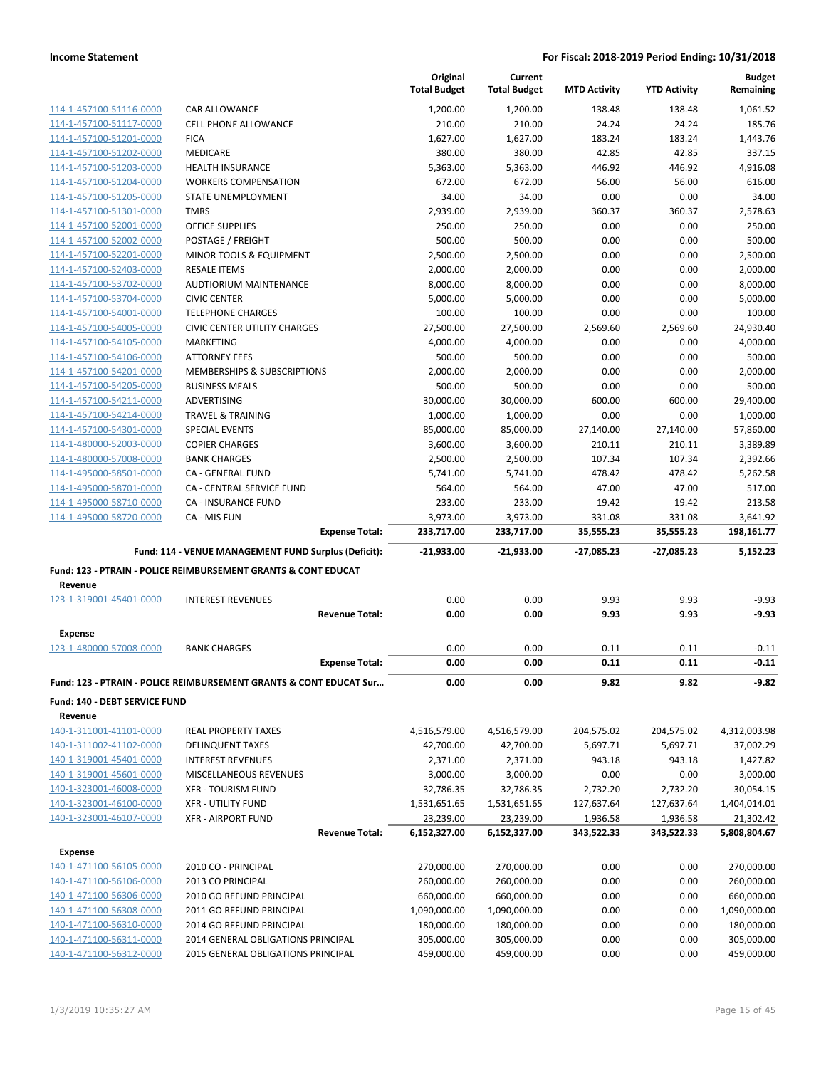| | | Original Total Budget | Current Total Budget | MTD Activity | YTD Activity | Budget Remaining |
|---|---|---|---|---|---|---|
| 114-1-457100-51116-0000 | CAR ALLOWANCE | 1,200.00 | 1,200.00 | 138.48 | 138.48 | 1,061.52 |
| 114-1-457100-51117-0000 | CELL PHONE ALLOWANCE | 210.00 | 210.00 | 24.24 | 24.24 | 185.76 |
| 114-1-457100-51201-0000 | FICA | 1,627.00 | 1,627.00 | 183.24 | 183.24 | 1,443.76 |
| 114-1-457100-51202-0000 | MEDICARE | 380.00 | 380.00 | 42.85 | 42.85 | 337.15 |
| 114-1-457100-51203-0000 | HEALTH INSURANCE | 5,363.00 | 5,363.00 | 446.92 | 446.92 | 4,916.08 |
| 114-1-457100-51204-0000 | WORKERS COMPENSATION | 672.00 | 672.00 | 56.00 | 56.00 | 616.00 |
| 114-1-457100-51205-0000 | STATE UNEMPLOYMENT | 34.00 | 34.00 | 0.00 | 0.00 | 34.00 |
| 114-1-457100-51301-0000 | TMRS | 2,939.00 | 2,939.00 | 360.37 | 360.37 | 2,578.63 |
| 114-1-457100-52001-0000 | OFFICE SUPPLIES | 250.00 | 250.00 | 0.00 | 0.00 | 250.00 |
| 114-1-457100-52002-0000 | POSTAGE / FREIGHT | 500.00 | 500.00 | 0.00 | 0.00 | 500.00 |
| 114-1-457100-52201-0000 | MINOR TOOLS & EQUIPMENT | 2,500.00 | 2,500.00 | 0.00 | 0.00 | 2,500.00 |
| 114-1-457100-52403-0000 | RESALE ITEMS | 2,000.00 | 2,000.00 | 0.00 | 0.00 | 2,000.00 |
| 114-1-457100-53702-0000 | AUDTIORIUM MAINTENANCE | 8,000.00 | 8,000.00 | 0.00 | 0.00 | 8,000.00 |
| 114-1-457100-53704-0000 | CIVIC CENTER | 5,000.00 | 5,000.00 | 0.00 | 0.00 | 5,000.00 |
| 114-1-457100-54001-0000 | TELEPHONE CHARGES | 100.00 | 100.00 | 0.00 | 0.00 | 100.00 |
| 114-1-457100-54005-0000 | CIVIC CENTER UTILITY CHARGES | 27,500.00 | 27,500.00 | 2,569.60 | 2,569.60 | 24,930.40 |
| 114-1-457100-54105-0000 | MARKETING | 4,000.00 | 4,000.00 | 0.00 | 0.00 | 4,000.00 |
| 114-1-457100-54106-0000 | ATTORNEY FEES | 500.00 | 500.00 | 0.00 | 0.00 | 500.00 |
| 114-1-457100-54201-0000 | MEMBERSHIPS & SUBSCRIPTIONS | 2,000.00 | 2,000.00 | 0.00 | 0.00 | 2,000.00 |
| 114-1-457100-54205-0000 | BUSINESS MEALS | 500.00 | 500.00 | 0.00 | 0.00 | 500.00 |
| 114-1-457100-54211-0000 | ADVERTISING | 30,000.00 | 30,000.00 | 600.00 | 600.00 | 29,400.00 |
| 114-1-457100-54214-0000 | TRAVEL & TRAINING | 1,000.00 | 1,000.00 | 0.00 | 0.00 | 1,000.00 |
| 114-1-457100-54301-0000 | SPECIAL EVENTS | 85,000.00 | 85,000.00 | 27,140.00 | 27,140.00 | 57,860.00 |
| 114-1-480000-52003-0000 | COPIER CHARGES | 3,600.00 | 3,600.00 | 210.11 | 210.11 | 3,389.89 |
| 114-1-480000-57008-0000 | BANK CHARGES | 2,500.00 | 2,500.00 | 107.34 | 107.34 | 2,392.66 |
| 114-1-495000-58501-0000 | CA - GENERAL FUND | 5,741.00 | 5,741.00 | 478.42 | 478.42 | 5,262.58 |
| 114-1-495000-58701-0000 | CA - CENTRAL SERVICE FUND | 564.00 | 564.00 | 47.00 | 47.00 | 517.00 |
| 114-1-495000-58710-0000 | CA - INSURANCE FUND | 233.00 | 233.00 | 19.42 | 19.42 | 213.58 |
| 114-1-495000-58720-0000 | CA - MIS FUN | 3,973.00 | 3,973.00 | 331.08 | 331.08 | 3,641.92 |
| | **Expense Total:** | **233,717.00** | **233,717.00** | **35,555.23** | **35,555.23** | **198,161.77** |
| | **Fund: 114 - VENUE MANAGEMENT FUND Surplus (Deficit):** | **-21,933.00** | **-21,933.00** | **-27,085.23** | **-27,085.23** | **5,152.23** |

**Fund: 123 - PTRAIN - POLICE REIMBURSEMENT GRANTS & CONT EDUCAT**

| | | Original Total Budget | Current Total Budget | MTD Activity | YTD Activity | Budget Remaining |
|---|---|---|---|---|---|---|
| **Revenue** | | | | | | |
| 123-1-319001-45401-0000 | INTEREST REVENUES | 0.00 | 0.00 | 9.93 | 9.93 | -9.93 |
| | **Revenue Total:** | **0.00** | **0.00** | **9.93** | **9.93** | **-9.93** |
| **Expense** | | | | | | |
| 123-1-480000-57008-0000 | BANK CHARGES | 0.00 | 0.00 | 0.11 | 0.11 | -0.11 |
| | **Expense Total:** | **0.00** | **0.00** | **0.11** | **0.11** | **-0.11** |
| **Fund: 123 - PTRAIN - POLICE REIMBURSEMENT GRANTS & CONT EDUCAT Sur...** | | **0.00** | **0.00** | **9.82** | **9.82** | **-9.82** |

**Fund: 140 - DEBT SERVICE FUND**

| | | Original Total Budget | Current Total Budget | MTD Activity | YTD Activity | Budget Remaining |
|---|---|---|---|---|---|---|
| **Revenue** | | | | | | |
| 140-1-311001-41101-0000 | REAL PROPERTY TAXES | 4,516,579.00 | 4,516,579.00 | 204,575.02 | 204,575.02 | 4,312,003.98 |
| 140-1-311002-41102-0000 | DELINQUENT TAXES | 42,700.00 | 42,700.00 | 5,697.71 | 5,697.71 | 37,002.29 |
| 140-1-319001-45401-0000 | INTEREST REVENUES | 2,371.00 | 2,371.00 | 943.18 | 943.18 | 1,427.82 |
| 140-1-319001-45601-0000 | MISCELLANEOUS REVENUES | 3,000.00 | 3,000.00 | 0.00 | 0.00 | 3,000.00 |
| 140-1-323001-46008-0000 | XFR - TOURISM FUND | 32,786.35 | 32,786.35 | 2,732.20 | 2,732.20 | 30,054.15 |
| 140-1-323001-46100-0000 | XFR - UTILITY FUND | 1,531,651.65 | 1,531,651.65 | 127,637.64 | 127,637.64 | 1,404,014.01 |
| 140-1-323001-46107-0000 | XFR - AIRPORT FUND | 23,239.00 | 23,239.00 | 1,936.58 | 1,936.58 | 21,302.42 |
| | **Revenue Total:** | **6,152,327.00** | **6,152,327.00** | **343,522.33** | **343,522.33** | **5,808,804.67** |
| **Expense** | | | | | | |
| 140-1-471100-56105-0000 | 2010 CO - PRINCIPAL | 270,000.00 | 270,000.00 | 0.00 | 0.00 | 270,000.00 |
| 140-1-471100-56106-0000 | 2013 CO PRINCIPAL | 260,000.00 | 260,000.00 | 0.00 | 0.00 | 260,000.00 |
| 140-1-471100-56306-0000 | 2010 GO REFUND PRINCIPAL | 660,000.00 | 660,000.00 | 0.00 | 0.00 | 660,000.00 |
| 140-1-471100-56308-0000 | 2011 GO REFUND PRINCIPAL | 1,090,000.00 | 1,090,000.00 | 0.00 | 0.00 | 1,090,000.00 |
| 140-1-471100-56310-0000 | 2014 GO REFUND PRINCIPAL | 180,000.00 | 180,000.00 | 0.00 | 0.00 | 180,000.00 |
| 140-1-471100-56311-0000 | 2014 GENERAL OBLIGATIONS PRINCIPAL | 305,000.00 | 305,000.00 | 0.00 | 0.00 | 305,000.00 |
| 140-1-471100-56312-0000 | 2015 GENERAL OBLIGATIONS PRINCIPAL | 459,000.00 | 459,000.00 | 0.00 | 0.00 | 459,000.00 |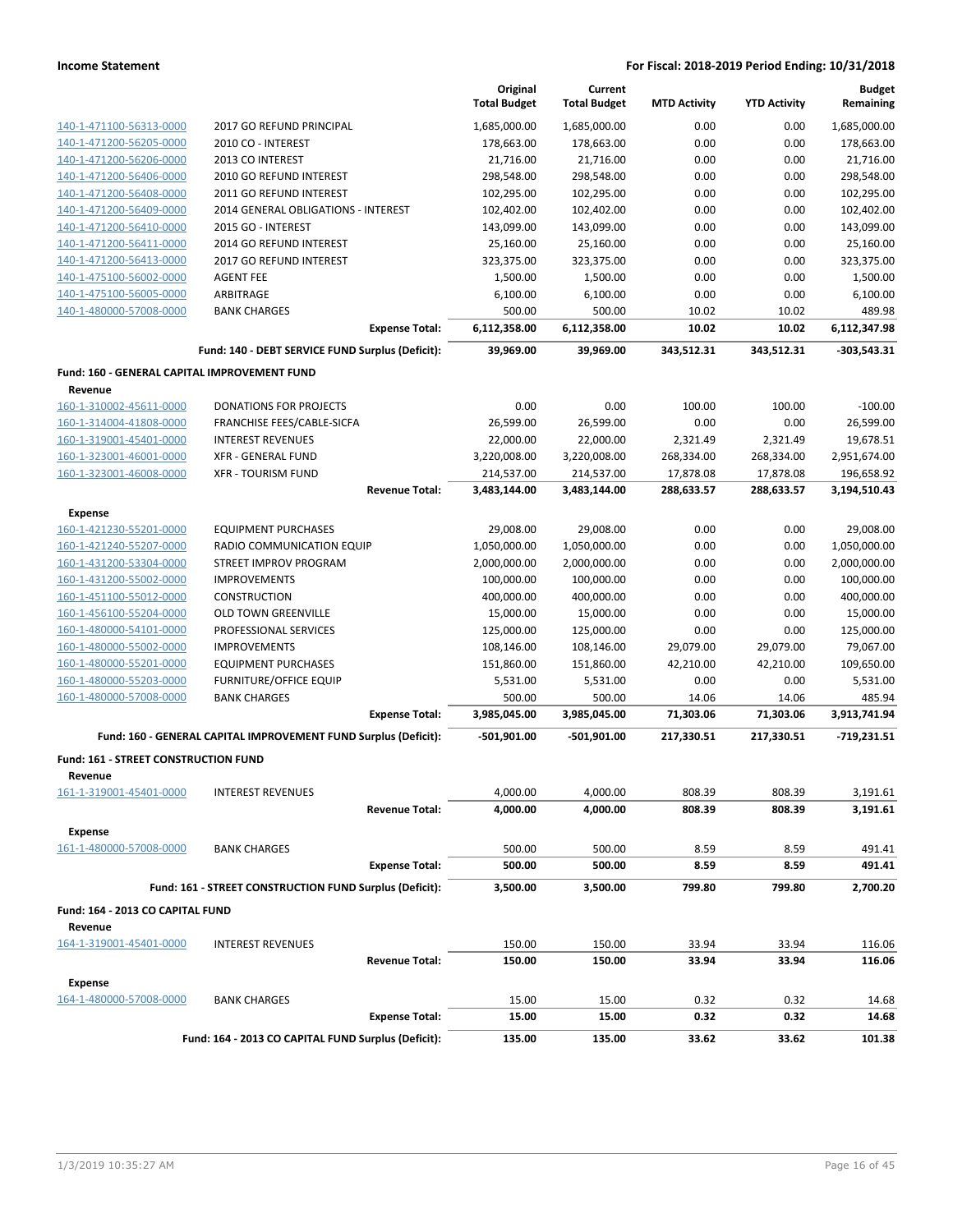| | | Original Total Budget | Current Total Budget | MTD Activity | YTD Activity | Budget Remaining |
|---|---|---|---|---|---|---|
| 140-1-471100-56313-0000 | 2017 GO REFUND PRINCIPAL | 1,685,000.00 | 1,685,000.00 | 0.00 | 0.00 | 1,685,000.00 |
| 140-1-471200-56205-0000 | 2010 CO - INTEREST | 178,663.00 | 178,663.00 | 0.00 | 0.00 | 178,663.00 |
| 140-1-471200-56206-0000 | 2013 CO INTEREST | 21,716.00 | 21,716.00 | 0.00 | 0.00 | 21,716.00 |
| 140-1-471200-56406-0000 | 2010 GO REFUND INTEREST | 298,548.00 | 298,548.00 | 0.00 | 0.00 | 298,548.00 |
| 140-1-471200-56408-0000 | 2011 GO REFUND INTEREST | 102,295.00 | 102,295.00 | 0.00 | 0.00 | 102,295.00 |
| 140-1-471200-56409-0000 | 2014 GENERAL OBLIGATIONS - INTEREST | 102,402.00 | 102,402.00 | 0.00 | 0.00 | 102,402.00 |
| 140-1-471200-56410-0000 | 2015 GO - INTEREST | 143,099.00 | 143,099.00 | 0.00 | 0.00 | 143,099.00 |
| 140-1-471200-56411-0000 | 2014 GO REFUND INTEREST | 25,160.00 | 25,160.00 | 0.00 | 0.00 | 25,160.00 |
| 140-1-471200-56413-0000 | 2017 GO REFUND INTEREST | 323,375.00 | 323,375.00 | 0.00 | 0.00 | 323,375.00 |
| 140-1-475100-56002-0000 | AGENT FEE | 1,500.00 | 1,500.00 | 0.00 | 0.00 | 1,500.00 |
| 140-1-475100-56005-0000 | ARBITRAGE | 6,100.00 | 6,100.00 | 0.00 | 0.00 | 6,100.00 |
| 140-1-480000-57008-0000 | BANK CHARGES | 500.00 | 500.00 | 10.02 | 10.02 | 489.98 |
| | **Expense Total:** | **6,112,358.00** | **6,112,358.00** | **10.02** | **10.02** | **6,112,347.98** |
| | **Fund: 140 - DEBT SERVICE FUND Surplus (Deficit):** | **39,969.00** | **39,969.00** | **343,512.31** | **343,512.31** | **-303,543.31** |
| **Fund: 160 - GENERAL CAPITAL IMPROVEMENT FUND** | | | | | | |
| **Revenue** | | | | | | |
| 160-1-310002-45611-0000 | DONATIONS FOR PROJECTS | 0.00 | 0.00 | 100.00 | 100.00 | -100.00 |
| 160-1-314004-41808-0000 | FRANCHISE FEES/CABLE-SICFA | 26,599.00 | 26,599.00 | 0.00 | 0.00 | 26,599.00 |
| 160-1-319001-45401-0000 | INTEREST REVENUES | 22,000.00 | 22,000.00 | 2,321.49 | 2,321.49 | 19,678.51 |
| 160-1-323001-46001-0000 | XFR - GENERAL FUND | 3,220,008.00 | 3,220,008.00 | 268,334.00 | 268,334.00 | 2,951,674.00 |
| 160-1-323001-46008-0000 | XFR - TOURISM FUND | 214,537.00 | 214,537.00 | 17,878.08 | 17,878.08 | 196,658.92 |
| | **Revenue Total:** | **3,483,144.00** | **3,483,144.00** | **288,633.57** | **288,633.57** | **3,194,510.43** |
| **Expense** | | | | | | |
| 160-1-421230-55201-0000 | EQUIPMENT PURCHASES | 29,008.00 | 29,008.00 | 0.00 | 0.00 | 29,008.00 |
| 160-1-421240-55207-0000 | RADIO COMMUNICATION EQUIP | 1,050,000.00 | 1,050,000.00 | 0.00 | 0.00 | 1,050,000.00 |
| 160-1-431200-53304-0000 | STREET IMPROV PROGRAM | 2,000,000.00 | 2,000,000.00 | 0.00 | 0.00 | 2,000,000.00 |
| 160-1-431200-55002-0000 | IMPROVEMENTS | 100,000.00 | 100,000.00 | 0.00 | 0.00 | 100,000.00 |
| 160-1-451100-55012-0000 | CONSTRUCTION | 400,000.00 | 400,000.00 | 0.00 | 0.00 | 400,000.00 |
| 160-1-456100-55204-0000 | OLD TOWN GREENVILLE | 15,000.00 | 15,000.00 | 0.00 | 0.00 | 15,000.00 |
| 160-1-480000-54101-0000 | PROFESSIONAL SERVICES | 125,000.00 | 125,000.00 | 0.00 | 0.00 | 125,000.00 |
| 160-1-480000-55002-0000 | IMPROVEMENTS | 108,146.00 | 108,146.00 | 29,079.00 | 29,079.00 | 79,067.00 |
| 160-1-480000-55201-0000 | EQUIPMENT PURCHASES | 151,860.00 | 151,860.00 | 42,210.00 | 42,210.00 | 109,650.00 |
| 160-1-480000-55203-0000 | FURNITURE/OFFICE EQUIP | 5,531.00 | 5,531.00 | 0.00 | 0.00 | 5,531.00 |
| 160-1-480000-57008-0000 | BANK CHARGES | 500.00 | 500.00 | 14.06 | 14.06 | 485.94 |
| | **Expense Total:** | **3,985,045.00** | **3,985,045.00** | **71,303.06** | **71,303.06** | **3,913,741.94** |
| | **Fund: 160 - GENERAL CAPITAL IMPROVEMENT FUND Surplus (Deficit):** | **-501,901.00** | **-501,901.00** | **217,330.51** | **217,330.51** | **-719,231.51** |
| **Fund: 161 - STREET CONSTRUCTION FUND** | | | | | | |
| **Revenue** | | | | | | |
| 161-1-319001-45401-0000 | INTEREST REVENUES | 4,000.00 | 4,000.00 | 808.39 | 808.39 | 3,191.61 |
| | **Revenue Total:** | **4,000.00** | **4,000.00** | **808.39** | **808.39** | **3,191.61** |
| **Expense** | | | | | | |
| 161-1-480000-57008-0000 | BANK CHARGES | 500.00 | 500.00 | 8.59 | 8.59 | 491.41 |
| | **Expense Total:** | **500.00** | **500.00** | **8.59** | **8.59** | **491.41** |
| | **Fund: 161 - STREET CONSTRUCTION FUND Surplus (Deficit):** | **3,500.00** | **3,500.00** | **799.80** | **799.80** | **2,700.20** |
| **Fund: 164 - 2013 CO CAPITAL FUND** | | | | | | |
| **Revenue** | | | | | | |
| 164-1-319001-45401-0000 | INTEREST REVENUES | 150.00 | 150.00 | 33.94 | 33.94 | 116.06 |
| | **Revenue Total:** | **150.00** | **150.00** | **33.94** | **33.94** | **116.06** |
| **Expense** | | | | | | |
| 164-1-480000-57008-0000 | BANK CHARGES | 15.00 | 15.00 | 0.32 | 0.32 | 14.68 |
| | **Expense Total:** | **15.00** | **15.00** | **0.32** | **0.32** | **14.68** |
| | **Fund: 164 - 2013 CO CAPITAL FUND Surplus (Deficit):** | **135.00** | **135.00** | **33.62** | **33.62** | **101.38** |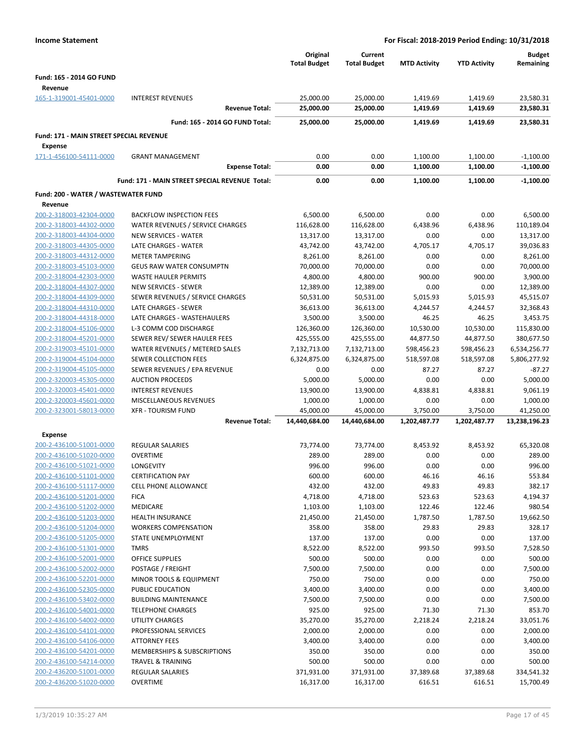**Income Statement** — **For Fiscal: 2018-2019 Period Ending: 10/31/2018**

| | | Original Total Budget | Current Total Budget | MTD Activity | YTD Activity | Budget Remaining |
|---|---|---|---|---|---|---|
| **Fund: 165 - 2014 GO FUND** | | | | | | |
| **Revenue** | | | | | | |
| 165-1-319001-45401-0000 | INTEREST REVENUES | 25,000.00 | 25,000.00 | 1,419.69 | 1,419.69 | 23,580.31 |
| | **Revenue Total:** | **25,000.00** | **25,000.00** | **1,419.69** | **1,419.69** | **23,580.31** |
| | **Fund: 165 - 2014 GO FUND Total:** | **25,000.00** | **25,000.00** | **1,419.69** | **1,419.69** | **23,580.31** |
| **Fund: 171 - MAIN STREET SPECIAL REVENUE** | | | | | | |
| **Expense** | | | | | | |
| 171-1-456100-54111-0000 | GRANT MANAGEMENT | 0.00 | 0.00 | 1,100.00 | 1,100.00 | -1,100.00 |
| | **Expense Total:** | **0.00** | **0.00** | **1,100.00** | **1,100.00** | **-1,100.00** |
| | **Fund: 171 - MAIN STREET SPECIAL REVENUE Total:** | **0.00** | **0.00** | **1,100.00** | **1,100.00** | **-1,100.00** |
| **Fund: 200 - WATER / WASTEWATER FUND** | | | | | | |
| **Revenue** | | | | | | |
| 200-2-318003-42304-0000 | BACKFLOW INSPECTION FEES | 6,500.00 | 6,500.00 | 0.00 | 0.00 | 6,500.00 |
| 200-2-318003-44302-0000 | WATER REVENUES / SERVICE CHARGES | 116,628.00 | 116,628.00 | 6,438.96 | 6,438.96 | 110,189.04 |
| 200-2-318003-44304-0000 | NEW SERVICES - WATER | 13,317.00 | 13,317.00 | 0.00 | 0.00 | 13,317.00 |
| 200-2-318003-44305-0000 | LATE CHARGES - WATER | 43,742.00 | 43,742.00 | 4,705.17 | 4,705.17 | 39,036.83 |
| 200-2-318003-44312-0000 | METER TAMPERING | 8,261.00 | 8,261.00 | 0.00 | 0.00 | 8,261.00 |
| 200-2-318003-45103-0000 | GEUS RAW WATER CONSUMPTN | 70,000.00 | 70,000.00 | 0.00 | 0.00 | 70,000.00 |
| 200-2-318004-42303-0000 | WASTE HAULER PERMITS | 4,800.00 | 4,800.00 | 900.00 | 900.00 | 3,900.00 |
| 200-2-318004-44307-0000 | NEW SERVICES - SEWER | 12,389.00 | 12,389.00 | 0.00 | 0.00 | 12,389.00 |
| 200-2-318004-44309-0000 | SEWER REVENUES / SERVICE CHARGES | 50,531.00 | 50,531.00 | 5,015.93 | 5,015.93 | 45,515.07 |
| 200-2-318004-44310-0000 | LATE CHARGES - SEWER | 36,613.00 | 36,613.00 | 4,244.57 | 4,244.57 | 32,368.43 |
| 200-2-318004-44318-0000 | LATE CHARGES - WASTEHAULERS | 3,500.00 | 3,500.00 | 46.25 | 46.25 | 3,453.75 |
| 200-2-318004-45106-0000 | L-3 COMM COD DISCHARGE | 126,360.00 | 126,360.00 | 10,530.00 | 10,530.00 | 115,830.00 |
| 200-2-318004-45201-0000 | SEWER REV/ SEWER HAULER FEES | 425,555.00 | 425,555.00 | 44,877.50 | 44,877.50 | 380,677.50 |
| 200-2-319003-45101-0000 | WATER REVENUES / METERED SALES | 7,132,713.00 | 7,132,713.00 | 598,456.23 | 598,456.23 | 6,534,256.77 |
| 200-2-319004-45104-0000 | SEWER COLLECTION FEES | 6,324,875.00 | 6,324,875.00 | 518,597.08 | 518,597.08 | 5,806,277.92 |
| 200-2-319004-45105-0000 | SEWER REVENUES / EPA REVENUE | 0.00 | 0.00 | 87.27 | 87.27 | -87.27 |
| 200-2-320003-45305-0000 | AUCTION PROCEEDS | 5,000.00 | 5,000.00 | 0.00 | 0.00 | 5,000.00 |
| 200-2-320003-45401-0000 | INTEREST REVENUES | 13,900.00 | 13,900.00 | 4,838.81 | 4,838.81 | 9,061.19 |
| 200-2-320003-45601-0000 | MISCELLANEOUS REVENUES | 1,000.00 | 1,000.00 | 0.00 | 0.00 | 1,000.00 |
| 200-2-323001-58013-0000 | XFR - TOURISM FUND | 45,000.00 | 45,000.00 | 3,750.00 | 3,750.00 | 41,250.00 |
| | **Revenue Total:** | **14,440,684.00** | **14,440,684.00** | **1,202,487.77** | **1,202,487.77** | **13,238,196.23** |
| **Expense** | | | | | | |
| 200-2-436100-51001-0000 | REGULAR SALARIES | 73,774.00 | 73,774.00 | 8,453.92 | 8,453.92 | 65,320.08 |
| 200-2-436100-51020-0000 | OVERTIME | 289.00 | 289.00 | 0.00 | 0.00 | 289.00 |
| 200-2-436100-51021-0000 | LONGEVITY | 996.00 | 996.00 | 0.00 | 0.00 | 996.00 |
| 200-2-436100-51101-0000 | CERTIFICATION PAY | 600.00 | 600.00 | 46.16 | 46.16 | 553.84 |
| 200-2-436100-51117-0000 | CELL PHONE ALLOWANCE | 432.00 | 432.00 | 49.83 | 49.83 | 382.17 |
| 200-2-436100-51201-0000 | FICA | 4,718.00 | 4,718.00 | 523.63 | 523.63 | 4,194.37 |
| 200-2-436100-51202-0000 | MEDICARE | 1,103.00 | 1,103.00 | 122.46 | 122.46 | 980.54 |
| 200-2-436100-51203-0000 | HEALTH INSURANCE | 21,450.00 | 21,450.00 | 1,787.50 | 1,787.50 | 19,662.50 |
| 200-2-436100-51204-0000 | WORKERS COMPENSATION | 358.00 | 358.00 | 29.83 | 29.83 | 328.17 |
| 200-2-436100-51205-0000 | STATE UNEMPLOYMENT | 137.00 | 137.00 | 0.00 | 0.00 | 137.00 |
| 200-2-436100-51301-0000 | TMRS | 8,522.00 | 8,522.00 | 993.50 | 993.50 | 7,528.50 |
| 200-2-436100-52001-0000 | OFFICE SUPPLIES | 500.00 | 500.00 | 0.00 | 0.00 | 500.00 |
| 200-2-436100-52002-0000 | POSTAGE / FREIGHT | 7,500.00 | 7,500.00 | 0.00 | 0.00 | 7,500.00 |
| 200-2-436100-52201-0000 | MINOR TOOLS & EQUIPMENT | 750.00 | 750.00 | 0.00 | 0.00 | 750.00 |
| 200-2-436100-52305-0000 | PUBLIC EDUCATION | 3,400.00 | 3,400.00 | 0.00 | 0.00 | 3,400.00 |
| 200-2-436100-53402-0000 | BUILDING MAINTENANCE | 7,500.00 | 7,500.00 | 0.00 | 0.00 | 7,500.00 |
| 200-2-436100-54001-0000 | TELEPHONE CHARGES | 925.00 | 925.00 | 71.30 | 71.30 | 853.70 |
| 200-2-436100-54002-0000 | UTILITY CHARGES | 35,270.00 | 35,270.00 | 2,218.24 | 2,218.24 | 33,051.76 |
| 200-2-436100-54101-0000 | PROFESSIONAL SERVICES | 2,000.00 | 2,000.00 | 0.00 | 0.00 | 2,000.00 |
| 200-2-436100-54106-0000 | ATTORNEY FEES | 3,400.00 | 3,400.00 | 0.00 | 0.00 | 3,400.00 |
| 200-2-436100-54201-0000 | MEMBERSHIPS & SUBSCRIPTIONS | 350.00 | 350.00 | 0.00 | 0.00 | 350.00 |
| 200-2-436100-54214-0000 | TRAVEL & TRAINING | 500.00 | 500.00 | 0.00 | 0.00 | 500.00 |
| 200-2-436200-51001-0000 | REGULAR SALARIES | 371,931.00 | 371,931.00 | 37,389.68 | 37,389.68 | 334,541.32 |
| 200-2-436200-51020-0000 | OVERTIME | 16,317.00 | 16,317.00 | 616.51 | 616.51 | 15,700.49 |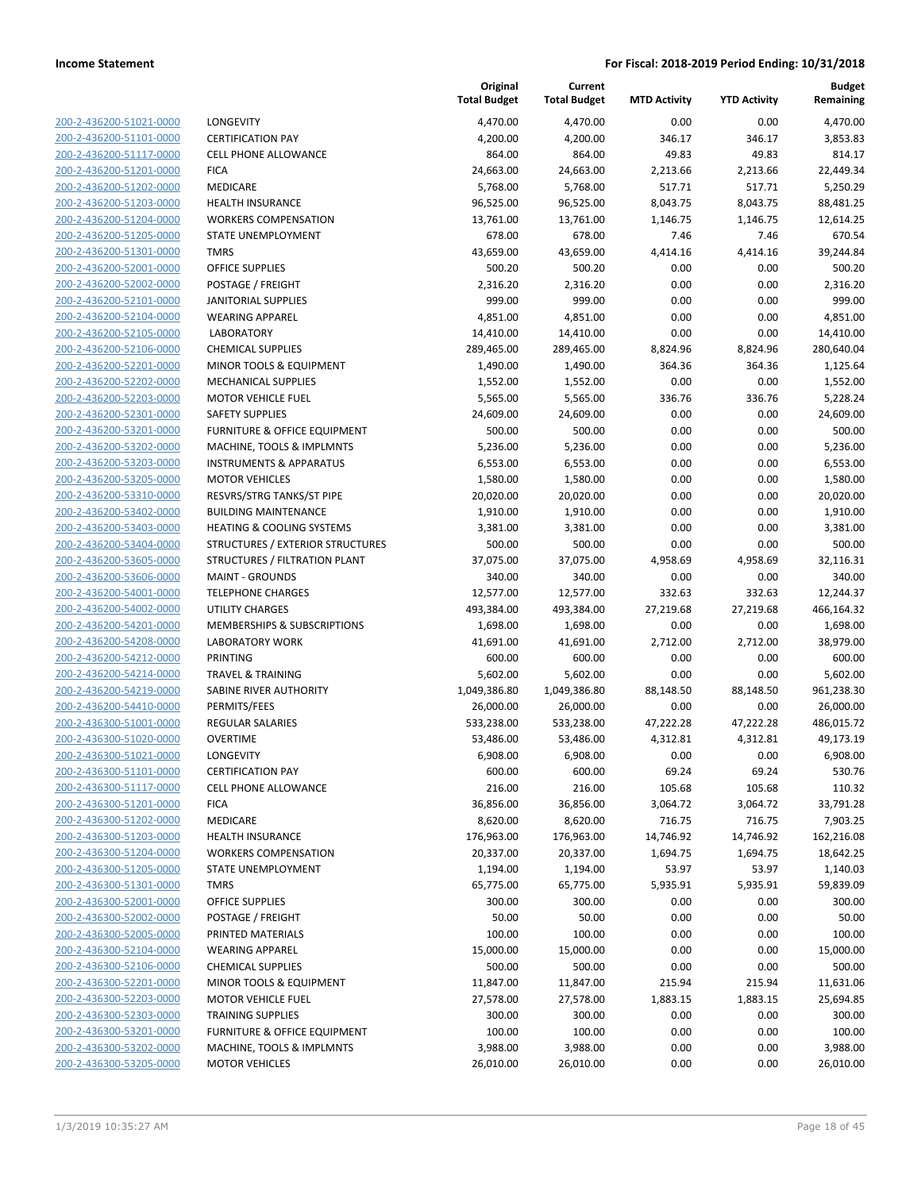**Income Statement** | **For Fiscal: 2018-2019 Period Ending: 10/31/2018**

| | | Original Total Budget | Current Total Budget | MTD Activity | YTD Activity | Budget Remaining |
|---|---|---|---|---|---|---|
| 200-2-436200-51021-0000 | LONGEVITY | 4,470.00 | 4,470.00 | 0.00 | 0.00 | 4,470.00 |
| 200-2-436200-51101-0000 | CERTIFICATION PAY | 4,200.00 | 4,200.00 | 346.17 | 346.17 | 3,853.83 |
| 200-2-436200-51117-0000 | CELL PHONE ALLOWANCE | 864.00 | 864.00 | 49.83 | 49.83 | 814.17 |
| 200-2-436200-51201-0000 | FICA | 24,663.00 | 24,663.00 | 2,213.66 | 2,213.66 | 22,449.34 |
| 200-2-436200-51202-0000 | MEDICARE | 5,768.00 | 5,768.00 | 517.71 | 517.71 | 5,250.29 |
| 200-2-436200-51203-0000 | HEALTH INSURANCE | 96,525.00 | 96,525.00 | 8,043.75 | 8,043.75 | 88,481.25 |
| 200-2-436200-51204-0000 | WORKERS COMPENSATION | 13,761.00 | 13,761.00 | 1,146.75 | 1,146.75 | 12,614.25 |
| 200-2-436200-51205-0000 | STATE UNEMPLOYMENT | 678.00 | 678.00 | 7.46 | 7.46 | 670.54 |
| 200-2-436200-51301-0000 | TMRS | 43,659.00 | 43,659.00 | 4,414.16 | 4,414.16 | 39,244.84 |
| 200-2-436200-52001-0000 | OFFICE SUPPLIES | 500.20 | 500.20 | 0.00 | 0.00 | 500.20 |
| 200-2-436200-52002-0000 | POSTAGE / FREIGHT | 2,316.20 | 2,316.20 | 0.00 | 0.00 | 2,316.20 |
| 200-2-436200-52101-0000 | JANITORIAL SUPPLIES | 999.00 | 999.00 | 0.00 | 0.00 | 999.00 |
| 200-2-436200-52104-0000 | WEARING APPAREL | 4,851.00 | 4,851.00 | 0.00 | 0.00 | 4,851.00 |
| 200-2-436200-52105-0000 | LABORATORY | 14,410.00 | 14,410.00 | 0.00 | 0.00 | 14,410.00 |
| 200-2-436200-52106-0000 | CHEMICAL SUPPLIES | 289,465.00 | 289,465.00 | 8,824.96 | 8,824.96 | 280,640.04 |
| 200-2-436200-52201-0000 | MINOR TOOLS & EQUIPMENT | 1,490.00 | 1,490.00 | 364.36 | 364.36 | 1,125.64 |
| 200-2-436200-52202-0000 | MECHANICAL SUPPLIES | 1,552.00 | 1,552.00 | 0.00 | 0.00 | 1,552.00 |
| 200-2-436200-52203-0000 | MOTOR VEHICLE FUEL | 5,565.00 | 5,565.00 | 336.76 | 336.76 | 5,228.24 |
| 200-2-436200-52301-0000 | SAFETY SUPPLIES | 24,609.00 | 24,609.00 | 0.00 | 0.00 | 24,609.00 |
| 200-2-436200-53201-0000 | FURNITURE & OFFICE EQUIPMENT | 500.00 | 500.00 | 0.00 | 0.00 | 500.00 |
| 200-2-436200-53202-0000 | MACHINE, TOOLS & IMPLMNTS | 5,236.00 | 5,236.00 | 0.00 | 0.00 | 5,236.00 |
| 200-2-436200-53203-0000 | INSTRUMENTS & APPARATUS | 6,553.00 | 6,553.00 | 0.00 | 0.00 | 6,553.00 |
| 200-2-436200-53205-0000 | MOTOR VEHICLES | 1,580.00 | 1,580.00 | 0.00 | 0.00 | 1,580.00 |
| 200-2-436200-53310-0000 | RESVRS/STRG TANKS/ST PIPE | 20,020.00 | 20,020.00 | 0.00 | 0.00 | 20,020.00 |
| 200-2-436200-53402-0000 | BUILDING MAINTENANCE | 1,910.00 | 1,910.00 | 0.00 | 0.00 | 1,910.00 |
| 200-2-436200-53403-0000 | HEATING & COOLING SYSTEMS | 3,381.00 | 3,381.00 | 0.00 | 0.00 | 3,381.00 |
| 200-2-436200-53404-0000 | STRUCTURES / EXTERIOR STRUCTURES | 500.00 | 500.00 | 0.00 | 0.00 | 500.00 |
| 200-2-436200-53605-0000 | STRUCTURES / FILTRATION PLANT | 37,075.00 | 37,075.00 | 4,958.69 | 4,958.69 | 32,116.31 |
| 200-2-436200-53606-0000 | MAINT - GROUNDS | 340.00 | 340.00 | 0.00 | 0.00 | 340.00 |
| 200-2-436200-54001-0000 | TELEPHONE CHARGES | 12,577.00 | 12,577.00 | 332.63 | 332.63 | 12,244.37 |
| 200-2-436200-54002-0000 | UTILITY CHARGES | 493,384.00 | 493,384.00 | 27,219.68 | 27,219.68 | 466,164.32 |
| 200-2-436200-54201-0000 | MEMBERSHIPS & SUBSCRIPTIONS | 1,698.00 | 1,698.00 | 0.00 | 0.00 | 1,698.00 |
| 200-2-436200-54208-0000 | LABORATORY WORK | 41,691.00 | 41,691.00 | 2,712.00 | 2,712.00 | 38,979.00 |
| 200-2-436200-54212-0000 | PRINTING | 600.00 | 600.00 | 0.00 | 0.00 | 600.00 |
| 200-2-436200-54214-0000 | TRAVEL & TRAINING | 5,602.00 | 5,602.00 | 0.00 | 0.00 | 5,602.00 |
| 200-2-436200-54219-0000 | SABINE RIVER AUTHORITY | 1,049,386.80 | 1,049,386.80 | 88,148.50 | 88,148.50 | 961,238.30 |
| 200-2-436200-54410-0000 | PERMITS/FEES | 26,000.00 | 26,000.00 | 0.00 | 0.00 | 26,000.00 |
| 200-2-436300-51001-0000 | REGULAR SALARIES | 533,238.00 | 533,238.00 | 47,222.28 | 47,222.28 | 486,015.72 |
| 200-2-436300-51020-0000 | OVERTIME | 53,486.00 | 53,486.00 | 4,312.81 | 4,312.81 | 49,173.19 |
| 200-2-436300-51021-0000 | LONGEVITY | 6,908.00 | 6,908.00 | 0.00 | 0.00 | 6,908.00 |
| 200-2-436300-51101-0000 | CERTIFICATION PAY | 600.00 | 600.00 | 69.24 | 69.24 | 530.76 |
| 200-2-436300-51117-0000 | CELL PHONE ALLOWANCE | 216.00 | 216.00 | 105.68 | 105.68 | 110.32 |
| 200-2-436300-51201-0000 | FICA | 36,856.00 | 36,856.00 | 3,064.72 | 3,064.72 | 33,791.28 |
| 200-2-436300-51202-0000 | MEDICARE | 8,620.00 | 8,620.00 | 716.75 | 716.75 | 7,903.25 |
| 200-2-436300-51203-0000 | HEALTH INSURANCE | 176,963.00 | 176,963.00 | 14,746.92 | 14,746.92 | 162,216.08 |
| 200-2-436300-51204-0000 | WORKERS COMPENSATION | 20,337.00 | 20,337.00 | 1,694.75 | 1,694.75 | 18,642.25 |
| 200-2-436300-51205-0000 | STATE UNEMPLOYMENT | 1,194.00 | 1,194.00 | 53.97 | 53.97 | 1,140.03 |
| 200-2-436300-51301-0000 | TMRS | 65,775.00 | 65,775.00 | 5,935.91 | 5,935.91 | 59,839.09 |
| 200-2-436300-52001-0000 | OFFICE SUPPLIES | 300.00 | 300.00 | 0.00 | 0.00 | 300.00 |
| 200-2-436300-52002-0000 | POSTAGE / FREIGHT | 50.00 | 50.00 | 0.00 | 0.00 | 50.00 |
| 200-2-436300-52005-0000 | PRINTED MATERIALS | 100.00 | 100.00 | 0.00 | 0.00 | 100.00 |
| 200-2-436300-52104-0000 | WEARING APPAREL | 15,000.00 | 15,000.00 | 0.00 | 0.00 | 15,000.00 |
| 200-2-436300-52106-0000 | CHEMICAL SUPPLIES | 500.00 | 500.00 | 0.00 | 0.00 | 500.00 |
| 200-2-436300-52201-0000 | MINOR TOOLS & EQUIPMENT | 11,847.00 | 11,847.00 | 215.94 | 215.94 | 11,631.06 |
| 200-2-436300-52203-0000 | MOTOR VEHICLE FUEL | 27,578.00 | 27,578.00 | 1,883.15 | 1,883.15 | 25,694.85 |
| 200-2-436300-52303-0000 | TRAINING SUPPLIES | 300.00 | 300.00 | 0.00 | 0.00 | 300.00 |
| 200-2-436300-53201-0000 | FURNITURE & OFFICE EQUIPMENT | 100.00 | 100.00 | 0.00 | 0.00 | 100.00 |
| 200-2-436300-53202-0000 | MACHINE, TOOLS & IMPLMNTS | 3,988.00 | 3,988.00 | 0.00 | 0.00 | 3,988.00 |
| 200-2-436300-53205-0000 | MOTOR VEHICLES | 26,010.00 | 26,010.00 | 0.00 | 0.00 | 26,010.00 |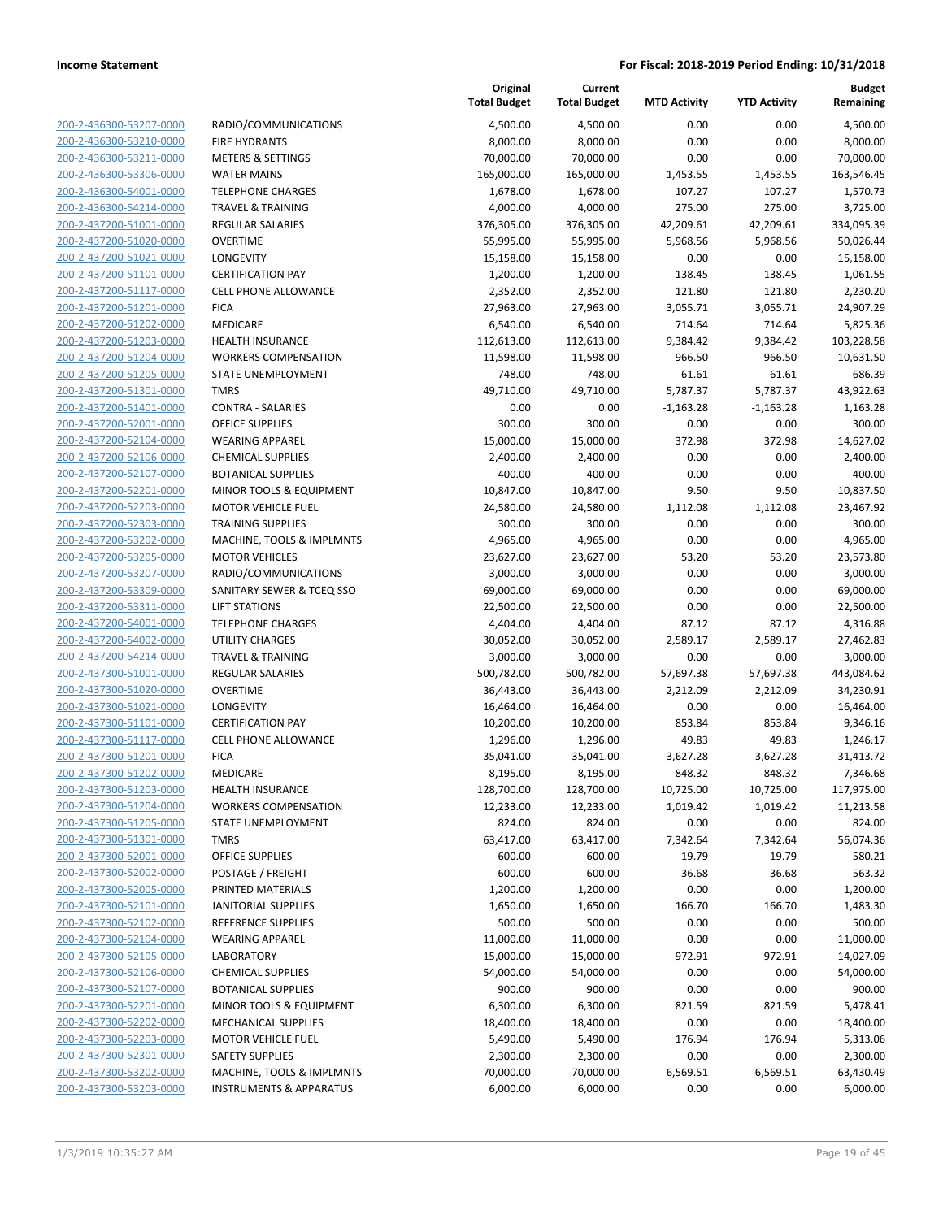**Income Statement** | **For Fiscal: 2018-2019 Period Ending: 10/31/2018**

| | | Original Total Budget | Current Total Budget | MTD Activity | YTD Activity | Budget Remaining |
|---|---|---|---|---|---|---|
| 200-2-436300-53207-0000 | RADIO/COMMUNICATIONS | 4,500.00 | 4,500.00 | 0.00 | 0.00 | 4,500.00 |
| 200-2-436300-53210-0000 | FIRE HYDRANTS | 8,000.00 | 8,000.00 | 0.00 | 0.00 | 8,000.00 |
| 200-2-436300-53211-0000 | METERS & SETTINGS | 70,000.00 | 70,000.00 | 0.00 | 0.00 | 70,000.00 |
| 200-2-436300-53306-0000 | WATER MAINS | 165,000.00 | 165,000.00 | 1,453.55 | 1,453.55 | 163,546.45 |
| 200-2-436300-54001-0000 | TELEPHONE CHARGES | 1,678.00 | 1,678.00 | 107.27 | 107.27 | 1,570.73 |
| 200-2-436300-54214-0000 | TRAVEL & TRAINING | 4,000.00 | 4,000.00 | 275.00 | 275.00 | 3,725.00 |
| 200-2-437200-51001-0000 | REGULAR SALARIES | 376,305.00 | 376,305.00 | 42,209.61 | 42,209.61 | 334,095.39 |
| 200-2-437200-51020-0000 | OVERTIME | 55,995.00 | 55,995.00 | 5,968.56 | 5,968.56 | 50,026.44 |
| 200-2-437200-51021-0000 | LONGEVITY | 15,158.00 | 15,158.00 | 0.00 | 0.00 | 15,158.00 |
| 200-2-437200-51101-0000 | CERTIFICATION PAY | 1,200.00 | 1,200.00 | 138.45 | 138.45 | 1,061.55 |
| 200-2-437200-51117-0000 | CELL PHONE ALLOWANCE | 2,352.00 | 2,352.00 | 121.80 | 121.80 | 2,230.20 |
| 200-2-437200-51201-0000 | FICA | 27,963.00 | 27,963.00 | 3,055.71 | 3,055.71 | 24,907.29 |
| 200-2-437200-51202-0000 | MEDICARE | 6,540.00 | 6,540.00 | 714.64 | 714.64 | 5,825.36 |
| 200-2-437200-51203-0000 | HEALTH INSURANCE | 112,613.00 | 112,613.00 | 9,384.42 | 9,384.42 | 103,228.58 |
| 200-2-437200-51204-0000 | WORKERS COMPENSATION | 11,598.00 | 11,598.00 | 966.50 | 966.50 | 10,631.50 |
| 200-2-437200-51205-0000 | STATE UNEMPLOYMENT | 748.00 | 748.00 | 61.61 | 61.61 | 686.39 |
| 200-2-437200-51301-0000 | TMRS | 49,710.00 | 49,710.00 | 5,787.37 | 5,787.37 | 43,922.63 |
| 200-2-437200-51401-0000 | CONTRA - SALARIES | 0.00 | 0.00 | -1,163.28 | -1,163.28 | 1,163.28 |
| 200-2-437200-52001-0000 | OFFICE SUPPLIES | 300.00 | 300.00 | 0.00 | 0.00 | 300.00 |
| 200-2-437200-52104-0000 | WEARING APPAREL | 15,000.00 | 15,000.00 | 372.98 | 372.98 | 14,627.02 |
| 200-2-437200-52106-0000 | CHEMICAL SUPPLIES | 2,400.00 | 2,400.00 | 0.00 | 0.00 | 2,400.00 |
| 200-2-437200-52107-0000 | BOTANICAL SUPPLIES | 400.00 | 400.00 | 0.00 | 0.00 | 400.00 |
| 200-2-437200-52201-0000 | MINOR TOOLS & EQUIPMENT | 10,847.00 | 10,847.00 | 9.50 | 9.50 | 10,837.50 |
| 200-2-437200-52203-0000 | MOTOR VEHICLE FUEL | 24,580.00 | 24,580.00 | 1,112.08 | 1,112.08 | 23,467.92 |
| 200-2-437200-52303-0000 | TRAINING SUPPLIES | 300.00 | 300.00 | 0.00 | 0.00 | 300.00 |
| 200-2-437200-53202-0000 | MACHINE, TOOLS & IMPLMNTS | 4,965.00 | 4,965.00 | 0.00 | 0.00 | 4,965.00 |
| 200-2-437200-53205-0000 | MOTOR VEHICLES | 23,627.00 | 23,627.00 | 53.20 | 53.20 | 23,573.80 |
| 200-2-437200-53207-0000 | RADIO/COMMUNICATIONS | 3,000.00 | 3,000.00 | 0.00 | 0.00 | 3,000.00 |
| 200-2-437200-53309-0000 | SANITARY SEWER & TCEQ SSO | 69,000.00 | 69,000.00 | 0.00 | 0.00 | 69,000.00 |
| 200-2-437200-53311-0000 | LIFT STATIONS | 22,500.00 | 22,500.00 | 0.00 | 0.00 | 22,500.00 |
| 200-2-437200-54001-0000 | TELEPHONE CHARGES | 4,404.00 | 4,404.00 | 87.12 | 87.12 | 4,316.88 |
| 200-2-437200-54002-0000 | UTILITY CHARGES | 30,052.00 | 30,052.00 | 2,589.17 | 2,589.17 | 27,462.83 |
| 200-2-437200-54214-0000 | TRAVEL & TRAINING | 3,000.00 | 3,000.00 | 0.00 | 0.00 | 3,000.00 |
| 200-2-437300-51001-0000 | REGULAR SALARIES | 500,782.00 | 500,782.00 | 57,697.38 | 57,697.38 | 443,084.62 |
| 200-2-437300-51020-0000 | OVERTIME | 36,443.00 | 36,443.00 | 2,212.09 | 2,212.09 | 34,230.91 |
| 200-2-437300-51021-0000 | LONGEVITY | 16,464.00 | 16,464.00 | 0.00 | 0.00 | 16,464.00 |
| 200-2-437300-51101-0000 | CERTIFICATION PAY | 10,200.00 | 10,200.00 | 853.84 | 853.84 | 9,346.16 |
| 200-2-437300-51117-0000 | CELL PHONE ALLOWANCE | 1,296.00 | 1,296.00 | 49.83 | 49.83 | 1,246.17 |
| 200-2-437300-51201-0000 | FICA | 35,041.00 | 35,041.00 | 3,627.28 | 3,627.28 | 31,413.72 |
| 200-2-437300-51202-0000 | MEDICARE | 8,195.00 | 8,195.00 | 848.32 | 848.32 | 7,346.68 |
| 200-2-437300-51203-0000 | HEALTH INSURANCE | 128,700.00 | 128,700.00 | 10,725.00 | 10,725.00 | 117,975.00 |
| 200-2-437300-51204-0000 | WORKERS COMPENSATION | 12,233.00 | 12,233.00 | 1,019.42 | 1,019.42 | 11,213.58 |
| 200-2-437300-51205-0000 | STATE UNEMPLOYMENT | 824.00 | 824.00 | 0.00 | 0.00 | 824.00 |
| 200-2-437300-51301-0000 | TMRS | 63,417.00 | 63,417.00 | 7,342.64 | 7,342.64 | 56,074.36 |
| 200-2-437300-52001-0000 | OFFICE SUPPLIES | 600.00 | 600.00 | 19.79 | 19.79 | 580.21 |
| 200-2-437300-52002-0000 | POSTAGE / FREIGHT | 600.00 | 600.00 | 36.68 | 36.68 | 563.32 |
| 200-2-437300-52005-0000 | PRINTED MATERIALS | 1,200.00 | 1,200.00 | 0.00 | 0.00 | 1,200.00 |
| 200-2-437300-52101-0000 | JANITORIAL SUPPLIES | 1,650.00 | 1,650.00 | 166.70 | 166.70 | 1,483.30 |
| 200-2-437300-52102-0000 | REFERENCE SUPPLIES | 500.00 | 500.00 | 0.00 | 0.00 | 500.00 |
| 200-2-437300-52104-0000 | WEARING APPAREL | 11,000.00 | 11,000.00 | 0.00 | 0.00 | 11,000.00 |
| 200-2-437300-52105-0000 | LABORATORY | 15,000.00 | 15,000.00 | 972.91 | 972.91 | 14,027.09 |
| 200-2-437300-52106-0000 | CHEMICAL SUPPLIES | 54,000.00 | 54,000.00 | 0.00 | 0.00 | 54,000.00 |
| 200-2-437300-52107-0000 | BOTANICAL SUPPLIES | 900.00 | 900.00 | 0.00 | 0.00 | 900.00 |
| 200-2-437300-52201-0000 | MINOR TOOLS & EQUIPMENT | 6,300.00 | 6,300.00 | 821.59 | 821.59 | 5,478.41 |
| 200-2-437300-52202-0000 | MECHANICAL SUPPLIES | 18,400.00 | 18,400.00 | 0.00 | 0.00 | 18,400.00 |
| 200-2-437300-52203-0000 | MOTOR VEHICLE FUEL | 5,490.00 | 5,490.00 | 176.94 | 176.94 | 5,313.06 |
| 200-2-437300-52301-0000 | SAFETY SUPPLIES | 2,300.00 | 2,300.00 | 0.00 | 0.00 | 2,300.00 |
| 200-2-437300-53202-0000 | MACHINE, TOOLS & IMPLMNTS | 70,000.00 | 70,000.00 | 6,569.51 | 6,569.51 | 63,430.49 |
| 200-2-437300-53203-0000 | INSTRUMENTS & APPARATUS | 6,000.00 | 6,000.00 | 0.00 | 0.00 | 6,000.00 |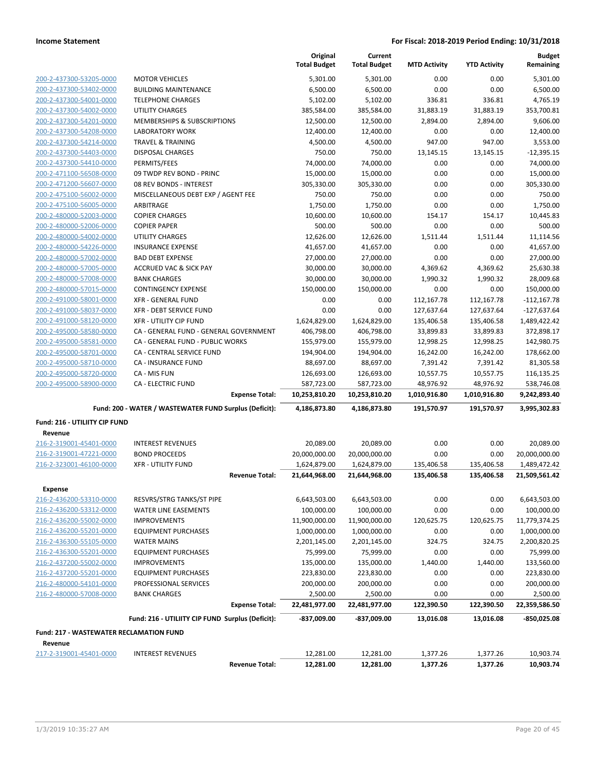| | | Original Total Budget | Current Total Budget | MTD Activity | YTD Activity | Budget Remaining |
|---|---|---|---|---|---|---|
| 200-2-437300-53205-0000 | MOTOR VEHICLES | 5,301.00 | 5,301.00 | 0.00 | 0.00 | 5,301.00 |
| 200-2-437300-53402-0000 | BUILDING MAINTENANCE | 6,500.00 | 6,500.00 | 0.00 | 0.00 | 6,500.00 |
| 200-2-437300-54001-0000 | TELEPHONE CHARGES | 5,102.00 | 5,102.00 | 336.81 | 336.81 | 4,765.19 |
| 200-2-437300-54002-0000 | UTILITY CHARGES | 385,584.00 | 385,584.00 | 31,883.19 | 31,883.19 | 353,700.81 |
| 200-2-437300-54201-0000 | MEMBERSHIPS & SUBSCRIPTIONS | 12,500.00 | 12,500.00 | 2,894.00 | 2,894.00 | 9,606.00 |
| 200-2-437300-54208-0000 | LABORATORY WORK | 12,400.00 | 12,400.00 | 0.00 | 0.00 | 12,400.00 |
| 200-2-437300-54214-0000 | TRAVEL & TRAINING | 4,500.00 | 4,500.00 | 947.00 | 947.00 | 3,553.00 |
| 200-2-437300-54403-0000 | DISPOSAL CHARGES | 750.00 | 750.00 | 13,145.15 | 13,145.15 | -12,395.15 |
| 200-2-437300-54410-0000 | PERMITS/FEES | 74,000.00 | 74,000.00 | 0.00 | 0.00 | 74,000.00 |
| 200-2-471100-56508-0000 | 09 TWDP REV BOND - PRINC | 15,000.00 | 15,000.00 | 0.00 | 0.00 | 15,000.00 |
| 200-2-471200-56607-0000 | 08 REV BONDS - INTEREST | 305,330.00 | 305,330.00 | 0.00 | 0.00 | 305,330.00 |
| 200-2-475100-56002-0000 | MISCELLANEOUS DEBT EXP / AGENT FEE | 750.00 | 750.00 | 0.00 | 0.00 | 750.00 |
| 200-2-475100-56005-0000 | ARBITRAGE | 1,750.00 | 1,750.00 | 0.00 | 0.00 | 1,750.00 |
| 200-2-480000-52003-0000 | COPIER CHARGES | 10,600.00 | 10,600.00 | 154.17 | 154.17 | 10,445.83 |
| 200-2-480000-52006-0000 | COPIER PAPER | 500.00 | 500.00 | 0.00 | 0.00 | 500.00 |
| 200-2-480000-54002-0000 | UTILITY CHARGES | 12,626.00 | 12,626.00 | 1,511.44 | 1,511.44 | 11,114.56 |
| 200-2-480000-54226-0000 | INSURANCE EXPENSE | 41,657.00 | 41,657.00 | 0.00 | 0.00 | 41,657.00 |
| 200-2-480000-57002-0000 | BAD DEBT EXPENSE | 27,000.00 | 27,000.00 | 0.00 | 0.00 | 27,000.00 |
| 200-2-480000-57005-0000 | ACCRUED VAC & SICK PAY | 30,000.00 | 30,000.00 | 4,369.62 | 4,369.62 | 25,630.38 |
| 200-2-480000-57008-0000 | BANK CHARGES | 30,000.00 | 30,000.00 | 1,990.32 | 1,990.32 | 28,009.68 |
| 200-2-480000-57015-0000 | CONTINGENCY EXPENSE | 150,000.00 | 150,000.00 | 0.00 | 0.00 | 150,000.00 |
| 200-2-491000-58001-0000 | XFR - GENERAL FUND | 0.00 | 0.00 | 112,167.78 | 112,167.78 | -112,167.78 |
| 200-2-491000-58037-0000 | XFR - DEBT SERVICE FUND | 0.00 | 0.00 | 127,637.64 | 127,637.64 | -127,637.64 |
| 200-2-491000-58120-0000 | XFR - UTILITY CIP FUND | 1,624,829.00 | 1,624,829.00 | 135,406.58 | 135,406.58 | 1,489,422.42 |
| 200-2-495000-58580-0000 | CA - GENERAL FUND - GENERAL GOVERNMENT | 406,798.00 | 406,798.00 | 33,899.83 | 33,899.83 | 372,898.17 |
| 200-2-495000-58581-0000 | CA - GENERAL FUND - PUBLIC WORKS | 155,979.00 | 155,979.00 | 12,998.25 | 12,998.25 | 142,980.75 |
| 200-2-495000-58701-0000 | CA - CENTRAL SERVICE FUND | 194,904.00 | 194,904.00 | 16,242.00 | 16,242.00 | 178,662.00 |
| 200-2-495000-58710-0000 | CA - INSURANCE FUND | 88,697.00 | 88,697.00 | 7,391.42 | 7,391.42 | 81,305.58 |
| 200-2-495000-58720-0000 | CA - MIS FUN | 126,693.00 | 126,693.00 | 10,557.75 | 10,557.75 | 116,135.25 |
| 200-2-495000-58900-0000 | CA - ELECTRIC FUND | 587,723.00 | 587,723.00 | 48,976.92 | 48,976.92 | 538,746.08 |
| | **Expense Total:** | **10,253,810.20** | **10,253,810.20** | **1,010,916.80** | **1,010,916.80** | **9,242,893.40** |
| | **Fund: 200 - WATER / WASTEWATER FUND Surplus (Deficit):** | **4,186,873.80** | **4,186,873.80** | **191,570.97** | **191,570.97** | **3,995,302.83** |
| **Fund: 216 - UTILIITY CIP FUND** | | | | | | |
| **Revenue** | | | | | | |
| 216-2-319001-45401-0000 | INTEREST REVENUES | 20,089.00 | 20,089.00 | 0.00 | 0.00 | 20,089.00 |
| 216-2-319001-47221-0000 | BOND PROCEEDS | 20,000,000.00 | 20,000,000.00 | 0.00 | 0.00 | 20,000,000.00 |
| 216-2-323001-46100-0000 | XFR - UTILITY FUND | 1,624,879.00 | 1,624,879.00 | 135,406.58 | 135,406.58 | 1,489,472.42 |
| | **Revenue Total:** | **21,644,968.00** | **21,644,968.00** | **135,406.58** | **135,406.58** | **21,509,561.42** |
| **Expense** | | | | | | |
| 216-2-436200-53310-0000 | RESVRS/STRG TANKS/ST PIPE | 6,643,503.00 | 6,643,503.00 | 0.00 | 0.00 | 6,643,503.00 |
| 216-2-436200-53312-0000 | WATER LINE EASEMENTS | 100,000.00 | 100,000.00 | 0.00 | 0.00 | 100,000.00 |
| 216-2-436200-55002-0000 | IMPROVEMENTS | 11,900,000.00 | 11,900,000.00 | 120,625.75 | 120,625.75 | 11,779,374.25 |
| 216-2-436200-55201-0000 | EQUIPMENT PURCHASES | 1,000,000.00 | 1,000,000.00 | 0.00 | 0.00 | 1,000,000.00 |
| 216-2-436300-55105-0000 | WATER MAINS | 2,201,145.00 | 2,201,145.00 | 324.75 | 324.75 | 2,200,820.25 |
| 216-2-436300-55201-0000 | EQUIPMENT PURCHASES | 75,999.00 | 75,999.00 | 0.00 | 0.00 | 75,999.00 |
| 216-2-437200-55002-0000 | IMPROVEMENTS | 135,000.00 | 135,000.00 | 1,440.00 | 1,440.00 | 133,560.00 |
| 216-2-437200-55201-0000 | EQUIPMENT PURCHASES | 223,830.00 | 223,830.00 | 0.00 | 0.00 | 223,830.00 |
| 216-2-480000-54101-0000 | PROFESSIONAL SERVICES | 200,000.00 | 200,000.00 | 0.00 | 0.00 | 200,000.00 |
| 216-2-480000-57008-0000 | BANK CHARGES | 2,500.00 | 2,500.00 | 0.00 | 0.00 | 2,500.00 |
| | **Expense Total:** | **22,481,977.00** | **22,481,977.00** | **122,390.50** | **122,390.50** | **22,359,586.50** |
| | **Fund: 216 - UTILIITY CIP FUND Surplus (Deficit):** | **-837,009.00** | **-837,009.00** | **13,016.08** | **13,016.08** | **-850,025.08** |
| **Fund: 217 - WASTEWATER RECLAMATION FUND** | | | | | | |
| **Revenue** | | | | | | |
| 217-2-319001-45401-0000 | INTEREST REVENUES | 12,281.00 | 12,281.00 | 1,377.26 | 1,377.26 | 10,903.74 |
| | **Revenue Total:** | **12,281.00** | **12,281.00** | **1,377.26** | **1,377.26** | **10,903.74** |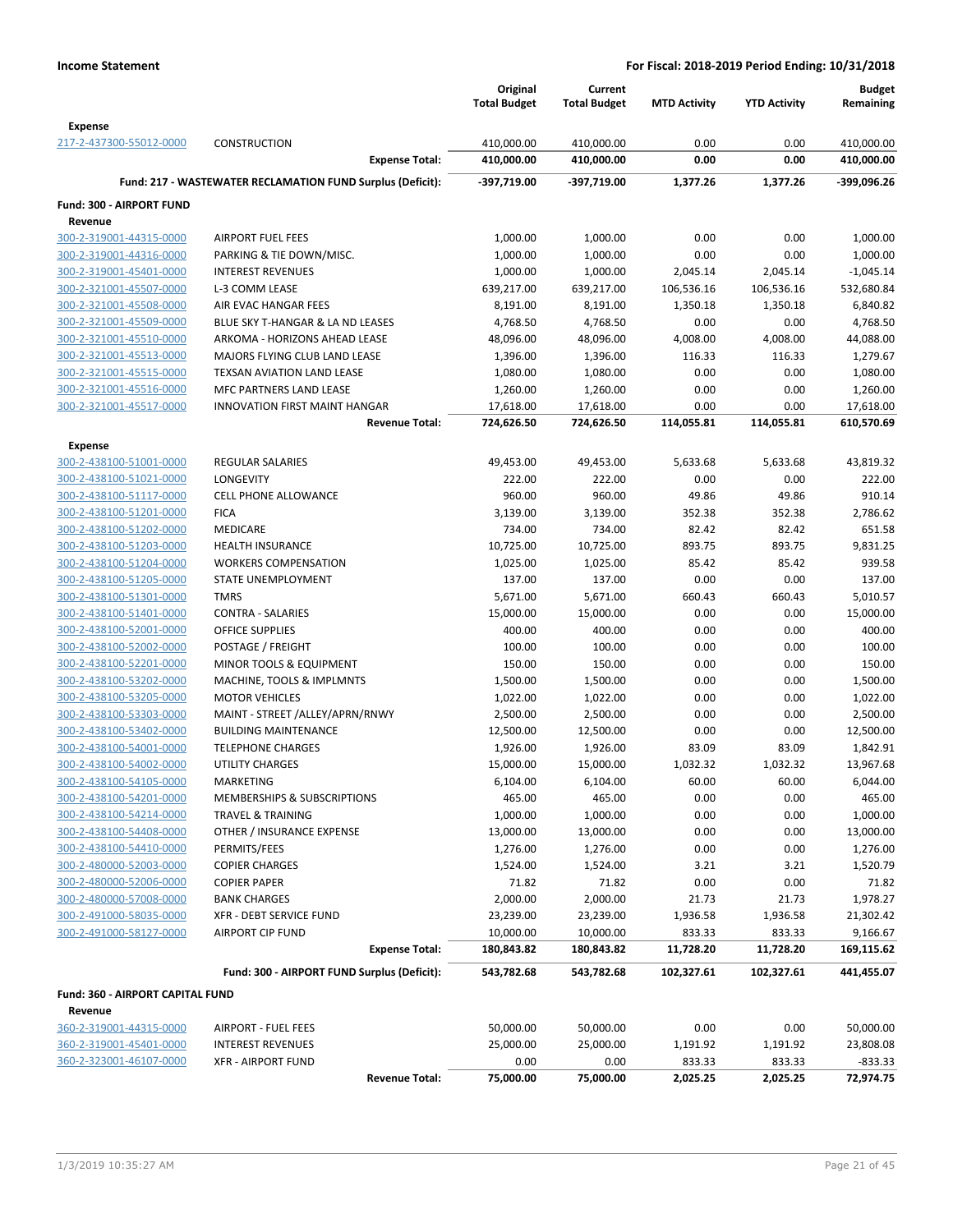**Income Statement** — **For Fiscal: 2018-2019 Period Ending: 10/31/2018**

| | | Original Total Budget | Current Total Budget | MTD Activity | YTD Activity | Budget Remaining |
|---|---|---|---|---|---|---|
| **Expense** | | | | | | |
| 217-2-437300-55012-0000 | CONSTRUCTION | 410,000.00 | 410,000.00 | 0.00 | 0.00 | 410,000.00 |
| | **Expense Total:** | **410,000.00** | **410,000.00** | **0.00** | **0.00** | **410,000.00** |
| | **Fund: 217 - WASTEWATER RECLAMATION FUND Surplus (Deficit):** | **-397,719.00** | **-397,719.00** | **1,377.26** | **1,377.26** | **-399,096.26** |
| **Fund: 300 - AIRPORT FUND** | | | | | | |
| **Revenue** | | | | | | |
| 300-2-319001-44315-0000 | AIRPORT FUEL FEES | 1,000.00 | 1,000.00 | 0.00 | 0.00 | 1,000.00 |
| 300-2-319001-44316-0000 | PARKING & TIE DOWN/MISC. | 1,000.00 | 1,000.00 | 0.00 | 0.00 | 1,000.00 |
| 300-2-319001-45401-0000 | INTEREST REVENUES | 1,000.00 | 1,000.00 | 2,045.14 | 2,045.14 | -1,045.14 |
| 300-2-321001-45507-0000 | L-3 COMM LEASE | 639,217.00 | 639,217.00 | 106,536.16 | 106,536.16 | 532,680.84 |
| 300-2-321001-45508-0000 | AIR EVAC HANGAR FEES | 8,191.00 | 8,191.00 | 1,350.18 | 1,350.18 | 6,840.82 |
| 300-2-321001-45509-0000 | BLUE SKY T-HANGAR & LA ND LEASES | 4,768.50 | 4,768.50 | 0.00 | 0.00 | 4,768.50 |
| 300-2-321001-45510-0000 | ARKOMA - HORIZONS AHEAD LEASE | 48,096.00 | 48,096.00 | 4,008.00 | 4,008.00 | 44,088.00 |
| 300-2-321001-45513-0000 | MAJORS FLYING CLUB LAND LEASE | 1,396.00 | 1,396.00 | 116.33 | 116.33 | 1,279.67 |
| 300-2-321001-45515-0000 | TEXSAN AVIATION LAND LEASE | 1,080.00 | 1,080.00 | 0.00 | 0.00 | 1,080.00 |
| 300-2-321001-45516-0000 | MFC PARTNERS LAND LEASE | 1,260.00 | 1,260.00 | 0.00 | 0.00 | 1,260.00 |
| 300-2-321001-45517-0000 | INNOVATION FIRST MAINT HANGAR | 17,618.00 | 17,618.00 | 0.00 | 0.00 | 17,618.00 |
| | **Revenue Total:** | **724,626.50** | **724,626.50** | **114,055.81** | **114,055.81** | **610,570.69** |
| **Expense** | | | | | | |
| 300-2-438100-51001-0000 | REGULAR SALARIES | 49,453.00 | 49,453.00 | 5,633.68 | 5,633.68 | 43,819.32 |
| 300-2-438100-51021-0000 | LONGEVITY | 222.00 | 222.00 | 0.00 | 0.00 | 222.00 |
| 300-2-438100-51117-0000 | CELL PHONE ALLOWANCE | 960.00 | 960.00 | 49.86 | 49.86 | 910.14 |
| 300-2-438100-51201-0000 | FICA | 3,139.00 | 3,139.00 | 352.38 | 352.38 | 2,786.62 |
| 300-2-438100-51202-0000 | MEDICARE | 734.00 | 734.00 | 82.42 | 82.42 | 651.58 |
| 300-2-438100-51203-0000 | HEALTH INSURANCE | 10,725.00 | 10,725.00 | 893.75 | 893.75 | 9,831.25 |
| 300-2-438100-51204-0000 | WORKERS COMPENSATION | 1,025.00 | 1,025.00 | 85.42 | 85.42 | 939.58 |
| 300-2-438100-51205-0000 | STATE UNEMPLOYMENT | 137.00 | 137.00 | 0.00 | 0.00 | 137.00 |
| 300-2-438100-51301-0000 | TMRS | 5,671.00 | 5,671.00 | 660.43 | 660.43 | 5,010.57 |
| 300-2-438100-51401-0000 | CONTRA - SALARIES | 15,000.00 | 15,000.00 | 0.00 | 0.00 | 15,000.00 |
| 300-2-438100-52001-0000 | OFFICE SUPPLIES | 400.00 | 400.00 | 0.00 | 0.00 | 400.00 |
| 300-2-438100-52002-0000 | POSTAGE / FREIGHT | 100.00 | 100.00 | 0.00 | 0.00 | 100.00 |
| 300-2-438100-52201-0000 | MINOR TOOLS & EQUIPMENT | 150.00 | 150.00 | 0.00 | 0.00 | 150.00 |
| 300-2-438100-53202-0000 | MACHINE, TOOLS & IMPLMNTS | 1,500.00 | 1,500.00 | 0.00 | 0.00 | 1,500.00 |
| 300-2-438100-53205-0000 | MOTOR VEHICLES | 1,022.00 | 1,022.00 | 0.00 | 0.00 | 1,022.00 |
| 300-2-438100-53303-0000 | MAINT - STREET /ALLEY/APRN/RNWY | 2,500.00 | 2,500.00 | 0.00 | 0.00 | 2,500.00 |
| 300-2-438100-53402-0000 | BUILDING MAINTENANCE | 12,500.00 | 12,500.00 | 0.00 | 0.00 | 12,500.00 |
| 300-2-438100-54001-0000 | TELEPHONE CHARGES | 1,926.00 | 1,926.00 | 83.09 | 83.09 | 1,842.91 |
| 300-2-438100-54002-0000 | UTILITY CHARGES | 15,000.00 | 15,000.00 | 1,032.32 | 1,032.32 | 13,967.68 |
| 300-2-438100-54105-0000 | MARKETING | 6,104.00 | 6,104.00 | 60.00 | 60.00 | 6,044.00 |
| 300-2-438100-54201-0000 | MEMBERSHIPS & SUBSCRIPTIONS | 465.00 | 465.00 | 0.00 | 0.00 | 465.00 |
| 300-2-438100-54214-0000 | TRAVEL & TRAINING | 1,000.00 | 1,000.00 | 0.00 | 0.00 | 1,000.00 |
| 300-2-438100-54408-0000 | OTHER / INSURANCE EXPENSE | 13,000.00 | 13,000.00 | 0.00 | 0.00 | 13,000.00 |
| 300-2-438100-54410-0000 | PERMITS/FEES | 1,276.00 | 1,276.00 | 0.00 | 0.00 | 1,276.00 |
| 300-2-480000-52003-0000 | COPIER CHARGES | 1,524.00 | 1,524.00 | 3.21 | 3.21 | 1,520.79 |
| 300-2-480000-52006-0000 | COPIER PAPER | 71.82 | 71.82 | 0.00 | 0.00 | 71.82 |
| 300-2-480000-57008-0000 | BANK CHARGES | 2,000.00 | 2,000.00 | 21.73 | 21.73 | 1,978.27 |
| 300-2-491000-58035-0000 | XFR - DEBT SERVICE FUND | 23,239.00 | 23,239.00 | 1,936.58 | 1,936.58 | 21,302.42 |
| 300-2-491000-58127-0000 | AIRPORT CIP FUND | 10,000.00 | 10,000.00 | 833.33 | 833.33 | 9,166.67 |
| | **Expense Total:** | **180,843.82** | **180,843.82** | **11,728.20** | **11,728.20** | **169,115.62** |
| | **Fund: 300 - AIRPORT FUND Surplus (Deficit):** | **543,782.68** | **543,782.68** | **102,327.61** | **102,327.61** | **441,455.07** |
| **Fund: 360 - AIRPORT CAPITAL FUND** | | | | | | |
| **Revenue** | | | | | | |
| 360-2-319001-44315-0000 | AIRPORT - FUEL FEES | 50,000.00 | 50,000.00 | 0.00 | 0.00 | 50,000.00 |
| 360-2-319001-45401-0000 | INTEREST REVENUES | 25,000.00 | 25,000.00 | 1,191.92 | 1,191.92 | 23,808.08 |
| 360-2-323001-46107-0000 | XFR - AIRPORT FUND | 0.00 | 0.00 | 833.33 | 833.33 | -833.33 |
| | **Revenue Total:** | **75,000.00** | **75,000.00** | **2,025.25** | **2,025.25** | **72,974.75** |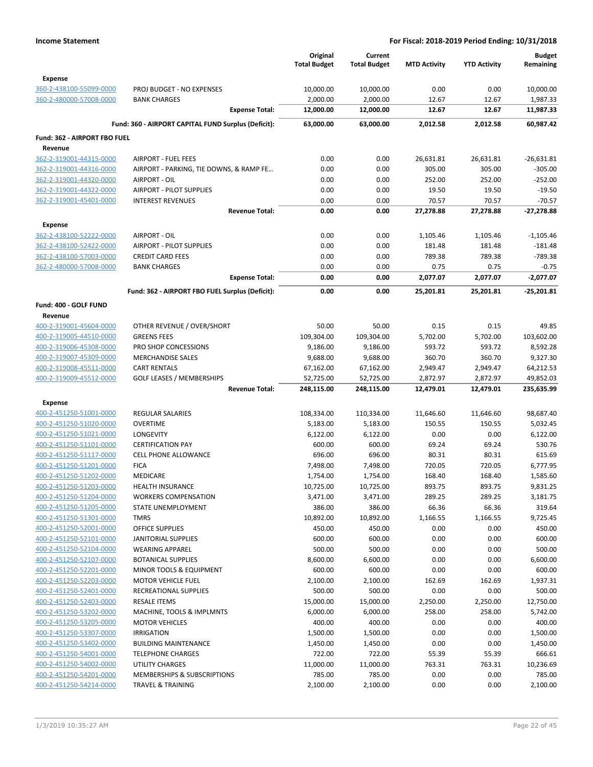**Income Statement** — For Fiscal: 2018-2019 Period Ending: 10/31/2018

| | | Original Total Budget | Current Total Budget | MTD Activity | YTD Activity | Budget Remaining |
|---|---|---|---|---|---|---|
| **Expense** | | | | | | |
| 360-2-438100-55099-0000 | PROJ BUDGET - NO EXPENSES | 10,000.00 | 10,000.00 | 0.00 | 0.00 | 10,000.00 |
| 360-2-480000-57008-0000 | BANK CHARGES | 2,000.00 | 2,000.00 | 12.67 | 12.67 | 1,987.33 |
| | **Expense Total:** | **12,000.00** | **12,000.00** | **12.67** | **12.67** | **11,987.33** |
| | **Fund: 360 - AIRPORT CAPITAL FUND Surplus (Deficit):** | **63,000.00** | **63,000.00** | **2,012.58** | **2,012.58** | **60,987.42** |
| **Fund: 362 - AIRPORT FBO FUEL** | | | | | | |
| **Revenue** | | | | | | |
| 362-2-319001-44315-0000 | AIRPORT - FUEL FEES | 0.00 | 0.00 | 26,631.81 | 26,631.81 | -26,631.81 |
| 362-2-319001-44316-0000 | AIRPORT - PARKING, TIE DOWNS, & RAMP FE... | 0.00 | 0.00 | 305.00 | 305.00 | -305.00 |
| 362-2-319001-44320-0000 | AIRPORT - OIL | 0.00 | 0.00 | 252.00 | 252.00 | -252.00 |
| 362-2-319001-44322-0000 | AIRPORT - PILOT SUPPLIES | 0.00 | 0.00 | 19.50 | 19.50 | -19.50 |
| 362-2-319001-45401-0000 | INTEREST REVENUES | 0.00 | 0.00 | 70.57 | 70.57 | -70.57 |
| | **Revenue Total:** | **0.00** | **0.00** | **27,278.88** | **27,278.88** | **-27,278.88** |
| **Expense** | | | | | | |
| 362-2-438100-52222-0000 | AIRPORT - OIL | 0.00 | 0.00 | 1,105.46 | 1,105.46 | -1,105.46 |
| 362-2-438100-52422-0000 | AIRPORT - PILOT SUPPLIES | 0.00 | 0.00 | 181.48 | 181.48 | -181.48 |
| 362-2-438100-57003-0000 | CREDIT CARD FEES | 0.00 | 0.00 | 789.38 | 789.38 | -789.38 |
| 362-2-480000-57008-0000 | BANK CHARGES | 0.00 | 0.00 | 0.75 | 0.75 | -0.75 |
| | **Expense Total:** | **0.00** | **0.00** | **2,077.07** | **2,077.07** | **-2,077.07** |
| | **Fund: 362 - AIRPORT FBO FUEL Surplus (Deficit):** | **0.00** | **0.00** | **25,201.81** | **25,201.81** | **-25,201.81** |
| **Fund: 400 - GOLF FUND** | | | | | | |
| **Revenue** | | | | | | |
| 400-2-319001-45604-0000 | OTHER REVENUE / OVER/SHORT | 50.00 | 50.00 | 0.15 | 0.15 | 49.85 |
| 400-2-319005-44510-0000 | GREENS FEES | 109,304.00 | 109,304.00 | 5,702.00 | 5,702.00 | 103,602.00 |
| 400-2-319006-45308-0000 | PRO SHOP CONCESSIONS | 9,186.00 | 9,186.00 | 593.72 | 593.72 | 8,592.28 |
| 400-2-319007-45309-0000 | MERCHANDISE SALES | 9,688.00 | 9,688.00 | 360.70 | 360.70 | 9,327.30 |
| 400-2-319008-45511-0000 | CART RENTALS | 67,162.00 | 67,162.00 | 2,949.47 | 2,949.47 | 64,212.53 |
| 400-2-319009-45512-0000 | GOLF LEASES / MEMBERSHIPS | 52,725.00 | 52,725.00 | 2,872.97 | 2,872.97 | 49,852.03 |
| | **Revenue Total:** | **248,115.00** | **248,115.00** | **12,479.01** | **12,479.01** | **235,635.99** |
| **Expense** | | | | | | |
| 400-2-451250-51001-0000 | REGULAR SALARIES | 108,334.00 | 110,334.00 | 11,646.60 | 11,646.60 | 98,687.40 |
| 400-2-451250-51020-0000 | OVERTIME | 5,183.00 | 5,183.00 | 150.55 | 150.55 | 5,032.45 |
| 400-2-451250-51021-0000 | LONGEVITY | 6,122.00 | 6,122.00 | 0.00 | 0.00 | 6,122.00 |
| 400-2-451250-51101-0000 | CERTIFICATION PAY | 600.00 | 600.00 | 69.24 | 69.24 | 530.76 |
| 400-2-451250-51117-0000 | CELL PHONE ALLOWANCE | 696.00 | 696.00 | 80.31 | 80.31 | 615.69 |
| 400-2-451250-51201-0000 | FICA | 7,498.00 | 7,498.00 | 720.05 | 720.05 | 6,777.95 |
| 400-2-451250-51202-0000 | MEDICARE | 1,754.00 | 1,754.00 | 168.40 | 168.40 | 1,585.60 |
| 400-2-451250-51203-0000 | HEALTH INSURANCE | 10,725.00 | 10,725.00 | 893.75 | 893.75 | 9,831.25 |
| 400-2-451250-51204-0000 | WORKERS COMPENSATION | 3,471.00 | 3,471.00 | 289.25 | 289.25 | 3,181.75 |
| 400-2-451250-51205-0000 | STATE UNEMPLOYMENT | 386.00 | 386.00 | 66.36 | 66.36 | 319.64 |
| 400-2-451250-51301-0000 | TMRS | 10,892.00 | 10,892.00 | 1,166.55 | 1,166.55 | 9,725.45 |
| 400-2-451250-52001-0000 | OFFICE SUPPLIES | 450.00 | 450.00 | 0.00 | 0.00 | 450.00 |
| 400-2-451250-52101-0000 | JANITORIAL SUPPLIES | 600.00 | 600.00 | 0.00 | 0.00 | 600.00 |
| 400-2-451250-52104-0000 | WEARING APPAREL | 500.00 | 500.00 | 0.00 | 0.00 | 500.00 |
| 400-2-451250-52107-0000 | BOTANICAL SUPPLIES | 8,600.00 | 6,600.00 | 0.00 | 0.00 | 6,600.00 |
| 400-2-451250-52201-0000 | MINOR TOOLS & EQUIPMENT | 600.00 | 600.00 | 0.00 | 0.00 | 600.00 |
| 400-2-451250-52203-0000 | MOTOR VEHICLE FUEL | 2,100.00 | 2,100.00 | 162.69 | 162.69 | 1,937.31 |
| 400-2-451250-52401-0000 | RECREATIONAL SUPPLIES | 500.00 | 500.00 | 0.00 | 0.00 | 500.00 |
| 400-2-451250-52403-0000 | RESALE ITEMS | 15,000.00 | 15,000.00 | 2,250.00 | 2,250.00 | 12,750.00 |
| 400-2-451250-53202-0000 | MACHINE, TOOLS & IMPLMNTS | 6,000.00 | 6,000.00 | 258.00 | 258.00 | 5,742.00 |
| 400-2-451250-53205-0000 | MOTOR VEHICLES | 400.00 | 400.00 | 0.00 | 0.00 | 400.00 |
| 400-2-451250-53307-0000 | IRRIGATION | 1,500.00 | 1,500.00 | 0.00 | 0.00 | 1,500.00 |
| 400-2-451250-53402-0000 | BUILDING MAINTENANCE | 1,450.00 | 1,450.00 | 0.00 | 0.00 | 1,450.00 |
| 400-2-451250-54001-0000 | TELEPHONE CHARGES | 722.00 | 722.00 | 55.39 | 55.39 | 666.61 |
| 400-2-451250-54002-0000 | UTILITY CHARGES | 11,000.00 | 11,000.00 | 763.31 | 763.31 | 10,236.69 |
| 400-2-451250-54201-0000 | MEMBERSHIPS & SUBSCRIPTIONS | 785.00 | 785.00 | 0.00 | 0.00 | 785.00 |
| 400-2-451250-54214-0000 | TRAVEL & TRAINING | 2,100.00 | 2,100.00 | 0.00 | 0.00 | 2,100.00 |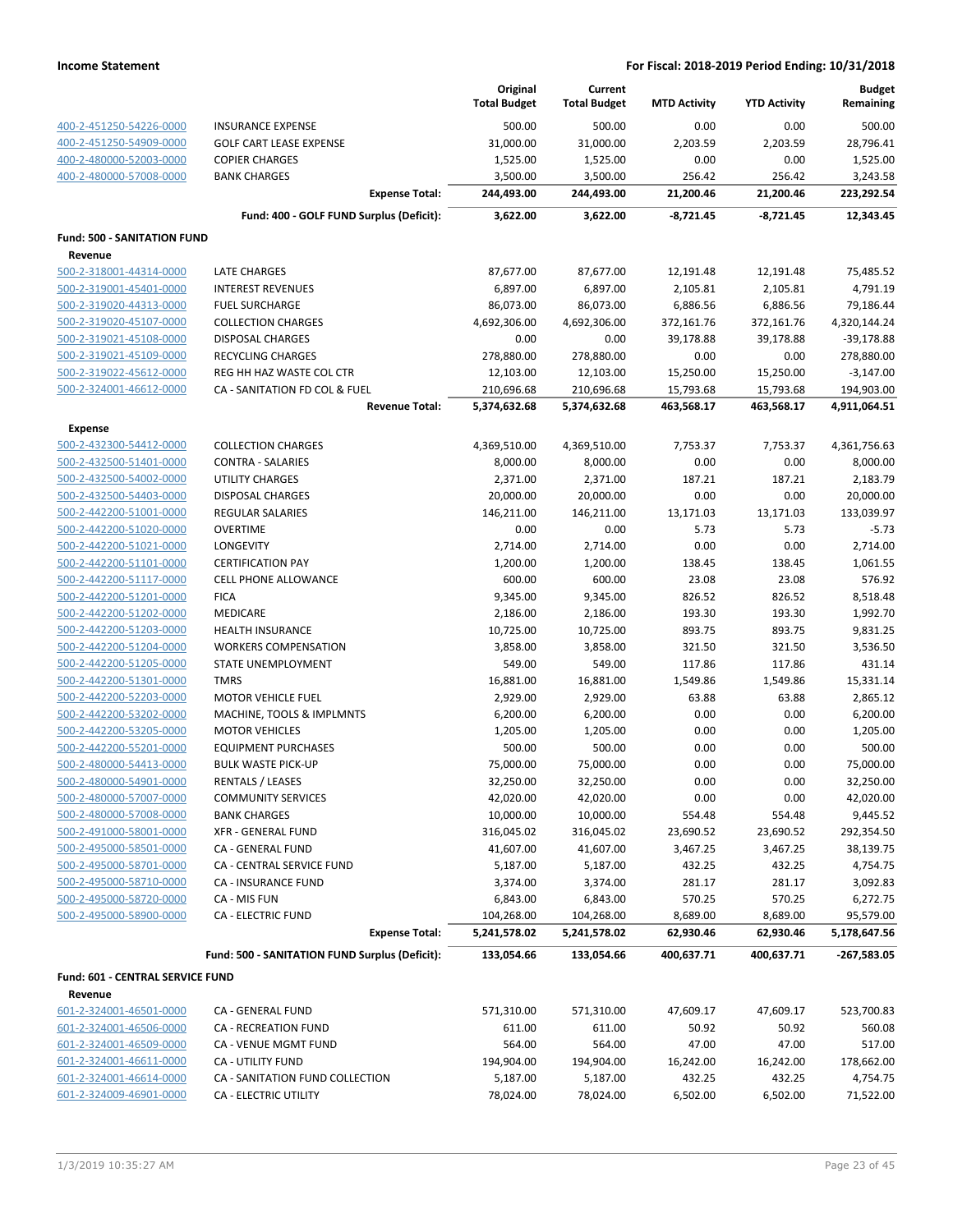| | | Original Total Budget | Current Total Budget | MTD Activity | YTD Activity | Budget Remaining |
|---|---|---|---|---|---|---|
| 400-2-451250-54226-0000 | INSURANCE EXPENSE | 500.00 | 500.00 | 0.00 | 0.00 | 500.00 |
| 400-2-451250-54909-0000 | GOLF CART LEASE EXPENSE | 31,000.00 | 31,000.00 | 2,203.59 | 2,203.59 | 28,796.41 |
| 400-2-480000-52003-0000 | COPIER CHARGES | 1,525.00 | 1,525.00 | 0.00 | 0.00 | 1,525.00 |
| 400-2-480000-57008-0000 | BANK CHARGES | 3,500.00 | 3,500.00 | 256.42 | 256.42 | 3,243.58 |
| | **Expense Total:** | **244,493.00** | **244,493.00** | **21,200.46** | **21,200.46** | **223,292.54** |
| | **Fund: 400 - GOLF FUND Surplus (Deficit):** | **3,622.00** | **3,622.00** | **-8,721.45** | **-8,721.45** | **12,343.45** |
| **Fund: 500 - SANITATION FUND** | | | | | | |
| **Revenue** | | | | | | |
| 500-2-318001-44314-0000 | LATE CHARGES | 87,677.00 | 87,677.00 | 12,191.48 | 12,191.48 | 75,485.52 |
| 500-2-319001-45401-0000 | INTEREST REVENUES | 6,897.00 | 6,897.00 | 2,105.81 | 2,105.81 | 4,791.19 |
| 500-2-319020-44313-0000 | FUEL SURCHARGE | 86,073.00 | 86,073.00 | 6,886.56 | 6,886.56 | 79,186.44 |
| 500-2-319020-45107-0000 | COLLECTION CHARGES | 4,692,306.00 | 4,692,306.00 | 372,161.76 | 372,161.76 | 4,320,144.24 |
| 500-2-319021-45108-0000 | DISPOSAL CHARGES | 0.00 | 0.00 | 39,178.88 | 39,178.88 | -39,178.88 |
| 500-2-319021-45109-0000 | RECYCLING CHARGES | 278,880.00 | 278,880.00 | 0.00 | 0.00 | 278,880.00 |
| 500-2-319022-45612-0000 | REG HH HAZ WASTE COL CTR | 12,103.00 | 12,103.00 | 15,250.00 | 15,250.00 | -3,147.00 |
| 500-2-324001-46612-0000 | CA - SANITATION FD COL & FUEL | 210,696.68 | 210,696.68 | 15,793.68 | 15,793.68 | 194,903.00 |
| | **Revenue Total:** | **5,374,632.68** | **5,374,632.68** | **463,568.17** | **463,568.17** | **4,911,064.51** |
| **Expense** | | | | | | |
| 500-2-432300-54412-0000 | COLLECTION CHARGES | 4,369,510.00 | 4,369,510.00 | 7,753.37 | 7,753.37 | 4,361,756.63 |
| 500-2-432500-51401-0000 | CONTRA - SALARIES | 8,000.00 | 8,000.00 | 0.00 | 0.00 | 8,000.00 |
| 500-2-432500-54002-0000 | UTILITY CHARGES | 2,371.00 | 2,371.00 | 187.21 | 187.21 | 2,183.79 |
| 500-2-432500-54403-0000 | DISPOSAL CHARGES | 20,000.00 | 20,000.00 | 0.00 | 0.00 | 20,000.00 |
| 500-2-442200-51001-0000 | REGULAR SALARIES | 146,211.00 | 146,211.00 | 13,171.03 | 13,171.03 | 133,039.97 |
| 500-2-442200-51020-0000 | OVERTIME | 0.00 | 0.00 | 5.73 | 5.73 | -5.73 |
| 500-2-442200-51021-0000 | LONGEVITY | 2,714.00 | 2,714.00 | 0.00 | 0.00 | 2,714.00 |
| 500-2-442200-51101-0000 | CERTIFICATION PAY | 1,200.00 | 1,200.00 | 138.45 | 138.45 | 1,061.55 |
| 500-2-442200-51117-0000 | CELL PHONE ALLOWANCE | 600.00 | 600.00 | 23.08 | 23.08 | 576.92 |
| 500-2-442200-51201-0000 | FICA | 9,345.00 | 9,345.00 | 826.52 | 826.52 | 8,518.48 |
| 500-2-442200-51202-0000 | MEDICARE | 2,186.00 | 2,186.00 | 193.30 | 193.30 | 1,992.70 |
| 500-2-442200-51203-0000 | HEALTH INSURANCE | 10,725.00 | 10,725.00 | 893.75 | 893.75 | 9,831.25 |
| 500-2-442200-51204-0000 | WORKERS COMPENSATION | 3,858.00 | 3,858.00 | 321.50 | 321.50 | 3,536.50 |
| 500-2-442200-51205-0000 | STATE UNEMPLOYMENT | 549.00 | 549.00 | 117.86 | 117.86 | 431.14 |
| 500-2-442200-51301-0000 | TMRS | 16,881.00 | 16,881.00 | 1,549.86 | 1,549.86 | 15,331.14 |
| 500-2-442200-52203-0000 | MOTOR VEHICLE FUEL | 2,929.00 | 2,929.00 | 63.88 | 63.88 | 2,865.12 |
| 500-2-442200-53202-0000 | MACHINE, TOOLS & IMPLMNTS | 6,200.00 | 6,200.00 | 0.00 | 0.00 | 6,200.00 |
| 500-2-442200-53205-0000 | MOTOR VEHICLES | 1,205.00 | 1,205.00 | 0.00 | 0.00 | 1,205.00 |
| 500-2-442200-55201-0000 | EQUIPMENT PURCHASES | 500.00 | 500.00 | 0.00 | 0.00 | 500.00 |
| 500-2-480000-54413-0000 | BULK WASTE PICK-UP | 75,000.00 | 75,000.00 | 0.00 | 0.00 | 75,000.00 |
| 500-2-480000-54901-0000 | RENTALS / LEASES | 32,250.00 | 32,250.00 | 0.00 | 0.00 | 32,250.00 |
| 500-2-480000-57007-0000 | COMMUNITY SERVICES | 42,020.00 | 42,020.00 | 0.00 | 0.00 | 42,020.00 |
| 500-2-480000-57008-0000 | BANK CHARGES | 10,000.00 | 10,000.00 | 554.48 | 554.48 | 9,445.52 |
| 500-2-491000-58001-0000 | XFR - GENERAL FUND | 316,045.02 | 316,045.02 | 23,690.52 | 23,690.52 | 292,354.50 |
| 500-2-495000-58501-0000 | CA - GENERAL FUND | 41,607.00 | 41,607.00 | 3,467.25 | 3,467.25 | 38,139.75 |
| 500-2-495000-58701-0000 | CA - CENTRAL SERVICE FUND | 5,187.00 | 5,187.00 | 432.25 | 432.25 | 4,754.75 |
| 500-2-495000-58710-0000 | CA - INSURANCE FUND | 3,374.00 | 3,374.00 | 281.17 | 281.17 | 3,092.83 |
| 500-2-495000-58720-0000 | CA - MIS FUN | 6,843.00 | 6,843.00 | 570.25 | 570.25 | 6,272.75 |
| 500-2-495000-58900-0000 | CA - ELECTRIC FUND | 104,268.00 | 104,268.00 | 8,689.00 | 8,689.00 | 95,579.00 |
| | **Expense Total:** | **5,241,578.02** | **5,241,578.02** | **62,930.46** | **62,930.46** | **5,178,647.56** |
| | **Fund: 500 - SANITATION FUND Surplus (Deficit):** | **133,054.66** | **133,054.66** | **400,637.71** | **400,637.71** | **-267,583.05** |
| **Fund: 601 - CENTRAL SERVICE FUND** | | | | | | |
| **Revenue** | | | | | | |
| 601-2-324001-46501-0000 | CA - GENERAL FUND | 571,310.00 | 571,310.00 | 47,609.17 | 47,609.17 | 523,700.83 |
| 601-2-324001-46506-0000 | CA - RECREATION FUND | 611.00 | 611.00 | 50.92 | 50.92 | 560.08 |
| 601-2-324001-46509-0000 | CA - VENUE MGMT FUND | 564.00 | 564.00 | 47.00 | 47.00 | 517.00 |
| 601-2-324001-46611-0000 | CA - UTILITY FUND | 194,904.00 | 194,904.00 | 16,242.00 | 16,242.00 | 178,662.00 |
| 601-2-324001-46614-0000 | CA - SANITATION FUND COLLECTION | 5,187.00 | 5,187.00 | 432.25 | 432.25 | 4,754.75 |
| 601-2-324009-46901-0000 | CA - ELECTRIC UTILITY | 78,024.00 | 78,024.00 | 6,502.00 | 6,502.00 | 71,522.00 |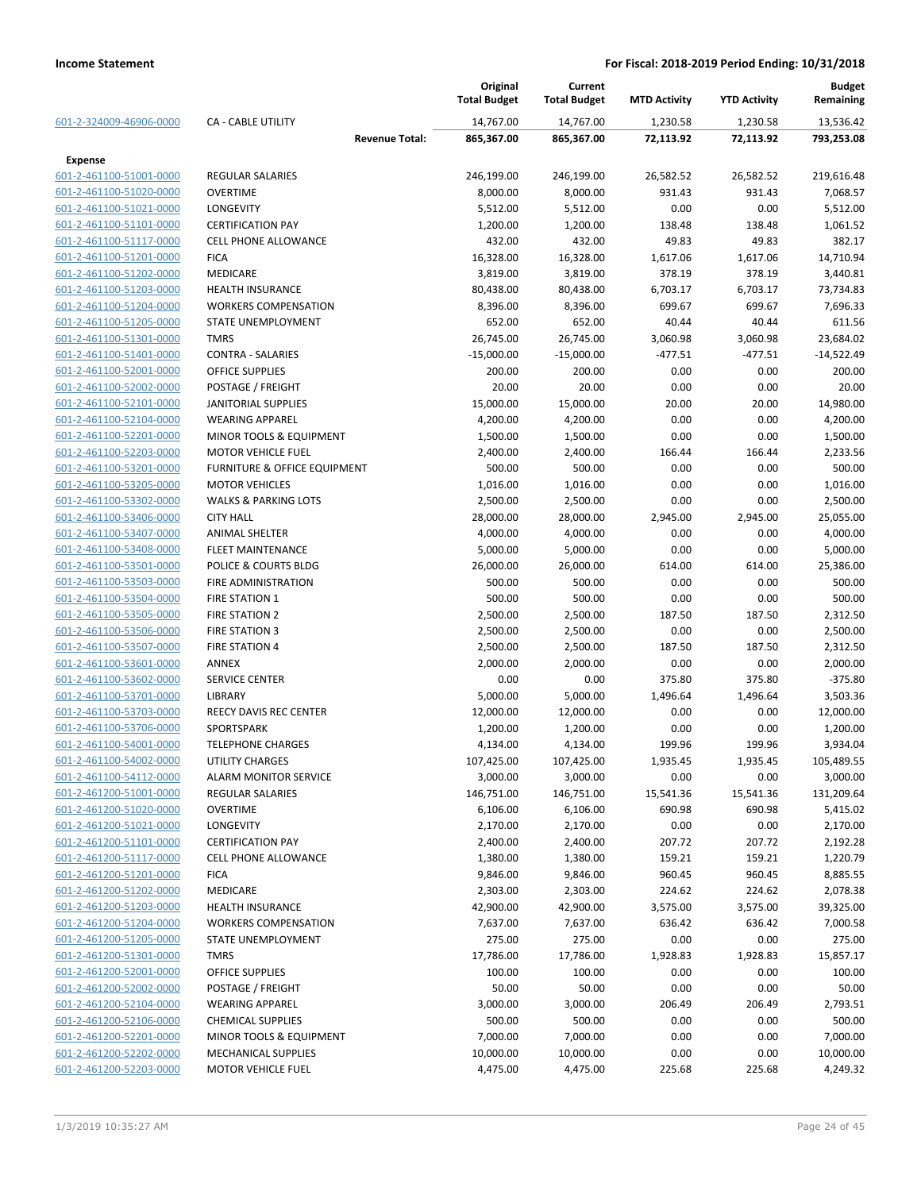**Income Statement** — **For Fiscal: 2018-2019 Period Ending: 10/31/2018**

| | | Original Total Budget | Current Total Budget | MTD Activity | YTD Activity | Budget Remaining |
|---|---|---|---|---|---|---|
| 601-2-324009-46906-0000 | CA - CABLE UTILITY | 14,767.00 | 14,767.00 | 1,230.58 | 1,230.58 | 13,536.42 |
| | **Revenue Total:** | **865,367.00** | **865,367.00** | **72,113.92** | **72,113.92** | **793,253.08** |
| **Expense** | | | | | | |
| 601-2-461100-51001-0000 | REGULAR SALARIES | 246,199.00 | 246,199.00 | 26,582.52 | 26,582.52 | 219,616.48 |
| 601-2-461100-51020-0000 | OVERTIME | 8,000.00 | 8,000.00 | 931.43 | 931.43 | 7,068.57 |
| 601-2-461100-51021-0000 | LONGEVITY | 5,512.00 | 5,512.00 | 0.00 | 0.00 | 5,512.00 |
| 601-2-461100-51101-0000 | CERTIFICATION PAY | 1,200.00 | 1,200.00 | 138.48 | 138.48 | 1,061.52 |
| 601-2-461100-51117-0000 | CELL PHONE ALLOWANCE | 432.00 | 432.00 | 49.83 | 49.83 | 382.17 |
| 601-2-461100-51201-0000 | FICA | 16,328.00 | 16,328.00 | 1,617.06 | 1,617.06 | 14,710.94 |
| 601-2-461100-51202-0000 | MEDICARE | 3,819.00 | 3,819.00 | 378.19 | 378.19 | 3,440.81 |
| 601-2-461100-51203-0000 | HEALTH INSURANCE | 80,438.00 | 80,438.00 | 6,703.17 | 6,703.17 | 73,734.83 |
| 601-2-461100-51204-0000 | WORKERS COMPENSATION | 8,396.00 | 8,396.00 | 699.67 | 699.67 | 7,696.33 |
| 601-2-461100-51205-0000 | STATE UNEMPLOYMENT | 652.00 | 652.00 | 40.44 | 40.44 | 611.56 |
| 601-2-461100-51301-0000 | TMRS | 26,745.00 | 26,745.00 | 3,060.98 | 3,060.98 | 23,684.02 |
| 601-2-461100-51401-0000 | CONTRA - SALARIES | -15,000.00 | -15,000.00 | -477.51 | -477.51 | -14,522.49 |
| 601-2-461100-52001-0000 | OFFICE SUPPLIES | 200.00 | 200.00 | 0.00 | 0.00 | 200.00 |
| 601-2-461100-52002-0000 | POSTAGE / FREIGHT | 20.00 | 20.00 | 0.00 | 0.00 | 20.00 |
| 601-2-461100-52101-0000 | JANITORIAL SUPPLIES | 15,000.00 | 15,000.00 | 20.00 | 20.00 | 14,980.00 |
| 601-2-461100-52104-0000 | WEARING APPAREL | 4,200.00 | 4,200.00 | 0.00 | 0.00 | 4,200.00 |
| 601-2-461100-52201-0000 | MINOR TOOLS & EQUIPMENT | 1,500.00 | 1,500.00 | 0.00 | 0.00 | 1,500.00 |
| 601-2-461100-52203-0000 | MOTOR VEHICLE FUEL | 2,400.00 | 2,400.00 | 166.44 | 166.44 | 2,233.56 |
| 601-2-461100-53201-0000 | FURNITURE & OFFICE EQUIPMENT | 500.00 | 500.00 | 0.00 | 0.00 | 500.00 |
| 601-2-461100-53205-0000 | MOTOR VEHICLES | 1,016.00 | 1,016.00 | 0.00 | 0.00 | 1,016.00 |
| 601-2-461100-53302-0000 | WALKS & PARKING LOTS | 2,500.00 | 2,500.00 | 0.00 | 0.00 | 2,500.00 |
| 601-2-461100-53406-0000 | CITY HALL | 28,000.00 | 28,000.00 | 2,945.00 | 2,945.00 | 25,055.00 |
| 601-2-461100-53407-0000 | ANIMAL SHELTER | 4,000.00 | 4,000.00 | 0.00 | 0.00 | 4,000.00 |
| 601-2-461100-53408-0000 | FLEET MAINTENANCE | 5,000.00 | 5,000.00 | 0.00 | 0.00 | 5,000.00 |
| 601-2-461100-53501-0000 | POLICE & COURTS BLDG | 26,000.00 | 26,000.00 | 614.00 | 614.00 | 25,386.00 |
| 601-2-461100-53503-0000 | FIRE ADMINISTRATION | 500.00 | 500.00 | 0.00 | 0.00 | 500.00 |
| 601-2-461100-53504-0000 | FIRE STATION 1 | 500.00 | 500.00 | 0.00 | 0.00 | 500.00 |
| 601-2-461100-53505-0000 | FIRE STATION 2 | 2,500.00 | 2,500.00 | 187.50 | 187.50 | 2,312.50 |
| 601-2-461100-53506-0000 | FIRE STATION 3 | 2,500.00 | 2,500.00 | 0.00 | 0.00 | 2,500.00 |
| 601-2-461100-53507-0000 | FIRE STATION 4 | 2,500.00 | 2,500.00 | 187.50 | 187.50 | 2,312.50 |
| 601-2-461100-53601-0000 | ANNEX | 2,000.00 | 2,000.00 | 0.00 | 0.00 | 2,000.00 |
| 601-2-461100-53602-0000 | SERVICE CENTER | 0.00 | 0.00 | 375.80 | 375.80 | -375.80 |
| 601-2-461100-53701-0000 | LIBRARY | 5,000.00 | 5,000.00 | 1,496.64 | 1,496.64 | 3,503.36 |
| 601-2-461100-53703-0000 | REECY DAVIS REC CENTER | 12,000.00 | 12,000.00 | 0.00 | 0.00 | 12,000.00 |
| 601-2-461100-53706-0000 | SPORTSPARK | 1,200.00 | 1,200.00 | 0.00 | 0.00 | 1,200.00 |
| 601-2-461100-54001-0000 | TELEPHONE CHARGES | 4,134.00 | 4,134.00 | 199.96 | 199.96 | 3,934.04 |
| 601-2-461100-54002-0000 | UTILITY CHARGES | 107,425.00 | 107,425.00 | 1,935.45 | 1,935.45 | 105,489.55 |
| 601-2-461100-54112-0000 | ALARM MONITOR SERVICE | 3,000.00 | 3,000.00 | 0.00 | 0.00 | 3,000.00 |
| 601-2-461200-51001-0000 | REGULAR SALARIES | 146,751.00 | 146,751.00 | 15,541.36 | 15,541.36 | 131,209.64 |
| 601-2-461200-51020-0000 | OVERTIME | 6,106.00 | 6,106.00 | 690.98 | 690.98 | 5,415.02 |
| 601-2-461200-51021-0000 | LONGEVITY | 2,170.00 | 2,170.00 | 0.00 | 0.00 | 2,170.00 |
| 601-2-461200-51101-0000 | CERTIFICATION PAY | 2,400.00 | 2,400.00 | 207.72 | 207.72 | 2,192.28 |
| 601-2-461200-51117-0000 | CELL PHONE ALLOWANCE | 1,380.00 | 1,380.00 | 159.21 | 159.21 | 1,220.79 |
| 601-2-461200-51201-0000 | FICA | 9,846.00 | 9,846.00 | 960.45 | 960.45 | 8,885.55 |
| 601-2-461200-51202-0000 | MEDICARE | 2,303.00 | 2,303.00 | 224.62 | 224.62 | 2,078.38 |
| 601-2-461200-51203-0000 | HEALTH INSURANCE | 42,900.00 | 42,900.00 | 3,575.00 | 3,575.00 | 39,325.00 |
| 601-2-461200-51204-0000 | WORKERS COMPENSATION | 7,637.00 | 7,637.00 | 636.42 | 636.42 | 7,000.58 |
| 601-2-461200-51205-0000 | STATE UNEMPLOYMENT | 275.00 | 275.00 | 0.00 | 0.00 | 275.00 |
| 601-2-461200-51301-0000 | TMRS | 17,786.00 | 17,786.00 | 1,928.83 | 1,928.83 | 15,857.17 |
| 601-2-461200-52001-0000 | OFFICE SUPPLIES | 100.00 | 100.00 | 0.00 | 0.00 | 100.00 |
| 601-2-461200-52002-0000 | POSTAGE / FREIGHT | 50.00 | 50.00 | 0.00 | 0.00 | 50.00 |
| 601-2-461200-52104-0000 | WEARING APPAREL | 3,000.00 | 3,000.00 | 206.49 | 206.49 | 2,793.51 |
| 601-2-461200-52106-0000 | CHEMICAL SUPPLIES | 500.00 | 500.00 | 0.00 | 0.00 | 500.00 |
| 601-2-461200-52201-0000 | MINOR TOOLS & EQUIPMENT | 7,000.00 | 7,000.00 | 0.00 | 0.00 | 7,000.00 |
| 601-2-461200-52202-0000 | MECHANICAL SUPPLIES | 10,000.00 | 10,000.00 | 0.00 | 0.00 | 10,000.00 |
| 601-2-461200-52203-0000 | MOTOR VEHICLE FUEL | 4,475.00 | 4,475.00 | 225.68 | 225.68 | 4,249.32 |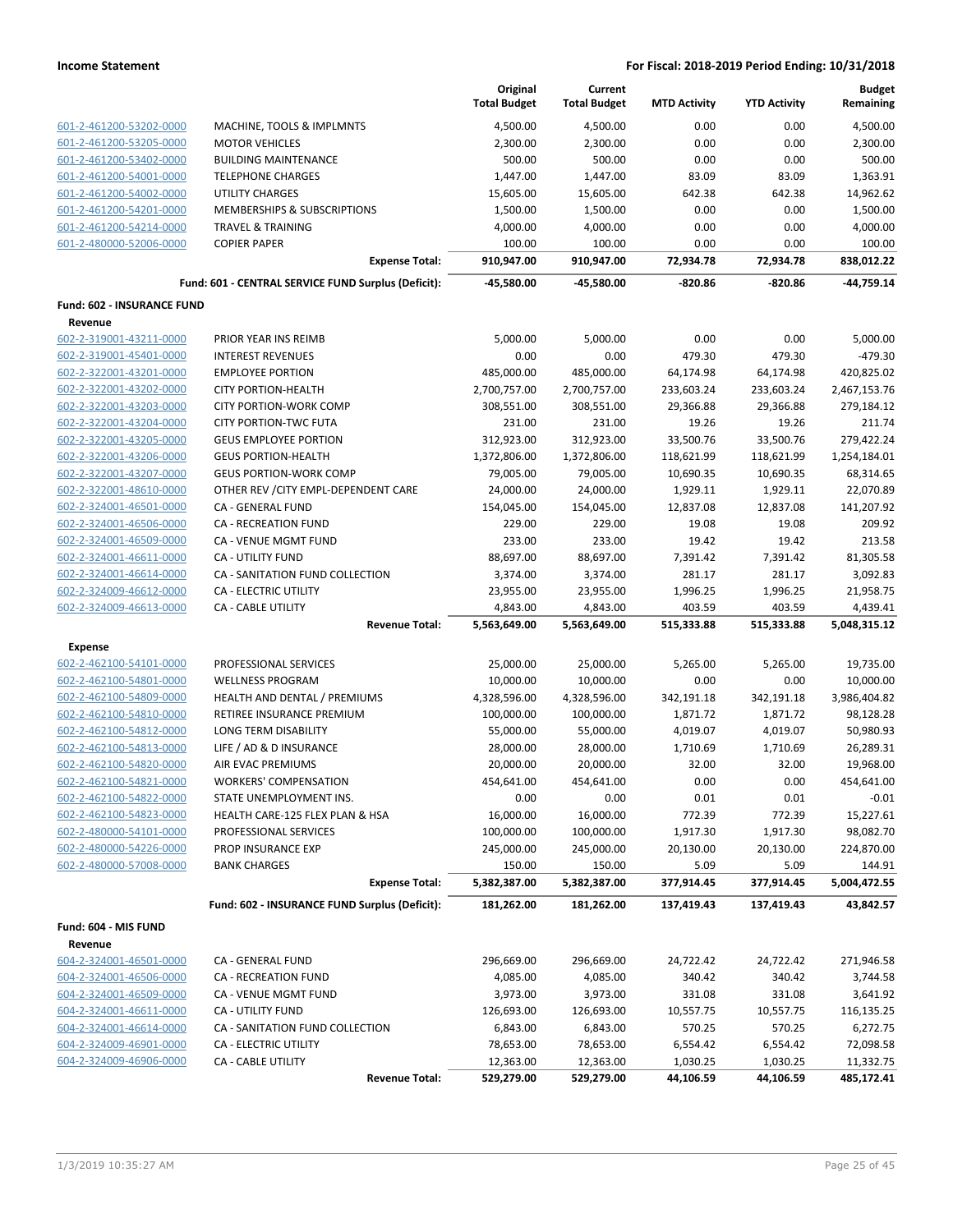| | | Original Total Budget | Current Total Budget | MTD Activity | YTD Activity | Budget Remaining |
|---|---|---|---|---|---|---|
| 601-2-461200-53202-0000 | MACHINE, TOOLS & IMPLMNTS | 4,500.00 | 4,500.00 | 0.00 | 0.00 | 4,500.00 |
| 601-2-461200-53205-0000 | MOTOR VEHICLES | 2,300.00 | 2,300.00 | 0.00 | 0.00 | 2,300.00 |
| 601-2-461200-53402-0000 | BUILDING MAINTENANCE | 500.00 | 500.00 | 0.00 | 0.00 | 500.00 |
| 601-2-461200-54001-0000 | TELEPHONE CHARGES | 1,447.00 | 1,447.00 | 83.09 | 83.09 | 1,363.91 |
| 601-2-461200-54002-0000 | UTILITY CHARGES | 15,605.00 | 15,605.00 | 642.38 | 642.38 | 14,962.62 |
| 601-2-461200-54201-0000 | MEMBERSHIPS & SUBSCRIPTIONS | 1,500.00 | 1,500.00 | 0.00 | 0.00 | 1,500.00 |
| 601-2-461200-54214-0000 | TRAVEL & TRAINING | 4,000.00 | 4,000.00 | 0.00 | 0.00 | 4,000.00 |
| 601-2-480000-52006-0000 | COPIER PAPER | 100.00 | 100.00 | 0.00 | 0.00 | 100.00 |
| | **Expense Total:** | **910,947.00** | **910,947.00** | **72,934.78** | **72,934.78** | **838,012.22** |
| | **Fund: 601 - CENTRAL SERVICE FUND Surplus (Deficit):** | **-45,580.00** | **-45,580.00** | **-820.86** | **-820.86** | **-44,759.14** |
| **Fund: 602 - INSURANCE FUND** | | | | | | |
| **Revenue** | | | | | | |
| 602-2-319001-43211-0000 | PRIOR YEAR INS REIMB | 5,000.00 | 5,000.00 | 0.00 | 0.00 | 5,000.00 |
| 602-2-319001-45401-0000 | INTEREST REVENUES | 0.00 | 0.00 | 479.30 | 479.30 | -479.30 |
| 602-2-322001-43201-0000 | EMPLOYEE PORTION | 485,000.00 | 485,000.00 | 64,174.98 | 64,174.98 | 420,825.02 |
| 602-2-322001-43202-0000 | CITY PORTION-HEALTH | 2,700,757.00 | 2,700,757.00 | 233,603.24 | 233,603.24 | 2,467,153.76 |
| 602-2-322001-43203-0000 | CITY PORTION-WORK COMP | 308,551.00 | 308,551.00 | 29,366.88 | 29,366.88 | 279,184.12 |
| 602-2-322001-43204-0000 | CITY PORTION-TWC FUTA | 231.00 | 231.00 | 19.26 | 19.26 | 211.74 |
| 602-2-322001-43205-0000 | GEUS EMPLOYEE PORTION | 312,923.00 | 312,923.00 | 33,500.76 | 33,500.76 | 279,422.24 |
| 602-2-322001-43206-0000 | GEUS PORTION-HEALTH | 1,372,806.00 | 1,372,806.00 | 118,621.99 | 118,621.99 | 1,254,184.01 |
| 602-2-322001-43207-0000 | GEUS PORTION-WORK COMP | 79,005.00 | 79,005.00 | 10,690.35 | 10,690.35 | 68,314.65 |
| 602-2-322001-48610-0000 | OTHER REV /CITY EMPL-DEPENDENT CARE | 24,000.00 | 24,000.00 | 1,929.11 | 1,929.11 | 22,070.89 |
| 602-2-324001-46501-0000 | CA - GENERAL FUND | 154,045.00 | 154,045.00 | 12,837.08 | 12,837.08 | 141,207.92 |
| 602-2-324001-46506-0000 | CA - RECREATION FUND | 229.00 | 229.00 | 19.08 | 19.08 | 209.92 |
| 602-2-324001-46509-0000 | CA - VENUE MGMT FUND | 233.00 | 233.00 | 19.42 | 19.42 | 213.58 |
| 602-2-324001-46611-0000 | CA - UTILITY FUND | 88,697.00 | 88,697.00 | 7,391.42 | 7,391.42 | 81,305.58 |
| 602-2-324001-46614-0000 | CA - SANITATION FUND COLLECTION | 3,374.00 | 3,374.00 | 281.17 | 281.17 | 3,092.83 |
| 602-2-324009-46612-0000 | CA - ELECTRIC UTILITY | 23,955.00 | 23,955.00 | 1,996.25 | 1,996.25 | 21,958.75 |
| 602-2-324009-46613-0000 | CA - CABLE UTILITY | 4,843.00 | 4,843.00 | 403.59 | 403.59 | 4,439.41 |
| | **Revenue Total:** | **5,563,649.00** | **5,563,649.00** | **515,333.88** | **515,333.88** | **5,048,315.12** |
| **Expense** | | | | | | |
| 602-2-462100-54101-0000 | PROFESSIONAL SERVICES | 25,000.00 | 25,000.00 | 5,265.00 | 5,265.00 | 19,735.00 |
| 602-2-462100-54801-0000 | WELLNESS PROGRAM | 10,000.00 | 10,000.00 | 0.00 | 0.00 | 10,000.00 |
| 602-2-462100-54809-0000 | HEALTH AND DENTAL / PREMIUMS | 4,328,596.00 | 4,328,596.00 | 342,191.18 | 342,191.18 | 3,986,404.82 |
| 602-2-462100-54810-0000 | RETIREE INSURANCE PREMIUM | 100,000.00 | 100,000.00 | 1,871.72 | 1,871.72 | 98,128.28 |
| 602-2-462100-54812-0000 | LONG TERM DISABILITY | 55,000.00 | 55,000.00 | 4,019.07 | 4,019.07 | 50,980.93 |
| 602-2-462100-54813-0000 | LIFE / AD & D INSURANCE | 28,000.00 | 28,000.00 | 1,710.69 | 1,710.69 | 26,289.31 |
| 602-2-462100-54820-0000 | AIR EVAC PREMIUMS | 20,000.00 | 20,000.00 | 32.00 | 32.00 | 19,968.00 |
| 602-2-462100-54821-0000 | WORKERS' COMPENSATION | 454,641.00 | 454,641.00 | 0.00 | 0.00 | 454,641.00 |
| 602-2-462100-54822-0000 | STATE UNEMPLOYMENT INS. | 0.00 | 0.00 | 0.01 | 0.01 | -0.01 |
| 602-2-462100-54823-0000 | HEALTH CARE-125 FLEX PLAN & HSA | 16,000.00 | 16,000.00 | 772.39 | 772.39 | 15,227.61 |
| 602-2-480000-54101-0000 | PROFESSIONAL SERVICES | 100,000.00 | 100,000.00 | 1,917.30 | 1,917.30 | 98,082.70 |
| 602-2-480000-54226-0000 | PROP INSURANCE EXP | 245,000.00 | 245,000.00 | 20,130.00 | 20,130.00 | 224,870.00 |
| 602-2-480000-57008-0000 | BANK CHARGES | 150.00 | 150.00 | 5.09 | 5.09 | 144.91 |
| | **Expense Total:** | **5,382,387.00** | **5,382,387.00** | **377,914.45** | **377,914.45** | **5,004,472.55** |
| | **Fund: 602 - INSURANCE FUND Surplus (Deficit):** | **181,262.00** | **181,262.00** | **137,419.43** | **137,419.43** | **43,842.57** |
| **Fund: 604 - MIS FUND** | | | | | | |
| **Revenue** | | | | | | |
| 604-2-324001-46501-0000 | CA - GENERAL FUND | 296,669.00 | 296,669.00 | 24,722.42 | 24,722.42 | 271,946.58 |
| 604-2-324001-46506-0000 | CA - RECREATION FUND | 4,085.00 | 4,085.00 | 340.42 | 340.42 | 3,744.58 |
| 604-2-324001-46509-0000 | CA - VENUE MGMT FUND | 3,973.00 | 3,973.00 | 331.08 | 331.08 | 3,641.92 |
| 604-2-324001-46611-0000 | CA - UTILITY FUND | 126,693.00 | 126,693.00 | 10,557.75 | 10,557.75 | 116,135.25 |
| 604-2-324001-46614-0000 | CA - SANITATION FUND COLLECTION | 6,843.00 | 6,843.00 | 570.25 | 570.25 | 6,272.75 |
| 604-2-324009-46901-0000 | CA - ELECTRIC UTILITY | 78,653.00 | 78,653.00 | 6,554.42 | 6,554.42 | 72,098.58 |
| 604-2-324009-46906-0000 | CA - CABLE UTILITY | 12,363.00 | 12,363.00 | 1,030.25 | 1,030.25 | 11,332.75 |
| | **Revenue Total:** | **529,279.00** | **529,279.00** | **44,106.59** | **44,106.59** | **485,172.41** |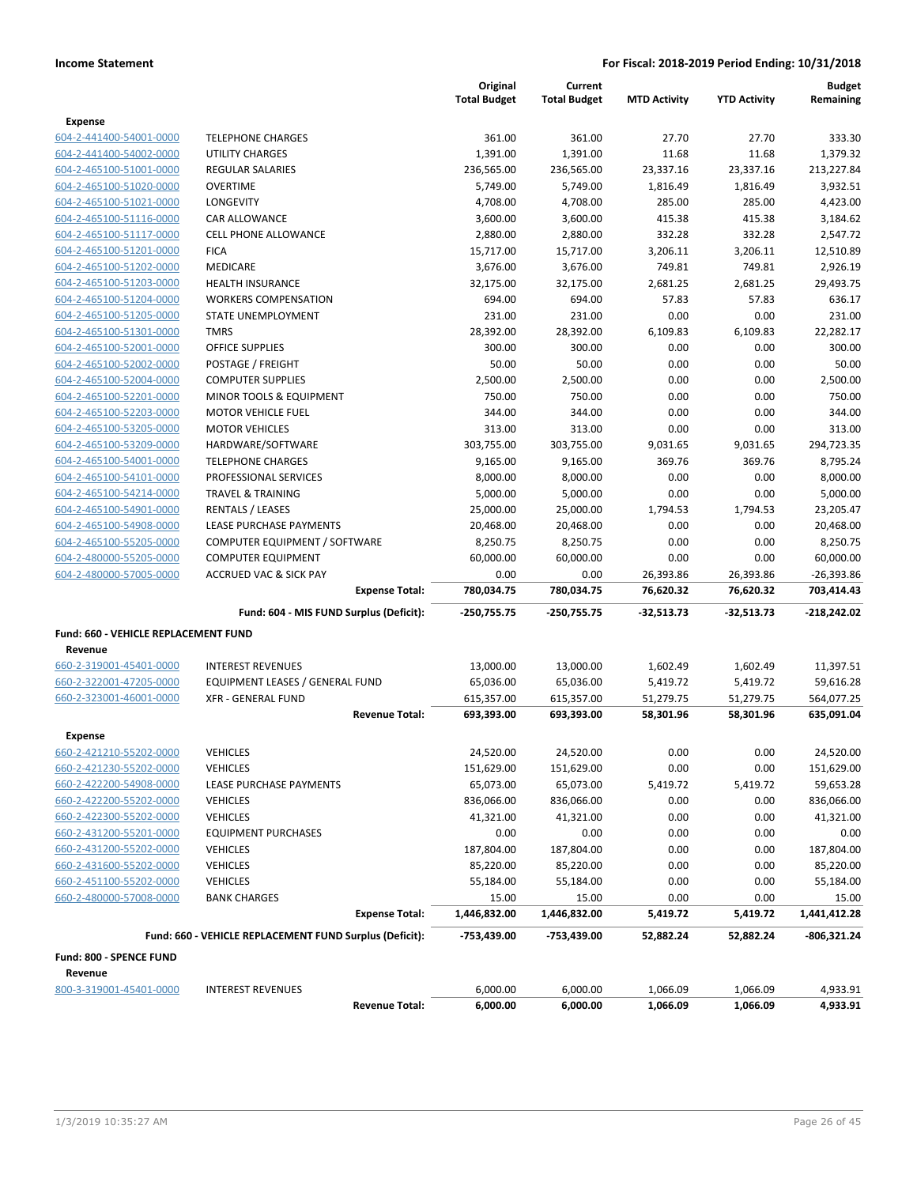| | | Original Total Budget | Current Total Budget | MTD Activity | YTD Activity | Budget Remaining |
|---|---|---|---|---|---|---|
| **Expense** | | | | | | |
| 604-2-441400-54001-0000 | TELEPHONE CHARGES | 361.00 | 361.00 | 27.70 | 27.70 | 333.30 |
| 604-2-441400-54002-0000 | UTILITY CHARGES | 1,391.00 | 1,391.00 | 11.68 | 11.68 | 1,379.32 |
| 604-2-465100-51001-0000 | REGULAR SALARIES | 236,565.00 | 236,565.00 | 23,337.16 | 23,337.16 | 213,227.84 |
| 604-2-465100-51020-0000 | OVERTIME | 5,749.00 | 5,749.00 | 1,816.49 | 1,816.49 | 3,932.51 |
| 604-2-465100-51021-0000 | LONGEVITY | 4,708.00 | 4,708.00 | 285.00 | 285.00 | 4,423.00 |
| 604-2-465100-51116-0000 | CAR ALLOWANCE | 3,600.00 | 3,600.00 | 415.38 | 415.38 | 3,184.62 |
| 604-2-465100-51117-0000 | CELL PHONE ALLOWANCE | 2,880.00 | 2,880.00 | 332.28 | 332.28 | 2,547.72 |
| 604-2-465100-51201-0000 | FICA | 15,717.00 | 15,717.00 | 3,206.11 | 3,206.11 | 12,510.89 |
| 604-2-465100-51202-0000 | MEDICARE | 3,676.00 | 3,676.00 | 749.81 | 749.81 | 2,926.19 |
| 604-2-465100-51203-0000 | HEALTH INSURANCE | 32,175.00 | 32,175.00 | 2,681.25 | 2,681.25 | 29,493.75 |
| 604-2-465100-51204-0000 | WORKERS COMPENSATION | 694.00 | 694.00 | 57.83 | 57.83 | 636.17 |
| 604-2-465100-51205-0000 | STATE UNEMPLOYMENT | 231.00 | 231.00 | 0.00 | 0.00 | 231.00 |
| 604-2-465100-51301-0000 | TMRS | 28,392.00 | 28,392.00 | 6,109.83 | 6,109.83 | 22,282.17 |
| 604-2-465100-52001-0000 | OFFICE SUPPLIES | 300.00 | 300.00 | 0.00 | 0.00 | 300.00 |
| 604-2-465100-52002-0000 | POSTAGE / FREIGHT | 50.00 | 50.00 | 0.00 | 0.00 | 50.00 |
| 604-2-465100-52004-0000 | COMPUTER SUPPLIES | 2,500.00 | 2,500.00 | 0.00 | 0.00 | 2,500.00 |
| 604-2-465100-52201-0000 | MINOR TOOLS & EQUIPMENT | 750.00 | 750.00 | 0.00 | 0.00 | 750.00 |
| 604-2-465100-52203-0000 | MOTOR VEHICLE FUEL | 344.00 | 344.00 | 0.00 | 0.00 | 344.00 |
| 604-2-465100-53205-0000 | MOTOR VEHICLES | 313.00 | 313.00 | 0.00 | 0.00 | 313.00 |
| 604-2-465100-53209-0000 | HARDWARE/SOFTWARE | 303,755.00 | 303,755.00 | 9,031.65 | 9,031.65 | 294,723.35 |
| 604-2-465100-54001-0000 | TELEPHONE CHARGES | 9,165.00 | 9,165.00 | 369.76 | 369.76 | 8,795.24 |
| 604-2-465100-54101-0000 | PROFESSIONAL SERVICES | 8,000.00 | 8,000.00 | 0.00 | 0.00 | 8,000.00 |
| 604-2-465100-54214-0000 | TRAVEL & TRAINING | 5,000.00 | 5,000.00 | 0.00 | 0.00 | 5,000.00 |
| 604-2-465100-54901-0000 | RENTALS / LEASES | 25,000.00 | 25,000.00 | 1,794.53 | 1,794.53 | 23,205.47 |
| 604-2-465100-54908-0000 | LEASE PURCHASE PAYMENTS | 20,468.00 | 20,468.00 | 0.00 | 0.00 | 20,468.00 |
| 604-2-465100-55205-0000 | COMPUTER EQUIPMENT / SOFTWARE | 8,250.75 | 8,250.75 | 0.00 | 0.00 | 8,250.75 |
| 604-2-480000-55205-0000 | COMPUTER EQUIPMENT | 60,000.00 | 60,000.00 | 0.00 | 0.00 | 60,000.00 |
| 604-2-480000-57005-0000 | ACCRUED VAC & SICK PAY | 0.00 | 0.00 | 26,393.86 | 26,393.86 | -26,393.86 |
| | **Expense Total:** | **780,034.75** | **780,034.75** | **76,620.32** | **76,620.32** | **703,414.43** |
| | **Fund: 604 - MIS FUND Surplus (Deficit):** | **-250,755.75** | **-250,755.75** | **-32,513.73** | **-32,513.73** | **-218,242.02** |
| **Fund: 660 - VEHICLE REPLACEMENT FUND** | | | | | | |
| **Revenue** | | | | | | |
| 660-2-319001-45401-0000 | INTEREST REVENUES | 13,000.00 | 13,000.00 | 1,602.49 | 1,602.49 | 11,397.51 |
| 660-2-322001-47205-0000 | EQUIPMENT LEASES / GENERAL FUND | 65,036.00 | 65,036.00 | 5,419.72 | 5,419.72 | 59,616.28 |
| 660-2-323001-46001-0000 | XFR - GENERAL FUND | 615,357.00 | 615,357.00 | 51,279.75 | 51,279.75 | 564,077.25 |
| | **Revenue Total:** | **693,393.00** | **693,393.00** | **58,301.96** | **58,301.96** | **635,091.04** |
| **Expense** | | | | | | |
| 660-2-421210-55202-0000 | VEHICLES | 24,520.00 | 24,520.00 | 0.00 | 0.00 | 24,520.00 |
| 660-2-421230-55202-0000 | VEHICLES | 151,629.00 | 151,629.00 | 0.00 | 0.00 | 151,629.00 |
| 660-2-422200-54908-0000 | LEASE PURCHASE PAYMENTS | 65,073.00 | 65,073.00 | 5,419.72 | 5,419.72 | 59,653.28 |
| 660-2-422200-55202-0000 | VEHICLES | 836,066.00 | 836,066.00 | 0.00 | 0.00 | 836,066.00 |
| 660-2-422300-55202-0000 | VEHICLES | 41,321.00 | 41,321.00 | 0.00 | 0.00 | 41,321.00 |
| 660-2-431200-55201-0000 | EQUIPMENT PURCHASES | 0.00 | 0.00 | 0.00 | 0.00 | 0.00 |
| 660-2-431200-55202-0000 | VEHICLES | 187,804.00 | 187,804.00 | 0.00 | 0.00 | 187,804.00 |
| 660-2-431600-55202-0000 | VEHICLES | 85,220.00 | 85,220.00 | 0.00 | 0.00 | 85,220.00 |
| 660-2-451100-55202-0000 | VEHICLES | 55,184.00 | 55,184.00 | 0.00 | 0.00 | 55,184.00 |
| 660-2-480000-57008-0000 | BANK CHARGES | 15.00 | 15.00 | 0.00 | 0.00 | 15.00 |
| | **Expense Total:** | **1,446,832.00** | **1,446,832.00** | **5,419.72** | **5,419.72** | **1,441,412.28** |
| | **Fund: 660 - VEHICLE REPLACEMENT FUND Surplus (Deficit):** | **-753,439.00** | **-753,439.00** | **52,882.24** | **52,882.24** | **-806,321.24** |
| **Fund: 800 - SPENCE FUND** | | | | | | |
| **Revenue** | | | | | | |
| 800-3-319001-45401-0000 | INTEREST REVENUES | 6,000.00 | 6,000.00 | 1,066.09 | 1,066.09 | 4,933.91 |
| | **Revenue Total:** | **6,000.00** | **6,000.00** | **1,066.09** | **1,066.09** | **4,933.91** |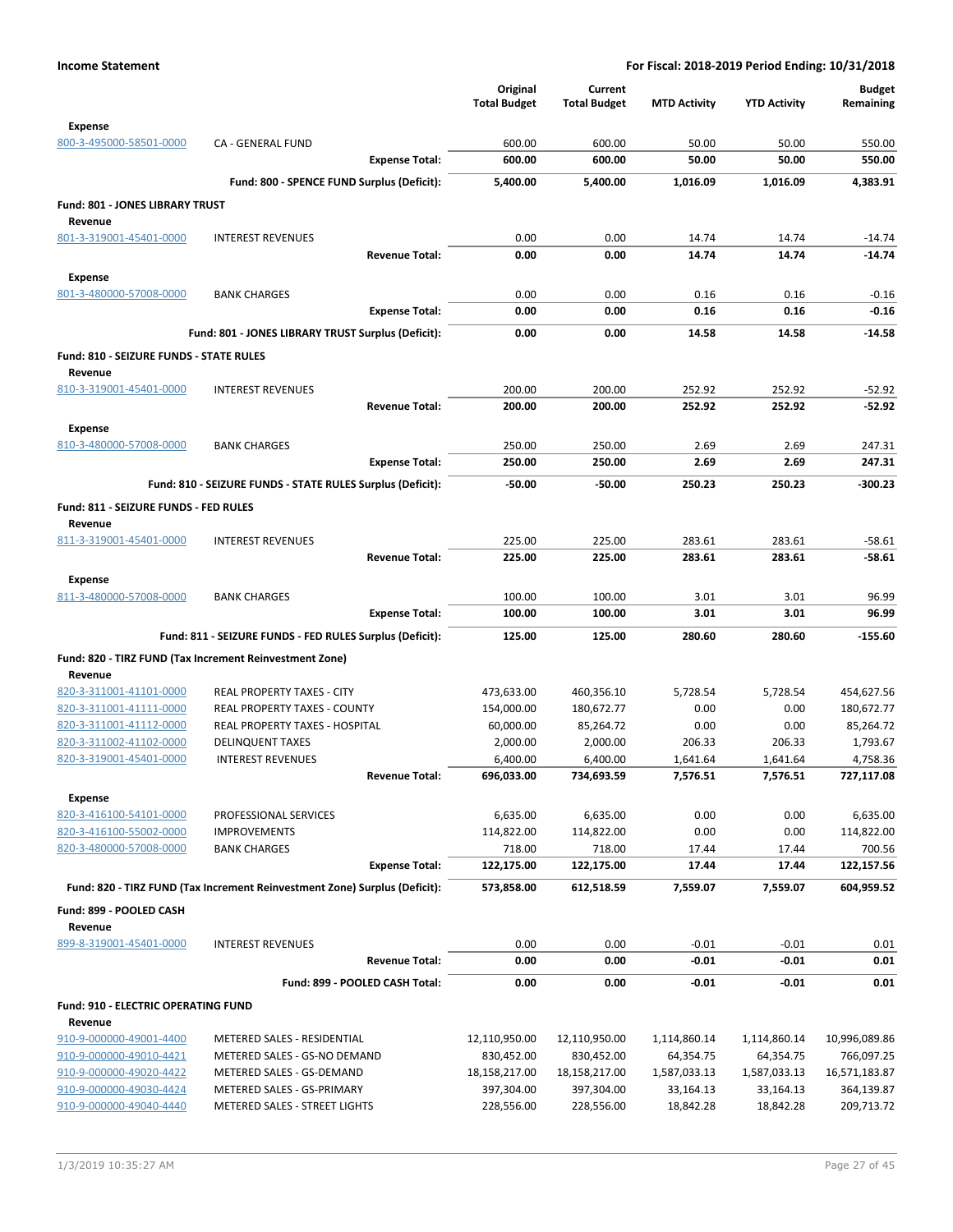| | | Original Total Budget | Current Total Budget | MTD Activity | YTD Activity | Budget Remaining |
|---|---|---|---|---|---|---|
| **Expense** | | | | | | |
| 800-3-495000-58501-0000 | CA - GENERAL FUND | 600.00 | 600.00 | 50.00 | 50.00 | 550.00 |
| | **Expense Total:** | **600.00** | **600.00** | **50.00** | **50.00** | **550.00** |
| | **Fund: 800 - SPENCE FUND Surplus (Deficit):** | **5,400.00** | **5,400.00** | **1,016.09** | **1,016.09** | **4,383.91** |
| **Fund: 801 - JONES LIBRARY TRUST** | | | | | | |
| **Revenue** | | | | | | |
| 801-3-319001-45401-0000 | INTEREST REVENUES | 0.00 | 0.00 | 14.74 | 14.74 | -14.74 |
| | **Revenue Total:** | **0.00** | **0.00** | **14.74** | **14.74** | **-14.74** |
| **Expense** | | | | | | |
| 801-3-480000-57008-0000 | BANK CHARGES | 0.00 | 0.00 | 0.16 | 0.16 | -0.16 |
| | **Expense Total:** | **0.00** | **0.00** | **0.16** | **0.16** | **-0.16** |
| | **Fund: 801 - JONES LIBRARY TRUST Surplus (Deficit):** | **0.00** | **0.00** | **14.58** | **14.58** | **-14.58** |
| **Fund: 810 - SEIZURE FUNDS - STATE RULES** | | | | | | |
| **Revenue** | | | | | | |
| 810-3-319001-45401-0000 | INTEREST REVENUES | 200.00 | 200.00 | 252.92 | 252.92 | -52.92 |
| | **Revenue Total:** | **200.00** | **200.00** | **252.92** | **252.92** | **-52.92** |
| **Expense** | | | | | | |
| 810-3-480000-57008-0000 | BANK CHARGES | 250.00 | 250.00 | 2.69 | 2.69 | 247.31 |
| | **Expense Total:** | **250.00** | **250.00** | **2.69** | **2.69** | **247.31** |
| | **Fund: 810 - SEIZURE FUNDS - STATE RULES Surplus (Deficit):** | **-50.00** | **-50.00** | **250.23** | **250.23** | **-300.23** |
| **Fund: 811 - SEIZURE FUNDS - FED RULES** | | | | | | |
| **Revenue** | | | | | | |
| 811-3-319001-45401-0000 | INTEREST REVENUES | 225.00 | 225.00 | 283.61 | 283.61 | -58.61 |
| | **Revenue Total:** | **225.00** | **225.00** | **283.61** | **283.61** | **-58.61** |
| **Expense** | | | | | | |
| 811-3-480000-57008-0000 | BANK CHARGES | 100.00 | 100.00 | 3.01 | 3.01 | 96.99 |
| | **Expense Total:** | **100.00** | **100.00** | **3.01** | **3.01** | **96.99** |
| | **Fund: 811 - SEIZURE FUNDS - FED RULES Surplus (Deficit):** | **125.00** | **125.00** | **280.60** | **280.60** | **-155.60** |
| **Fund: 820 - TIRZ FUND (Tax Increment Reinvestment Zone)** | | | | | | |
| **Revenue** | | | | | | |
| 820-3-311001-41101-0000 | REAL PROPERTY TAXES - CITY | 473,633.00 | 460,356.10 | 5,728.54 | 5,728.54 | 454,627.56 |
| 820-3-311001-41111-0000 | REAL PROPERTY TAXES - COUNTY | 154,000.00 | 180,672.77 | 0.00 | 0.00 | 180,672.77 |
| 820-3-311001-41112-0000 | REAL PROPERTY TAXES - HOSPITAL | 60,000.00 | 85,264.72 | 0.00 | 0.00 | 85,264.72 |
| 820-3-311002-41102-0000 | DELINQUENT TAXES | 2,000.00 | 2,000.00 | 206.33 | 206.33 | 1,793.67 |
| 820-3-319001-45401-0000 | INTEREST REVENUES | 6,400.00 | 6,400.00 | 1,641.64 | 1,641.64 | 4,758.36 |
| | **Revenue Total:** | **696,033.00** | **734,693.59** | **7,576.51** | **7,576.51** | **727,117.08** |
| **Expense** | | | | | | |
| 820-3-416100-54101-0000 | PROFESSIONAL SERVICES | 6,635.00 | 6,635.00 | 0.00 | 0.00 | 6,635.00 |
| 820-3-416100-55002-0000 | IMPROVEMENTS | 114,822.00 | 114,822.00 | 0.00 | 0.00 | 114,822.00 |
| 820-3-480000-57008-0000 | BANK CHARGES | 718.00 | 718.00 | 17.44 | 17.44 | 700.56 |
| | **Expense Total:** | **122,175.00** | **122,175.00** | **17.44** | **17.44** | **122,157.56** |
| | **Fund: 820 - TIRZ FUND (Tax Increment Reinvestment Zone) Surplus (Deficit):** | **573,858.00** | **612,518.59** | **7,559.07** | **7,559.07** | **604,959.52** |
| **Fund: 899 - POOLED CASH** | | | | | | |
| **Revenue** | | | | | | |
| 899-8-319001-45401-0000 | INTEREST REVENUES | 0.00 | 0.00 | -0.01 | -0.01 | 0.01 |
| | **Revenue Total:** | **0.00** | **0.00** | **-0.01** | **-0.01** | **0.01** |
| | **Fund: 899 - POOLED CASH Total:** | **0.00** | **0.00** | **-0.01** | **-0.01** | **0.01** |
| **Fund: 910 - ELECTRIC OPERATING FUND** | | | | | | |
| **Revenue** | | | | | | |
| 910-9-000000-49001-4400 | METERED SALES - RESIDENTIAL | 12,110,950.00 | 12,110,950.00 | 1,114,860.14 | 1,114,860.14 | 10,996,089.86 |
| 910-9-000000-49010-4421 | METERED SALES - GS-NO DEMAND | 830,452.00 | 830,452.00 | 64,354.75 | 64,354.75 | 766,097.25 |
| 910-9-000000-49020-4422 | METERED SALES - GS-DEMAND | 18,158,217.00 | 18,158,217.00 | 1,587,033.13 | 1,587,033.13 | 16,571,183.87 |
| 910-9-000000-49030-4424 | METERED SALES - GS-PRIMARY | 397,304.00 | 397,304.00 | 33,164.13 | 33,164.13 | 364,139.87 |
| 910-9-000000-49040-4440 | METERED SALES - STREET LIGHTS | 228,556.00 | 228,556.00 | 18,842.28 | 18,842.28 | 209,713.72 |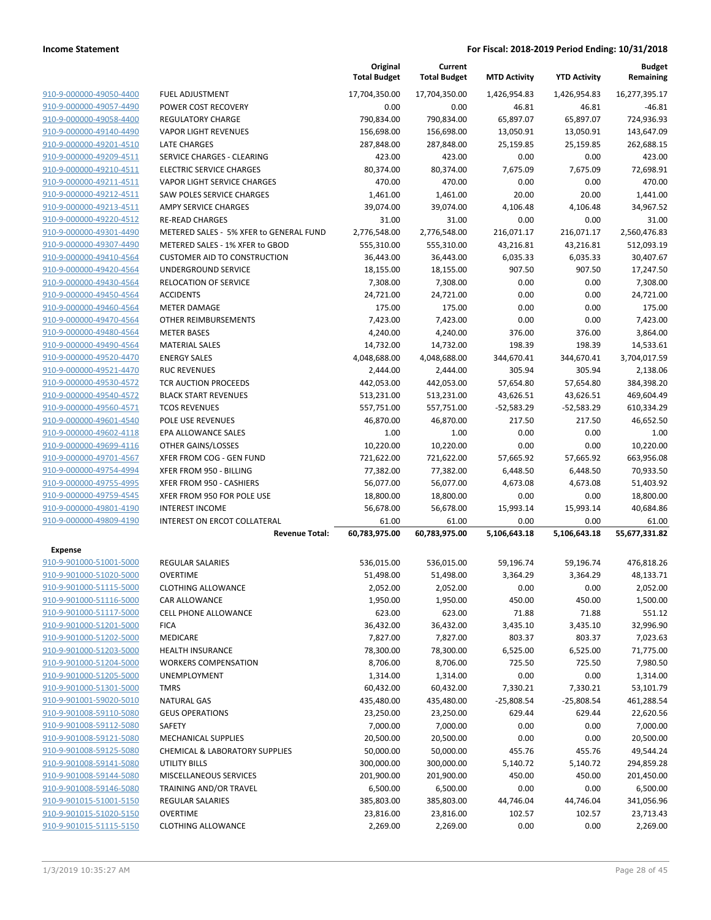**Income Statement** | **For Fiscal: 2018-2019 Period Ending: 10/31/2018**

| | | Original Total Budget | Current Total Budget | MTD Activity | YTD Activity | Budget Remaining |
|---|---|---|---|---|---|---|
| 910-9-000000-49050-4400 | FUEL ADJUSTMENT | 17,704,350.00 | 17,704,350.00 | 1,426,954.83 | 1,426,954.83 | 16,277,395.17 |
| 910-9-000000-49057-4490 | POWER COST RECOVERY | 0.00 | 0.00 | 46.81 | 46.81 | -46.81 |
| 910-9-000000-49058-4400 | REGULATORY CHARGE | 790,834.00 | 790,834.00 | 65,897.07 | 65,897.07 | 724,936.93 |
| 910-9-000000-49140-4490 | VAPOR LIGHT REVENUES | 156,698.00 | 156,698.00 | 13,050.91 | 13,050.91 | 143,647.09 |
| 910-9-000000-49201-4510 | LATE CHARGES | 287,848.00 | 287,848.00 | 25,159.85 | 25,159.85 | 262,688.15 |
| 910-9-000000-49209-4511 | SERVICE CHARGES - CLEARING | 423.00 | 423.00 | 0.00 | 0.00 | 423.00 |
| 910-9-000000-49210-4511 | ELECTRIC SERVICE CHARGES | 80,374.00 | 80,374.00 | 7,675.09 | 7,675.09 | 72,698.91 |
| 910-9-000000-49211-4511 | VAPOR LIGHT SERVICE CHARGES | 470.00 | 470.00 | 0.00 | 0.00 | 470.00 |
| 910-9-000000-49212-4511 | SAW POLES SERVICE CHARGES | 1,461.00 | 1,461.00 | 20.00 | 20.00 | 1,441.00 |
| 910-9-000000-49213-4511 | AMPY SERVICE CHARGES | 39,074.00 | 39,074.00 | 4,106.48 | 4,106.48 | 34,967.52 |
| 910-9-000000-49220-4512 | RE-READ CHARGES | 31.00 | 31.00 | 0.00 | 0.00 | 31.00 |
| 910-9-000000-49301-4490 | METERED SALES - 5% XFER to GENERAL FUND | 2,776,548.00 | 2,776,548.00 | 216,071.17 | 216,071.17 | 2,560,476.83 |
| 910-9-000000-49307-4490 | METERED SALES - 1% XFER to GBOD | 555,310.00 | 555,310.00 | 43,216.81 | 43,216.81 | 512,093.19 |
| 910-9-000000-49410-4564 | CUSTOMER AID TO CONSTRUCTION | 36,443.00 | 36,443.00 | 6,035.33 | 6,035.33 | 30,407.67 |
| 910-9-000000-49420-4564 | UNDERGROUND SERVICE | 18,155.00 | 18,155.00 | 907.50 | 907.50 | 17,247.50 |
| 910-9-000000-49430-4564 | RELOCATION OF SERVICE | 7,308.00 | 7,308.00 | 0.00 | 0.00 | 7,308.00 |
| 910-9-000000-49450-4564 | ACCIDENTS | 24,721.00 | 24,721.00 | 0.00 | 0.00 | 24,721.00 |
| 910-9-000000-49460-4564 | METER DAMAGE | 175.00 | 175.00 | 0.00 | 0.00 | 175.00 |
| 910-9-000000-49470-4564 | OTHER REIMBURSEMENTS | 7,423.00 | 7,423.00 | 0.00 | 0.00 | 7,423.00 |
| 910-9-000000-49480-4564 | METER BASES | 4,240.00 | 4,240.00 | 376.00 | 376.00 | 3,864.00 |
| 910-9-000000-49490-4564 | MATERIAL SALES | 14,732.00 | 14,732.00 | 198.39 | 198.39 | 14,533.61 |
| 910-9-000000-49520-4470 | ENERGY SALES | 4,048,688.00 | 4,048,688.00 | 344,670.41 | 344,670.41 | 3,704,017.59 |
| 910-9-000000-49521-4470 | RUC REVENUES | 2,444.00 | 2,444.00 | 305.94 | 305.94 | 2,138.06 |
| 910-9-000000-49530-4572 | TCR AUCTION PROCEEDS | 442,053.00 | 442,053.00 | 57,654.80 | 57,654.80 | 384,398.20 |
| 910-9-000000-49540-4572 | BLACK START REVENUES | 513,231.00 | 513,231.00 | 43,626.51 | 43,626.51 | 469,604.49 |
| 910-9-000000-49560-4571 | TCOS REVENUES | 557,751.00 | 557,751.00 | -52,583.29 | -52,583.29 | 610,334.29 |
| 910-9-000000-49601-4540 | POLE USE REVENUES | 46,870.00 | 46,870.00 | 217.50 | 217.50 | 46,652.50 |
| 910-9-000000-49602-4118 | EPA ALLOWANCE SALES | 1.00 | 1.00 | 0.00 | 0.00 | 1.00 |
| 910-9-000000-49699-4116 | OTHER GAINS/LOSSES | 10,220.00 | 10,220.00 | 0.00 | 0.00 | 10,220.00 |
| 910-9-000000-49701-4567 | XFER FROM COG - GEN FUND | 721,622.00 | 721,622.00 | 57,665.92 | 57,665.92 | 663,956.08 |
| 910-9-000000-49754-4994 | XFER FROM 950 - BILLING | 77,382.00 | 77,382.00 | 6,448.50 | 6,448.50 | 70,933.50 |
| 910-9-000000-49755-4995 | XFER FROM 950 - CASHIERS | 56,077.00 | 56,077.00 | 4,673.08 | 4,673.08 | 51,403.92 |
| 910-9-000000-49759-4545 | XFER FROM 950 FOR POLE USE | 18,800.00 | 18,800.00 | 0.00 | 0.00 | 18,800.00 |
| 910-9-000000-49801-4190 | INTEREST INCOME | 56,678.00 | 56,678.00 | 15,993.14 | 15,993.14 | 40,684.86 |
| 910-9-000000-49809-4190 | INTEREST ON ERCOT COLLATERAL | 61.00 | 61.00 | 0.00 | 0.00 | 61.00 |
| | **Revenue Total:** | **60,783,975.00** | **60,783,975.00** | **5,106,643.18** | **5,106,643.18** | **55,677,331.82** |
| **Expense** | | | | | | |
| 910-9-901000-51001-5000 | REGULAR SALARIES | 536,015.00 | 536,015.00 | 59,196.74 | 59,196.74 | 476,818.26 |
| 910-9-901000-51020-5000 | OVERTIME | 51,498.00 | 51,498.00 | 3,364.29 | 3,364.29 | 48,133.71 |
| 910-9-901000-51115-5000 | CLOTHING ALLOWANCE | 2,052.00 | 2,052.00 | 0.00 | 0.00 | 2,052.00 |
| 910-9-901000-51116-5000 | CAR ALLOWANCE | 1,950.00 | 1,950.00 | 450.00 | 450.00 | 1,500.00 |
| 910-9-901000-51117-5000 | CELL PHONE ALLOWANCE | 623.00 | 623.00 | 71.88 | 71.88 | 551.12 |
| 910-9-901000-51201-5000 | FICA | 36,432.00 | 36,432.00 | 3,435.10 | 3,435.10 | 32,996.90 |
| 910-9-901000-51202-5000 | MEDICARE | 7,827.00 | 7,827.00 | 803.37 | 803.37 | 7,023.63 |
| 910-9-901000-51203-5000 | HEALTH INSURANCE | 78,300.00 | 78,300.00 | 6,525.00 | 6,525.00 | 71,775.00 |
| 910-9-901000-51204-5000 | WORKERS COMPENSATION | 8,706.00 | 8,706.00 | 725.50 | 725.50 | 7,980.50 |
| 910-9-901000-51205-5000 | UNEMPLOYMENT | 1,314.00 | 1,314.00 | 0.00 | 0.00 | 1,314.00 |
| 910-9-901000-51301-5000 | TMRS | 60,432.00 | 60,432.00 | 7,330.21 | 7,330.21 | 53,101.79 |
| 910-9-901001-59020-5010 | NATURAL GAS | 435,480.00 | 435,480.00 | -25,808.54 | -25,808.54 | 461,288.54 |
| 910-9-901008-59110-5080 | GEUS OPERATIONS | 23,250.00 | 23,250.00 | 629.44 | 629.44 | 22,620.56 |
| 910-9-901008-59112-5080 | SAFETY | 7,000.00 | 7,000.00 | 0.00 | 0.00 | 7,000.00 |
| 910-9-901008-59121-5080 | MECHANICAL SUPPLIES | 20,500.00 | 20,500.00 | 0.00 | 0.00 | 20,500.00 |
| 910-9-901008-59125-5080 | CHEMICAL & LABORATORY SUPPLIES | 50,000.00 | 50,000.00 | 455.76 | 455.76 | 49,544.24 |
| 910-9-901008-59141-5080 | UTILITY BILLS | 300,000.00 | 300,000.00 | 5,140.72 | 5,140.72 | 294,859.28 |
| 910-9-901008-59144-5080 | MISCELLANEOUS SERVICES | 201,900.00 | 201,900.00 | 450.00 | 450.00 | 201,450.00 |
| 910-9-901008-59146-5080 | TRAINING AND/OR TRAVEL | 6,500.00 | 6,500.00 | 0.00 | 0.00 | 6,500.00 |
| 910-9-901015-51001-5150 | REGULAR SALARIES | 385,803.00 | 385,803.00 | 44,746.04 | 44,746.04 | 341,056.96 |
| 910-9-901015-51020-5150 | OVERTIME | 23,816.00 | 23,816.00 | 102.57 | 102.57 | 23,713.43 |
| 910-9-901015-51115-5150 | CLOTHING ALLOWANCE | 2,269.00 | 2,269.00 | 0.00 | 0.00 | 2,269.00 |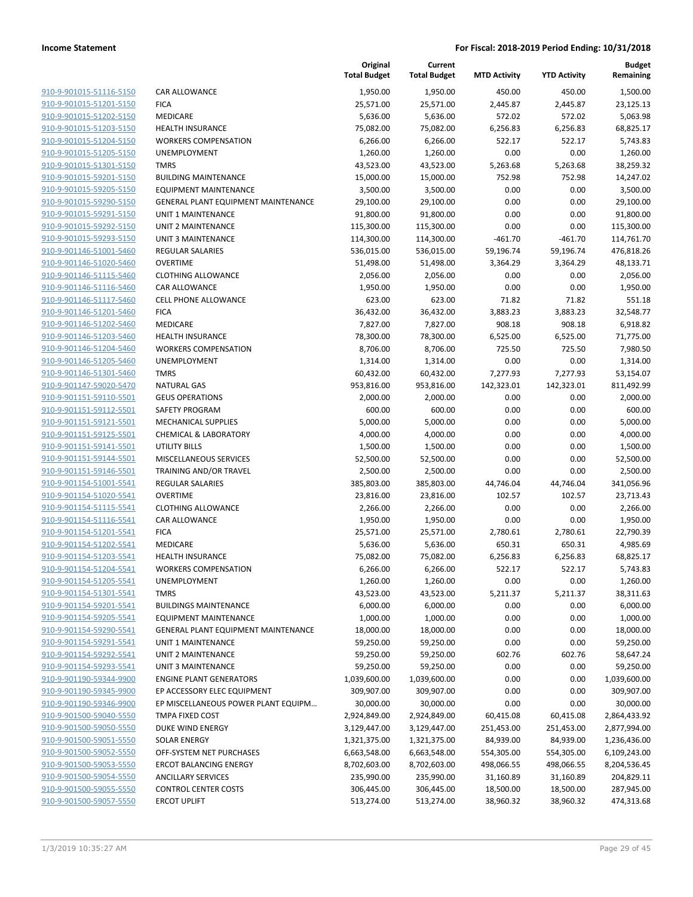**Income Statement** **For Fiscal: 2018-2019 Period Ending: 10/31/2018**

| | | Original Total Budget | Current Total Budget | MTD Activity | YTD Activity | Budget Remaining |
|---|---|---|---|---|---|---|
| 910-9-901015-51116-5150 | CAR ALLOWANCE | 1,950.00 | 1,950.00 | 450.00 | 450.00 | 1,500.00 |
| 910-9-901015-51201-5150 | FICA | 25,571.00 | 25,571.00 | 2,445.87 | 2,445.87 | 23,125.13 |
| 910-9-901015-51202-5150 | MEDICARE | 5,636.00 | 5,636.00 | 572.02 | 572.02 | 5,063.98 |
| 910-9-901015-51203-5150 | HEALTH INSURANCE | 75,082.00 | 75,082.00 | 6,256.83 | 6,256.83 | 68,825.17 |
| 910-9-901015-51204-5150 | WORKERS COMPENSATION | 6,266.00 | 6,266.00 | 522.17 | 522.17 | 5,743.83 |
| 910-9-901015-51205-5150 | UNEMPLOYMENT | 1,260.00 | 1,260.00 | 0.00 | 0.00 | 1,260.00 |
| 910-9-901015-51301-5150 | TMRS | 43,523.00 | 43,523.00 | 5,263.68 | 5,263.68 | 38,259.32 |
| 910-9-901015-59201-5150 | BUILDING MAINTENANCE | 15,000.00 | 15,000.00 | 752.98 | 752.98 | 14,247.02 |
| 910-9-901015-59205-5150 | EQUIPMENT MAINTENANCE | 3,500.00 | 3,500.00 | 0.00 | 0.00 | 3,500.00 |
| 910-9-901015-59290-5150 | GENERAL PLANT EQUIPMENT MAINTENANCE | 29,100.00 | 29,100.00 | 0.00 | 0.00 | 29,100.00 |
| 910-9-901015-59291-5150 | UNIT 1 MAINTENANCE | 91,800.00 | 91,800.00 | 0.00 | 0.00 | 91,800.00 |
| 910-9-901015-59292-5150 | UNIT 2 MAINTENANCE | 115,300.00 | 115,300.00 | 0.00 | 0.00 | 115,300.00 |
| 910-9-901015-59293-5150 | UNIT 3 MAINTENANCE | 114,300.00 | 114,300.00 | -461.70 | -461.70 | 114,761.70 |
| 910-9-901146-51001-5460 | REGULAR SALARIES | 536,015.00 | 536,015.00 | 59,196.74 | 59,196.74 | 476,818.26 |
| 910-9-901146-51020-5460 | OVERTIME | 51,498.00 | 51,498.00 | 3,364.29 | 3,364.29 | 48,133.71 |
| 910-9-901146-51115-5460 | CLOTHING ALLOWANCE | 2,056.00 | 2,056.00 | 0.00 | 0.00 | 2,056.00 |
| 910-9-901146-51116-5460 | CAR ALLOWANCE | 1,950.00 | 1,950.00 | 0.00 | 0.00 | 1,950.00 |
| 910-9-901146-51117-5460 | CELL PHONE ALLOWANCE | 623.00 | 623.00 | 71.82 | 71.82 | 551.18 |
| 910-9-901146-51201-5460 | FICA | 36,432.00 | 36,432.00 | 3,883.23 | 3,883.23 | 32,548.77 |
| 910-9-901146-51202-5460 | MEDICARE | 7,827.00 | 7,827.00 | 908.18 | 908.18 | 6,918.82 |
| 910-9-901146-51203-5460 | HEALTH INSURANCE | 78,300.00 | 78,300.00 | 6,525.00 | 6,525.00 | 71,775.00 |
| 910-9-901146-51204-5460 | WORKERS COMPENSATION | 8,706.00 | 8,706.00 | 725.50 | 725.50 | 7,980.50 |
| 910-9-901146-51205-5460 | UNEMPLOYMENT | 1,314.00 | 1,314.00 | 0.00 | 0.00 | 1,314.00 |
| 910-9-901146-51301-5460 | TMRS | 60,432.00 | 60,432.00 | 7,277.93 | 7,277.93 | 53,154.07 |
| 910-9-901147-59020-5470 | NATURAL GAS | 953,816.00 | 953,816.00 | 142,323.01 | 142,323.01 | 811,492.99 |
| 910-9-901151-59110-5501 | GEUS OPERATIONS | 2,000.00 | 2,000.00 | 0.00 | 0.00 | 2,000.00 |
| 910-9-901151-59112-5501 | SAFETY PROGRAM | 600.00 | 600.00 | 0.00 | 0.00 | 600.00 |
| 910-9-901151-59121-5501 | MECHANICAL SUPPLIES | 5,000.00 | 5,000.00 | 0.00 | 0.00 | 5,000.00 |
| 910-9-901151-59125-5501 | CHEMICAL & LABORATORY | 4,000.00 | 4,000.00 | 0.00 | 0.00 | 4,000.00 |
| 910-9-901151-59141-5501 | UTILITY BILLS | 1,500.00 | 1,500.00 | 0.00 | 0.00 | 1,500.00 |
| 910-9-901151-59144-5501 | MISCELLANEOUS SERVICES | 52,500.00 | 52,500.00 | 0.00 | 0.00 | 52,500.00 |
| 910-9-901151-59146-5501 | TRAINING AND/OR TRAVEL | 2,500.00 | 2,500.00 | 0.00 | 0.00 | 2,500.00 |
| 910-9-901154-51001-5541 | REGULAR SALARIES | 385,803.00 | 385,803.00 | 44,746.04 | 44,746.04 | 341,056.96 |
| 910-9-901154-51020-5541 | OVERTIME | 23,816.00 | 23,816.00 | 102.57 | 102.57 | 23,713.43 |
| 910-9-901154-51115-5541 | CLOTHING ALLOWANCE | 2,266.00 | 2,266.00 | 0.00 | 0.00 | 2,266.00 |
| 910-9-901154-51116-5541 | CAR ALLOWANCE | 1,950.00 | 1,950.00 | 0.00 | 0.00 | 1,950.00 |
| 910-9-901154-51201-5541 | FICA | 25,571.00 | 25,571.00 | 2,780.61 | 2,780.61 | 22,790.39 |
| 910-9-901154-51202-5541 | MEDICARE | 5,636.00 | 5,636.00 | 650.31 | 650.31 | 4,985.69 |
| 910-9-901154-51203-5541 | HEALTH INSURANCE | 75,082.00 | 75,082.00 | 6,256.83 | 6,256.83 | 68,825.17 |
| 910-9-901154-51204-5541 | WORKERS COMPENSATION | 6,266.00 | 6,266.00 | 522.17 | 522.17 | 5,743.83 |
| 910-9-901154-51205-5541 | UNEMPLOYMENT | 1,260.00 | 1,260.00 | 0.00 | 0.00 | 1,260.00 |
| 910-9-901154-51301-5541 | TMRS | 43,523.00 | 43,523.00 | 5,211.37 | 5,211.37 | 38,311.63 |
| 910-9-901154-59201-5541 | BUILDINGS MAINTENANCE | 6,000.00 | 6,000.00 | 0.00 | 0.00 | 6,000.00 |
| 910-9-901154-59205-5541 | EQUIPMENT MAINTENANCE | 1,000.00 | 1,000.00 | 0.00 | 0.00 | 1,000.00 |
| 910-9-901154-59290-5541 | GENERAL PLANT EQUIPMENT MAINTENANCE | 18,000.00 | 18,000.00 | 0.00 | 0.00 | 18,000.00 |
| 910-9-901154-59291-5541 | UNIT 1 MAINTENANCE | 59,250.00 | 59,250.00 | 0.00 | 0.00 | 59,250.00 |
| 910-9-901154-59292-5541 | UNIT 2 MAINTENANCE | 59,250.00 | 59,250.00 | 602.76 | 602.76 | 58,647.24 |
| 910-9-901154-59293-5541 | UNIT 3 MAINTENANCE | 59,250.00 | 59,250.00 | 0.00 | 0.00 | 59,250.00 |
| 910-9-901190-59344-9900 | ENGINE PLANT GENERATORS | 1,039,600.00 | 1,039,600.00 | 0.00 | 0.00 | 1,039,600.00 |
| 910-9-901190-59345-9900 | EP ACCESSORY ELEC EQUIPMENT | 309,907.00 | 309,907.00 | 0.00 | 0.00 | 309,907.00 |
| 910-9-901190-59346-9900 | EP MISCELLANEOUS POWER PLANT EQUIPM... | 30,000.00 | 30,000.00 | 0.00 | 0.00 | 30,000.00 |
| 910-9-901500-59040-5550 | TMPA FIXED COST | 2,924,849.00 | 2,924,849.00 | 60,415.08 | 60,415.08 | 2,864,433.92 |
| 910-9-901500-59050-5550 | DUKE WIND ENERGY | 3,129,447.00 | 3,129,447.00 | 251,453.00 | 251,453.00 | 2,877,994.00 |
| 910-9-901500-59051-5550 | SOLAR ENERGY | 1,321,375.00 | 1,321,375.00 | 84,939.00 | 84,939.00 | 1,236,436.00 |
| 910-9-901500-59052-5550 | OFF-SYSTEM NET PURCHASES | 6,663,548.00 | 6,663,548.00 | 554,305.00 | 554,305.00 | 6,109,243.00 |
| 910-9-901500-59053-5550 | ERCOT BALANCING ENERGY | 8,702,603.00 | 8,702,603.00 | 498,066.55 | 498,066.55 | 8,204,536.45 |
| 910-9-901500-59054-5550 | ANCILLARY SERVICES | 235,990.00 | 235,990.00 | 31,160.89 | 31,160.89 | 204,829.11 |
| 910-9-901500-59055-5550 | CONTROL CENTER COSTS | 306,445.00 | 306,445.00 | 18,500.00 | 18,500.00 | 287,945.00 |
| 910-9-901500-59057-5550 | ERCOT UPLIFT | 513,274.00 | 513,274.00 | 38,960.32 | 38,960.32 | 474,313.68 |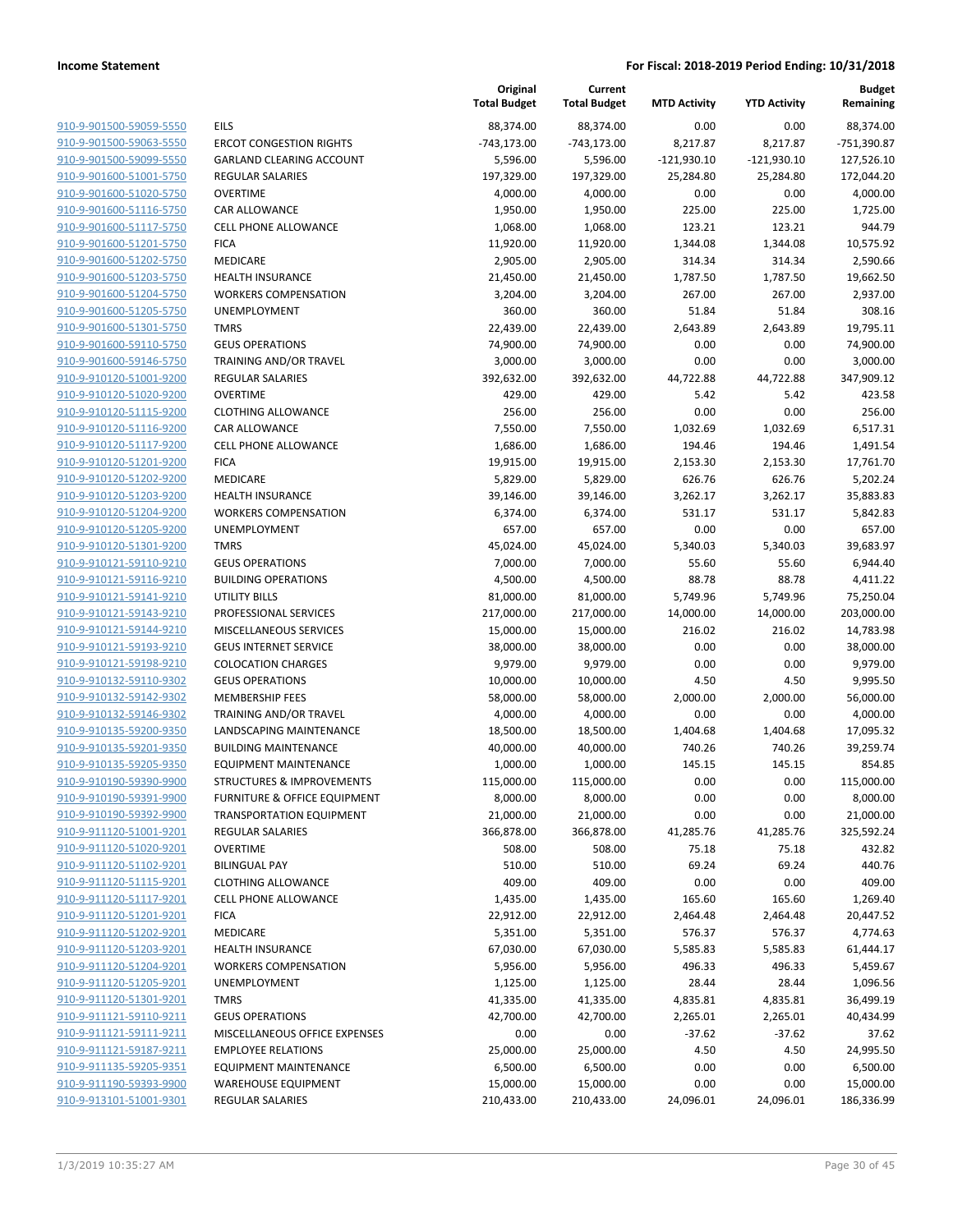**Income Statement** | **For Fiscal: 2018-2019 Period Ending: 10/31/2018**

| | | Original Total Budget | Current Total Budget | MTD Activity | YTD Activity | Budget Remaining |
|---|---|---|---|---|---|---|
| 910-9-901500-59059-5550 | EILS | 88,374.00 | 88,374.00 | 0.00 | 0.00 | 88,374.00 |
| 910-9-901500-59063-5550 | ERCOT CONGESTION RIGHTS | -743,173.00 | -743,173.00 | 8,217.87 | 8,217.87 | -751,390.87 |
| 910-9-901500-59099-5550 | GARLAND CLEARING ACCOUNT | 5,596.00 | 5,596.00 | -121,930.10 | -121,930.10 | 127,526.10 |
| 910-9-901600-51001-5750 | REGULAR SALARIES | 197,329.00 | 197,329.00 | 25,284.80 | 25,284.80 | 172,044.20 |
| 910-9-901600-51020-5750 | OVERTIME | 4,000.00 | 4,000.00 | 0.00 | 0.00 | 4,000.00 |
| 910-9-901600-51116-5750 | CAR ALLOWANCE | 1,950.00 | 1,950.00 | 225.00 | 225.00 | 1,725.00 |
| 910-9-901600-51117-5750 | CELL PHONE ALLOWANCE | 1,068.00 | 1,068.00 | 123.21 | 123.21 | 944.79 |
| 910-9-901600-51201-5750 | FICA | 11,920.00 | 11,920.00 | 1,344.08 | 1,344.08 | 10,575.92 |
| 910-9-901600-51202-5750 | MEDICARE | 2,905.00 | 2,905.00 | 314.34 | 314.34 | 2,590.66 |
| 910-9-901600-51203-5750 | HEALTH INSURANCE | 21,450.00 | 21,450.00 | 1,787.50 | 1,787.50 | 19,662.50 |
| 910-9-901600-51204-5750 | WORKERS COMPENSATION | 3,204.00 | 3,204.00 | 267.00 | 267.00 | 2,937.00 |
| 910-9-901600-51205-5750 | UNEMPLOYMENT | 360.00 | 360.00 | 51.84 | 51.84 | 308.16 |
| 910-9-901600-51301-5750 | TMRS | 22,439.00 | 22,439.00 | 2,643.89 | 2,643.89 | 19,795.11 |
| 910-9-901600-59110-5750 | GEUS OPERATIONS | 74,900.00 | 74,900.00 | 0.00 | 0.00 | 74,900.00 |
| 910-9-901600-59146-5750 | TRAINING AND/OR TRAVEL | 3,000.00 | 3,000.00 | 0.00 | 0.00 | 3,000.00 |
| 910-9-910120-51001-9200 | REGULAR SALARIES | 392,632.00 | 392,632.00 | 44,722.88 | 44,722.88 | 347,909.12 |
| 910-9-910120-51020-9200 | OVERTIME | 429.00 | 429.00 | 5.42 | 5.42 | 423.58 |
| 910-9-910120-51115-9200 | CLOTHING ALLOWANCE | 256.00 | 256.00 | 0.00 | 0.00 | 256.00 |
| 910-9-910120-51116-9200 | CAR ALLOWANCE | 7,550.00 | 7,550.00 | 1,032.69 | 1,032.69 | 6,517.31 |
| 910-9-910120-51117-9200 | CELL PHONE ALLOWANCE | 1,686.00 | 1,686.00 | 194.46 | 194.46 | 1,491.54 |
| 910-9-910120-51201-9200 | FICA | 19,915.00 | 19,915.00 | 2,153.30 | 2,153.30 | 17,761.70 |
| 910-9-910120-51202-9200 | MEDICARE | 5,829.00 | 5,829.00 | 626.76 | 626.76 | 5,202.24 |
| 910-9-910120-51203-9200 | HEALTH INSURANCE | 39,146.00 | 39,146.00 | 3,262.17 | 3,262.17 | 35,883.83 |
| 910-9-910120-51204-9200 | WORKERS COMPENSATION | 6,374.00 | 6,374.00 | 531.17 | 531.17 | 5,842.83 |
| 910-9-910120-51205-9200 | UNEMPLOYMENT | 657.00 | 657.00 | 0.00 | 0.00 | 657.00 |
| 910-9-910120-51301-9200 | TMRS | 45,024.00 | 45,024.00 | 5,340.03 | 5,340.03 | 39,683.97 |
| 910-9-910121-59110-9210 | GEUS OPERATIONS | 7,000.00 | 7,000.00 | 55.60 | 55.60 | 6,944.40 |
| 910-9-910121-59116-9210 | BUILDING OPERATIONS | 4,500.00 | 4,500.00 | 88.78 | 88.78 | 4,411.22 |
| 910-9-910121-59141-9210 | UTILITY BILLS | 81,000.00 | 81,000.00 | 5,749.96 | 5,749.96 | 75,250.04 |
| 910-9-910121-59143-9210 | PROFESSIONAL SERVICES | 217,000.00 | 217,000.00 | 14,000.00 | 14,000.00 | 203,000.00 |
| 910-9-910121-59144-9210 | MISCELLANEOUS SERVICES | 15,000.00 | 15,000.00 | 216.02 | 216.02 | 14,783.98 |
| 910-9-910121-59193-9210 | GEUS INTERNET SERVICE | 38,000.00 | 38,000.00 | 0.00 | 0.00 | 38,000.00 |
| 910-9-910121-59198-9210 | COLOCATION CHARGES | 9,979.00 | 9,979.00 | 0.00 | 0.00 | 9,979.00 |
| 910-9-910132-59110-9302 | GEUS OPERATIONS | 10,000.00 | 10,000.00 | 4.50 | 4.50 | 9,995.50 |
| 910-9-910132-59142-9302 | MEMBERSHIP FEES | 58,000.00 | 58,000.00 | 2,000.00 | 2,000.00 | 56,000.00 |
| 910-9-910132-59146-9302 | TRAINING AND/OR TRAVEL | 4,000.00 | 4,000.00 | 0.00 | 0.00 | 4,000.00 |
| 910-9-910135-59200-9350 | LANDSCAPING MAINTENANCE | 18,500.00 | 18,500.00 | 1,404.68 | 1,404.68 | 17,095.32 |
| 910-9-910135-59201-9350 | BUILDING MAINTENANCE | 40,000.00 | 40,000.00 | 740.26 | 740.26 | 39,259.74 |
| 910-9-910135-59205-9350 | EQUIPMENT MAINTENANCE | 1,000.00 | 1,000.00 | 145.15 | 145.15 | 854.85 |
| 910-9-910190-59390-9900 | STRUCTURES & IMPROVEMENTS | 115,000.00 | 115,000.00 | 0.00 | 0.00 | 115,000.00 |
| 910-9-910190-59391-9900 | FURNITURE & OFFICE EQUIPMENT | 8,000.00 | 8,000.00 | 0.00 | 0.00 | 8,000.00 |
| 910-9-910190-59392-9900 | TRANSPORTATION EQUIPMENT | 21,000.00 | 21,000.00 | 0.00 | 0.00 | 21,000.00 |
| 910-9-911120-51001-9201 | REGULAR SALARIES | 366,878.00 | 366,878.00 | 41,285.76 | 41,285.76 | 325,592.24 |
| 910-9-911120-51020-9201 | OVERTIME | 508.00 | 508.00 | 75.18 | 75.18 | 432.82 |
| 910-9-911120-51102-9201 | BILINGUAL PAY | 510.00 | 510.00 | 69.24 | 69.24 | 440.76 |
| 910-9-911120-51115-9201 | CLOTHING ALLOWANCE | 409.00 | 409.00 | 0.00 | 0.00 | 409.00 |
| 910-9-911120-51117-9201 | CELL PHONE ALLOWANCE | 1,435.00 | 1,435.00 | 165.60 | 165.60 | 1,269.40 |
| 910-9-911120-51201-9201 | FICA | 22,912.00 | 22,912.00 | 2,464.48 | 2,464.48 | 20,447.52 |
| 910-9-911120-51202-9201 | MEDICARE | 5,351.00 | 5,351.00 | 576.37 | 576.37 | 4,774.63 |
| 910-9-911120-51203-9201 | HEALTH INSURANCE | 67,030.00 | 67,030.00 | 5,585.83 | 5,585.83 | 61,444.17 |
| 910-9-911120-51204-9201 | WORKERS COMPENSATION | 5,956.00 | 5,956.00 | 496.33 | 496.33 | 5,459.67 |
| 910-9-911120-51205-9201 | UNEMPLOYMENT | 1,125.00 | 1,125.00 | 28.44 | 28.44 | 1,096.56 |
| 910-9-911120-51301-9201 | TMRS | 41,335.00 | 41,335.00 | 4,835.81 | 4,835.81 | 36,499.19 |
| 910-9-911121-59110-9211 | GEUS OPERATIONS | 42,700.00 | 42,700.00 | 2,265.01 | 2,265.01 | 40,434.99 |
| 910-9-911121-59111-9211 | MISCELLANEOUS OFFICE EXPENSES | 0.00 | 0.00 | -37.62 | -37.62 | 37.62 |
| 910-9-911121-59187-9211 | EMPLOYEE RELATIONS | 25,000.00 | 25,000.00 | 4.50 | 4.50 | 24,995.50 |
| 910-9-911135-59205-9351 | EQUIPMENT MAINTENANCE | 6,500.00 | 6,500.00 | 0.00 | 0.00 | 6,500.00 |
| 910-9-911190-59393-9900 | WAREHOUSE EQUIPMENT | 15,000.00 | 15,000.00 | 0.00 | 0.00 | 15,000.00 |
| 910-9-913101-51001-9301 | REGULAR SALARIES | 210,433.00 | 210,433.00 | 24,096.01 | 24,096.01 | 186,336.99 |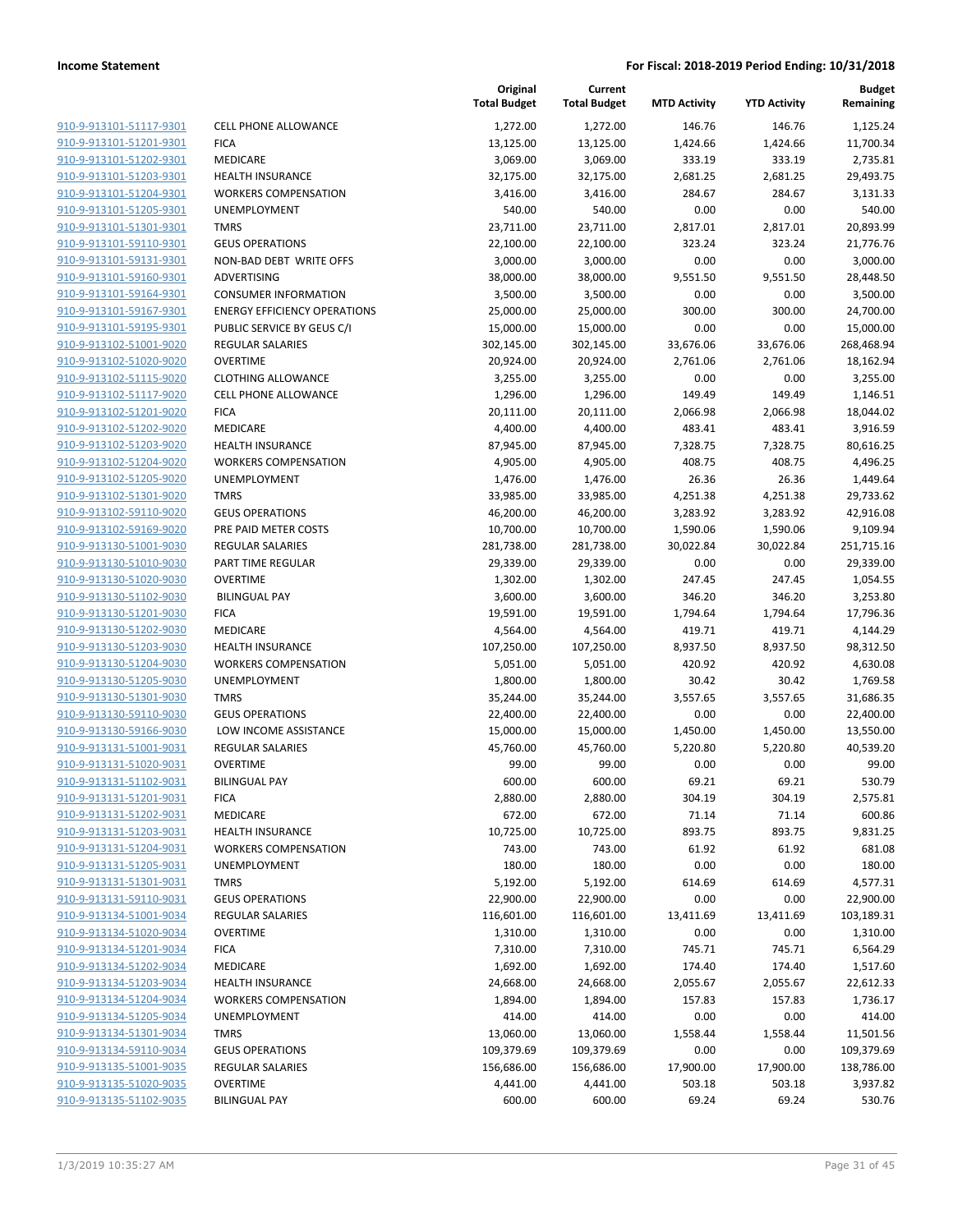**Income Statement** — **For Fiscal: 2018-2019 Period Ending: 10/31/2018**

| | | Original Total Budget | Current Total Budget | MTD Activity | YTD Activity | Budget Remaining |
|---|---|---|---|---|---|---|
| 910-9-913101-51117-9301 | CELL PHONE ALLOWANCE | 1,272.00 | 1,272.00 | 146.76 | 146.76 | 1,125.24 |
| 910-9-913101-51201-9301 | FICA | 13,125.00 | 13,125.00 | 1,424.66 | 1,424.66 | 11,700.34 |
| 910-9-913101-51202-9301 | MEDICARE | 3,069.00 | 3,069.00 | 333.19 | 333.19 | 2,735.81 |
| 910-9-913101-51203-9301 | HEALTH INSURANCE | 32,175.00 | 32,175.00 | 2,681.25 | 2,681.25 | 29,493.75 |
| 910-9-913101-51204-9301 | WORKERS COMPENSATION | 3,416.00 | 3,416.00 | 284.67 | 284.67 | 3,131.33 |
| 910-9-913101-51205-9301 | UNEMPLOYMENT | 540.00 | 540.00 | 0.00 | 0.00 | 540.00 |
| 910-9-913101-51301-9301 | TMRS | 23,711.00 | 23,711.00 | 2,817.01 | 2,817.01 | 20,893.99 |
| 910-9-913101-59110-9301 | GEUS OPERATIONS | 22,100.00 | 22,100.00 | 323.24 | 323.24 | 21,776.76 |
| 910-9-913101-59131-9301 | NON-BAD DEBT WRITE OFFS | 3,000.00 | 3,000.00 | 0.00 | 0.00 | 3,000.00 |
| 910-9-913101-59160-9301 | ADVERTISING | 38,000.00 | 38,000.00 | 9,551.50 | 9,551.50 | 28,448.50 |
| 910-9-913101-59164-9301 | CONSUMER INFORMATION | 3,500.00 | 3,500.00 | 0.00 | 0.00 | 3,500.00 |
| 910-9-913101-59167-9301 | ENERGY EFFICIENCY OPERATIONS | 25,000.00 | 25,000.00 | 300.00 | 300.00 | 24,700.00 |
| 910-9-913101-59195-9301 | PUBLIC SERVICE BY GEUS C/I | 15,000.00 | 15,000.00 | 0.00 | 0.00 | 15,000.00 |
| 910-9-913102-51001-9020 | REGULAR SALARIES | 302,145.00 | 302,145.00 | 33,676.06 | 33,676.06 | 268,468.94 |
| 910-9-913102-51020-9020 | OVERTIME | 20,924.00 | 20,924.00 | 2,761.06 | 2,761.06 | 18,162.94 |
| 910-9-913102-51115-9020 | CLOTHING ALLOWANCE | 3,255.00 | 3,255.00 | 0.00 | 0.00 | 3,255.00 |
| 910-9-913102-51117-9020 | CELL PHONE ALLOWANCE | 1,296.00 | 1,296.00 | 149.49 | 149.49 | 1,146.51 |
| 910-9-913102-51201-9020 | FICA | 20,111.00 | 20,111.00 | 2,066.98 | 2,066.98 | 18,044.02 |
| 910-9-913102-51202-9020 | MEDICARE | 4,400.00 | 4,400.00 | 483.41 | 483.41 | 3,916.59 |
| 910-9-913102-51203-9020 | HEALTH INSURANCE | 87,945.00 | 87,945.00 | 7,328.75 | 7,328.75 | 80,616.25 |
| 910-9-913102-51204-9020 | WORKERS COMPENSATION | 4,905.00 | 4,905.00 | 408.75 | 408.75 | 4,496.25 |
| 910-9-913102-51205-9020 | UNEMPLOYMENT | 1,476.00 | 1,476.00 | 26.36 | 26.36 | 1,449.64 |
| 910-9-913102-51301-9020 | TMRS | 33,985.00 | 33,985.00 | 4,251.38 | 4,251.38 | 29,733.62 |
| 910-9-913102-59110-9020 | GEUS OPERATIONS | 46,200.00 | 46,200.00 | 3,283.92 | 3,283.92 | 42,916.08 |
| 910-9-913102-59169-9020 | PRE PAID METER COSTS | 10,700.00 | 10,700.00 | 1,590.06 | 1,590.06 | 9,109.94 |
| 910-9-913130-51001-9030 | REGULAR SALARIES | 281,738.00 | 281,738.00 | 30,022.84 | 30,022.84 | 251,715.16 |
| 910-9-913130-51010-9030 | PART TIME REGULAR | 29,339.00 | 29,339.00 | 0.00 | 0.00 | 29,339.00 |
| 910-9-913130-51020-9030 | OVERTIME | 1,302.00 | 1,302.00 | 247.45 | 247.45 | 1,054.55 |
| 910-9-913130-51102-9030 | BILINGUAL PAY | 3,600.00 | 3,600.00 | 346.20 | 346.20 | 3,253.80 |
| 910-9-913130-51201-9030 | FICA | 19,591.00 | 19,591.00 | 1,794.64 | 1,794.64 | 17,796.36 |
| 910-9-913130-51202-9030 | MEDICARE | 4,564.00 | 4,564.00 | 419.71 | 419.71 | 4,144.29 |
| 910-9-913130-51203-9030 | HEALTH INSURANCE | 107,250.00 | 107,250.00 | 8,937.50 | 8,937.50 | 98,312.50 |
| 910-9-913130-51204-9030 | WORKERS COMPENSATION | 5,051.00 | 5,051.00 | 420.92 | 420.92 | 4,630.08 |
| 910-9-913130-51205-9030 | UNEMPLOYMENT | 1,800.00 | 1,800.00 | 30.42 | 30.42 | 1,769.58 |
| 910-9-913130-51301-9030 | TMRS | 35,244.00 | 35,244.00 | 3,557.65 | 3,557.65 | 31,686.35 |
| 910-9-913130-59110-9030 | GEUS OPERATIONS | 22,400.00 | 22,400.00 | 0.00 | 0.00 | 22,400.00 |
| 910-9-913130-59166-9030 | LOW INCOME ASSISTANCE | 15,000.00 | 15,000.00 | 1,450.00 | 1,450.00 | 13,550.00 |
| 910-9-913131-51001-9031 | REGULAR SALARIES | 45,760.00 | 45,760.00 | 5,220.80 | 5,220.80 | 40,539.20 |
| 910-9-913131-51020-9031 | OVERTIME | 99.00 | 99.00 | 0.00 | 0.00 | 99.00 |
| 910-9-913131-51102-9031 | BILINGUAL PAY | 600.00 | 600.00 | 69.21 | 69.21 | 530.79 |
| 910-9-913131-51201-9031 | FICA | 2,880.00 | 2,880.00 | 304.19 | 304.19 | 2,575.81 |
| 910-9-913131-51202-9031 | MEDICARE | 672.00 | 672.00 | 71.14 | 71.14 | 600.86 |
| 910-9-913131-51203-9031 | HEALTH INSURANCE | 10,725.00 | 10,725.00 | 893.75 | 893.75 | 9,831.25 |
| 910-9-913131-51204-9031 | WORKERS COMPENSATION | 743.00 | 743.00 | 61.92 | 61.92 | 681.08 |
| 910-9-913131-51205-9031 | UNEMPLOYMENT | 180.00 | 180.00 | 0.00 | 0.00 | 180.00 |
| 910-9-913131-51301-9031 | TMRS | 5,192.00 | 5,192.00 | 614.69 | 614.69 | 4,577.31 |
| 910-9-913131-59110-9031 | GEUS OPERATIONS | 22,900.00 | 22,900.00 | 0.00 | 0.00 | 22,900.00 |
| 910-9-913134-51001-9034 | REGULAR SALARIES | 116,601.00 | 116,601.00 | 13,411.69 | 13,411.69 | 103,189.31 |
| 910-9-913134-51020-9034 | OVERTIME | 1,310.00 | 1,310.00 | 0.00 | 0.00 | 1,310.00 |
| 910-9-913134-51201-9034 | FICA | 7,310.00 | 7,310.00 | 745.71 | 745.71 | 6,564.29 |
| 910-9-913134-51202-9034 | MEDICARE | 1,692.00 | 1,692.00 | 174.40 | 174.40 | 1,517.60 |
| 910-9-913134-51203-9034 | HEALTH INSURANCE | 24,668.00 | 24,668.00 | 2,055.67 | 2,055.67 | 22,612.33 |
| 910-9-913134-51204-9034 | WORKERS COMPENSATION | 1,894.00 | 1,894.00 | 157.83 | 157.83 | 1,736.17 |
| 910-9-913134-51205-9034 | UNEMPLOYMENT | 414.00 | 414.00 | 0.00 | 0.00 | 414.00 |
| 910-9-913134-51301-9034 | TMRS | 13,060.00 | 13,060.00 | 1,558.44 | 1,558.44 | 11,501.56 |
| 910-9-913134-59110-9034 | GEUS OPERATIONS | 109,379.69 | 109,379.69 | 0.00 | 0.00 | 109,379.69 |
| 910-9-913135-51001-9035 | REGULAR SALARIES | 156,686.00 | 156,686.00 | 17,900.00 | 17,900.00 | 138,786.00 |
| 910-9-913135-51020-9035 | OVERTIME | 4,441.00 | 4,441.00 | 503.18 | 503.18 | 3,937.82 |
| 910-9-913135-51102-9035 | BILINGUAL PAY | 600.00 | 600.00 | 69.24 | 69.24 | 530.76 |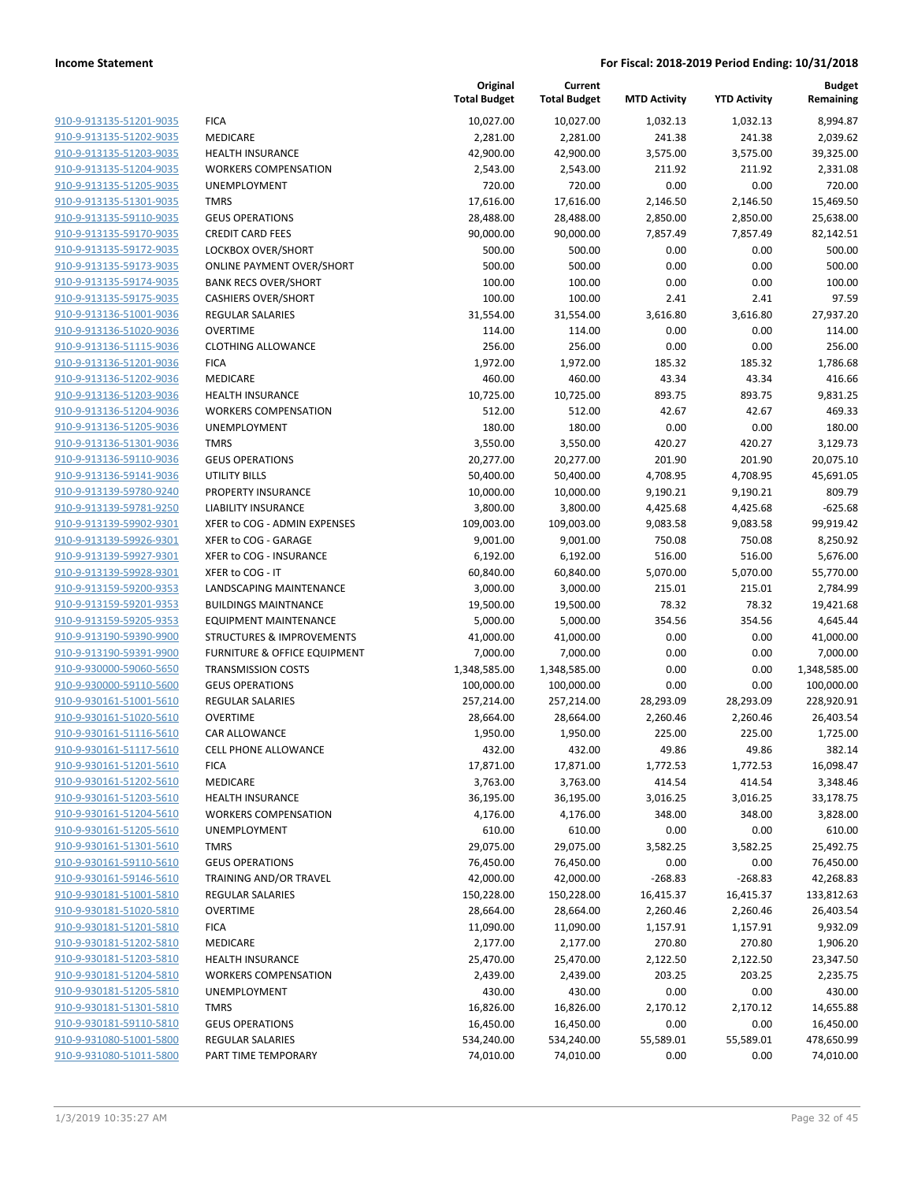**Income Statement** | **For Fiscal: 2018-2019 Period Ending: 10/31/2018**

| | | Original Total Budget | Current Total Budget | MTD Activity | YTD Activity | Budget Remaining |
|---|---|---|---|---|---|---|
| 910-9-913135-51201-9035 | FICA | 10,027.00 | 10,027.00 | 1,032.13 | 1,032.13 | 8,994.87 |
| 910-9-913135-51202-9035 | MEDICARE | 2,281.00 | 2,281.00 | 241.38 | 241.38 | 2,039.62 |
| 910-9-913135-51203-9035 | HEALTH INSURANCE | 42,900.00 | 42,900.00 | 3,575.00 | 3,575.00 | 39,325.00 |
| 910-9-913135-51204-9035 | WORKERS COMPENSATION | 2,543.00 | 2,543.00 | 211.92 | 211.92 | 2,331.08 |
| 910-9-913135-51205-9035 | UNEMPLOYMENT | 720.00 | 720.00 | 0.00 | 0.00 | 720.00 |
| 910-9-913135-51301-9035 | TMRS | 17,616.00 | 17,616.00 | 2,146.50 | 2,146.50 | 15,469.50 |
| 910-9-913135-59110-9035 | GEUS OPERATIONS | 28,488.00 | 28,488.00 | 2,850.00 | 2,850.00 | 25,638.00 |
| 910-9-913135-59170-9035 | CREDIT CARD FEES | 90,000.00 | 90,000.00 | 7,857.49 | 7,857.49 | 82,142.51 |
| 910-9-913135-59172-9035 | LOCKBOX OVER/SHORT | 500.00 | 500.00 | 0.00 | 0.00 | 500.00 |
| 910-9-913135-59173-9035 | ONLINE PAYMENT OVER/SHORT | 500.00 | 500.00 | 0.00 | 0.00 | 500.00 |
| 910-9-913135-59174-9035 | BANK RECS OVER/SHORT | 100.00 | 100.00 | 0.00 | 0.00 | 100.00 |
| 910-9-913135-59175-9035 | CASHIERS OVER/SHORT | 100.00 | 100.00 | 2.41 | 2.41 | 97.59 |
| 910-9-913136-51001-9036 | REGULAR SALARIES | 31,554.00 | 31,554.00 | 3,616.80 | 3,616.80 | 27,937.20 |
| 910-9-913136-51020-9036 | OVERTIME | 114.00 | 114.00 | 0.00 | 0.00 | 114.00 |
| 910-9-913136-51115-9036 | CLOTHING ALLOWANCE | 256.00 | 256.00 | 0.00 | 0.00 | 256.00 |
| 910-9-913136-51201-9036 | FICA | 1,972.00 | 1,972.00 | 185.32 | 185.32 | 1,786.68 |
| 910-9-913136-51202-9036 | MEDICARE | 460.00 | 460.00 | 43.34 | 43.34 | 416.66 |
| 910-9-913136-51203-9036 | HEALTH INSURANCE | 10,725.00 | 10,725.00 | 893.75 | 893.75 | 9,831.25 |
| 910-9-913136-51204-9036 | WORKERS COMPENSATION | 512.00 | 512.00 | 42.67 | 42.67 | 469.33 |
| 910-9-913136-51205-9036 | UNEMPLOYMENT | 180.00 | 180.00 | 0.00 | 0.00 | 180.00 |
| 910-9-913136-51301-9036 | TMRS | 3,550.00 | 3,550.00 | 420.27 | 420.27 | 3,129.73 |
| 910-9-913136-59110-9036 | GEUS OPERATIONS | 20,277.00 | 20,277.00 | 201.90 | 201.90 | 20,075.10 |
| 910-9-913136-59141-9036 | UTILITY BILLS | 50,400.00 | 50,400.00 | 4,708.95 | 4,708.95 | 45,691.05 |
| 910-9-913139-59780-9240 | PROPERTY INSURANCE | 10,000.00 | 10,000.00 | 9,190.21 | 9,190.21 | 809.79 |
| 910-9-913139-59781-9250 | LIABILITY INSURANCE | 3,800.00 | 3,800.00 | 4,425.68 | 4,425.68 | -625.68 |
| 910-9-913139-59902-9301 | XFER to COG - ADMIN EXPENSES | 109,003.00 | 109,003.00 | 9,083.58 | 9,083.58 | 99,919.42 |
| 910-9-913139-59926-9301 | XFER to COG - GARAGE | 9,001.00 | 9,001.00 | 750.08 | 750.08 | 8,250.92 |
| 910-9-913139-59927-9301 | XFER to COG - INSURANCE | 6,192.00 | 6,192.00 | 516.00 | 516.00 | 5,676.00 |
| 910-9-913139-59928-9301 | XFER to COG - IT | 60,840.00 | 60,840.00 | 5,070.00 | 5,070.00 | 55,770.00 |
| 910-9-913159-59200-9353 | LANDSCAPING MAINTENANCE | 3,000.00 | 3,000.00 | 215.01 | 215.01 | 2,784.99 |
| 910-9-913159-59201-9353 | BUILDINGS MAINTNANCE | 19,500.00 | 19,500.00 | 78.32 | 78.32 | 19,421.68 |
| 910-9-913159-59205-9353 | EQUIPMENT MAINTENANCE | 5,000.00 | 5,000.00 | 354.56 | 354.56 | 4,645.44 |
| 910-9-913190-59390-9900 | STRUCTURES & IMPROVEMENTS | 41,000.00 | 41,000.00 | 0.00 | 0.00 | 41,000.00 |
| 910-9-913190-59391-9900 | FURNITURE & OFFICE EQUIPMENT | 7,000.00 | 7,000.00 | 0.00 | 0.00 | 7,000.00 |
| 910-9-930000-59060-5650 | TRANSMISSION COSTS | 1,348,585.00 | 1,348,585.00 | 0.00 | 0.00 | 1,348,585.00 |
| 910-9-930000-59110-5600 | GEUS OPERATIONS | 100,000.00 | 100,000.00 | 0.00 | 0.00 | 100,000.00 |
| 910-9-930161-51001-5610 | REGULAR SALARIES | 257,214.00 | 257,214.00 | 28,293.09 | 28,293.09 | 228,920.91 |
| 910-9-930161-51020-5610 | OVERTIME | 28,664.00 | 28,664.00 | 2,260.46 | 2,260.46 | 26,403.54 |
| 910-9-930161-51116-5610 | CAR ALLOWANCE | 1,950.00 | 1,950.00 | 225.00 | 225.00 | 1,725.00 |
| 910-9-930161-51117-5610 | CELL PHONE ALLOWANCE | 432.00 | 432.00 | 49.86 | 49.86 | 382.14 |
| 910-9-930161-51201-5610 | FICA | 17,871.00 | 17,871.00 | 1,772.53 | 1,772.53 | 16,098.47 |
| 910-9-930161-51202-5610 | MEDICARE | 3,763.00 | 3,763.00 | 414.54 | 414.54 | 3,348.46 |
| 910-9-930161-51203-5610 | HEALTH INSURANCE | 36,195.00 | 36,195.00 | 3,016.25 | 3,016.25 | 33,178.75 |
| 910-9-930161-51204-5610 | WORKERS COMPENSATION | 4,176.00 | 4,176.00 | 348.00 | 348.00 | 3,828.00 |
| 910-9-930161-51205-5610 | UNEMPLOYMENT | 610.00 | 610.00 | 0.00 | 0.00 | 610.00 |
| 910-9-930161-51301-5610 | TMRS | 29,075.00 | 29,075.00 | 3,582.25 | 3,582.25 | 25,492.75 |
| 910-9-930161-59110-5610 | GEUS OPERATIONS | 76,450.00 | 76,450.00 | 0.00 | 0.00 | 76,450.00 |
| 910-9-930161-59146-5610 | TRAINING AND/OR TRAVEL | 42,000.00 | 42,000.00 | -268.83 | -268.83 | 42,268.83 |
| 910-9-930181-51001-5810 | REGULAR SALARIES | 150,228.00 | 150,228.00 | 16,415.37 | 16,415.37 | 133,812.63 |
| 910-9-930181-51020-5810 | OVERTIME | 28,664.00 | 28,664.00 | 2,260.46 | 2,260.46 | 26,403.54 |
| 910-9-930181-51201-5810 | FICA | 11,090.00 | 11,090.00 | 1,157.91 | 1,157.91 | 9,932.09 |
| 910-9-930181-51202-5810 | MEDICARE | 2,177.00 | 2,177.00 | 270.80 | 270.80 | 1,906.20 |
| 910-9-930181-51203-5810 | HEALTH INSURANCE | 25,470.00 | 25,470.00 | 2,122.50 | 2,122.50 | 23,347.50 |
| 910-9-930181-51204-5810 | WORKERS COMPENSATION | 2,439.00 | 2,439.00 | 203.25 | 203.25 | 2,235.75 |
| 910-9-930181-51205-5810 | UNEMPLOYMENT | 430.00 | 430.00 | 0.00 | 0.00 | 430.00 |
| 910-9-930181-51301-5810 | TMRS | 16,826.00 | 16,826.00 | 2,170.12 | 2,170.12 | 14,655.88 |
| 910-9-930181-59110-5810 | GEUS OPERATIONS | 16,450.00 | 16,450.00 | 0.00 | 0.00 | 16,450.00 |
| 910-9-931080-51001-5800 | REGULAR SALARIES | 534,240.00 | 534,240.00 | 55,589.01 | 55,589.01 | 478,650.99 |
| 910-9-931080-51011-5800 | PART TIME TEMPORARY | 74,010.00 | 74,010.00 | 0.00 | 0.00 | 74,010.00 |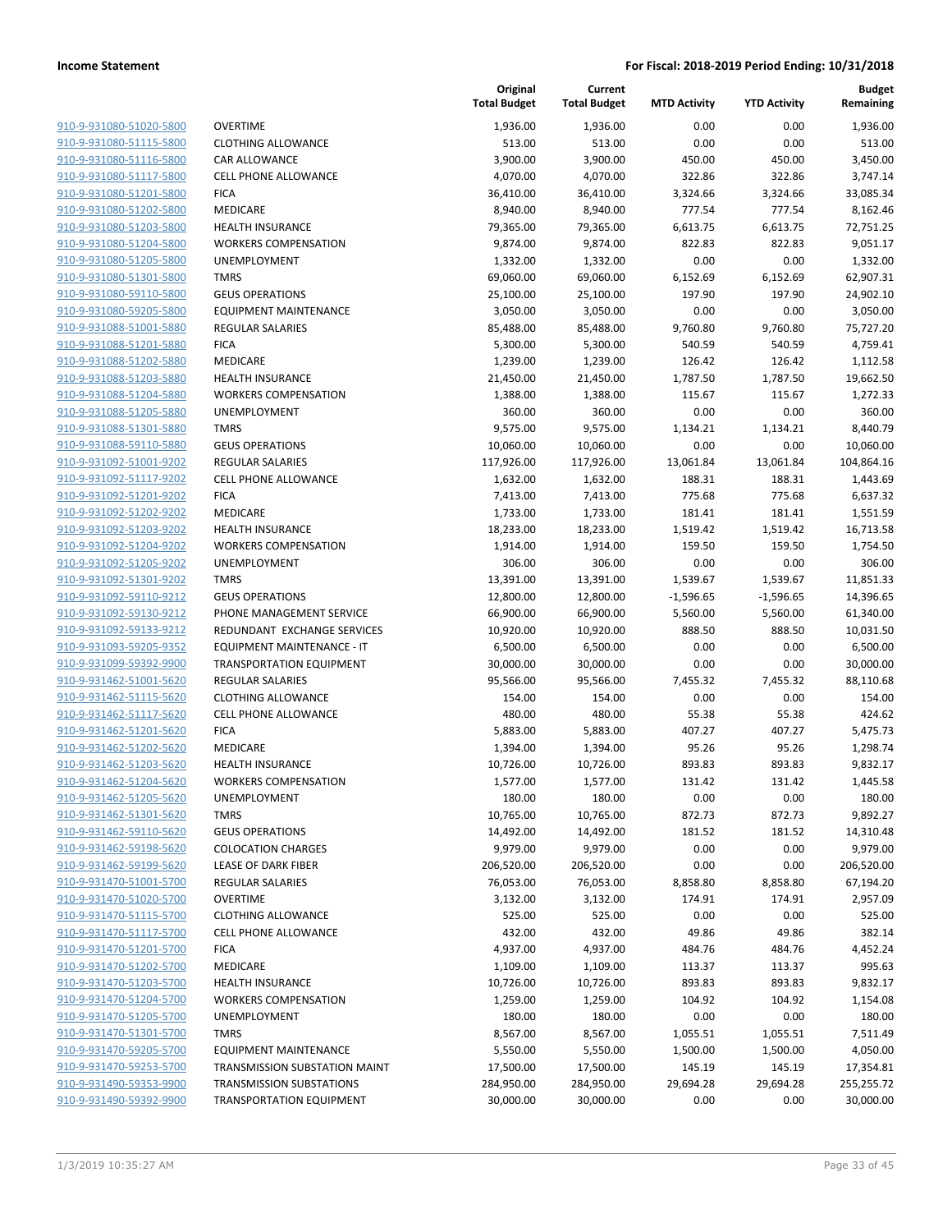| | | Original Total Budget | Current Total Budget | MTD Activity | YTD Activity | Budget Remaining |
|---|---|---|---|---|---|---|
| 910-9-931080-51020-5800 | OVERTIME | 1,936.00 | 1,936.00 | 0.00 | 0.00 | 1,936.00 |
| 910-9-931080-51115-5800 | CLOTHING ALLOWANCE | 513.00 | 513.00 | 0.00 | 0.00 | 513.00 |
| 910-9-931080-51116-5800 | CAR ALLOWANCE | 3,900.00 | 3,900.00 | 450.00 | 450.00 | 3,450.00 |
| 910-9-931080-51117-5800 | CELL PHONE ALLOWANCE | 4,070.00 | 4,070.00 | 322.86 | 322.86 | 3,747.14 |
| 910-9-931080-51201-5800 | FICA | 36,410.00 | 36,410.00 | 3,324.66 | 3,324.66 | 33,085.34 |
| 910-9-931080-51202-5800 | MEDICARE | 8,940.00 | 8,940.00 | 777.54 | 777.54 | 8,162.46 |
| 910-9-931080-51203-5800 | HEALTH INSURANCE | 79,365.00 | 79,365.00 | 6,613.75 | 6,613.75 | 72,751.25 |
| 910-9-931080-51204-5800 | WORKERS COMPENSATION | 9,874.00 | 9,874.00 | 822.83 | 822.83 | 9,051.17 |
| 910-9-931080-51205-5800 | UNEMPLOYMENT | 1,332.00 | 1,332.00 | 0.00 | 0.00 | 1,332.00 |
| 910-9-931080-51301-5800 | TMRS | 69,060.00 | 69,060.00 | 6,152.69 | 6,152.69 | 62,907.31 |
| 910-9-931080-59110-5800 | GEUS OPERATIONS | 25,100.00 | 25,100.00 | 197.90 | 197.90 | 24,902.10 |
| 910-9-931080-59205-5800 | EQUIPMENT MAINTENANCE | 3,050.00 | 3,050.00 | 0.00 | 0.00 | 3,050.00 |
| 910-9-931088-51001-5880 | REGULAR SALARIES | 85,488.00 | 85,488.00 | 9,760.80 | 9,760.80 | 75,727.20 |
| 910-9-931088-51201-5880 | FICA | 5,300.00 | 5,300.00 | 540.59 | 540.59 | 4,759.41 |
| 910-9-931088-51202-5880 | MEDICARE | 1,239.00 | 1,239.00 | 126.42 | 126.42 | 1,112.58 |
| 910-9-931088-51203-5880 | HEALTH INSURANCE | 21,450.00 | 21,450.00 | 1,787.50 | 1,787.50 | 19,662.50 |
| 910-9-931088-51204-5880 | WORKERS COMPENSATION | 1,388.00 | 1,388.00 | 115.67 | 115.67 | 1,272.33 |
| 910-9-931088-51205-5880 | UNEMPLOYMENT | 360.00 | 360.00 | 0.00 | 0.00 | 360.00 |
| 910-9-931088-51301-5880 | TMRS | 9,575.00 | 9,575.00 | 1,134.21 | 1,134.21 | 8,440.79 |
| 910-9-931088-59110-5880 | GEUS OPERATIONS | 10,060.00 | 10,060.00 | 0.00 | 0.00 | 10,060.00 |
| 910-9-931092-51001-9202 | REGULAR SALARIES | 117,926.00 | 117,926.00 | 13,061.84 | 13,061.84 | 104,864.16 |
| 910-9-931092-51117-9202 | CELL PHONE ALLOWANCE | 1,632.00 | 1,632.00 | 188.31 | 188.31 | 1,443.69 |
| 910-9-931092-51201-9202 | FICA | 7,413.00 | 7,413.00 | 775.68 | 775.68 | 6,637.32 |
| 910-9-931092-51202-9202 | MEDICARE | 1,733.00 | 1,733.00 | 181.41 | 181.41 | 1,551.59 |
| 910-9-931092-51203-9202 | HEALTH INSURANCE | 18,233.00 | 18,233.00 | 1,519.42 | 1,519.42 | 16,713.58 |
| 910-9-931092-51204-9202 | WORKERS COMPENSATION | 1,914.00 | 1,914.00 | 159.50 | 159.50 | 1,754.50 |
| 910-9-931092-51205-9202 | UNEMPLOYMENT | 306.00 | 306.00 | 0.00 | 0.00 | 306.00 |
| 910-9-931092-51301-9202 | TMRS | 13,391.00 | 13,391.00 | 1,539.67 | 1,539.67 | 11,851.33 |
| 910-9-931092-59110-9212 | GEUS OPERATIONS | 12,800.00 | 12,800.00 | -1,596.65 | -1,596.65 | 14,396.65 |
| 910-9-931092-59130-9212 | PHONE MANAGEMENT SERVICE | 66,900.00 | 66,900.00 | 5,560.00 | 5,560.00 | 61,340.00 |
| 910-9-931092-59133-9212 | REDUNDANT EXCHANGE SERVICES | 10,920.00 | 10,920.00 | 888.50 | 888.50 | 10,031.50 |
| 910-9-931093-59205-9352 | EQUIPMENT MAINTENANCE - IT | 6,500.00 | 6,500.00 | 0.00 | 0.00 | 6,500.00 |
| 910-9-931099-59392-9900 | TRANSPORTATION EQUIPMENT | 30,000.00 | 30,000.00 | 0.00 | 0.00 | 30,000.00 |
| 910-9-931462-51001-5620 | REGULAR SALARIES | 95,566.00 | 95,566.00 | 7,455.32 | 7,455.32 | 88,110.68 |
| 910-9-931462-51115-5620 | CLOTHING ALLOWANCE | 154.00 | 154.00 | 0.00 | 0.00 | 154.00 |
| 910-9-931462-51117-5620 | CELL PHONE ALLOWANCE | 480.00 | 480.00 | 55.38 | 55.38 | 424.62 |
| 910-9-931462-51201-5620 | FICA | 5,883.00 | 5,883.00 | 407.27 | 407.27 | 5,475.73 |
| 910-9-931462-51202-5620 | MEDICARE | 1,394.00 | 1,394.00 | 95.26 | 95.26 | 1,298.74 |
| 910-9-931462-51203-5620 | HEALTH INSURANCE | 10,726.00 | 10,726.00 | 893.83 | 893.83 | 9,832.17 |
| 910-9-931462-51204-5620 | WORKERS COMPENSATION | 1,577.00 | 1,577.00 | 131.42 | 131.42 | 1,445.58 |
| 910-9-931462-51205-5620 | UNEMPLOYMENT | 180.00 | 180.00 | 0.00 | 0.00 | 180.00 |
| 910-9-931462-51301-5620 | TMRS | 10,765.00 | 10,765.00 | 872.73 | 872.73 | 9,892.27 |
| 910-9-931462-59110-5620 | GEUS OPERATIONS | 14,492.00 | 14,492.00 | 181.52 | 181.52 | 14,310.48 |
| 910-9-931462-59198-5620 | COLOCATION CHARGES | 9,979.00 | 9,979.00 | 0.00 | 0.00 | 9,979.00 |
| 910-9-931462-59199-5620 | LEASE OF DARK FIBER | 206,520.00 | 206,520.00 | 0.00 | 0.00 | 206,520.00 |
| 910-9-931470-51001-5700 | REGULAR SALARIES | 76,053.00 | 76,053.00 | 8,858.80 | 8,858.80 | 67,194.20 |
| 910-9-931470-51020-5700 | OVERTIME | 3,132.00 | 3,132.00 | 174.91 | 174.91 | 2,957.09 |
| 910-9-931470-51115-5700 | CLOTHING ALLOWANCE | 525.00 | 525.00 | 0.00 | 0.00 | 525.00 |
| 910-9-931470-51117-5700 | CELL PHONE ALLOWANCE | 432.00 | 432.00 | 49.86 | 49.86 | 382.14 |
| 910-9-931470-51201-5700 | FICA | 4,937.00 | 4,937.00 | 484.76 | 484.76 | 4,452.24 |
| 910-9-931470-51202-5700 | MEDICARE | 1,109.00 | 1,109.00 | 113.37 | 113.37 | 995.63 |
| 910-9-931470-51203-5700 | HEALTH INSURANCE | 10,726.00 | 10,726.00 | 893.83 | 893.83 | 9,832.17 |
| 910-9-931470-51204-5700 | WORKERS COMPENSATION | 1,259.00 | 1,259.00 | 104.92 | 104.92 | 1,154.08 |
| 910-9-931470-51205-5700 | UNEMPLOYMENT | 180.00 | 180.00 | 0.00 | 0.00 | 180.00 |
| 910-9-931470-51301-5700 | TMRS | 8,567.00 | 8,567.00 | 1,055.51 | 1,055.51 | 7,511.49 |
| 910-9-931470-59205-5700 | EQUIPMENT MAINTENANCE | 5,550.00 | 5,550.00 | 1,500.00 | 1,500.00 | 4,050.00 |
| 910-9-931470-59253-5700 | TRANSMISSION SUBSTATION MAINT | 17,500.00 | 17,500.00 | 145.19 | 145.19 | 17,354.81 |
| 910-9-931490-59353-9900 | TRANSMISSION SUBSTATIONS | 284,950.00 | 284,950.00 | 29,694.28 | 29,694.28 | 255,255.72 |
| 910-9-931490-59392-9900 | TRANSPORTATION EQUIPMENT | 30,000.00 | 30,000.00 | 0.00 | 0.00 | 30,000.00 |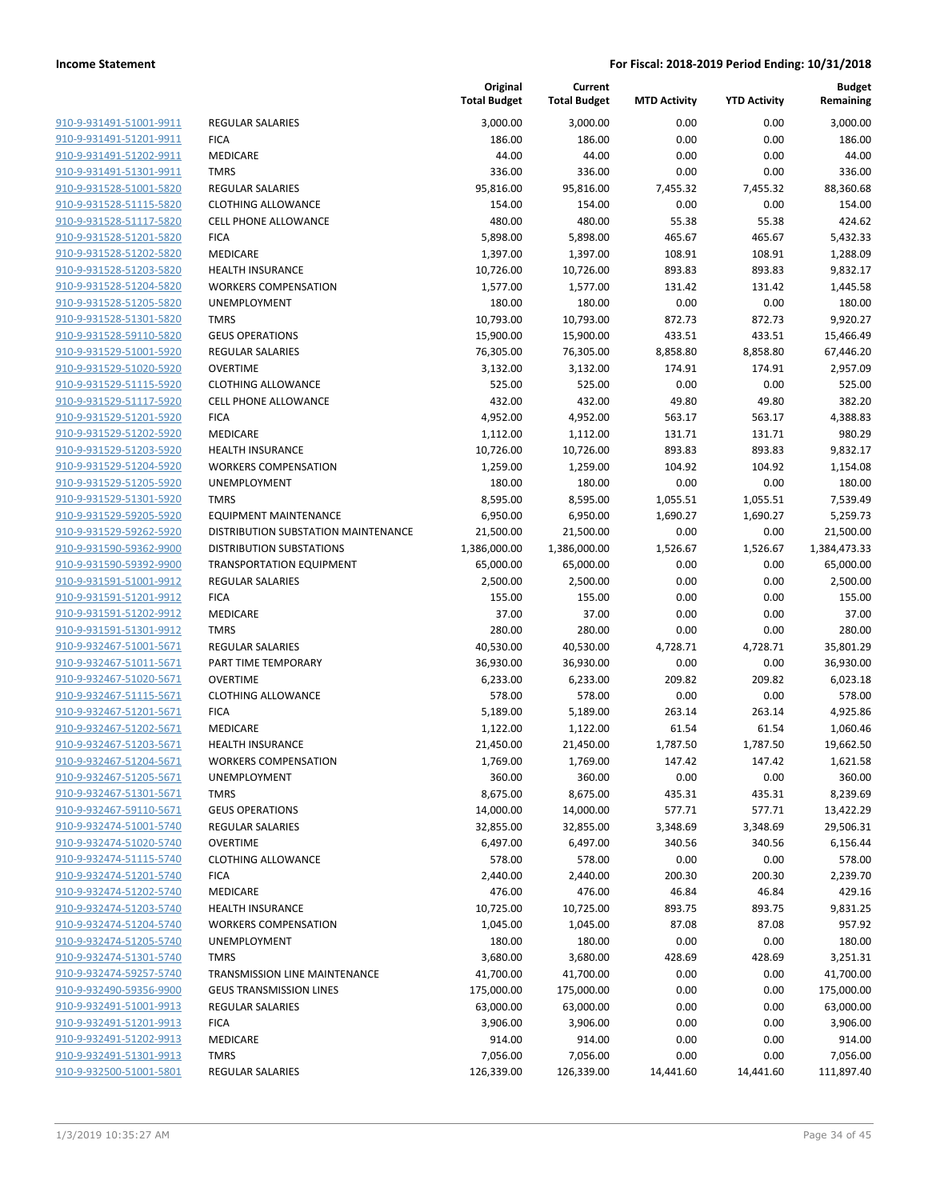**Income Statement** — For Fiscal: 2018-2019 Period Ending: 10/31/2018

| | | Original Total Budget | Current Total Budget | MTD Activity | YTD Activity | Budget Remaining |
|---|---|---|---|---|---|---|
| 910-9-931491-51001-9911 | REGULAR SALARIES | 3,000.00 | 3,000.00 | 0.00 | 0.00 | 3,000.00 |
| 910-9-931491-51201-9911 | FICA | 186.00 | 186.00 | 0.00 | 0.00 | 186.00 |
| 910-9-931491-51202-9911 | MEDICARE | 44.00 | 44.00 | 0.00 | 0.00 | 44.00 |
| 910-9-931491-51301-9911 | TMRS | 336.00 | 336.00 | 0.00 | 0.00 | 336.00 |
| 910-9-931528-51001-5820 | REGULAR SALARIES | 95,816.00 | 95,816.00 | 7,455.32 | 7,455.32 | 88,360.68 |
| 910-9-931528-51115-5820 | CLOTHING ALLOWANCE | 154.00 | 154.00 | 0.00 | 0.00 | 154.00 |
| 910-9-931528-51117-5820 | CELL PHONE ALLOWANCE | 480.00 | 480.00 | 55.38 | 55.38 | 424.62 |
| 910-9-931528-51201-5820 | FICA | 5,898.00 | 5,898.00 | 465.67 | 465.67 | 5,432.33 |
| 910-9-931528-51202-5820 | MEDICARE | 1,397.00 | 1,397.00 | 108.91 | 108.91 | 1,288.09 |
| 910-9-931528-51203-5820 | HEALTH INSURANCE | 10,726.00 | 10,726.00 | 893.83 | 893.83 | 9,832.17 |
| 910-9-931528-51204-5820 | WORKERS COMPENSATION | 1,577.00 | 1,577.00 | 131.42 | 131.42 | 1,445.58 |
| 910-9-931528-51205-5820 | UNEMPLOYMENT | 180.00 | 180.00 | 0.00 | 0.00 | 180.00 |
| 910-9-931528-51301-5820 | TMRS | 10,793.00 | 10,793.00 | 872.73 | 872.73 | 9,920.27 |
| 910-9-931528-59110-5820 | GEUS OPERATIONS | 15,900.00 | 15,900.00 | 433.51 | 433.51 | 15,466.49 |
| 910-9-931529-51001-5920 | REGULAR SALARIES | 76,305.00 | 76,305.00 | 8,858.80 | 8,858.80 | 67,446.20 |
| 910-9-931529-51020-5920 | OVERTIME | 3,132.00 | 3,132.00 | 174.91 | 174.91 | 2,957.09 |
| 910-9-931529-51115-5920 | CLOTHING ALLOWANCE | 525.00 | 525.00 | 0.00 | 0.00 | 525.00 |
| 910-9-931529-51117-5920 | CELL PHONE ALLOWANCE | 432.00 | 432.00 | 49.80 | 49.80 | 382.20 |
| 910-9-931529-51201-5920 | FICA | 4,952.00 | 4,952.00 | 563.17 | 563.17 | 4,388.83 |
| 910-9-931529-51202-5920 | MEDICARE | 1,112.00 | 1,112.00 | 131.71 | 131.71 | 980.29 |
| 910-9-931529-51203-5920 | HEALTH INSURANCE | 10,726.00 | 10,726.00 | 893.83 | 893.83 | 9,832.17 |
| 910-9-931529-51204-5920 | WORKERS COMPENSATION | 1,259.00 | 1,259.00 | 104.92 | 104.92 | 1,154.08 |
| 910-9-931529-51205-5920 | UNEMPLOYMENT | 180.00 | 180.00 | 0.00 | 0.00 | 180.00 |
| 910-9-931529-51301-5920 | TMRS | 8,595.00 | 8,595.00 | 1,055.51 | 1,055.51 | 7,539.49 |
| 910-9-931529-59205-5920 | EQUIPMENT MAINTENANCE | 6,950.00 | 6,950.00 | 1,690.27 | 1,690.27 | 5,259.73 |
| 910-9-931529-59262-5920 | DISTRIBUTION SUBSTATION MAINTENANCE | 21,500.00 | 21,500.00 | 0.00 | 0.00 | 21,500.00 |
| 910-9-931590-59362-9900 | DISTRIBUTION SUBSTATIONS | 1,386,000.00 | 1,386,000.00 | 1,526.67 | 1,526.67 | 1,384,473.33 |
| 910-9-931590-59392-9900 | TRANSPORTATION EQUIPMENT | 65,000.00 | 65,000.00 | 0.00 | 0.00 | 65,000.00 |
| 910-9-931591-51001-9912 | REGULAR SALARIES | 2,500.00 | 2,500.00 | 0.00 | 0.00 | 2,500.00 |
| 910-9-931591-51201-9912 | FICA | 155.00 | 155.00 | 0.00 | 0.00 | 155.00 |
| 910-9-931591-51202-9912 | MEDICARE | 37.00 | 37.00 | 0.00 | 0.00 | 37.00 |
| 910-9-931591-51301-9912 | TMRS | 280.00 | 280.00 | 0.00 | 0.00 | 280.00 |
| 910-9-932467-51001-5671 | REGULAR SALARIES | 40,530.00 | 40,530.00 | 4,728.71 | 4,728.71 | 35,801.29 |
| 910-9-932467-51011-5671 | PART TIME TEMPORARY | 36,930.00 | 36,930.00 | 0.00 | 0.00 | 36,930.00 |
| 910-9-932467-51020-5671 | OVERTIME | 6,233.00 | 6,233.00 | 209.82 | 209.82 | 6,023.18 |
| 910-9-932467-51115-5671 | CLOTHING ALLOWANCE | 578.00 | 578.00 | 0.00 | 0.00 | 578.00 |
| 910-9-932467-51201-5671 | FICA | 5,189.00 | 5,189.00 | 263.14 | 263.14 | 4,925.86 |
| 910-9-932467-51202-5671 | MEDICARE | 1,122.00 | 1,122.00 | 61.54 | 61.54 | 1,060.46 |
| 910-9-932467-51203-5671 | HEALTH INSURANCE | 21,450.00 | 21,450.00 | 1,787.50 | 1,787.50 | 19,662.50 |
| 910-9-932467-51204-5671 | WORKERS COMPENSATION | 1,769.00 | 1,769.00 | 147.42 | 147.42 | 1,621.58 |
| 910-9-932467-51205-5671 | UNEMPLOYMENT | 360.00 | 360.00 | 0.00 | 0.00 | 360.00 |
| 910-9-932467-51301-5671 | TMRS | 8,675.00 | 8,675.00 | 435.31 | 435.31 | 8,239.69 |
| 910-9-932467-59110-5671 | GEUS OPERATIONS | 14,000.00 | 14,000.00 | 577.71 | 577.71 | 13,422.29 |
| 910-9-932474-51001-5740 | REGULAR SALARIES | 32,855.00 | 32,855.00 | 3,348.69 | 3,348.69 | 29,506.31 |
| 910-9-932474-51020-5740 | OVERTIME | 6,497.00 | 6,497.00 | 340.56 | 340.56 | 6,156.44 |
| 910-9-932474-51115-5740 | CLOTHING ALLOWANCE | 578.00 | 578.00 | 0.00 | 0.00 | 578.00 |
| 910-9-932474-51201-5740 | FICA | 2,440.00 | 2,440.00 | 200.30 | 200.30 | 2,239.70 |
| 910-9-932474-51202-5740 | MEDICARE | 476.00 | 476.00 | 46.84 | 46.84 | 429.16 |
| 910-9-932474-51203-5740 | HEALTH INSURANCE | 10,725.00 | 10,725.00 | 893.75 | 893.75 | 9,831.25 |
| 910-9-932474-51204-5740 | WORKERS COMPENSATION | 1,045.00 | 1,045.00 | 87.08 | 87.08 | 957.92 |
| 910-9-932474-51205-5740 | UNEMPLOYMENT | 180.00 | 180.00 | 0.00 | 0.00 | 180.00 |
| 910-9-932474-51301-5740 | TMRS | 3,680.00 | 3,680.00 | 428.69 | 428.69 | 3,251.31 |
| 910-9-932474-59257-5740 | TRANSMISSION LINE MAINTENANCE | 41,700.00 | 41,700.00 | 0.00 | 0.00 | 41,700.00 |
| 910-9-932490-59356-9900 | GEUS TRANSMISSION LINES | 175,000.00 | 175,000.00 | 0.00 | 0.00 | 175,000.00 |
| 910-9-932491-51001-9913 | REGULAR SALARIES | 63,000.00 | 63,000.00 | 0.00 | 0.00 | 63,000.00 |
| 910-9-932491-51201-9913 | FICA | 3,906.00 | 3,906.00 | 0.00 | 0.00 | 3,906.00 |
| 910-9-932491-51202-9913 | MEDICARE | 914.00 | 914.00 | 0.00 | 0.00 | 914.00 |
| 910-9-932491-51301-9913 | TMRS | 7,056.00 | 7,056.00 | 0.00 | 0.00 | 7,056.00 |
| 910-9-932500-51001-5801 | REGULAR SALARIES | 126,339.00 | 126,339.00 | 14,441.60 | 14,441.60 | 111,897.40 |

1/3/2019 10:35:27 AM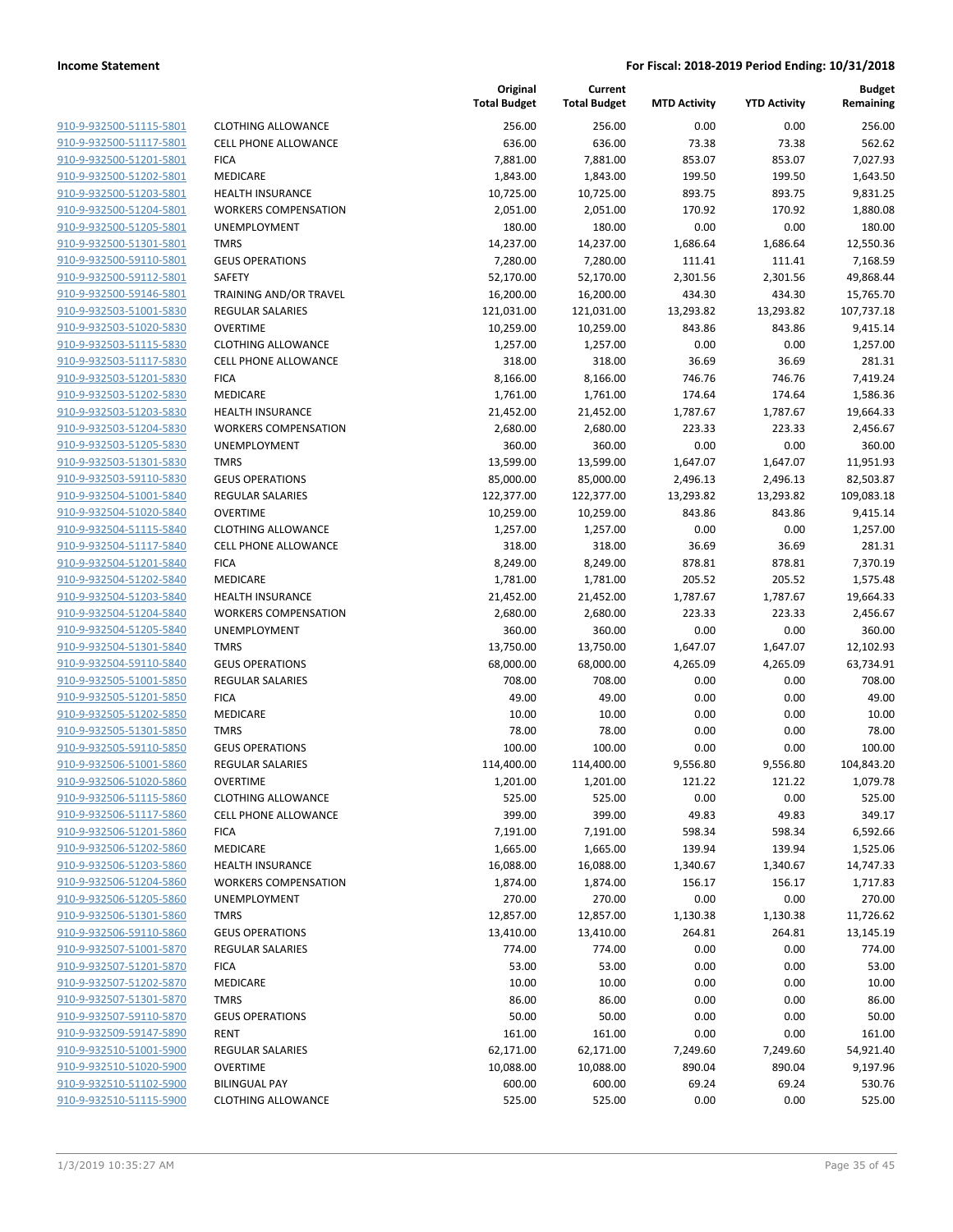**Income Statement** **For Fiscal: 2018-2019 Period Ending: 10/31/2018**

| | | Original Total Budget | Current Total Budget | MTD Activity | YTD Activity | Budget Remaining |
|---|---|---|---|---|---|---|
| 910-9-932500-51115-5801 | CLOTHING ALLOWANCE | 256.00 | 256.00 | 0.00 | 0.00 | 256.00 |
| 910-9-932500-51117-5801 | CELL PHONE ALLOWANCE | 636.00 | 636.00 | 73.38 | 73.38 | 562.62 |
| 910-9-932500-51201-5801 | FICA | 7,881.00 | 7,881.00 | 853.07 | 853.07 | 7,027.93 |
| 910-9-932500-51202-5801 | MEDICARE | 1,843.00 | 1,843.00 | 199.50 | 199.50 | 1,643.50 |
| 910-9-932500-51203-5801 | HEALTH INSURANCE | 10,725.00 | 10,725.00 | 893.75 | 893.75 | 9,831.25 |
| 910-9-932500-51204-5801 | WORKERS COMPENSATION | 2,051.00 | 2,051.00 | 170.92 | 170.92 | 1,880.08 |
| 910-9-932500-51205-5801 | UNEMPLOYMENT | 180.00 | 180.00 | 0.00 | 0.00 | 180.00 |
| 910-9-932500-51301-5801 | TMRS | 14,237.00 | 14,237.00 | 1,686.64 | 1,686.64 | 12,550.36 |
| 910-9-932500-59110-5801 | GEUS OPERATIONS | 7,280.00 | 7,280.00 | 111.41 | 111.41 | 7,168.59 |
| 910-9-932500-59112-5801 | SAFETY | 52,170.00 | 52,170.00 | 2,301.56 | 2,301.56 | 49,868.44 |
| 910-9-932500-59146-5801 | TRAINING AND/OR TRAVEL | 16,200.00 | 16,200.00 | 434.30 | 434.30 | 15,765.70 |
| 910-9-932503-51001-5830 | REGULAR SALARIES | 121,031.00 | 121,031.00 | 13,293.82 | 13,293.82 | 107,737.18 |
| 910-9-932503-51020-5830 | OVERTIME | 10,259.00 | 10,259.00 | 843.86 | 843.86 | 9,415.14 |
| 910-9-932503-51115-5830 | CLOTHING ALLOWANCE | 1,257.00 | 1,257.00 | 0.00 | 0.00 | 1,257.00 |
| 910-9-932503-51117-5830 | CELL PHONE ALLOWANCE | 318.00 | 318.00 | 36.69 | 36.69 | 281.31 |
| 910-9-932503-51201-5830 | FICA | 8,166.00 | 8,166.00 | 746.76 | 746.76 | 7,419.24 |
| 910-9-932503-51202-5830 | MEDICARE | 1,761.00 | 1,761.00 | 174.64 | 174.64 | 1,586.36 |
| 910-9-932503-51203-5830 | HEALTH INSURANCE | 21,452.00 | 21,452.00 | 1,787.67 | 1,787.67 | 19,664.33 |
| 910-9-932503-51204-5830 | WORKERS COMPENSATION | 2,680.00 | 2,680.00 | 223.33 | 223.33 | 2,456.67 |
| 910-9-932503-51205-5830 | UNEMPLOYMENT | 360.00 | 360.00 | 0.00 | 0.00 | 360.00 |
| 910-9-932503-51301-5830 | TMRS | 13,599.00 | 13,599.00 | 1,647.07 | 1,647.07 | 11,951.93 |
| 910-9-932503-59110-5830 | GEUS OPERATIONS | 85,000.00 | 85,000.00 | 2,496.13 | 2,496.13 | 82,503.87 |
| 910-9-932504-51001-5840 | REGULAR SALARIES | 122,377.00 | 122,377.00 | 13,293.82 | 13,293.82 | 109,083.18 |
| 910-9-932504-51020-5840 | OVERTIME | 10,259.00 | 10,259.00 | 843.86 | 843.86 | 9,415.14 |
| 910-9-932504-51115-5840 | CLOTHING ALLOWANCE | 1,257.00 | 1,257.00 | 0.00 | 0.00 | 1,257.00 |
| 910-9-932504-51117-5840 | CELL PHONE ALLOWANCE | 318.00 | 318.00 | 36.69 | 36.69 | 281.31 |
| 910-9-932504-51201-5840 | FICA | 8,249.00 | 8,249.00 | 878.81 | 878.81 | 7,370.19 |
| 910-9-932504-51202-5840 | MEDICARE | 1,781.00 | 1,781.00 | 205.52 | 205.52 | 1,575.48 |
| 910-9-932504-51203-5840 | HEALTH INSURANCE | 21,452.00 | 21,452.00 | 1,787.67 | 1,787.67 | 19,664.33 |
| 910-9-932504-51204-5840 | WORKERS COMPENSATION | 2,680.00 | 2,680.00 | 223.33 | 223.33 | 2,456.67 |
| 910-9-932504-51205-5840 | UNEMPLOYMENT | 360.00 | 360.00 | 0.00 | 0.00 | 360.00 |
| 910-9-932504-51301-5840 | TMRS | 13,750.00 | 13,750.00 | 1,647.07 | 1,647.07 | 12,102.93 |
| 910-9-932504-59110-5840 | GEUS OPERATIONS | 68,000.00 | 68,000.00 | 4,265.09 | 4,265.09 | 63,734.91 |
| 910-9-932505-51001-5850 | REGULAR SALARIES | 708.00 | 708.00 | 0.00 | 0.00 | 708.00 |
| 910-9-932505-51201-5850 | FICA | 49.00 | 49.00 | 0.00 | 0.00 | 49.00 |
| 910-9-932505-51202-5850 | MEDICARE | 10.00 | 10.00 | 0.00 | 0.00 | 10.00 |
| 910-9-932505-51301-5850 | TMRS | 78.00 | 78.00 | 0.00 | 0.00 | 78.00 |
| 910-9-932505-59110-5850 | GEUS OPERATIONS | 100.00 | 100.00 | 0.00 | 0.00 | 100.00 |
| 910-9-932506-51001-5860 | REGULAR SALARIES | 114,400.00 | 114,400.00 | 9,556.80 | 9,556.80 | 104,843.20 |
| 910-9-932506-51020-5860 | OVERTIME | 1,201.00 | 1,201.00 | 121.22 | 121.22 | 1,079.78 |
| 910-9-932506-51115-5860 | CLOTHING ALLOWANCE | 525.00 | 525.00 | 0.00 | 0.00 | 525.00 |
| 910-9-932506-51117-5860 | CELL PHONE ALLOWANCE | 399.00 | 399.00 | 49.83 | 49.83 | 349.17 |
| 910-9-932506-51201-5860 | FICA | 7,191.00 | 7,191.00 | 598.34 | 598.34 | 6,592.66 |
| 910-9-932506-51202-5860 | MEDICARE | 1,665.00 | 1,665.00 | 139.94 | 139.94 | 1,525.06 |
| 910-9-932506-51203-5860 | HEALTH INSURANCE | 16,088.00 | 16,088.00 | 1,340.67 | 1,340.67 | 14,747.33 |
| 910-9-932506-51204-5860 | WORKERS COMPENSATION | 1,874.00 | 1,874.00 | 156.17 | 156.17 | 1,717.83 |
| 910-9-932506-51205-5860 | UNEMPLOYMENT | 270.00 | 270.00 | 0.00 | 0.00 | 270.00 |
| 910-9-932506-51301-5860 | TMRS | 12,857.00 | 12,857.00 | 1,130.38 | 1,130.38 | 11,726.62 |
| 910-9-932506-59110-5860 | GEUS OPERATIONS | 13,410.00 | 13,410.00 | 264.81 | 264.81 | 13,145.19 |
| 910-9-932507-51001-5870 | REGULAR SALARIES | 774.00 | 774.00 | 0.00 | 0.00 | 774.00 |
| 910-9-932507-51201-5870 | FICA | 53.00 | 53.00 | 0.00 | 0.00 | 53.00 |
| 910-9-932507-51202-5870 | MEDICARE | 10.00 | 10.00 | 0.00 | 0.00 | 10.00 |
| 910-9-932507-51301-5870 | TMRS | 86.00 | 86.00 | 0.00 | 0.00 | 86.00 |
| 910-9-932507-59110-5870 | GEUS OPERATIONS | 50.00 | 50.00 | 0.00 | 0.00 | 50.00 |
| 910-9-932509-59147-5890 | RENT | 161.00 | 161.00 | 0.00 | 0.00 | 161.00 |
| 910-9-932510-51001-5900 | REGULAR SALARIES | 62,171.00 | 62,171.00 | 7,249.60 | 7,249.60 | 54,921.40 |
| 910-9-932510-51020-5900 | OVERTIME | 10,088.00 | 10,088.00 | 890.04 | 890.04 | 9,197.96 |
| 910-9-932510-51102-5900 | BILINGUAL PAY | 600.00 | 600.00 | 69.24 | 69.24 | 530.76 |
| 910-9-932510-51115-5900 | CLOTHING ALLOWANCE | 525.00 | 525.00 | 0.00 | 0.00 | 525.00 |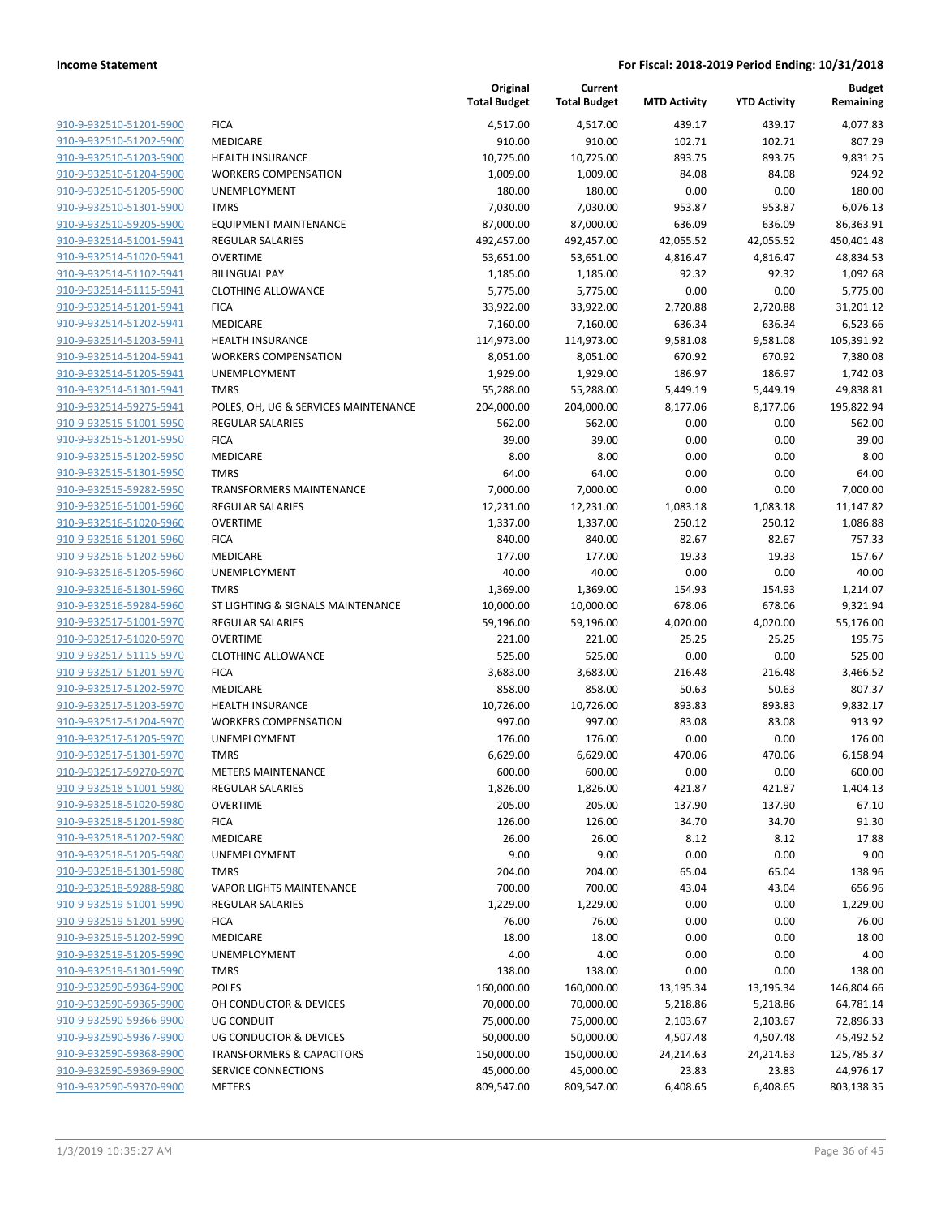| | | Original Total Budget | Current Total Budget | MTD Activity | YTD Activity | Budget Remaining |
|---|---|---|---|---|---|---|
| 910-9-932510-51201-5900 | FICA | 4,517.00 | 4,517.00 | 439.17 | 439.17 | 4,077.83 |
| 910-9-932510-51202-5900 | MEDICARE | 910.00 | 910.00 | 102.71 | 102.71 | 807.29 |
| 910-9-932510-51203-5900 | HEALTH INSURANCE | 10,725.00 | 10,725.00 | 893.75 | 893.75 | 9,831.25 |
| 910-9-932510-51204-5900 | WORKERS COMPENSATION | 1,009.00 | 1,009.00 | 84.08 | 84.08 | 924.92 |
| 910-9-932510-51205-5900 | UNEMPLOYMENT | 180.00 | 180.00 | 0.00 | 0.00 | 180.00 |
| 910-9-932510-51301-5900 | TMRS | 7,030.00 | 7,030.00 | 953.87 | 953.87 | 6,076.13 |
| 910-9-932510-59205-5900 | EQUIPMENT MAINTENANCE | 87,000.00 | 87,000.00 | 636.09 | 636.09 | 86,363.91 |
| 910-9-932514-51001-5941 | REGULAR SALARIES | 492,457.00 | 492,457.00 | 42,055.52 | 42,055.52 | 450,401.48 |
| 910-9-932514-51020-5941 | OVERTIME | 53,651.00 | 53,651.00 | 4,816.47 | 4,816.47 | 48,834.53 |
| 910-9-932514-51102-5941 | BILINGUAL PAY | 1,185.00 | 1,185.00 | 92.32 | 92.32 | 1,092.68 |
| 910-9-932514-51115-5941 | CLOTHING ALLOWANCE | 5,775.00 | 5,775.00 | 0.00 | 0.00 | 5,775.00 |
| 910-9-932514-51201-5941 | FICA | 33,922.00 | 33,922.00 | 2,720.88 | 2,720.88 | 31,201.12 |
| 910-9-932514-51202-5941 | MEDICARE | 7,160.00 | 7,160.00 | 636.34 | 636.34 | 6,523.66 |
| 910-9-932514-51203-5941 | HEALTH INSURANCE | 114,973.00 | 114,973.00 | 9,581.08 | 9,581.08 | 105,391.92 |
| 910-9-932514-51204-5941 | WORKERS COMPENSATION | 8,051.00 | 8,051.00 | 670.92 | 670.92 | 7,380.08 |
| 910-9-932514-51205-5941 | UNEMPLOYMENT | 1,929.00 | 1,929.00 | 186.97 | 186.97 | 1,742.03 |
| 910-9-932514-51301-5941 | TMRS | 55,288.00 | 55,288.00 | 5,449.19 | 5,449.19 | 49,838.81 |
| 910-9-932514-59275-5941 | POLES, OH, UG & SERVICES MAINTENANCE | 204,000.00 | 204,000.00 | 8,177.06 | 8,177.06 | 195,822.94 |
| 910-9-932515-51001-5950 | REGULAR SALARIES | 562.00 | 562.00 | 0.00 | 0.00 | 562.00 |
| 910-9-932515-51201-5950 | FICA | 39.00 | 39.00 | 0.00 | 0.00 | 39.00 |
| 910-9-932515-51202-5950 | MEDICARE | 8.00 | 8.00 | 0.00 | 0.00 | 8.00 |
| 910-9-932515-51301-5950 | TMRS | 64.00 | 64.00 | 0.00 | 0.00 | 64.00 |
| 910-9-932515-59282-5950 | TRANSFORMERS MAINTENANCE | 7,000.00 | 7,000.00 | 0.00 | 0.00 | 7,000.00 |
| 910-9-932516-51001-5960 | REGULAR SALARIES | 12,231.00 | 12,231.00 | 1,083.18 | 1,083.18 | 11,147.82 |
| 910-9-932516-51020-5960 | OVERTIME | 1,337.00 | 1,337.00 | 250.12 | 250.12 | 1,086.88 |
| 910-9-932516-51201-5960 | FICA | 840.00 | 840.00 | 82.67 | 82.67 | 757.33 |
| 910-9-932516-51202-5960 | MEDICARE | 177.00 | 177.00 | 19.33 | 19.33 | 157.67 |
| 910-9-932516-51205-5960 | UNEMPLOYMENT | 40.00 | 40.00 | 0.00 | 0.00 | 40.00 |
| 910-9-932516-51301-5960 | TMRS | 1,369.00 | 1,369.00 | 154.93 | 154.93 | 1,214.07 |
| 910-9-932516-59284-5960 | ST LIGHTING & SIGNALS MAINTENANCE | 10,000.00 | 10,000.00 | 678.06 | 678.06 | 9,321.94 |
| 910-9-932517-51001-5970 | REGULAR SALARIES | 59,196.00 | 59,196.00 | 4,020.00 | 4,020.00 | 55,176.00 |
| 910-9-932517-51020-5970 | OVERTIME | 221.00 | 221.00 | 25.25 | 25.25 | 195.75 |
| 910-9-932517-51115-5970 | CLOTHING ALLOWANCE | 525.00 | 525.00 | 0.00 | 0.00 | 525.00 |
| 910-9-932517-51201-5970 | FICA | 3,683.00 | 3,683.00 | 216.48 | 216.48 | 3,466.52 |
| 910-9-932517-51202-5970 | MEDICARE | 858.00 | 858.00 | 50.63 | 50.63 | 807.37 |
| 910-9-932517-51203-5970 | HEALTH INSURANCE | 10,726.00 | 10,726.00 | 893.83 | 893.83 | 9,832.17 |
| 910-9-932517-51204-5970 | WORKERS COMPENSATION | 997.00 | 997.00 | 83.08 | 83.08 | 913.92 |
| 910-9-932517-51205-5970 | UNEMPLOYMENT | 176.00 | 176.00 | 0.00 | 0.00 | 176.00 |
| 910-9-932517-51301-5970 | TMRS | 6,629.00 | 6,629.00 | 470.06 | 470.06 | 6,158.94 |
| 910-9-932517-59270-5970 | METERS MAINTENANCE | 600.00 | 600.00 | 0.00 | 0.00 | 600.00 |
| 910-9-932518-51001-5980 | REGULAR SALARIES | 1,826.00 | 1,826.00 | 421.87 | 421.87 | 1,404.13 |
| 910-9-932518-51020-5980 | OVERTIME | 205.00 | 205.00 | 137.90 | 137.90 | 67.10 |
| 910-9-932518-51201-5980 | FICA | 126.00 | 126.00 | 34.70 | 34.70 | 91.30 |
| 910-9-932518-51202-5980 | MEDICARE | 26.00 | 26.00 | 8.12 | 8.12 | 17.88 |
| 910-9-932518-51205-5980 | UNEMPLOYMENT | 9.00 | 9.00 | 0.00 | 0.00 | 9.00 |
| 910-9-932518-51301-5980 | TMRS | 204.00 | 204.00 | 65.04 | 65.04 | 138.96 |
| 910-9-932518-59288-5980 | VAPOR LIGHTS MAINTENANCE | 700.00 | 700.00 | 43.04 | 43.04 | 656.96 |
| 910-9-932519-51001-5990 | REGULAR SALARIES | 1,229.00 | 1,229.00 | 0.00 | 0.00 | 1,229.00 |
| 910-9-932519-51201-5990 | FICA | 76.00 | 76.00 | 0.00 | 0.00 | 76.00 |
| 910-9-932519-51202-5990 | MEDICARE | 18.00 | 18.00 | 0.00 | 0.00 | 18.00 |
| 910-9-932519-51205-5990 | UNEMPLOYMENT | 4.00 | 4.00 | 0.00 | 0.00 | 4.00 |
| 910-9-932519-51301-5990 | TMRS | 138.00 | 138.00 | 0.00 | 0.00 | 138.00 |
| 910-9-932590-59364-9900 | POLES | 160,000.00 | 160,000.00 | 13,195.34 | 13,195.34 | 146,804.66 |
| 910-9-932590-59365-9900 | OH CONDUCTOR & DEVICES | 70,000.00 | 70,000.00 | 5,218.86 | 5,218.86 | 64,781.14 |
| 910-9-932590-59366-9900 | UG CONDUIT | 75,000.00 | 75,000.00 | 2,103.67 | 2,103.67 | 72,896.33 |
| 910-9-932590-59367-9900 | UG CONDUCTOR & DEVICES | 50,000.00 | 50,000.00 | 4,507.48 | 4,507.48 | 45,492.52 |
| 910-9-932590-59368-9900 | TRANSFORMERS & CAPACITORS | 150,000.00 | 150,000.00 | 24,214.63 | 24,214.63 | 125,785.37 |
| 910-9-932590-59369-9900 | SERVICE CONNECTIONS | 45,000.00 | 45,000.00 | 23.83 | 23.83 | 44,976.17 |
| 910-9-932590-59370-9900 | METERS | 809,547.00 | 809,547.00 | 6,408.65 | 6,408.65 | 803,138.35 |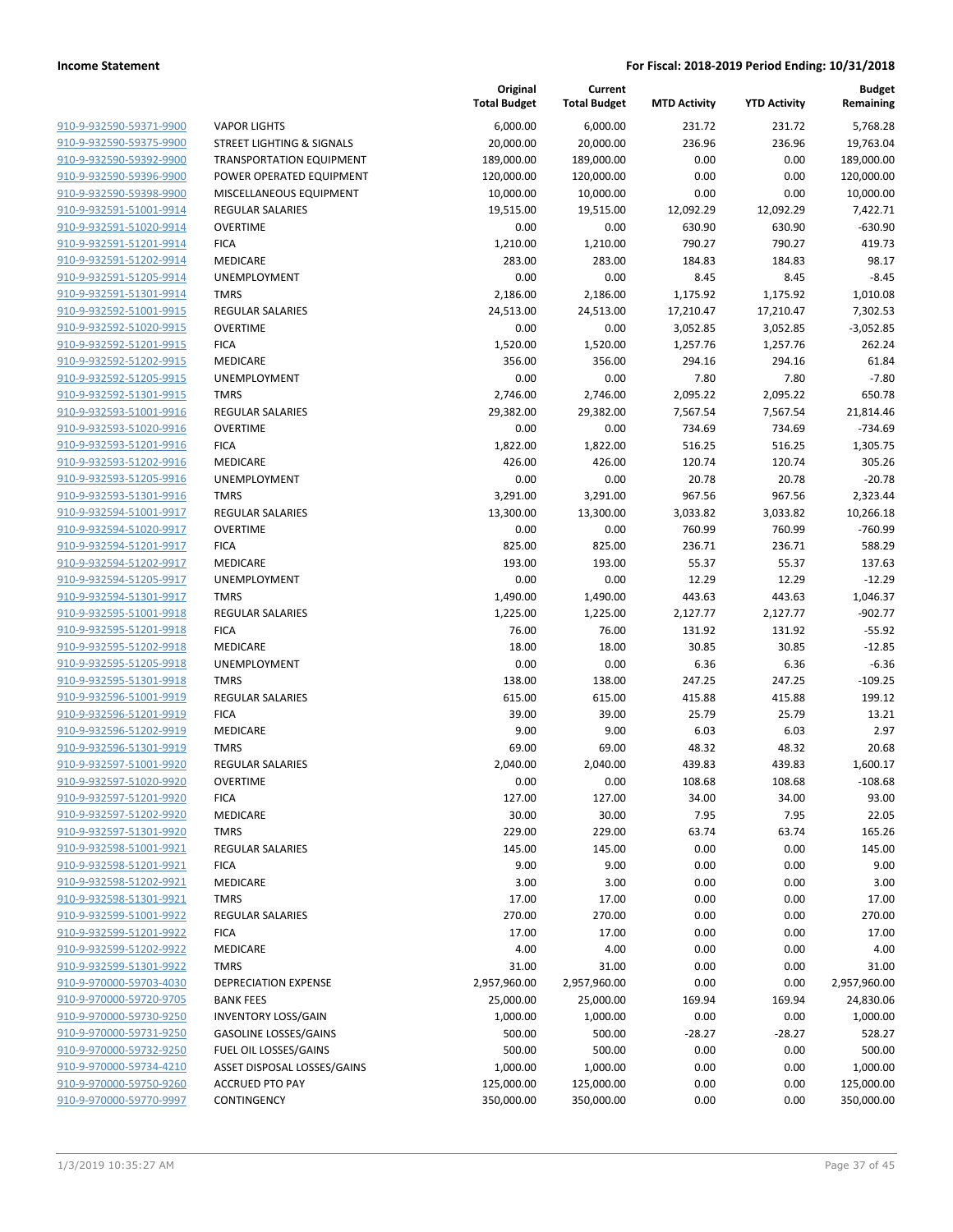| | | Original Total Budget | Current Total Budget | MTD Activity | YTD Activity | Budget Remaining |
|---|---|---|---|---|---|---|
| 910-9-932590-59371-9900 | VAPOR LIGHTS | 6,000.00 | 6,000.00 | 231.72 | 231.72 | 5,768.28 |
| 910-9-932590-59375-9900 | STREET LIGHTING & SIGNALS | 20,000.00 | 20,000.00 | 236.96 | 236.96 | 19,763.04 |
| 910-9-932590-59392-9900 | TRANSPORTATION EQUIPMENT | 189,000.00 | 189,000.00 | 0.00 | 0.00 | 189,000.00 |
| 910-9-932590-59396-9900 | POWER OPERATED EQUIPMENT | 120,000.00 | 120,000.00 | 0.00 | 0.00 | 120,000.00 |
| 910-9-932590-59398-9900 | MISCELLANEOUS EQUIPMENT | 10,000.00 | 10,000.00 | 0.00 | 0.00 | 10,000.00 |
| 910-9-932591-51001-9914 | REGULAR SALARIES | 19,515.00 | 19,515.00 | 12,092.29 | 12,092.29 | 7,422.71 |
| 910-9-932591-51020-9914 | OVERTIME | 0.00 | 0.00 | 630.90 | 630.90 | -630.90 |
| 910-9-932591-51201-9914 | FICA | 1,210.00 | 1,210.00 | 790.27 | 790.27 | 419.73 |
| 910-9-932591-51202-9914 | MEDICARE | 283.00 | 283.00 | 184.83 | 184.83 | 98.17 |
| 910-9-932591-51205-9914 | UNEMPLOYMENT | 0.00 | 0.00 | 8.45 | 8.45 | -8.45 |
| 910-9-932591-51301-9914 | TMRS | 2,186.00 | 2,186.00 | 1,175.92 | 1,175.92 | 1,010.08 |
| 910-9-932592-51001-9915 | REGULAR SALARIES | 24,513.00 | 24,513.00 | 17,210.47 | 17,210.47 | 7,302.53 |
| 910-9-932592-51020-9915 | OVERTIME | 0.00 | 0.00 | 3,052.85 | 3,052.85 | -3,052.85 |
| 910-9-932592-51201-9915 | FICA | 1,520.00 | 1,520.00 | 1,257.76 | 1,257.76 | 262.24 |
| 910-9-932592-51202-9915 | MEDICARE | 356.00 | 356.00 | 294.16 | 294.16 | 61.84 |
| 910-9-932592-51205-9915 | UNEMPLOYMENT | 0.00 | 0.00 | 7.80 | 7.80 | -7.80 |
| 910-9-932592-51301-9915 | TMRS | 2,746.00 | 2,746.00 | 2,095.22 | 2,095.22 | 650.78 |
| 910-9-932593-51001-9916 | REGULAR SALARIES | 29,382.00 | 29,382.00 | 7,567.54 | 7,567.54 | 21,814.46 |
| 910-9-932593-51020-9916 | OVERTIME | 0.00 | 0.00 | 734.69 | 734.69 | -734.69 |
| 910-9-932593-51201-9916 | FICA | 1,822.00 | 1,822.00 | 516.25 | 516.25 | 1,305.75 |
| 910-9-932593-51202-9916 | MEDICARE | 426.00 | 426.00 | 120.74 | 120.74 | 305.26 |
| 910-9-932593-51205-9916 | UNEMPLOYMENT | 0.00 | 0.00 | 20.78 | 20.78 | -20.78 |
| 910-9-932593-51301-9916 | TMRS | 3,291.00 | 3,291.00 | 967.56 | 967.56 | 2,323.44 |
| 910-9-932594-51001-9917 | REGULAR SALARIES | 13,300.00 | 13,300.00 | 3,033.82 | 3,033.82 | 10,266.18 |
| 910-9-932594-51020-9917 | OVERTIME | 0.00 | 0.00 | 760.99 | 760.99 | -760.99 |
| 910-9-932594-51201-9917 | FICA | 825.00 | 825.00 | 236.71 | 236.71 | 588.29 |
| 910-9-932594-51202-9917 | MEDICARE | 193.00 | 193.00 | 55.37 | 55.37 | 137.63 |
| 910-9-932594-51205-9917 | UNEMPLOYMENT | 0.00 | 0.00 | 12.29 | 12.29 | -12.29 |
| 910-9-932594-51301-9917 | TMRS | 1,490.00 | 1,490.00 | 443.63 | 443.63 | 1,046.37 |
| 910-9-932595-51001-9918 | REGULAR SALARIES | 1,225.00 | 1,225.00 | 2,127.77 | 2,127.77 | -902.77 |
| 910-9-932595-51201-9918 | FICA | 76.00 | 76.00 | 131.92 | 131.92 | -55.92 |
| 910-9-932595-51202-9918 | MEDICARE | 18.00 | 18.00 | 30.85 | 30.85 | -12.85 |
| 910-9-932595-51205-9918 | UNEMPLOYMENT | 0.00 | 0.00 | 6.36 | 6.36 | -6.36 |
| 910-9-932595-51301-9918 | TMRS | 138.00 | 138.00 | 247.25 | 247.25 | -109.25 |
| 910-9-932596-51001-9919 | REGULAR SALARIES | 615.00 | 615.00 | 415.88 | 415.88 | 199.12 |
| 910-9-932596-51201-9919 | FICA | 39.00 | 39.00 | 25.79 | 25.79 | 13.21 |
| 910-9-932596-51202-9919 | MEDICARE | 9.00 | 9.00 | 6.03 | 6.03 | 2.97 |
| 910-9-932596-51301-9919 | TMRS | 69.00 | 69.00 | 48.32 | 48.32 | 20.68 |
| 910-9-932597-51001-9920 | REGULAR SALARIES | 2,040.00 | 2,040.00 | 439.83 | 439.83 | 1,600.17 |
| 910-9-932597-51020-9920 | OVERTIME | 0.00 | 0.00 | 108.68 | 108.68 | -108.68 |
| 910-9-932597-51201-9920 | FICA | 127.00 | 127.00 | 34.00 | 34.00 | 93.00 |
| 910-9-932597-51202-9920 | MEDICARE | 30.00 | 30.00 | 7.95 | 7.95 | 22.05 |
| 910-9-932597-51301-9920 | TMRS | 229.00 | 229.00 | 63.74 | 63.74 | 165.26 |
| 910-9-932598-51001-9921 | REGULAR SALARIES | 145.00 | 145.00 | 0.00 | 0.00 | 145.00 |
| 910-9-932598-51201-9921 | FICA | 9.00 | 9.00 | 0.00 | 0.00 | 9.00 |
| 910-9-932598-51202-9921 | MEDICARE | 3.00 | 3.00 | 0.00 | 0.00 | 3.00 |
| 910-9-932598-51301-9921 | TMRS | 17.00 | 17.00 | 0.00 | 0.00 | 17.00 |
| 910-9-932599-51001-9922 | REGULAR SALARIES | 270.00 | 270.00 | 0.00 | 0.00 | 270.00 |
| 910-9-932599-51201-9922 | FICA | 17.00 | 17.00 | 0.00 | 0.00 | 17.00 |
| 910-9-932599-51202-9922 | MEDICARE | 4.00 | 4.00 | 0.00 | 0.00 | 4.00 |
| 910-9-932599-51301-9922 | TMRS | 31.00 | 31.00 | 0.00 | 0.00 | 31.00 |
| 910-9-970000-59703-4030 | DEPRECIATION EXPENSE | 2,957,960.00 | 2,957,960.00 | 0.00 | 0.00 | 2,957,960.00 |
| 910-9-970000-59720-9705 | BANK FEES | 25,000.00 | 25,000.00 | 169.94 | 169.94 | 24,830.06 |
| 910-9-970000-59730-9250 | INVENTORY LOSS/GAIN | 1,000.00 | 1,000.00 | 0.00 | 0.00 | 1,000.00 |
| 910-9-970000-59731-9250 | GASOLINE LOSSES/GAINS | 500.00 | 500.00 | -28.27 | -28.27 | 528.27 |
| 910-9-970000-59732-9250 | FUEL OIL LOSSES/GAINS | 500.00 | 500.00 | 0.00 | 0.00 | 500.00 |
| 910-9-970000-59734-4210 | ASSET DISPOSAL LOSSES/GAINS | 1,000.00 | 1,000.00 | 0.00 | 0.00 | 1,000.00 |
| 910-9-970000-59750-9260 | ACCRUED PTO PAY | 125,000.00 | 125,000.00 | 0.00 | 0.00 | 125,000.00 |
| 910-9-970000-59770-9997 | CONTINGENCY | 350,000.00 | 350,000.00 | 0.00 | 0.00 | 350,000.00 |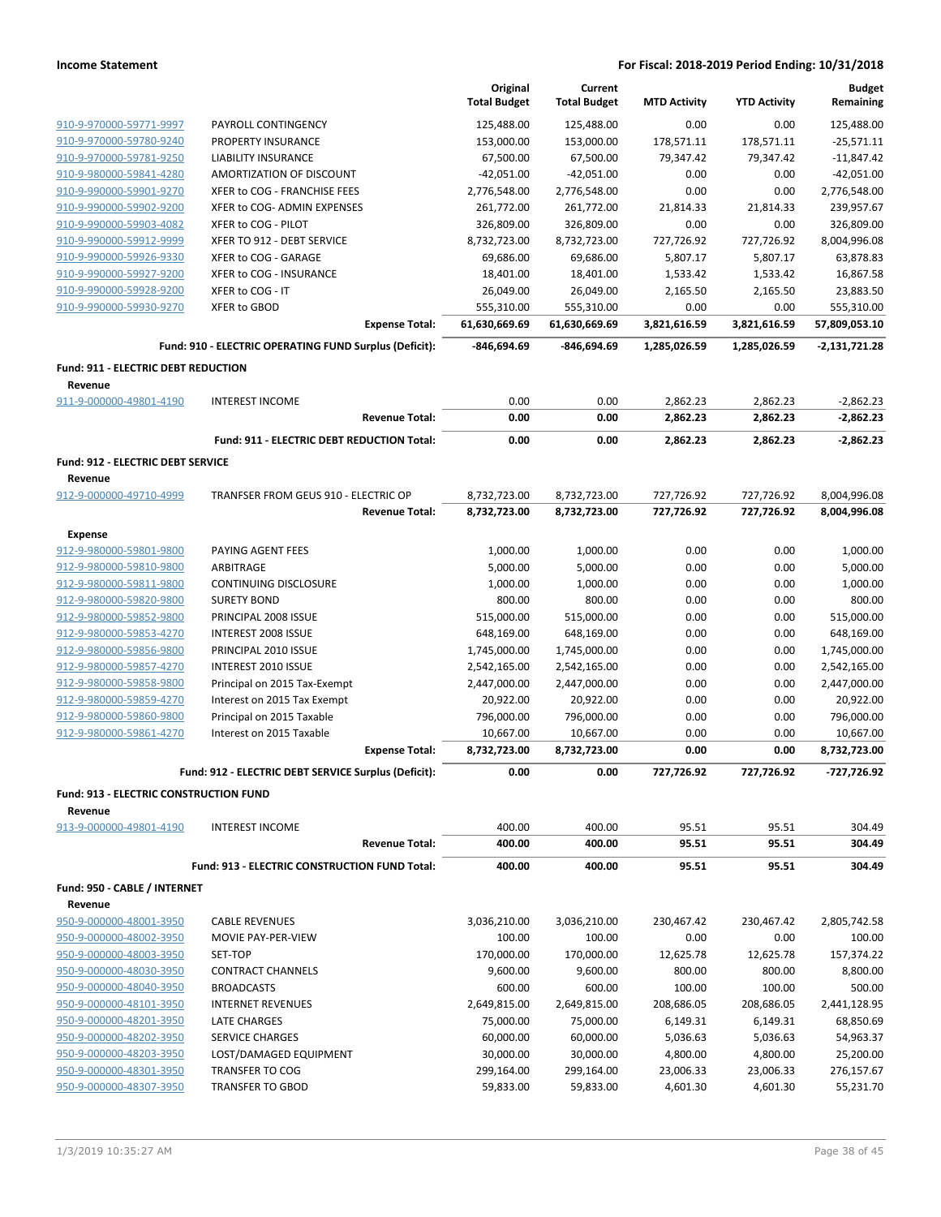**Income Statement** — For Fiscal: 2018-2019 Period Ending: 10/31/2018

| | | Original Total Budget | Current Total Budget | MTD Activity | YTD Activity | Budget Remaining |
|---|---|---|---|---|---|---|
| 910-9-970000-59771-9997 | PAYROLL CONTINGENCY | 125,488.00 | 125,488.00 | 0.00 | 0.00 | 125,488.00 |
| 910-9-970000-59780-9240 | PROPERTY INSURANCE | 153,000.00 | 153,000.00 | 178,571.11 | 178,571.11 | -25,571.11 |
| 910-9-970000-59781-9250 | LIABILITY INSURANCE | 67,500.00 | 67,500.00 | 79,347.42 | 79,347.42 | -11,847.42 |
| 910-9-980000-59841-4280 | AMORTIZATION OF DISCOUNT | -42,051.00 | -42,051.00 | 0.00 | 0.00 | -42,051.00 |
| 910-9-990000-59901-9270 | XFER to COG - FRANCHISE FEES | 2,776,548.00 | 2,776,548.00 | 0.00 | 0.00 | 2,776,548.00 |
| 910-9-990000-59902-9200 | XFER to COG- ADMIN EXPENSES | 261,772.00 | 261,772.00 | 21,814.33 | 21,814.33 | 239,957.67 |
| 910-9-990000-59903-4082 | XFER to COG - PILOT | 326,809.00 | 326,809.00 | 0.00 | 0.00 | 326,809.00 |
| 910-9-990000-59912-9999 | XFER TO 912 - DEBT SERVICE | 8,732,723.00 | 8,732,723.00 | 727,726.92 | 727,726.92 | 8,004,996.08 |
| 910-9-990000-59926-9330 | XFER to COG - GARAGE | 69,686.00 | 69,686.00 | 5,807.17 | 5,807.17 | 63,878.83 |
| 910-9-990000-59927-9200 | XFER to COG - INSURANCE | 18,401.00 | 18,401.00 | 1,533.42 | 1,533.42 | 16,867.58 |
| 910-9-990000-59928-9200 | XFER to COG - IT | 26,049.00 | 26,049.00 | 2,165.50 | 2,165.50 | 23,883.50 |
| 910-9-990000-59930-9270 | XFER to GBOD | 555,310.00 | 555,310.00 | 0.00 | 0.00 | 555,310.00 |
| | **Expense Total:** | **61,630,669.69** | **61,630,669.69** | **3,821,616.59** | **3,821,616.59** | **57,809,053.10** |
| | **Fund: 910 - ELECTRIC OPERATING FUND Surplus (Deficit):** | **-846,694.69** | **-846,694.69** | **1,285,026.59** | **1,285,026.59** | **-2,131,721.28** |
| **Fund: 911 - ELECTRIC DEBT REDUCTION** | | | | | | |
| **Revenue** | | | | | | |
| 911-9-000000-49801-4190 | INTEREST INCOME | 0.00 | 0.00 | 2,862.23 | 2,862.23 | -2,862.23 |
| | **Revenue Total:** | **0.00** | **0.00** | **2,862.23** | **2,862.23** | **-2,862.23** |
| | **Fund: 911 - ELECTRIC DEBT REDUCTION Total:** | **0.00** | **0.00** | **2,862.23** | **2,862.23** | **-2,862.23** |
| **Fund: 912 - ELECTRIC DEBT SERVICE** | | | | | | |
| **Revenue** | | | | | | |
| 912-9-000000-49710-4999 | TRANFSER FROM GEUS 910 - ELECTRIC OP | 8,732,723.00 | 8,732,723.00 | 727,726.92 | 727,726.92 | 8,004,996.08 |
| | **Revenue Total:** | **8,732,723.00** | **8,732,723.00** | **727,726.92** | **727,726.92** | **8,004,996.08** |
| **Expense** | | | | | | |
| 912-9-980000-59801-9800 | PAYING AGENT FEES | 1,000.00 | 1,000.00 | 0.00 | 0.00 | 1,000.00 |
| 912-9-980000-59810-9800 | ARBITRAGE | 5,000.00 | 5,000.00 | 0.00 | 0.00 | 5,000.00 |
| 912-9-980000-59811-9800 | CONTINUING DISCLOSURE | 1,000.00 | 1,000.00 | 0.00 | 0.00 | 1,000.00 |
| 912-9-980000-59820-9800 | SURETY BOND | 800.00 | 800.00 | 0.00 | 0.00 | 800.00 |
| 912-9-980000-59852-9800 | PRINCIPAL 2008 ISSUE | 515,000.00 | 515,000.00 | 0.00 | 0.00 | 515,000.00 |
| 912-9-980000-59853-4270 | INTEREST 2008 ISSUE | 648,169.00 | 648,169.00 | 0.00 | 0.00 | 648,169.00 |
| 912-9-980000-59856-9800 | PRINCIPAL 2010 ISSUE | 1,745,000.00 | 1,745,000.00 | 0.00 | 0.00 | 1,745,000.00 |
| 912-9-980000-59857-4270 | INTEREST 2010 ISSUE | 2,542,165.00 | 2,542,165.00 | 0.00 | 0.00 | 2,542,165.00 |
| 912-9-980000-59858-9800 | Principal on 2015 Tax-Exempt | 2,447,000.00 | 2,447,000.00 | 0.00 | 0.00 | 2,447,000.00 |
| 912-9-980000-59859-4270 | Interest on 2015 Tax Exempt | 20,922.00 | 20,922.00 | 0.00 | 0.00 | 20,922.00 |
| 912-9-980000-59860-9800 | Principal on 2015 Taxable | 796,000.00 | 796,000.00 | 0.00 | 0.00 | 796,000.00 |
| 912-9-980000-59861-4270 | Interest on 2015 Taxable | 10,667.00 | 10,667.00 | 0.00 | 0.00 | 10,667.00 |
| | **Expense Total:** | **8,732,723.00** | **8,732,723.00** | **0.00** | **0.00** | **8,732,723.00** |
| | **Fund: 912 - ELECTRIC DEBT SERVICE Surplus (Deficit):** | **0.00** | **0.00** | **727,726.92** | **727,726.92** | **-727,726.92** |
| **Fund: 913 - ELECTRIC CONSTRUCTION FUND** | | | | | | |
| **Revenue** | | | | | | |
| 913-9-000000-49801-4190 | INTEREST INCOME | 400.00 | 400.00 | 95.51 | 95.51 | 304.49 |
| | **Revenue Total:** | **400.00** | **400.00** | **95.51** | **95.51** | **304.49** |
| | **Fund: 913 - ELECTRIC CONSTRUCTION FUND Total:** | **400.00** | **400.00** | **95.51** | **95.51** | **304.49** |
| **Fund: 950 - CABLE / INTERNET** | | | | | | |
| **Revenue** | | | | | | |
| 950-9-000000-48001-3950 | CABLE REVENUES | 3,036,210.00 | 3,036,210.00 | 230,467.42 | 230,467.42 | 2,805,742.58 |
| 950-9-000000-48002-3950 | MOVIE PAY-PER-VIEW | 100.00 | 100.00 | 0.00 | 0.00 | 100.00 |
| 950-9-000000-48003-3950 | SET-TOP | 170,000.00 | 170,000.00 | 12,625.78 | 12,625.78 | 157,374.22 |
| 950-9-000000-48030-3950 | CONTRACT CHANNELS | 9,600.00 | 9,600.00 | 800.00 | 800.00 | 8,800.00 |
| 950-9-000000-48040-3950 | BROADCASTS | 600.00 | 600.00 | 100.00 | 100.00 | 500.00 |
| 950-9-000000-48101-3950 | INTERNET REVENUES | 2,649,815.00 | 2,649,815.00 | 208,686.05 | 208,686.05 | 2,441,128.95 |
| 950-9-000000-48201-3950 | LATE CHARGES | 75,000.00 | 75,000.00 | 6,149.31 | 6,149.31 | 68,850.69 |
| 950-9-000000-48202-3950 | SERVICE CHARGES | 60,000.00 | 60,000.00 | 5,036.63 | 5,036.63 | 54,963.37 |
| 950-9-000000-48203-3950 | LOST/DAMAGED EQUIPMENT | 30,000.00 | 30,000.00 | 4,800.00 | 4,800.00 | 25,200.00 |
| 950-9-000000-48301-3950 | TRANSFER TO COG | 299,164.00 | 299,164.00 | 23,006.33 | 23,006.33 | 276,157.67 |
| 950-9-000000-48307-3950 | TRANSFER TO GBOD | 59,833.00 | 59,833.00 | 4,601.30 | 4,601.30 | 55,231.70 |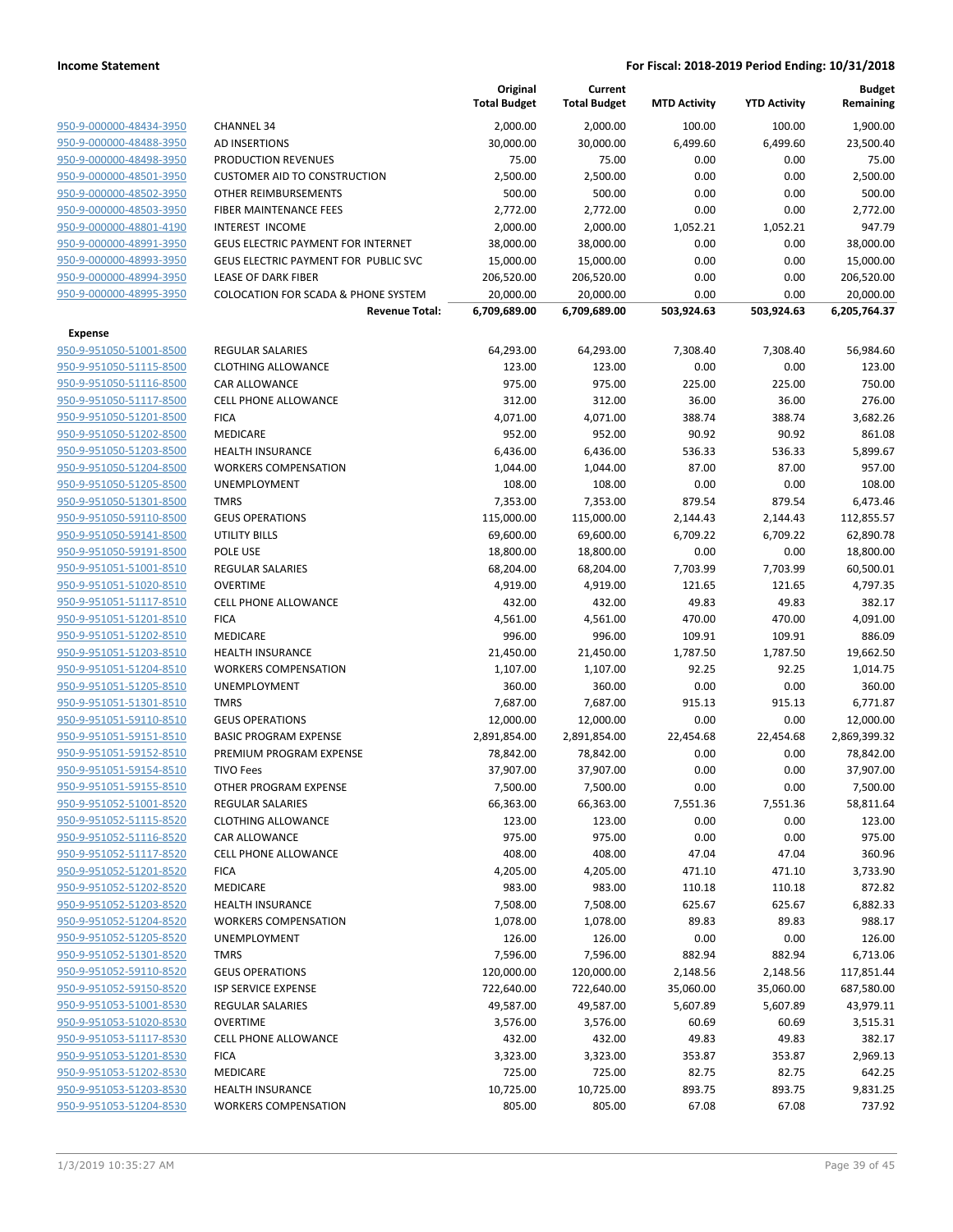| | | Original Total Budget | Current Total Budget | MTD Activity | YTD Activity | Budget Remaining |
|---|---|---|---|---|---|---|
| 950-9-000000-48434-3950 | CHANNEL 34 | 2,000.00 | 2,000.00 | 100.00 | 100.00 | 1,900.00 |
| 950-9-000000-48488-3950 | AD INSERTIONS | 30,000.00 | 30,000.00 | 6,499.60 | 6,499.60 | 23,500.40 |
| 950-9-000000-48498-3950 | PRODUCTION REVENUES | 75.00 | 75.00 | 0.00 | 0.00 | 75.00 |
| 950-9-000000-48501-3950 | CUSTOMER AID TO CONSTRUCTION | 2,500.00 | 2,500.00 | 0.00 | 0.00 | 2,500.00 |
| 950-9-000000-48502-3950 | OTHER REIMBURSEMENTS | 500.00 | 500.00 | 0.00 | 0.00 | 500.00 |
| 950-9-000000-48503-3950 | FIBER MAINTENANCE FEES | 2,772.00 | 2,772.00 | 0.00 | 0.00 | 2,772.00 |
| 950-9-000000-48801-4190 | INTEREST INCOME | 2,000.00 | 2,000.00 | 1,052.21 | 1,052.21 | 947.79 |
| 950-9-000000-48991-3950 | GEUS ELECTRIC PAYMENT FOR INTERNET | 38,000.00 | 38,000.00 | 0.00 | 0.00 | 38,000.00 |
| 950-9-000000-48993-3950 | GEUS ELECTRIC PAYMENT FOR PUBLIC SVC | 15,000.00 | 15,000.00 | 0.00 | 0.00 | 15,000.00 |
| 950-9-000000-48994-3950 | LEASE OF DARK FIBER | 206,520.00 | 206,520.00 | 0.00 | 0.00 | 206,520.00 |
| 950-9-000000-48995-3950 | COLOCATION FOR SCADA & PHONE SYSTEM | 20,000.00 | 20,000.00 | 0.00 | 0.00 | 20,000.00 |
| | **Revenue Total:** | **6,709,689.00** | **6,709,689.00** | **503,924.63** | **503,924.63** | **6,205,764.37** |
| **Expense** | | | | | | |
| 950-9-951050-51001-8500 | REGULAR SALARIES | 64,293.00 | 64,293.00 | 7,308.40 | 7,308.40 | 56,984.60 |
| 950-9-951050-51115-8500 | CLOTHING ALLOWANCE | 123.00 | 123.00 | 0.00 | 0.00 | 123.00 |
| 950-9-951050-51116-8500 | CAR ALLOWANCE | 975.00 | 975.00 | 225.00 | 225.00 | 750.00 |
| 950-9-951050-51117-8500 | CELL PHONE ALLOWANCE | 312.00 | 312.00 | 36.00 | 36.00 | 276.00 |
| 950-9-951050-51201-8500 | FICA | 4,071.00 | 4,071.00 | 388.74 | 388.74 | 3,682.26 |
| 950-9-951050-51202-8500 | MEDICARE | 952.00 | 952.00 | 90.92 | 90.92 | 861.08 |
| 950-9-951050-51203-8500 | HEALTH INSURANCE | 6,436.00 | 6,436.00 | 536.33 | 536.33 | 5,899.67 |
| 950-9-951050-51204-8500 | WORKERS COMPENSATION | 1,044.00 | 1,044.00 | 87.00 | 87.00 | 957.00 |
| 950-9-951050-51205-8500 | UNEMPLOYMENT | 108.00 | 108.00 | 0.00 | 0.00 | 108.00 |
| 950-9-951050-51301-8500 | TMRS | 7,353.00 | 7,353.00 | 879.54 | 879.54 | 6,473.46 |
| 950-9-951050-59110-8500 | GEUS OPERATIONS | 115,000.00 | 115,000.00 | 2,144.43 | 2,144.43 | 112,855.57 |
| 950-9-951050-59141-8500 | UTILITY BILLS | 69,600.00 | 69,600.00 | 6,709.22 | 6,709.22 | 62,890.78 |
| 950-9-951050-59191-8500 | POLE USE | 18,800.00 | 18,800.00 | 0.00 | 0.00 | 18,800.00 |
| 950-9-951051-51001-8510 | REGULAR SALARIES | 68,204.00 | 68,204.00 | 7,703.99 | 7,703.99 | 60,500.01 |
| 950-9-951051-51020-8510 | OVERTIME | 4,919.00 | 4,919.00 | 121.65 | 121.65 | 4,797.35 |
| 950-9-951051-51117-8510 | CELL PHONE ALLOWANCE | 432.00 | 432.00 | 49.83 | 49.83 | 382.17 |
| 950-9-951051-51201-8510 | FICA | 4,561.00 | 4,561.00 | 470.00 | 470.00 | 4,091.00 |
| 950-9-951051-51202-8510 | MEDICARE | 996.00 | 996.00 | 109.91 | 109.91 | 886.09 |
| 950-9-951051-51203-8510 | HEALTH INSURANCE | 21,450.00 | 21,450.00 | 1,787.50 | 1,787.50 | 19,662.50 |
| 950-9-951051-51204-8510 | WORKERS COMPENSATION | 1,107.00 | 1,107.00 | 92.25 | 92.25 | 1,014.75 |
| 950-9-951051-51205-8510 | UNEMPLOYMENT | 360.00 | 360.00 | 0.00 | 0.00 | 360.00 |
| 950-9-951051-51301-8510 | TMRS | 7,687.00 | 7,687.00 | 915.13 | 915.13 | 6,771.87 |
| 950-9-951051-59110-8510 | GEUS OPERATIONS | 12,000.00 | 12,000.00 | 0.00 | 0.00 | 12,000.00 |
| 950-9-951051-59151-8510 | BASIC PROGRAM EXPENSE | 2,891,854.00 | 2,891,854.00 | 22,454.68 | 22,454.68 | 2,869,399.32 |
| 950-9-951051-59152-8510 | PREMIUM PROGRAM EXPENSE | 78,842.00 | 78,842.00 | 0.00 | 0.00 | 78,842.00 |
| 950-9-951051-59154-8510 | TIVO Fees | 37,907.00 | 37,907.00 | 0.00 | 0.00 | 37,907.00 |
| 950-9-951051-59155-8510 | OTHER PROGRAM EXPENSE | 7,500.00 | 7,500.00 | 0.00 | 0.00 | 7,500.00 |
| 950-9-951052-51001-8520 | REGULAR SALARIES | 66,363.00 | 66,363.00 | 7,551.36 | 7,551.36 | 58,811.64 |
| 950-9-951052-51115-8520 | CLOTHING ALLOWANCE | 123.00 | 123.00 | 0.00 | 0.00 | 123.00 |
| 950-9-951052-51116-8520 | CAR ALLOWANCE | 975.00 | 975.00 | 0.00 | 0.00 | 975.00 |
| 950-9-951052-51117-8520 | CELL PHONE ALLOWANCE | 408.00 | 408.00 | 47.04 | 47.04 | 360.96 |
| 950-9-951052-51201-8520 | FICA | 4,205.00 | 4,205.00 | 471.10 | 471.10 | 3,733.90 |
| 950-9-951052-51202-8520 | MEDICARE | 983.00 | 983.00 | 110.18 | 110.18 | 872.82 |
| 950-9-951052-51203-8520 | HEALTH INSURANCE | 7,508.00 | 7,508.00 | 625.67 | 625.67 | 6,882.33 |
| 950-9-951052-51204-8520 | WORKERS COMPENSATION | 1,078.00 | 1,078.00 | 89.83 | 89.83 | 988.17 |
| 950-9-951052-51205-8520 | UNEMPLOYMENT | 126.00 | 126.00 | 0.00 | 0.00 | 126.00 |
| 950-9-951052-51301-8520 | TMRS | 7,596.00 | 7,596.00 | 882.94 | 882.94 | 6,713.06 |
| 950-9-951052-59110-8520 | GEUS OPERATIONS | 120,000.00 | 120,000.00 | 2,148.56 | 2,148.56 | 117,851.44 |
| 950-9-951052-59150-8520 | ISP SERVICE EXPENSE | 722,640.00 | 722,640.00 | 35,060.00 | 35,060.00 | 687,580.00 |
| 950-9-951053-51001-8530 | REGULAR SALARIES | 49,587.00 | 49,587.00 | 5,607.89 | 5,607.89 | 43,979.11 |
| 950-9-951053-51020-8530 | OVERTIME | 3,576.00 | 3,576.00 | 60.69 | 60.69 | 3,515.31 |
| 950-9-951053-51117-8530 | CELL PHONE ALLOWANCE | 432.00 | 432.00 | 49.83 | 49.83 | 382.17 |
| 950-9-951053-51201-8530 | FICA | 3,323.00 | 3,323.00 | 353.87 | 353.87 | 2,969.13 |
| 950-9-951053-51202-8530 | MEDICARE | 725.00 | 725.00 | 82.75 | 82.75 | 642.25 |
| 950-9-951053-51203-8530 | HEALTH INSURANCE | 10,725.00 | 10,725.00 | 893.75 | 893.75 | 9,831.25 |
| 950-9-951053-51204-8530 | WORKERS COMPENSATION | 805.00 | 805.00 | 67.08 | 67.08 | 737.92 |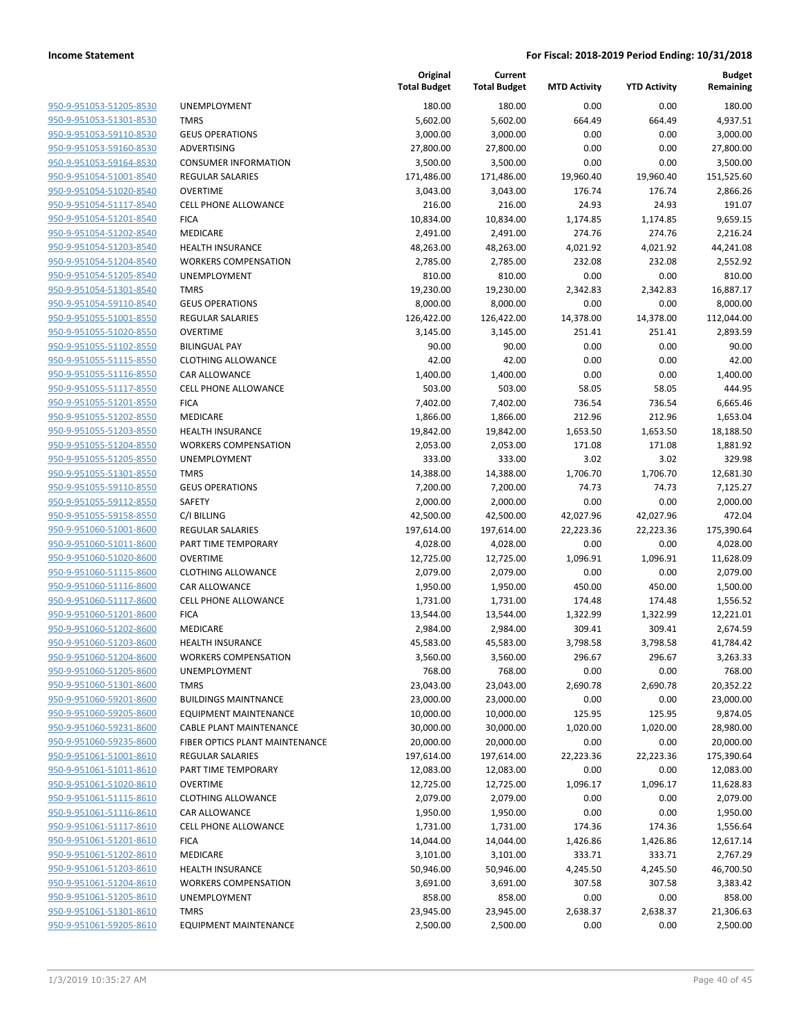**Income Statement** **For Fiscal: 2018-2019 Period Ending: 10/31/2018**

| | | Original Total Budget | Current Total Budget | MTD Activity | YTD Activity | Budget Remaining |
|---|---|---|---|---|---|---|
| 950-9-951053-51205-8530 | UNEMPLOYMENT | 180.00 | 180.00 | 0.00 | 0.00 | 180.00 |
| 950-9-951053-51301-8530 | TMRS | 5,602.00 | 5,602.00 | 664.49 | 664.49 | 4,937.51 |
| 950-9-951053-59110-8530 | GEUS OPERATIONS | 3,000.00 | 3,000.00 | 0.00 | 0.00 | 3,000.00 |
| 950-9-951053-59160-8530 | ADVERTISING | 27,800.00 | 27,800.00 | 0.00 | 0.00 | 27,800.00 |
| 950-9-951053-59164-8530 | CONSUMER INFORMATION | 3,500.00 | 3,500.00 | 0.00 | 0.00 | 3,500.00 |
| 950-9-951054-51001-8540 | REGULAR SALARIES | 171,486.00 | 171,486.00 | 19,960.40 | 19,960.40 | 151,525.60 |
| 950-9-951054-51020-8540 | OVERTIME | 3,043.00 | 3,043.00 | 176.74 | 176.74 | 2,866.26 |
| 950-9-951054-51117-8540 | CELL PHONE ALLOWANCE | 216.00 | 216.00 | 24.93 | 24.93 | 191.07 |
| 950-9-951054-51201-8540 | FICA | 10,834.00 | 10,834.00 | 1,174.85 | 1,174.85 | 9,659.15 |
| 950-9-951054-51202-8540 | MEDICARE | 2,491.00 | 2,491.00 | 274.76 | 274.76 | 2,216.24 |
| 950-9-951054-51203-8540 | HEALTH INSURANCE | 48,263.00 | 48,263.00 | 4,021.92 | 4,021.92 | 44,241.08 |
| 950-9-951054-51204-8540 | WORKERS COMPENSATION | 2,785.00 | 2,785.00 | 232.08 | 232.08 | 2,552.92 |
| 950-9-951054-51205-8540 | UNEMPLOYMENT | 810.00 | 810.00 | 0.00 | 0.00 | 810.00 |
| 950-9-951054-51301-8540 | TMRS | 19,230.00 | 19,230.00 | 2,342.83 | 2,342.83 | 16,887.17 |
| 950-9-951054-59110-8540 | GEUS OPERATIONS | 8,000.00 | 8,000.00 | 0.00 | 0.00 | 8,000.00 |
| 950-9-951055-51001-8550 | REGULAR SALARIES | 126,422.00 | 126,422.00 | 14,378.00 | 14,378.00 | 112,044.00 |
| 950-9-951055-51020-8550 | OVERTIME | 3,145.00 | 3,145.00 | 251.41 | 251.41 | 2,893.59 |
| 950-9-951055-51102-8550 | BILINGUAL PAY | 90.00 | 90.00 | 0.00 | 0.00 | 90.00 |
| 950-9-951055-51115-8550 | CLOTHING ALLOWANCE | 42.00 | 42.00 | 0.00 | 0.00 | 42.00 |
| 950-9-951055-51116-8550 | CAR ALLOWANCE | 1,400.00 | 1,400.00 | 0.00 | 0.00 | 1,400.00 |
| 950-9-951055-51117-8550 | CELL PHONE ALLOWANCE | 503.00 | 503.00 | 58.05 | 58.05 | 444.95 |
| 950-9-951055-51201-8550 | FICA | 7,402.00 | 7,402.00 | 736.54 | 736.54 | 6,665.46 |
| 950-9-951055-51202-8550 | MEDICARE | 1,866.00 | 1,866.00 | 212.96 | 212.96 | 1,653.04 |
| 950-9-951055-51203-8550 | HEALTH INSURANCE | 19,842.00 | 19,842.00 | 1,653.50 | 1,653.50 | 18,188.50 |
| 950-9-951055-51204-8550 | WORKERS COMPENSATION | 2,053.00 | 2,053.00 | 171.08 | 171.08 | 1,881.92 |
| 950-9-951055-51205-8550 | UNEMPLOYMENT | 333.00 | 333.00 | 3.02 | 3.02 | 329.98 |
| 950-9-951055-51301-8550 | TMRS | 14,388.00 | 14,388.00 | 1,706.70 | 1,706.70 | 12,681.30 |
| 950-9-951055-59110-8550 | GEUS OPERATIONS | 7,200.00 | 7,200.00 | 74.73 | 74.73 | 7,125.27 |
| 950-9-951055-59112-8550 | SAFETY | 2,000.00 | 2,000.00 | 0.00 | 0.00 | 2,000.00 |
| 950-9-951055-59158-8550 | C/I BILLING | 42,500.00 | 42,500.00 | 42,027.96 | 42,027.96 | 472.04 |
| 950-9-951060-51001-8600 | REGULAR SALARIES | 197,614.00 | 197,614.00 | 22,223.36 | 22,223.36 | 175,390.64 |
| 950-9-951060-51011-8600 | PART TIME TEMPORARY | 4,028.00 | 4,028.00 | 0.00 | 0.00 | 4,028.00 |
| 950-9-951060-51020-8600 | OVERTIME | 12,725.00 | 12,725.00 | 1,096.91 | 1,096.91 | 11,628.09 |
| 950-9-951060-51115-8600 | CLOTHING ALLOWANCE | 2,079.00 | 2,079.00 | 0.00 | 0.00 | 2,079.00 |
| 950-9-951060-51116-8600 | CAR ALLOWANCE | 1,950.00 | 1,950.00 | 450.00 | 450.00 | 1,500.00 |
| 950-9-951060-51117-8600 | CELL PHONE ALLOWANCE | 1,731.00 | 1,731.00 | 174.48 | 174.48 | 1,556.52 |
| 950-9-951060-51201-8600 | FICA | 13,544.00 | 13,544.00 | 1,322.99 | 1,322.99 | 12,221.01 |
| 950-9-951060-51202-8600 | MEDICARE | 2,984.00 | 2,984.00 | 309.41 | 309.41 | 2,674.59 |
| 950-9-951060-51203-8600 | HEALTH INSURANCE | 45,583.00 | 45,583.00 | 3,798.58 | 3,798.58 | 41,784.42 |
| 950-9-951060-51204-8600 | WORKERS COMPENSATION | 3,560.00 | 3,560.00 | 296.67 | 296.67 | 3,263.33 |
| 950-9-951060-51205-8600 | UNEMPLOYMENT | 768.00 | 768.00 | 0.00 | 0.00 | 768.00 |
| 950-9-951060-51301-8600 | TMRS | 23,043.00 | 23,043.00 | 2,690.78 | 2,690.78 | 20,352.22 |
| 950-9-951060-59201-8600 | BUILDINGS MAINTNANCE | 23,000.00 | 23,000.00 | 0.00 | 0.00 | 23,000.00 |
| 950-9-951060-59205-8600 | EQUIPMENT MAINTENANCE | 10,000.00 | 10,000.00 | 125.95 | 125.95 | 9,874.05 |
| 950-9-951060-59231-8600 | CABLE PLANT MAINTENANCE | 30,000.00 | 30,000.00 | 1,020.00 | 1,020.00 | 28,980.00 |
| 950-9-951060-59235-8600 | FIBER OPTICS PLANT MAINTENANCE | 20,000.00 | 20,000.00 | 0.00 | 0.00 | 20,000.00 |
| 950-9-951061-51001-8610 | REGULAR SALARIES | 197,614.00 | 197,614.00 | 22,223.36 | 22,223.36 | 175,390.64 |
| 950-9-951061-51011-8610 | PART TIME TEMPORARY | 12,083.00 | 12,083.00 | 0.00 | 0.00 | 12,083.00 |
| 950-9-951061-51020-8610 | OVERTIME | 12,725.00 | 12,725.00 | 1,096.17 | 1,096.17 | 11,628.83 |
| 950-9-951061-51115-8610 | CLOTHING ALLOWANCE | 2,079.00 | 2,079.00 | 0.00 | 0.00 | 2,079.00 |
| 950-9-951061-51116-8610 | CAR ALLOWANCE | 1,950.00 | 1,950.00 | 0.00 | 0.00 | 1,950.00 |
| 950-9-951061-51117-8610 | CELL PHONE ALLOWANCE | 1,731.00 | 1,731.00 | 174.36 | 174.36 | 1,556.64 |
| 950-9-951061-51201-8610 | FICA | 14,044.00 | 14,044.00 | 1,426.86 | 1,426.86 | 12,617.14 |
| 950-9-951061-51202-8610 | MEDICARE | 3,101.00 | 3,101.00 | 333.71 | 333.71 | 2,767.29 |
| 950-9-951061-51203-8610 | HEALTH INSURANCE | 50,946.00 | 50,946.00 | 4,245.50 | 4,245.50 | 46,700.50 |
| 950-9-951061-51204-8610 | WORKERS COMPENSATION | 3,691.00 | 3,691.00 | 307.58 | 307.58 | 3,383.42 |
| 950-9-951061-51205-8610 | UNEMPLOYMENT | 858.00 | 858.00 | 0.00 | 0.00 | 858.00 |
| 950-9-951061-51301-8610 | TMRS | 23,945.00 | 23,945.00 | 2,638.37 | 2,638.37 | 21,306.63 |
| 950-9-951061-59205-8610 | EQUIPMENT MAINTENANCE | 2,500.00 | 2,500.00 | 0.00 | 0.00 | 2,500.00 |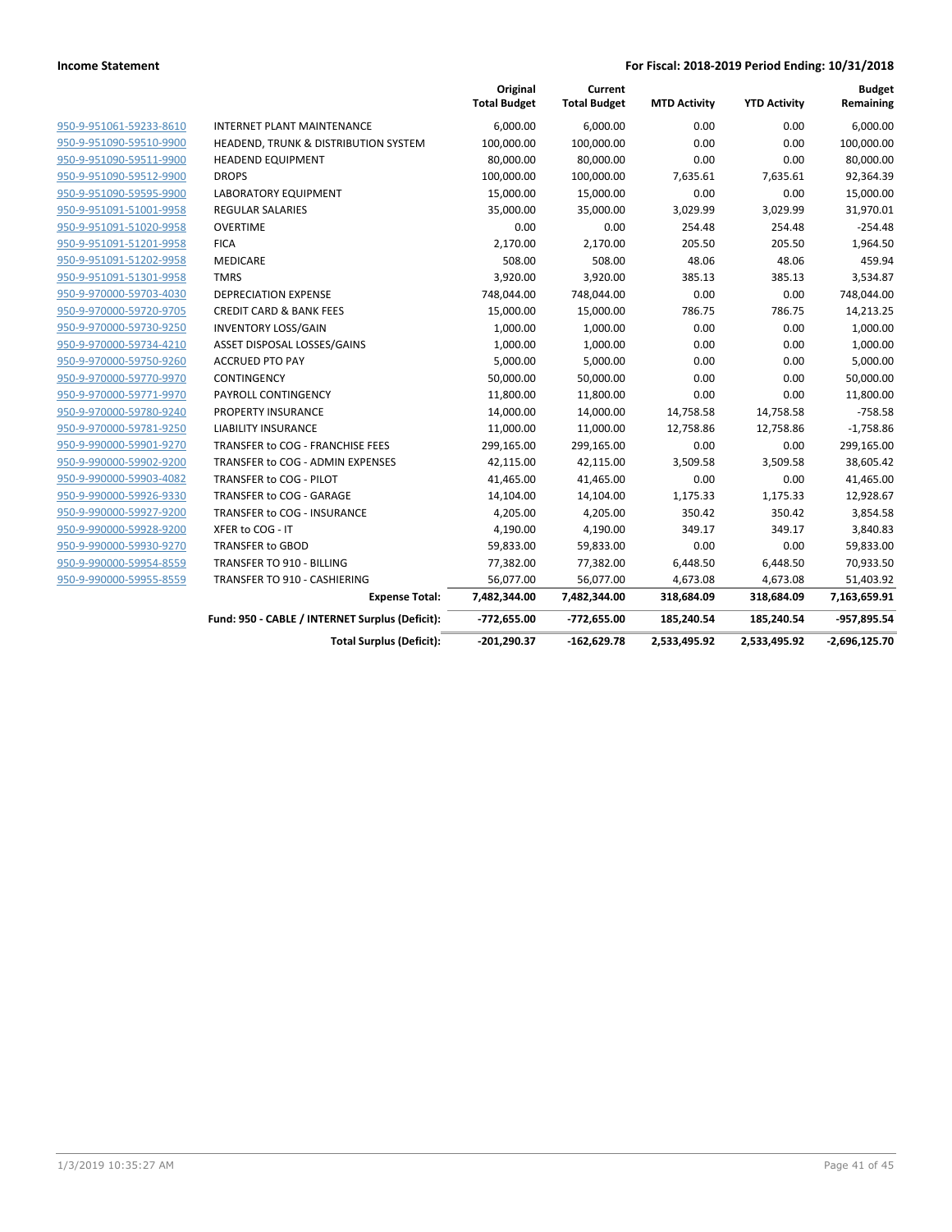**Income Statement** | **For Fiscal: 2018-2019 Period Ending: 10/31/2018**

| | | Original Total Budget | Current Total Budget | MTD Activity | YTD Activity | Budget Remaining |
|---|---|---|---|---|---|---|
| 950-9-951061-59233-8610 | INTERNET PLANT MAINTENANCE | 6,000.00 | 6,000.00 | 0.00 | 0.00 | 6,000.00 |
| 950-9-951090-59510-9900 | HEADEND, TRUNK & DISTRIBUTION SYSTEM | 100,000.00 | 100,000.00 | 0.00 | 0.00 | 100,000.00 |
| 950-9-951090-59511-9900 | HEADEND EQUIPMENT | 80,000.00 | 80,000.00 | 0.00 | 0.00 | 80,000.00 |
| 950-9-951090-59512-9900 | DROPS | 100,000.00 | 100,000.00 | 7,635.61 | 7,635.61 | 92,364.39 |
| 950-9-951090-59595-9900 | LABORATORY EQUIPMENT | 15,000.00 | 15,000.00 | 0.00 | 0.00 | 15,000.00 |
| 950-9-951091-51001-9958 | REGULAR SALARIES | 35,000.00 | 35,000.00 | 3,029.99 | 3,029.99 | 31,970.01 |
| 950-9-951091-51020-9958 | OVERTIME | 0.00 | 0.00 | 254.48 | 254.48 | -254.48 |
| 950-9-951091-51201-9958 | FICA | 2,170.00 | 2,170.00 | 205.50 | 205.50 | 1,964.50 |
| 950-9-951091-51202-9958 | MEDICARE | 508.00 | 508.00 | 48.06 | 48.06 | 459.94 |
| 950-9-951091-51301-9958 | TMRS | 3,920.00 | 3,920.00 | 385.13 | 385.13 | 3,534.87 |
| 950-9-970000-59703-4030 | DEPRECIATION EXPENSE | 748,044.00 | 748,044.00 | 0.00 | 0.00 | 748,044.00 |
| 950-9-970000-59720-9705 | CREDIT CARD & BANK FEES | 15,000.00 | 15,000.00 | 786.75 | 786.75 | 14,213.25 |
| 950-9-970000-59730-9250 | INVENTORY LOSS/GAIN | 1,000.00 | 1,000.00 | 0.00 | 0.00 | 1,000.00 |
| 950-9-970000-59734-4210 | ASSET DISPOSAL LOSSES/GAINS | 1,000.00 | 1,000.00 | 0.00 | 0.00 | 1,000.00 |
| 950-9-970000-59750-9260 | ACCRUED PTO PAY | 5,000.00 | 5,000.00 | 0.00 | 0.00 | 5,000.00 |
| 950-9-970000-59770-9970 | CONTINGENCY | 50,000.00 | 50,000.00 | 0.00 | 0.00 | 50,000.00 |
| 950-9-970000-59771-9970 | PAYROLL CONTINGENCY | 11,800.00 | 11,800.00 | 0.00 | 0.00 | 11,800.00 |
| 950-9-970000-59780-9240 | PROPERTY INSURANCE | 14,000.00 | 14,000.00 | 14,758.58 | 14,758.58 | -758.58 |
| 950-9-970000-59781-9250 | LIABILITY INSURANCE | 11,000.00 | 11,000.00 | 12,758.86 | 12,758.86 | -1,758.86 |
| 950-9-990000-59901-9270 | TRANSFER to COG - FRANCHISE FEES | 299,165.00 | 299,165.00 | 0.00 | 0.00 | 299,165.00 |
| 950-9-990000-59902-9200 | TRANSFER to COG - ADMIN EXPENSES | 42,115.00 | 42,115.00 | 3,509.58 | 3,509.58 | 38,605.42 |
| 950-9-990000-59903-4082 | TRANSFER to COG - PILOT | 41,465.00 | 41,465.00 | 0.00 | 0.00 | 41,465.00 |
| 950-9-990000-59926-9330 | TRANSFER to COG - GARAGE | 14,104.00 | 14,104.00 | 1,175.33 | 1,175.33 | 12,928.67 |
| 950-9-990000-59927-9200 | TRANSFER to COG - INSURANCE | 4,205.00 | 4,205.00 | 350.42 | 350.42 | 3,854.58 |
| 950-9-990000-59928-9200 | XFER to COG - IT | 4,190.00 | 4,190.00 | 349.17 | 349.17 | 3,840.83 |
| 950-9-990000-59930-9270 | TRANSFER to GBOD | 59,833.00 | 59,833.00 | 0.00 | 0.00 | 59,833.00 |
| 950-9-990000-59954-8559 | TRANSFER TO 910 - BILLING | 77,382.00 | 77,382.00 | 6,448.50 | 6,448.50 | 70,933.50 |
| 950-9-990000-59955-8559 | TRANSFER TO 910 - CASHIERING | 56,077.00 | 56,077.00 | 4,673.08 | 4,673.08 | 51,403.92 |
| | **Expense Total:** | **7,482,344.00** | **7,482,344.00** | **318,684.09** | **318,684.09** | **7,163,659.91** |
| | **Fund: 950 - CABLE / INTERNET Surplus (Deficit):** | **-772,655.00** | **-772,655.00** | **185,240.54** | **185,240.54** | **-957,895.54** |
| | **Total Surplus (Deficit):** | **-201,290.37** | **-162,629.78** | **2,533,495.92** | **2,533,495.92** | **-2,696,125.70** |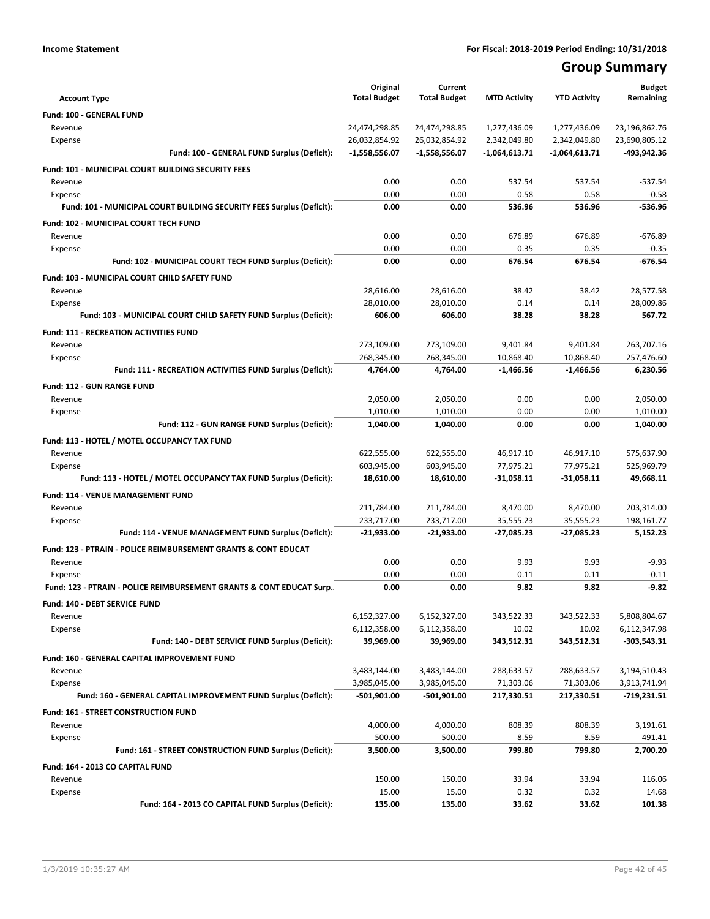**Income Statement** **For Fiscal: 2018-2019 Period Ending: 10/31/2018**

# Group Summary

| Account Type | Original Total Budget | Current Total Budget | MTD Activity | YTD Activity | Budget Remaining |
|---|---|---|---|---|---|
| **Fund: 100 - GENERAL FUND** | | | | | |
| Revenue | 24,474,298.85 | 24,474,298.85 | 1,277,436.09 | 1,277,436.09 | 23,196,862.76 |
| Expense | 26,032,854.92 | 26,032,854.92 | 2,342,049.80 | 2,342,049.80 | 23,690,805.12 |
| **Fund: 100 - GENERAL FUND Surplus (Deficit):** | **-1,558,556.07** | **-1,558,556.07** | **-1,064,613.71** | **-1,064,613.71** | **-493,942.36** |
| **Fund: 101 - MUNICIPAL COURT BUILDING SECURITY FEES** | | | | | |
| Revenue | 0.00 | 0.00 | 537.54 | 537.54 | -537.54 |
| Expense | 0.00 | 0.00 | 0.58 | 0.58 | -0.58 |
| **Fund: 101 - MUNICIPAL COURT BUILDING SECURITY FEES Surplus (Deficit):** | **0.00** | **0.00** | **536.96** | **536.96** | **-536.96** |
| **Fund: 102 - MUNICIPAL COURT TECH FUND** | | | | | |
| Revenue | 0.00 | 0.00 | 676.89 | 676.89 | -676.89 |
| Expense | 0.00 | 0.00 | 0.35 | 0.35 | -0.35 |
| **Fund: 102 - MUNICIPAL COURT TECH FUND Surplus (Deficit):** | **0.00** | **0.00** | **676.54** | **676.54** | **-676.54** |
| **Fund: 103 - MUNICIPAL COURT CHILD SAFETY FUND** | | | | | |
| Revenue | 28,616.00 | 28,616.00 | 38.42 | 38.42 | 28,577.58 |
| Expense | 28,010.00 | 28,010.00 | 0.14 | 0.14 | 28,009.86 |
| **Fund: 103 - MUNICIPAL COURT CHILD SAFETY FUND Surplus (Deficit):** | **606.00** | **606.00** | **38.28** | **38.28** | **567.72** |
| **Fund: 111 - RECREATION ACTIVITIES FUND** | | | | | |
| Revenue | 273,109.00 | 273,109.00 | 9,401.84 | 9,401.84 | 263,707.16 |
| Expense | 268,345.00 | 268,345.00 | 10,868.40 | 10,868.40 | 257,476.60 |
| **Fund: 111 - RECREATION ACTIVITIES FUND Surplus (Deficit):** | **4,764.00** | **4,764.00** | **-1,466.56** | **-1,466.56** | **6,230.56** |
| **Fund: 112 - GUN RANGE FUND** | | | | | |
| Revenue | 2,050.00 | 2,050.00 | 0.00 | 0.00 | 2,050.00 |
| Expense | 1,010.00 | 1,010.00 | 0.00 | 0.00 | 1,010.00 |
| **Fund: 112 - GUN RANGE FUND Surplus (Deficit):** | **1,040.00** | **1,040.00** | **0.00** | **0.00** | **1,040.00** |
| **Fund: 113 - HOTEL / MOTEL OCCUPANCY TAX FUND** | | | | | |
| Revenue | 622,555.00 | 622,555.00 | 46,917.10 | 46,917.10 | 575,637.90 |
| Expense | 603,945.00 | 603,945.00 | 77,975.21 | 77,975.21 | 525,969.79 |
| **Fund: 113 - HOTEL / MOTEL OCCUPANCY TAX FUND Surplus (Deficit):** | **18,610.00** | **18,610.00** | **-31,058.11** | **-31,058.11** | **49,668.11** |
| **Fund: 114 - VENUE MANAGEMENT FUND** | | | | | |
| Revenue | 211,784.00 | 211,784.00 | 8,470.00 | 8,470.00 | 203,314.00 |
| Expense | 233,717.00 | 233,717.00 | 35,555.23 | 35,555.23 | 198,161.77 |
| **Fund: 114 - VENUE MANAGEMENT FUND Surplus (Deficit):** | **-21,933.00** | **-21,933.00** | **-27,085.23** | **-27,085.23** | **5,152.23** |
| **Fund: 123 - PTRAIN - POLICE REIMBURSEMENT GRANTS & CONT EDUCAT** | | | | | |
| Revenue | 0.00 | 0.00 | 9.93 | 9.93 | -9.93 |
| Expense | 0.00 | 0.00 | 0.11 | 0.11 | -0.11 |
| **Fund: 123 - PTRAIN - POLICE REIMBURSEMENT GRANTS & CONT EDUCAT Surp..** | **0.00** | **0.00** | **9.82** | **9.82** | **-9.82** |
| **Fund: 140 - DEBT SERVICE FUND** | | | | | |
| Revenue | 6,152,327.00 | 6,152,327.00 | 343,522.33 | 343,522.33 | 5,808,804.67 |
| Expense | 6,112,358.00 | 6,112,358.00 | 10.02 | 10.02 | 6,112,347.98 |
| **Fund: 140 - DEBT SERVICE FUND Surplus (Deficit):** | **39,969.00** | **39,969.00** | **343,512.31** | **343,512.31** | **-303,543.31** |
| **Fund: 160 - GENERAL CAPITAL IMPROVEMENT FUND** | | | | | |
| Revenue | 3,483,144.00 | 3,483,144.00 | 288,633.57 | 288,633.57 | 3,194,510.43 |
| Expense | 3,985,045.00 | 3,985,045.00 | 71,303.06 | 71,303.06 | 3,913,741.94 |
| **Fund: 160 - GENERAL CAPITAL IMPROVEMENT FUND Surplus (Deficit):** | **-501,901.00** | **-501,901.00** | **217,330.51** | **217,330.51** | **-719,231.51** |
| **Fund: 161 - STREET CONSTRUCTION FUND** | | | | | |
| Revenue | 4,000.00 | 4,000.00 | 808.39 | 808.39 | 3,191.61 |
| Expense | 500.00 | 500.00 | 8.59 | 8.59 | 491.41 |
| **Fund: 161 - STREET CONSTRUCTION FUND Surplus (Deficit):** | **3,500.00** | **3,500.00** | **799.80** | **799.80** | **2,700.20** |
| **Fund: 164 - 2013 CO CAPITAL FUND** | | | | | |
| Revenue | 150.00 | 150.00 | 33.94 | 33.94 | 116.06 |
| Expense | 15.00 | 15.00 | 0.32 | 0.32 | 14.68 |
| **Fund: 164 - 2013 CO CAPITAL FUND Surplus (Deficit):** | **135.00** | **135.00** | **33.62** | **33.62** | **101.38** |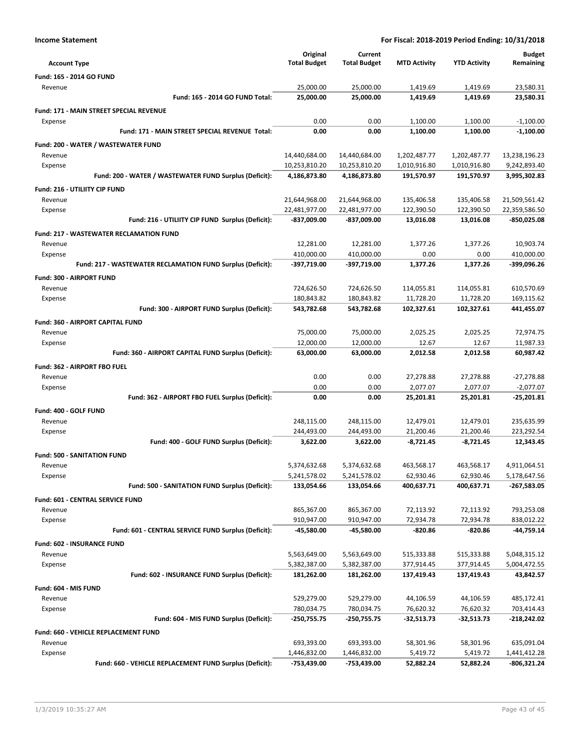**Income Statement** — For Fiscal: 2018-2019 Period Ending: 10/31/2018

| Account Type | Original Total Budget | Current Total Budget | MTD Activity | YTD Activity | Budget Remaining |
|---|---|---|---|---|---|
| **Fund: 165 - 2014 GO FUND** | | | | | |
| Revenue | 25,000.00 | 25,000.00 | 1,419.69 | 1,419.69 | 23,580.31 |
| **Fund: 165 - 2014 GO FUND Total:** | **25,000.00** | **25,000.00** | **1,419.69** | **1,419.69** | **23,580.31** |
| **Fund: 171 - MAIN STREET SPECIAL REVENUE** | | | | | |
| Expense | 0.00 | 0.00 | 1,100.00 | 1,100.00 | -1,100.00 |
| **Fund: 171 - MAIN STREET SPECIAL REVENUE Total:** | **0.00** | **0.00** | **1,100.00** | **1,100.00** | **-1,100.00** |
| **Fund: 200 - WATER / WASTEWATER FUND** | | | | | |
| Revenue | 14,440,684.00 | 14,440,684.00 | 1,202,487.77 | 1,202,487.77 | 13,238,196.23 |
| Expense | 10,253,810.20 | 10,253,810.20 | 1,010,916.80 | 1,010,916.80 | 9,242,893.40 |
| **Fund: 200 - WATER / WASTEWATER FUND Surplus (Deficit):** | **4,186,873.80** | **4,186,873.80** | **191,570.97** | **191,570.97** | **3,995,302.83** |
| **Fund: 216 - UTILIITY CIP FUND** | | | | | |
| Revenue | 21,644,968.00 | 21,644,968.00 | 135,406.58 | 135,406.58 | 21,509,561.42 |
| Expense | 22,481,977.00 | 22,481,977.00 | 122,390.50 | 122,390.50 | 22,359,586.50 |
| **Fund: 216 - UTILIITY CIP FUND Surplus (Deficit):** | **-837,009.00** | **-837,009.00** | **13,016.08** | **13,016.08** | **-850,025.08** |
| **Fund: 217 - WASTEWATER RECLAMATION FUND** | | | | | |
| Revenue | 12,281.00 | 12,281.00 | 1,377.26 | 1,377.26 | 10,903.74 |
| Expense | 410,000.00 | 410,000.00 | 0.00 | 0.00 | 410,000.00 |
| **Fund: 217 - WASTEWATER RECLAMATION FUND Surplus (Deficit):** | **-397,719.00** | **-397,719.00** | **1,377.26** | **1,377.26** | **-399,096.26** |
| **Fund: 300 - AIRPORT FUND** | | | | | |
| Revenue | 724,626.50 | 724,626.50 | 114,055.81 | 114,055.81 | 610,570.69 |
| Expense | 180,843.82 | 180,843.82 | 11,728.20 | 11,728.20 | 169,115.62 |
| **Fund: 300 - AIRPORT FUND Surplus (Deficit):** | **543,782.68** | **543,782.68** | **102,327.61** | **102,327.61** | **441,455.07** |
| **Fund: 360 - AIRPORT CAPITAL FUND** | | | | | |
| Revenue | 75,000.00 | 75,000.00 | 2,025.25 | 2,025.25 | 72,974.75 |
| Expense | 12,000.00 | 12,000.00 | 12.67 | 12.67 | 11,987.33 |
| **Fund: 360 - AIRPORT CAPITAL FUND Surplus (Deficit):** | **63,000.00** | **63,000.00** | **2,012.58** | **2,012.58** | **60,987.42** |
| **Fund: 362 - AIRPORT FBO FUEL** | | | | | |
| Revenue | 0.00 | 0.00 | 27,278.88 | 27,278.88 | -27,278.88 |
| Expense | 0.00 | 0.00 | 2,077.07 | 2,077.07 | -2,077.07 |
| **Fund: 362 - AIRPORT FBO FUEL Surplus (Deficit):** | **0.00** | **0.00** | **25,201.81** | **25,201.81** | **-25,201.81** |
| **Fund: 400 - GOLF FUND** | | | | | |
| Revenue | 248,115.00 | 248,115.00 | 12,479.01 | 12,479.01 | 235,635.99 |
| Expense | 244,493.00 | 244,493.00 | 21,200.46 | 21,200.46 | 223,292.54 |
| **Fund: 400 - GOLF FUND Surplus (Deficit):** | **3,622.00** | **3,622.00** | **-8,721.45** | **-8,721.45** | **12,343.45** |
| **Fund: 500 - SANITATION FUND** | | | | | |
| Revenue | 5,374,632.68 | 5,374,632.68 | 463,568.17 | 463,568.17 | 4,911,064.51 |
| Expense | 5,241,578.02 | 5,241,578.02 | 62,930.46 | 62,930.46 | 5,178,647.56 |
| **Fund: 500 - SANITATION FUND Surplus (Deficit):** | **133,054.66** | **133,054.66** | **400,637.71** | **400,637.71** | **-267,583.05** |
| **Fund: 601 - CENTRAL SERVICE FUND** | | | | | |
| Revenue | 865,367.00 | 865,367.00 | 72,113.92 | 72,113.92 | 793,253.08 |
| Expense | 910,947.00 | 910,947.00 | 72,934.78 | 72,934.78 | 838,012.22 |
| **Fund: 601 - CENTRAL SERVICE FUND Surplus (Deficit):** | **-45,580.00** | **-45,580.00** | **-820.86** | **-820.86** | **-44,759.14** |
| **Fund: 602 - INSURANCE FUND** | | | | | |
| Revenue | 5,563,649.00 | 5,563,649.00 | 515,333.88 | 515,333.88 | 5,048,315.12 |
| Expense | 5,382,387.00 | 5,382,387.00 | 377,914.45 | 377,914.45 | 5,004,472.55 |
| **Fund: 602 - INSURANCE FUND Surplus (Deficit):** | **181,262.00** | **181,262.00** | **137,419.43** | **137,419.43** | **43,842.57** |
| **Fund: 604 - MIS FUND** | | | | | |
| Revenue | 529,279.00 | 529,279.00 | 44,106.59 | 44,106.59 | 485,172.41 |
| Expense | 780,034.75 | 780,034.75 | 76,620.32 | 76,620.32 | 703,414.43 |
| **Fund: 604 - MIS FUND Surplus (Deficit):** | **-250,755.75** | **-250,755.75** | **-32,513.73** | **-32,513.73** | **-218,242.02** |
| **Fund: 660 - VEHICLE REPLACEMENT FUND** | | | | | |
| Revenue | 693,393.00 | 693,393.00 | 58,301.96 | 58,301.96 | 635,091.04 |
| Expense | 1,446,832.00 | 1,446,832.00 | 5,419.72 | 5,419.72 | 1,441,412.28 |
| **Fund: 660 - VEHICLE REPLACEMENT FUND Surplus (Deficit):** | **-753,439.00** | **-753,439.00** | **52,882.24** | **52,882.24** | **-806,321.24** |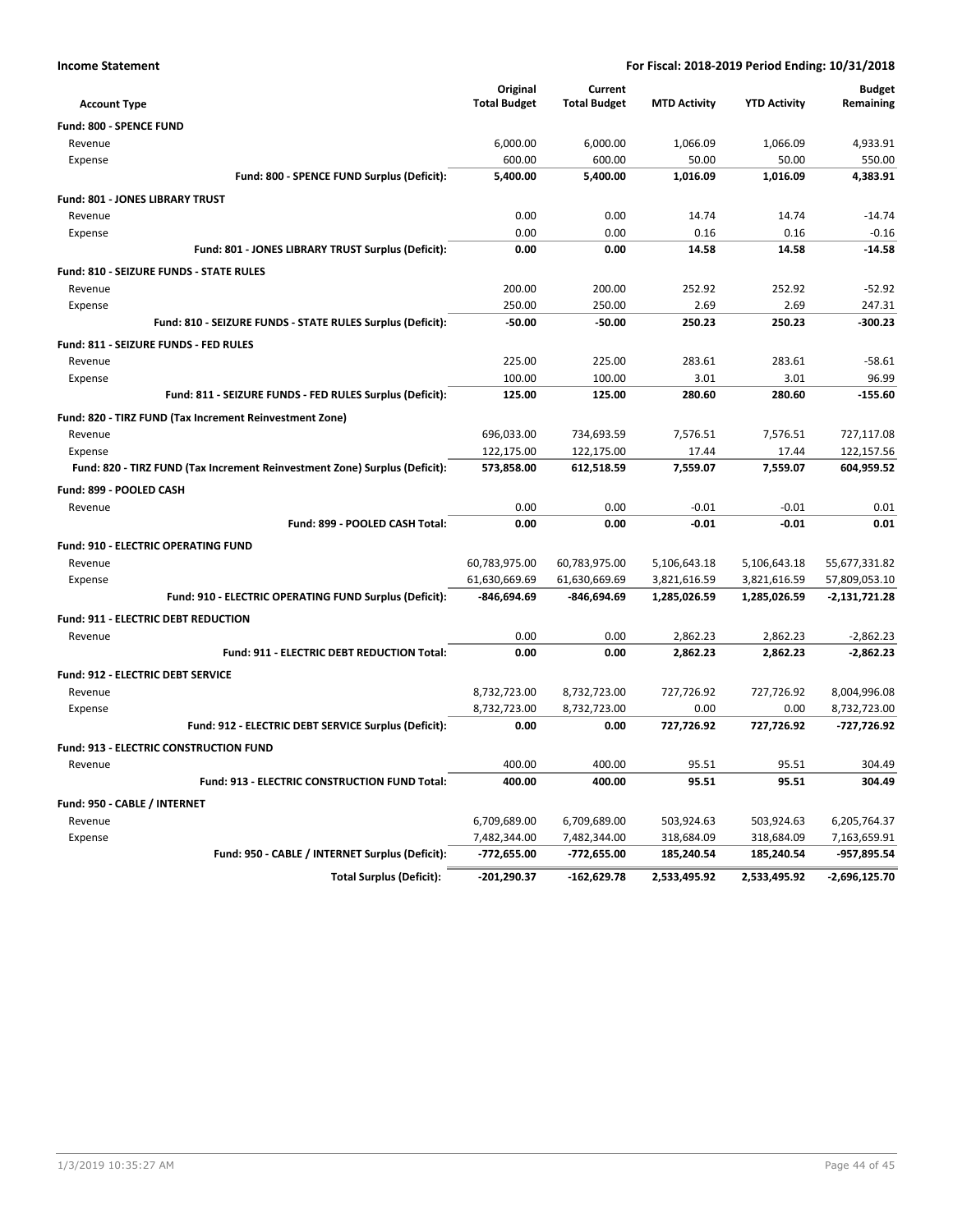**Income Statement** — **For Fiscal: 2018-2019 Period Ending: 10/31/2018**

| Account Type | Original Total Budget | Current Total Budget | MTD Activity | YTD Activity | Budget Remaining |
|---|---|---|---|---|---|
| **Fund: 800 - SPENCE FUND** | | | | | |
| Revenue | 6,000.00 | 6,000.00 | 1,066.09 | 1,066.09 | 4,933.91 |
| Expense | 600.00 | 600.00 | 50.00 | 50.00 | 550.00 |
| **Fund: 800 - SPENCE FUND Surplus (Deficit):** | **5,400.00** | **5,400.00** | **1,016.09** | **1,016.09** | **4,383.91** |
| **Fund: 801 - JONES LIBRARY TRUST** | | | | | |
| Revenue | 0.00 | 0.00 | 14.74 | 14.74 | -14.74 |
| Expense | 0.00 | 0.00 | 0.16 | 0.16 | -0.16 |
| **Fund: 801 - JONES LIBRARY TRUST Surplus (Deficit):** | **0.00** | **0.00** | **14.58** | **14.58** | **-14.58** |
| **Fund: 810 - SEIZURE FUNDS - STATE RULES** | | | | | |
| Revenue | 200.00 | 200.00 | 252.92 | 252.92 | -52.92 |
| Expense | 250.00 | 250.00 | 2.69 | 2.69 | 247.31 |
| **Fund: 810 - SEIZURE FUNDS - STATE RULES Surplus (Deficit):** | **-50.00** | **-50.00** | **250.23** | **250.23** | **-300.23** |
| **Fund: 811 - SEIZURE FUNDS - FED RULES** | | | | | |
| Revenue | 225.00 | 225.00 | 283.61 | 283.61 | -58.61 |
| Expense | 100.00 | 100.00 | 3.01 | 3.01 | 96.99 |
| **Fund: 811 - SEIZURE FUNDS - FED RULES Surplus (Deficit):** | **125.00** | **125.00** | **280.60** | **280.60** | **-155.60** |
| **Fund: 820 - TIRZ FUND (Tax Increment Reinvestment Zone)** | | | | | |
| Revenue | 696,033.00 | 734,693.59 | 7,576.51 | 7,576.51 | 727,117.08 |
| Expense | 122,175.00 | 122,175.00 | 17.44 | 17.44 | 122,157.56 |
| **Fund: 820 - TIRZ FUND (Tax Increment Reinvestment Zone) Surplus (Deficit):** | **573,858.00** | **612,518.59** | **7,559.07** | **7,559.07** | **604,959.52** |
| **Fund: 899 - POOLED CASH** | | | | | |
| Revenue | 0.00 | 0.00 | -0.01 | -0.01 | 0.01 |
| **Fund: 899 - POOLED CASH Total:** | **0.00** | **0.00** | **-0.01** | **-0.01** | **0.01** |
| **Fund: 910 - ELECTRIC OPERATING FUND** | | | | | |
| Revenue | 60,783,975.00 | 60,783,975.00 | 5,106,643.18 | 5,106,643.18 | 55,677,331.82 |
| Expense | 61,630,669.69 | 61,630,669.69 | 3,821,616.59 | 3,821,616.59 | 57,809,053.10 |
| **Fund: 910 - ELECTRIC OPERATING FUND Surplus (Deficit):** | **-846,694.69** | **-846,694.69** | **1,285,026.59** | **1,285,026.59** | **-2,131,721.28** |
| **Fund: 911 - ELECTRIC DEBT REDUCTION** | | | | | |
| Revenue | 0.00 | 0.00 | 2,862.23 | 2,862.23 | -2,862.23 |
| **Fund: 911 - ELECTRIC DEBT REDUCTION Total:** | **0.00** | **0.00** | **2,862.23** | **2,862.23** | **-2,862.23** |
| **Fund: 912 - ELECTRIC DEBT SERVICE** | | | | | |
| Revenue | 8,732,723.00 | 8,732,723.00 | 727,726.92 | 727,726.92 | 8,004,996.08 |
| Expense | 8,732,723.00 | 8,732,723.00 | 0.00 | 0.00 | 8,732,723.00 |
| **Fund: 912 - ELECTRIC DEBT SERVICE Surplus (Deficit):** | **0.00** | **0.00** | **727,726.92** | **727,726.92** | **-727,726.92** |
| **Fund: 913 - ELECTRIC CONSTRUCTION FUND** | | | | | |
| Revenue | 400.00 | 400.00 | 95.51 | 95.51 | 304.49 |
| **Fund: 913 - ELECTRIC CONSTRUCTION FUND Total:** | **400.00** | **400.00** | **95.51** | **95.51** | **304.49** |
| **Fund: 950 - CABLE / INTERNET** | | | | | |
| Revenue | 6,709,689.00 | 6,709,689.00 | 503,924.63 | 503,924.63 | 6,205,764.37 |
| Expense | 7,482,344.00 | 7,482,344.00 | 318,684.09 | 318,684.09 | 7,163,659.91 |
| **Fund: 950 - CABLE / INTERNET Surplus (Deficit):** | **-772,655.00** | **-772,655.00** | **185,240.54** | **185,240.54** | **-957,895.54** |
| **Total Surplus (Deficit):** | **-201,290.37** | **-162,629.78** | **2,533,495.92** | **2,533,495.92** | **-2,696,125.70** |

1/3/2019 10:35:27 AM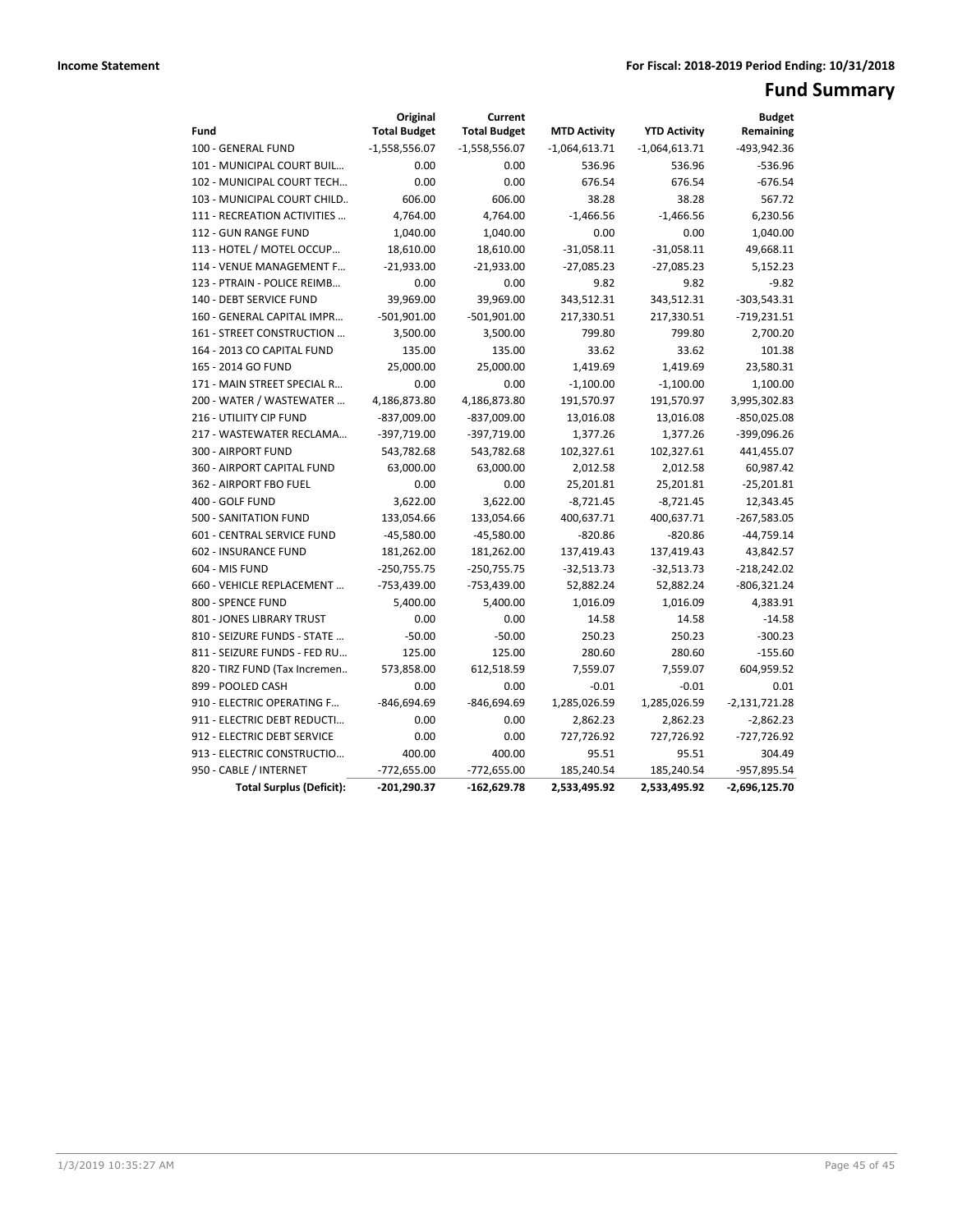**Income Statement** **For Fiscal: 2018-2019 Period Ending: 10/31/2018**

# Fund Summary

| Fund | Original Total Budget | Current Total Budget | MTD Activity | YTD Activity | Budget Remaining |
|---|---|---|---|---|---|
| 100 - GENERAL FUND | -1,558,556.07 | -1,558,556.07 | -1,064,613.71 | -1,064,613.71 | -493,942.36 |
| 101 - MUNICIPAL COURT BUIL… | 0.00 | 0.00 | 536.96 | 536.96 | -536.96 |
| 102 - MUNICIPAL COURT TECH… | 0.00 | 0.00 | 676.54 | 676.54 | -676.54 |
| 103 - MUNICIPAL COURT CHILD.. | 606.00 | 606.00 | 38.28 | 38.28 | 567.72 |
| 111 - RECREATION ACTIVITIES … | 4,764.00 | 4,764.00 | -1,466.56 | -1,466.56 | 6,230.56 |
| 112 - GUN RANGE FUND | 1,040.00 | 1,040.00 | 0.00 | 0.00 | 1,040.00 |
| 113 - HOTEL / MOTEL OCCUP… | 18,610.00 | 18,610.00 | -31,058.11 | -31,058.11 | 49,668.11 |
| 114 - VENUE MANAGEMENT F… | -21,933.00 | -21,933.00 | -27,085.23 | -27,085.23 | 5,152.23 |
| 123 - PTRAIN - POLICE REIMB… | 0.00 | 0.00 | 9.82 | 9.82 | -9.82 |
| 140 - DEBT SERVICE FUND | 39,969.00 | 39,969.00 | 343,512.31 | 343,512.31 | -303,543.31 |
| 160 - GENERAL CAPITAL IMPR… | -501,901.00 | -501,901.00 | 217,330.51 | 217,330.51 | -719,231.51 |
| 161 - STREET CONSTRUCTION … | 3,500.00 | 3,500.00 | 799.80 | 799.80 | 2,700.20 |
| 164 - 2013 CO CAPITAL FUND | 135.00 | 135.00 | 33.62 | 33.62 | 101.38 |
| 165 - 2014 GO FUND | 25,000.00 | 25,000.00 | 1,419.69 | 1,419.69 | 23,580.31 |
| 171 - MAIN STREET SPECIAL R… | 0.00 | 0.00 | -1,100.00 | -1,100.00 | 1,100.00 |
| 200 - WATER / WASTEWATER … | 4,186,873.80 | 4,186,873.80 | 191,570.97 | 191,570.97 | 3,995,302.83 |
| 216 - UTILIITY CIP FUND | -837,009.00 | -837,009.00 | 13,016.08 | 13,016.08 | -850,025.08 |
| 217 - WASTEWATER RECLAMA… | -397,719.00 | -397,719.00 | 1,377.26 | 1,377.26 | -399,096.26 |
| 300 - AIRPORT FUND | 543,782.68 | 543,782.68 | 102,327.61 | 102,327.61 | 441,455.07 |
| 360 - AIRPORT CAPITAL FUND | 63,000.00 | 63,000.00 | 2,012.58 | 2,012.58 | 60,987.42 |
| 362 - AIRPORT FBO FUEL | 0.00 | 0.00 | 25,201.81 | 25,201.81 | -25,201.81 |
| 400 - GOLF FUND | 3,622.00 | 3,622.00 | -8,721.45 | -8,721.45 | 12,343.45 |
| 500 - SANITATION FUND | 133,054.66 | 133,054.66 | 400,637.71 | 400,637.71 | -267,583.05 |
| 601 - CENTRAL SERVICE FUND | -45,580.00 | -45,580.00 | -820.86 | -820.86 | -44,759.14 |
| 602 - INSURANCE FUND | 181,262.00 | 181,262.00 | 137,419.43 | 137,419.43 | 43,842.57 |
| 604 - MIS FUND | -250,755.75 | -250,755.75 | -32,513.73 | -32,513.73 | -218,242.02 |
| 660 - VEHICLE REPLACEMENT … | -753,439.00 | -753,439.00 | 52,882.24 | 52,882.24 | -806,321.24 |
| 800 - SPENCE FUND | 5,400.00 | 5,400.00 | 1,016.09 | 1,016.09 | 4,383.91 |
| 801 - JONES LIBRARY TRUST | 0.00 | 0.00 | 14.58 | 14.58 | -14.58 |
| 810 - SEIZURE FUNDS - STATE … | -50.00 | -50.00 | 250.23 | 250.23 | -300.23 |
| 811 - SEIZURE FUNDS - FED RU… | 125.00 | 125.00 | 280.60 | 280.60 | -155.60 |
| 820 - TIRZ FUND (Tax Incremen.. | 573,858.00 | 612,518.59 | 7,559.07 | 7,559.07 | 604,959.52 |
| 899 - POOLED CASH | 0.00 | 0.00 | -0.01 | -0.01 | 0.01 |
| 910 - ELECTRIC OPERATING F… | -846,694.69 | -846,694.69 | 1,285,026.59 | 1,285,026.59 | -2,131,721.28 |
| 911 - ELECTRIC DEBT REDUCTI… | 0.00 | 0.00 | 2,862.23 | 2,862.23 | -2,862.23 |
| 912 - ELECTRIC DEBT SERVICE | 0.00 | 0.00 | 727,726.92 | 727,726.92 | -727,726.92 |
| 913 - ELECTRIC CONSTRUCTIO… | 400.00 | 400.00 | 95.51 | 95.51 | 304.49 |
| 950 - CABLE / INTERNET | -772,655.00 | -772,655.00 | 185,240.54 | 185,240.54 | -957,895.54 |
| **Total Surplus (Deficit):** | **-201,290.37** | **-162,629.78** | **2,533,495.92** | **2,533,495.92** | **-2,696,125.70** |